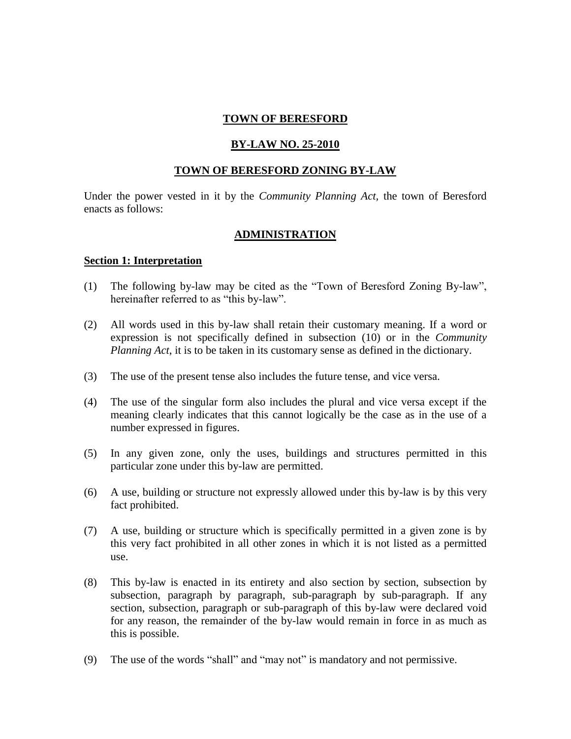# TOWN OF BERESFORD

## BY-LAW NO. 25-2010

## TOWN OF BERESFORD ZONING BY-LAW

Under the power vested in it by the *Community Planning Act*, the town of Beresford enacts as follows:

## ADMINISTRATION

### Section 1: Interpretation

(1) The following by-law may be cited as the "Town of Beresford Zoning By-law", hereinafter referred to as "this by-law".

(2) All words used in this by-law shall retain their customary meaning. If a word or expression is not specifically defined in subsection (10) or in the *Community Planning Act*, it is to be taken in its customary sense as defined in the dictionary.

(3) The use of the present tense also includes the future tense, and vice versa.

(4) The use of the singular form also includes the plural and vice versa except if the meaning clearly indicates that this cannot logically be the case as in the use of a number expressed in figures.

(5) In any given zone, only the uses, buildings and structures permitted in this particular zone under this by-law are permitted.

(6) A use, building or structure not expressly allowed under this by-law is by this very fact prohibited.

(7) A use, building or structure which is specifically permitted in a given zone is by this very fact prohibited in all other zones in which it is not listed as a permitted use.

(8) This by-law is enacted in its entirety and also section by section, subsection by subsection, paragraph by paragraph, sub-paragraph by sub-paragraph. If any section, subsection, paragraph or sub-paragraph of this by-law were declared void for any reason, the remainder of the by-law would remain in force in as much as this is possible.

(9) The use of the words "shall" and "may not" is mandatory and not permissive.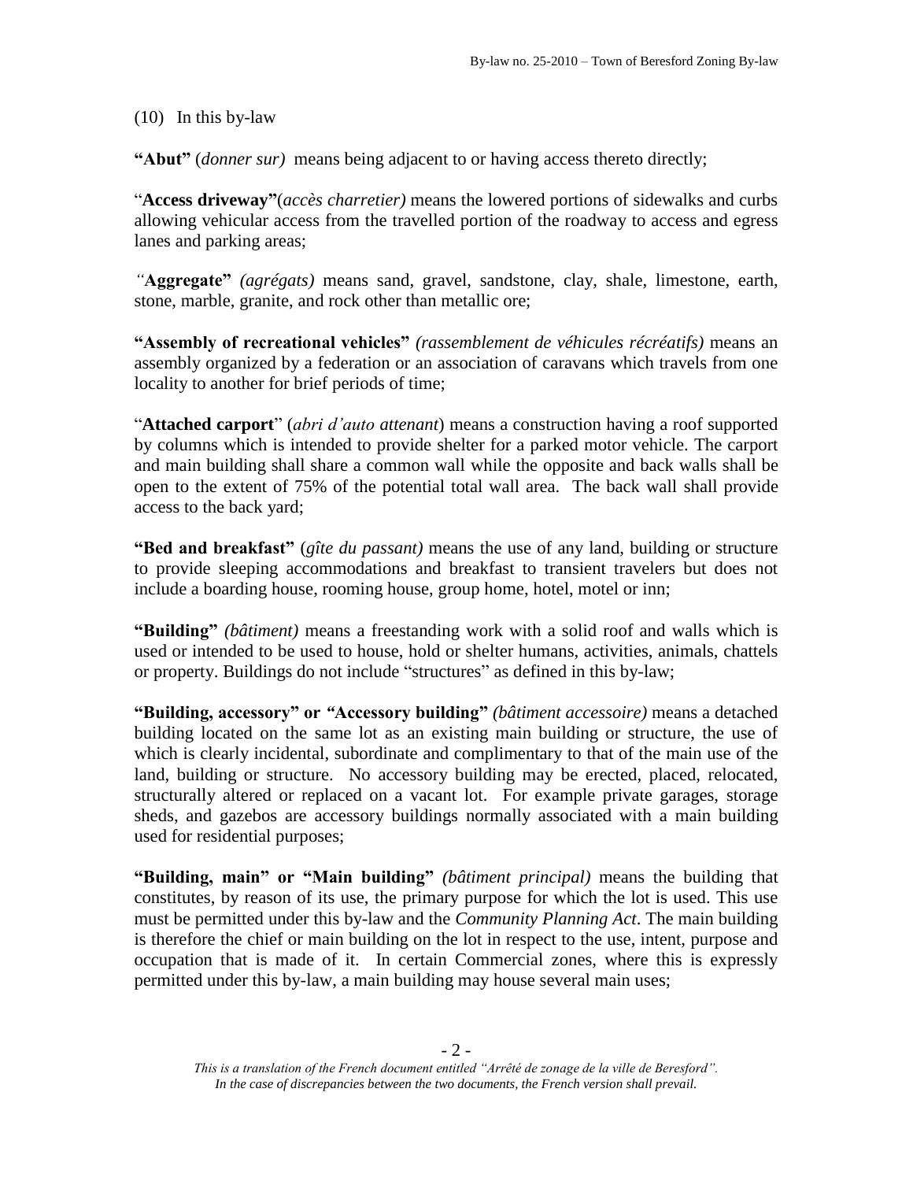(10) In this by-law

**"Abut"** (*donner sur)* means being adjacent to or having access thereto directly;

"**Access driveway"**(*accès charretier)* means the lowered portions of sidewalks and curbs allowing vehicular access from the travelled portion of the roadway to access and egress lanes and parking areas;

*"***Aggregate"** *(agrégats)* means sand, gravel, sandstone, clay, shale, limestone, earth, stone, marble, granite, and rock other than metallic ore;

**"Assembly of recreational vehicles"** *(rassemblement de véhicules récréatifs)* means an assembly organized by a federation or an association of caravans which travels from one locality to another for brief periods of time;

"**Attached carport**" (*abri d'auto attenant*) means a construction having a roof supported by columns which is intended to provide shelter for a parked motor vehicle. The carport and main building shall share a common wall while the opposite and back walls shall be open to the extent of 75% of the potential total wall area. The back wall shall provide access to the back yard;

**"Bed and breakfast"** (*gîte du passant)* means the use of any land, building or structure to provide sleeping accommodations and breakfast to transient travelers but does not include a boarding house, rooming house, group home, hotel, motel or inn;

**"Building"** *(bâtiment)* means a freestanding work with a solid roof and walls which is used or intended to be used to house, hold or shelter humans, activities, animals, chattels or property. Buildings do not include "structures" as defined in this by-law;

**"Building, accessory" or "Accessory building"** *(bâtiment accessoire)* means a detached building located on the same lot as an existing main building or structure, the use of which is clearly incidental, subordinate and complimentary to that of the main use of the land, building or structure. No accessory building may be erected, placed, relocated, structurally altered or replaced on a vacant lot. For example private garages, storage sheds, and gazebos are accessory buildings normally associated with a main building used for residential purposes;

**"Building, main" or "Main building"** *(bâtiment principal)* means the building that constitutes, by reason of its use, the primary purpose for which the lot is used. This use must be permitted under this by-law and the *Community Planning Act*. The main building is therefore the chief or main building on the lot in respect to the use, intent, purpose and occupation that is made of it. In certain Commercial zones, where this is expressly permitted under this by-law, a main building may house several main uses;

*This is a translation of the French document entitled "Arrêté de zonage de la ville de Beresford". In the case of discrepancies between the two documents, the French version shall prevail.*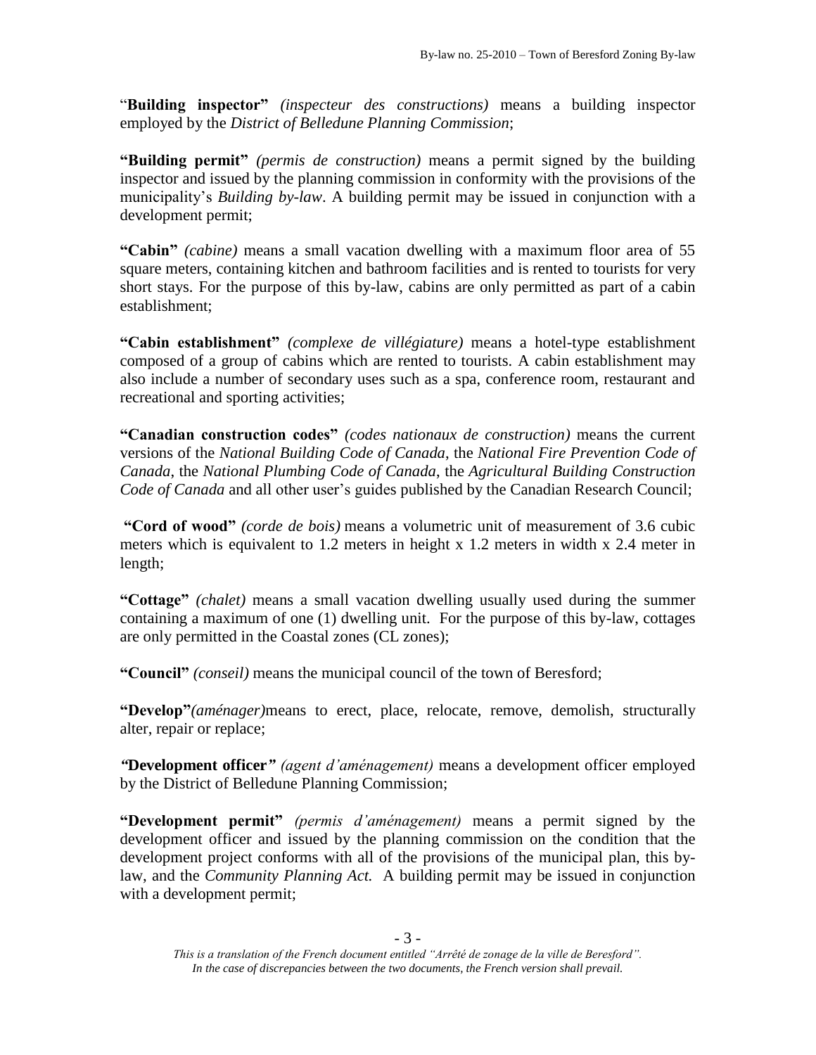"**Building inspector"** *(inspecteur des constructions)* means a building inspector employed by the *District of Belledune Planning Commission*;

**"Building permit"** *(permis de construction)* means a permit signed by the building inspector and issued by the planning commission in conformity with the provisions of the municipality's *Building by-law*. A building permit may be issued in conjunction with a development permit;

**"Cabin"** *(cabine)* means a small vacation dwelling with a maximum floor area of 55 square meters, containing kitchen and bathroom facilities and is rented to tourists for very short stays. For the purpose of this by-law, cabins are only permitted as part of a cabin establishment;

**"Cabin establishment"** *(complexe de villégiature)* means a hotel-type establishment composed of a group of cabins which are rented to tourists. A cabin establishment may also include a number of secondary uses such as a spa, conference room, restaurant and recreational and sporting activities;

**"Canadian construction codes"** *(codes nationaux de construction)* means the current versions of the *National Building Code of Canada*, the *National Fire Prevention Code of Canada*, the *National Plumbing Code of Canada*, the *Agricultural Building Construction Code of Canada* and all other user's guides published by the Canadian Research Council;

**"Cord of wood"** *(corde de bois)* means a volumetric unit of measurement of 3.6 cubic meters which is equivalent to 1.2 meters in height x 1.2 meters in width x 2.4 meter in length;

**"Cottage"** *(chalet)* means a small vacation dwelling usually used during the summer containing a maximum of one (1) dwelling unit. For the purpose of this by-law, cottages are only permitted in the Coastal zones (CL zones);

**"Council"** *(conseil)* means the municipal council of the town of Beresford;

**"Develop"***(aménager)*means to erect, place, relocate, remove, demolish, structurally alter, repair or replace;

**"Development officer"** *(agent d'aménagement)* means a development officer employed by the District of Belledune Planning Commission;

**"Development permit"** *(permis d'aménagement)* means a permit signed by the development officer and issued by the planning commission on the condition that the development project conforms with all of the provisions of the municipal plan, this by-law, and the *Community Planning Act.* A building permit may be issued in conjunction with a development permit;

*This is a translation of the French document entitled "Arrêté de zonage de la ville de Beresford". In the case of discrepancies between the two documents, the French version shall prevail.*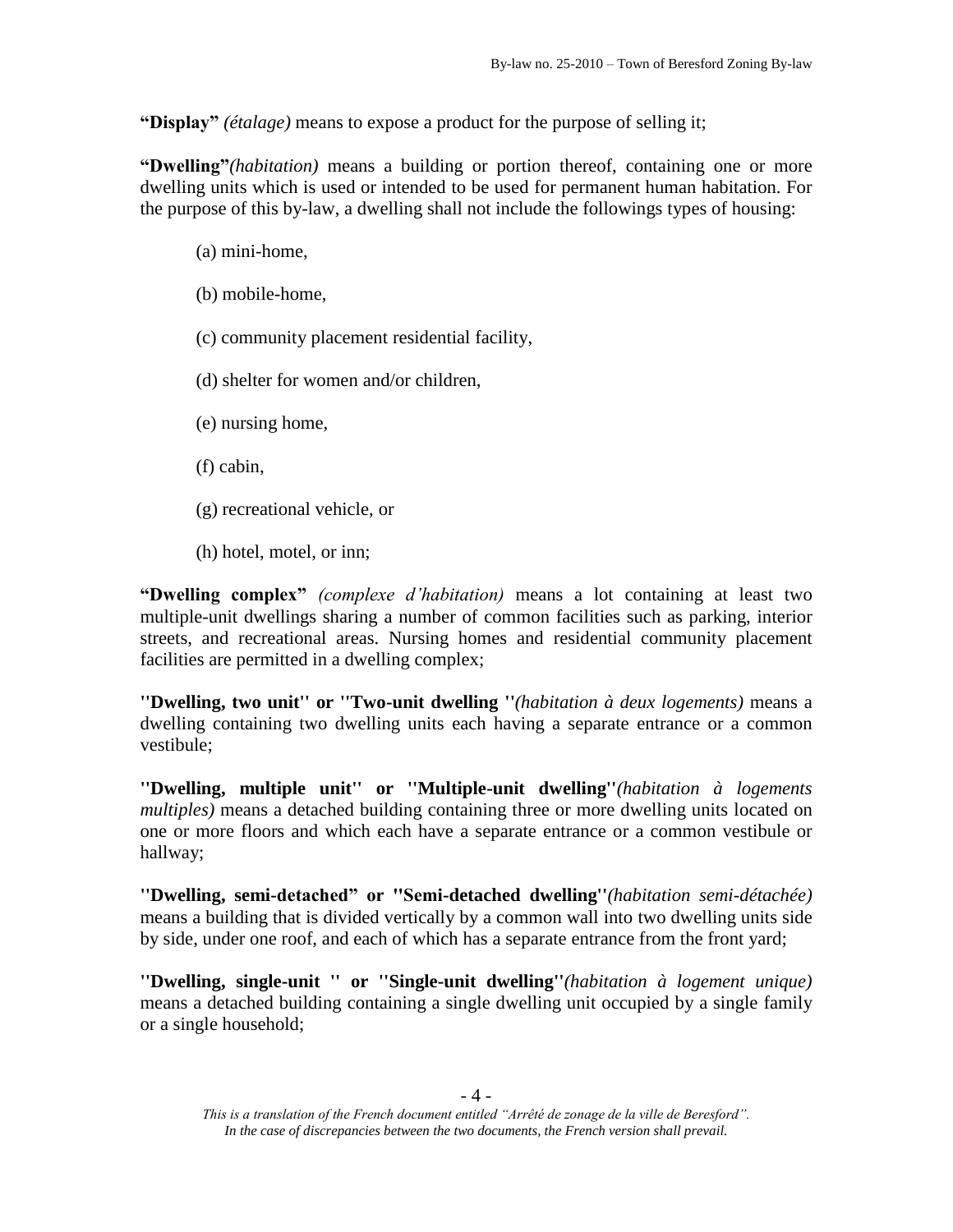**“Display”** *(étalage)* means to expose a product for the purpose of selling it;

**“Dwelling”***(habitation)* means a building or portion thereof, containing one or more dwelling units which is used or intended to be used for permanent human habitation. For the purpose of this by-law, a dwelling shall not include the followings types of housing:

(a) mini-home,

(b) mobile-home,

(c) community placement residential facility,

(d) shelter for women and/or children,

(e) nursing home,

(f) cabin,

(g) recreational vehicle, or

(h) hotel, motel, or inn;

**“Dwelling complex”** *(complexe d’habitation)* means a lot containing at least two multiple-unit dwellings sharing a number of common facilities such as parking, interior streets, and recreational areas. Nursing homes and residential community placement facilities are permitted in a dwelling complex;

**''Dwelling, two unit'' or ''Two-unit dwelling ''***(habitation à deux logements)* means a dwelling containing two dwelling units each having a separate entrance or a common vestibule;

**''Dwelling, multiple unit'' or ''Multiple-unit dwelling''***(habitation à logements multiples)* means a detached building containing three or more dwelling units located on one or more floors and which each have a separate entrance or a common vestibule or hallway;

**''Dwelling, semi-detached” or ''Semi-detached dwelling''***(habitation semi-détachée)* means a building that is divided vertically by a common wall into two dwelling units side by side, under one roof, and each of which has a separate entrance from the front yard;

**''Dwelling, single-unit '' or ''Single-unit dwelling''***(habitation à logement unique)* means a detached building containing a single dwelling unit occupied by a single family or a single household;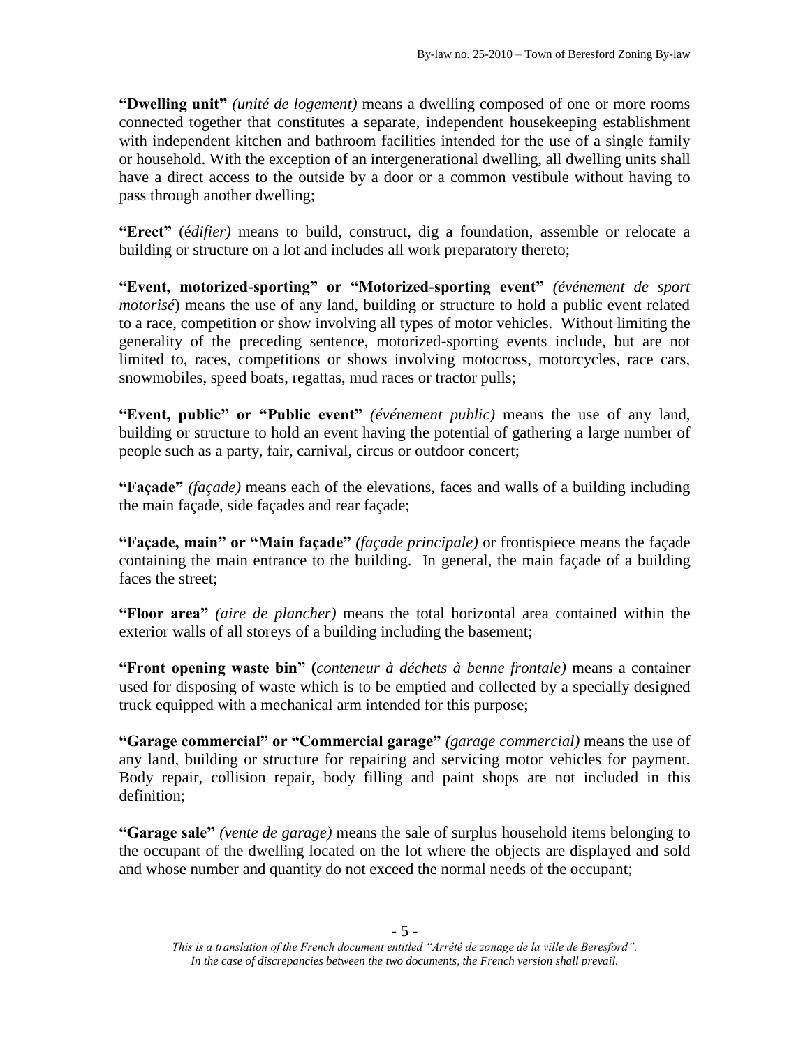**"Dwelling unit"** *(unité de logement)* means a dwelling composed of one or more rooms connected together that constitutes a separate, independent housekeeping establishment with independent kitchen and bathroom facilities intended for the use of a single family or household. With the exception of an intergenerational dwelling, all dwelling units shall have a direct access to the outside by a door or a common vestibule without having to pass through another dwelling;

**"Erect"** (*édifier)* means to build, construct, dig a foundation, assemble or relocate a building or structure on a lot and includes all work preparatory thereto;

**"Event, motorized-sporting" or "Motorized-sporting event"** *(événement de sport motorisé*) means the use of any land, building or structure to hold a public event related to a race, competition or show involving all types of motor vehicles. Without limiting the generality of the preceding sentence, motorized-sporting events include, but are not limited to, races, competitions or shows involving motocross, motorcycles, race cars, snowmobiles, speed boats, regattas, mud races or tractor pulls;

**"Event, public" or "Public event"** *(événement public)* means the use of any land, building or structure to hold an event having the potential of gathering a large number of people such as a party, fair, carnival, circus or outdoor concert;

**"Façade"** *(façade)* means each of the elevations, faces and walls of a building including the main façade, side façades and rear façade;

**"Façade, main" or "Main façade"** *(façade principale)* or frontispiece means the façade containing the main entrance to the building. In general, the main façade of a building faces the street;

**"Floor area"** *(aire de plancher)* means the total horizontal area contained within the exterior walls of all storeys of a building including the basement;

**"Front opening waste bin" (***conteneur à déchets à benne frontale)* means a container used for disposing of waste which is to be emptied and collected by a specially designed truck equipped with a mechanical arm intended for this purpose;

**"Garage commercial" or "Commercial garage"** *(garage commercial)* means the use of any land, building or structure for repairing and servicing motor vehicles for payment. Body repair, collision repair, body filling and paint shops are not included in this definition;

**"Garage sale"** *(vente de garage)* means the sale of surplus household items belonging to the occupant of the dwelling located on the lot where the objects are displayed and sold and whose number and quantity do not exceed the normal needs of the occupant;

*This is a translation of the French document entitled "Arrêté de zonage de la ville de Beresford". In the case of discrepancies between the two documents, the French version shall prevail.*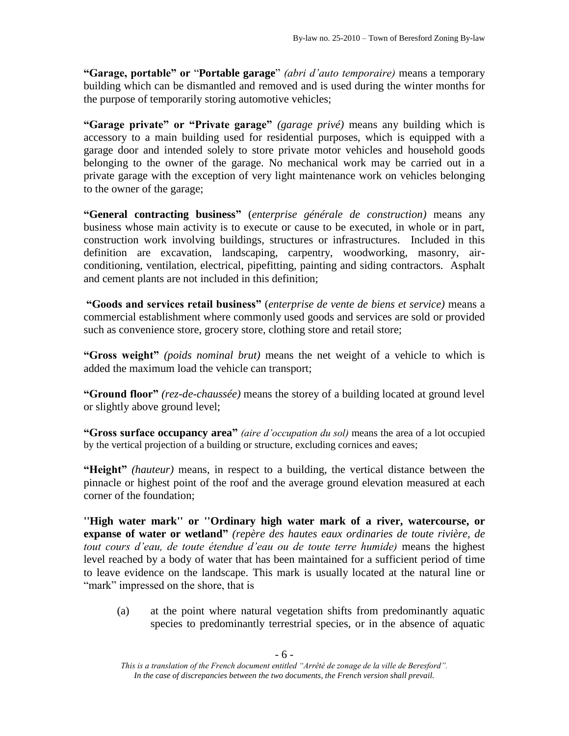**"Garage, portable" or "Portable garage"** *(abri d'auto temporaire)* means a temporary building which can be dismantled and removed and is used during the winter months for the purpose of temporarily storing automotive vehicles;

**"Garage private" or "Private garage"** *(garage privé)* means any building which is accessory to a main building used for residential purposes, which is equipped with a garage door and intended solely to store private motor vehicles and household goods belonging to the owner of the garage. No mechanical work may be carried out in a private garage with the exception of very light maintenance work on vehicles belonging to the owner of the garage;

**"General contracting business"** (*enterprise générale de construction)* means any business whose main activity is to execute or cause to be executed, in whole or in part, construction work involving buildings, structures or infrastructures. Included in this definition are excavation, landscaping, carpentry, woodworking, masonry, air-conditioning, ventilation, electrical, pipefitting, painting and siding contractors. Asphalt and cement plants are not included in this definition;

**"Goods and services retail business"** (*enterprise de vente de biens et service)* means a commercial establishment where commonly used goods and services are sold or provided such as convenience store, grocery store, clothing store and retail store;

**"Gross weight"** *(poids nominal brut)* means the net weight of a vehicle to which is added the maximum load the vehicle can transport;

**"Ground floor"** *(rez-de-chaussée)* means the storey of a building located at ground level or slightly above ground level;

**"Gross surface occupancy area"** *(aire d'occupation du sol)* means the area of a lot occupied by the vertical projection of a building or structure, excluding cornices and eaves;

**"Height"** *(hauteur)* means, in respect to a building, the vertical distance between the pinnacle or highest point of the roof and the average ground elevation measured at each corner of the foundation;

**"High water mark" or "Ordinary high water mark of a river, watercourse, or expanse of water or wetland"** *(repère des hautes eaux ordinaries de toute rivière, de tout cours d'eau, de toute étendue d'eau ou de toute terre humide)* means the highest level reached by a body of water that has been maintained for a sufficient period of time to leave evidence on the landscape. This mark is usually located at the natural line or "mark" impressed on the shore, that is

(a) at the point where natural vegetation shifts from predominantly aquatic species to predominantly terrestrial species, or in the absence of aquatic

*This is a translation of the French document entitled "Arrêté de zonage de la ville de Beresford". In the case of discrepancies between the two documents, the French version shall prevail.*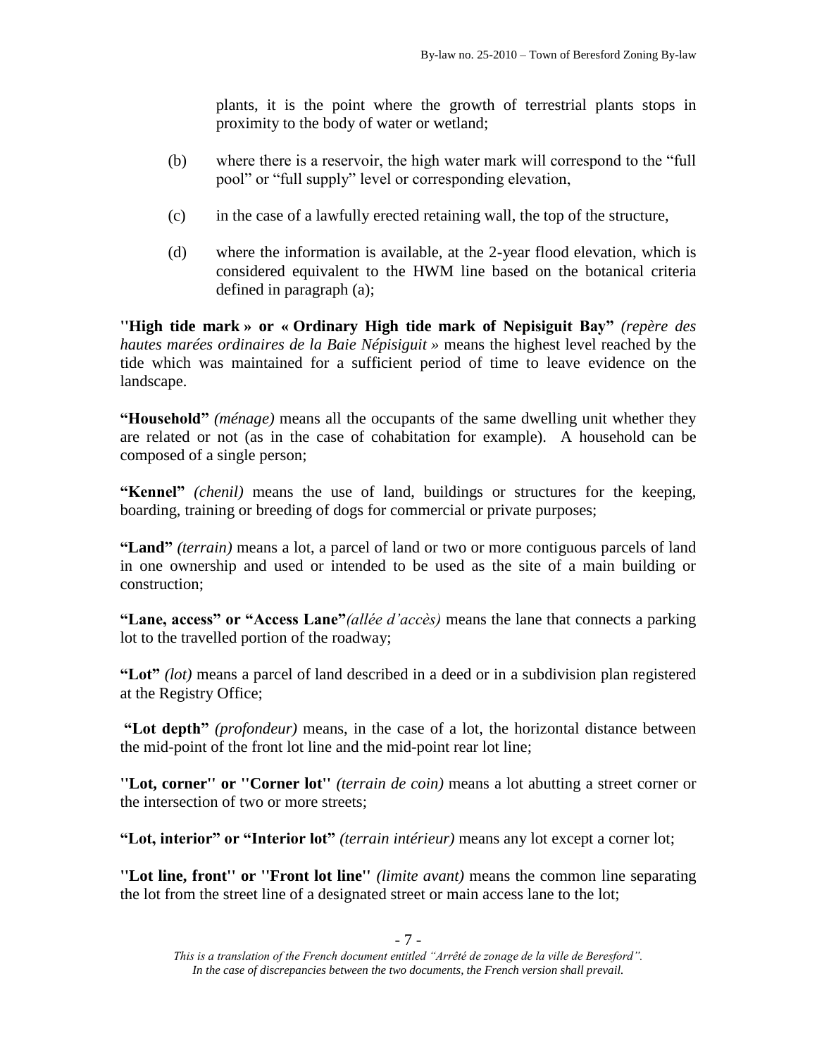plants, it is the point where the growth of terrestrial plants stops in proximity to the body of water or wetland;

(b) where there is a reservoir, the high water mark will correspond to the “full pool” or “full supply” level or corresponding elevation,

(c) in the case of a lawfully erected retaining wall, the top of the structure,

(d) where the information is available, at the 2-year flood elevation, which is considered equivalent to the HWM line based on the botanical criteria defined in paragraph (a);

**''High tide mark » or « Ordinary High tide mark of Nepisiguit Bay”** *(repère des hautes marées ordinaires de la Baie Népisiguit »* means the highest level reached by the tide which was maintained for a sufficient period of time to leave evidence on the landscape.

**“Household”** *(ménage)* means all the occupants of the same dwelling unit whether they are related or not (as in the case of cohabitation for example). A household can be composed of a single person;

**“Kennel”** *(chenil)* means the use of land, buildings or structures for the keeping, boarding, training or breeding of dogs for commercial or private purposes;

**“Land”** *(terrain)* means a lot, a parcel of land or two or more contiguous parcels of land in one ownership and used or intended to be used as the site of a main building or construction;

**“Lane, access” or “Access Lane”***(allée d’accès)* means the lane that connects a parking lot to the travelled portion of the roadway;

**“Lot”** *(lot)* means a parcel of land described in a deed or in a subdivision plan registered at the Registry Office;

**“Lot depth”** *(profondeur)* means, in the case of a lot, the horizontal distance between the mid-point of the front lot line and the mid-point rear lot line;

**''Lot, corner'' or ''Corner lot''** *(terrain de coin)* means a lot abutting a street corner or the intersection of two or more streets;

**“Lot, interior” or “Interior lot”** *(terrain intérieur)* means any lot except a corner lot;

**''Lot line, front'' or ''Front lot line''** *(limite avant)* means the common line separating the lot from the street line of a designated street or main access lane to the lot;

*This is a translation of the French document entitled “Arrêté de zonage de la ville de Beresford”. In the case of discrepancies between the two documents, the French version shall prevail.*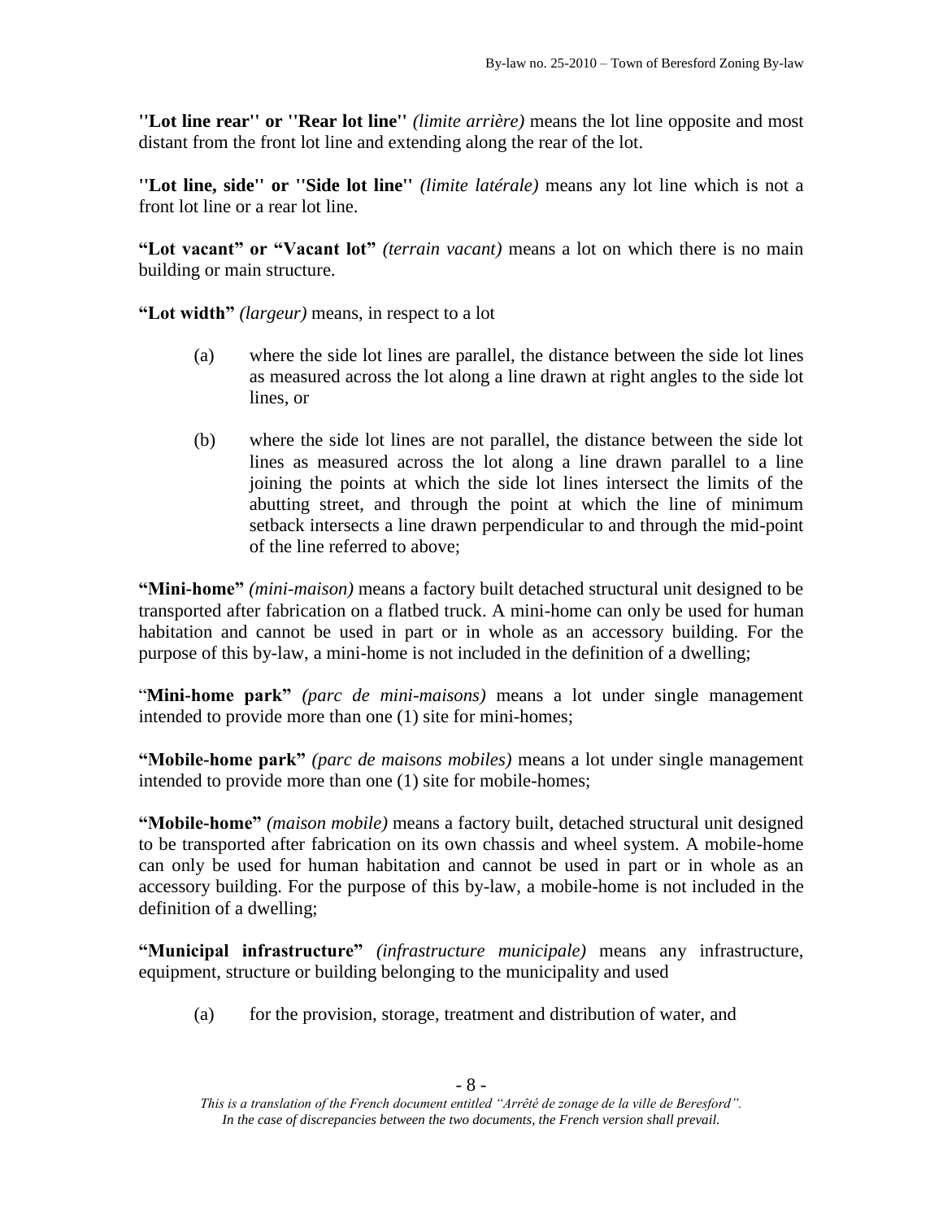**''Lot line rear'' or ''Rear lot line''** *(limite arrière)* means the lot line opposite and most distant from the front lot line and extending along the rear of the lot.

**''Lot line, side'' or ''Side lot line''** *(limite latérale)* means any lot line which is not a front lot line or a rear lot line.

**"Lot vacant" or "Vacant lot"** *(terrain vacant)* means a lot on which there is no main building or main structure.

**"Lot width"** *(largeur)* means, in respect to a lot

(a) where the side lot lines are parallel, the distance between the side lot lines as measured across the lot along a line drawn at right angles to the side lot lines, or

(b) where the side lot lines are not parallel, the distance between the side lot lines as measured across the lot along a line drawn parallel to a line joining the points at which the side lot lines intersect the limits of the abutting street, and through the point at which the line of minimum setback intersects a line drawn perpendicular to and through the mid-point of the line referred to above;

**"Mini-home"** *(mini-maison)* means a factory built detached structural unit designed to be transported after fabrication on a flatbed truck. A mini-home can only be used for human habitation and cannot be used in part or in whole as an accessory building. For the purpose of this by-law, a mini-home is not included in the definition of a dwelling;

"**Mini-home park"** *(parc de mini-maisons)* means a lot under single management intended to provide more than one (1) site for mini-homes;

**"Mobile-home park"** *(parc de maisons mobiles)* means a lot under single management intended to provide more than one (1) site for mobile-homes;

**"Mobile-home"** *(maison mobile)* means a factory built, detached structural unit designed to be transported after fabrication on its own chassis and wheel system. A mobile-home can only be used for human habitation and cannot be used in part or in whole as an accessory building. For the purpose of this by-law, a mobile-home is not included in the definition of a dwelling;

**"Municipal infrastructure"** *(infrastructure municipale)* means any infrastructure, equipment, structure or building belonging to the municipality and used

(a) for the provision, storage, treatment and distribution of water, and

*This is a translation of the French document entitled "Arrêté de zonage de la ville de Beresford". In the case of discrepancies between the two documents, the French version shall prevail.*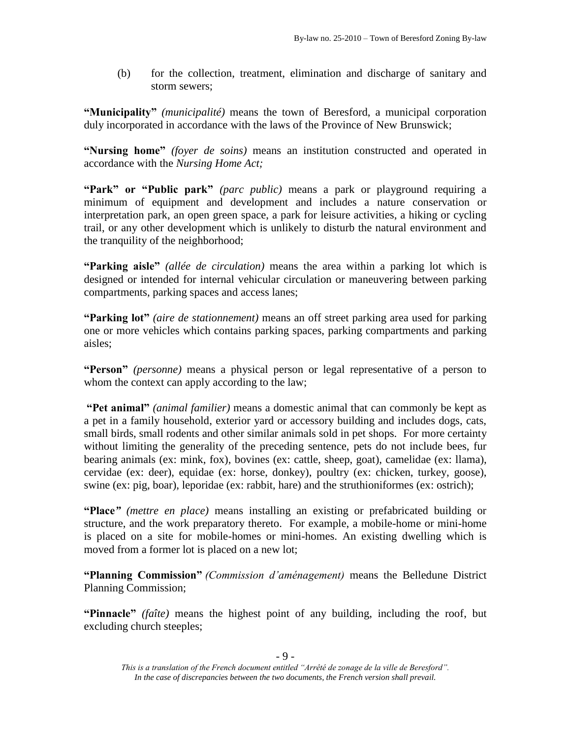(b) for the collection, treatment, elimination and discharge of sanitary and storm sewers;

**"Municipality"** *(municipalité)* means the town of Beresford, a municipal corporation duly incorporated in accordance with the laws of the Province of New Brunswick;

**"Nursing home"** *(foyer de soins)* means an institution constructed and operated in accordance with the *Nursing Home Act;*

**"Park" or "Public park"** *(parc public)* means a park or playground requiring a minimum of equipment and development and includes a nature conservation or interpretation park, an open green space, a park for leisure activities, a hiking or cycling trail, or any other development which is unlikely to disturb the natural environment and the tranquility of the neighborhood;

**"Parking aisle"** *(allée de circulation)* means the area within a parking lot which is designed or intended for internal vehicular circulation or maneuvering between parking compartments, parking spaces and access lanes;

**"Parking lot"** *(aire de stationnement)* means an off street parking area used for parking one or more vehicles which contains parking spaces, parking compartments and parking aisles;

**"Person"** *(personne)* means a physical person or legal representative of a person to whom the context can apply according to the law;

**"Pet animal"** *(animal familier)* means a domestic animal that can commonly be kept as a pet in a family household, exterior yard or accessory building and includes dogs, cats, small birds, small rodents and other similar animals sold in pet shops. For more certainty without limiting the generality of the preceding sentence, pets do not include bees, fur bearing animals (ex: mink, fox), bovines (ex: cattle, sheep, goat), camelidae (ex: llama), cervidae (ex: deer), equidae (ex: horse, donkey), poultry (ex: chicken, turkey, goose), swine (ex: pig, boar), leporidae (ex: rabbit, hare) and the struthioniformes (ex: ostrich);

**"Place"** *(mettre en place)* means installing an existing or prefabricated building or structure, and the work preparatory thereto. For example, a mobile-home or mini-home is placed on a site for mobile-homes or mini-homes. An existing dwelling which is moved from a former lot is placed on a new lot;

**"Planning Commission"** *(Commission d'aménagement)* means the Belledune District Planning Commission;

**"Pinnacle"** *(faîte)* means the highest point of any building, including the roof, but excluding church steeples;

*This is a translation of the French document entitled "Arrêté de zonage de la ville de Beresford". In the case of discrepancies between the two documents, the French version shall prevail.*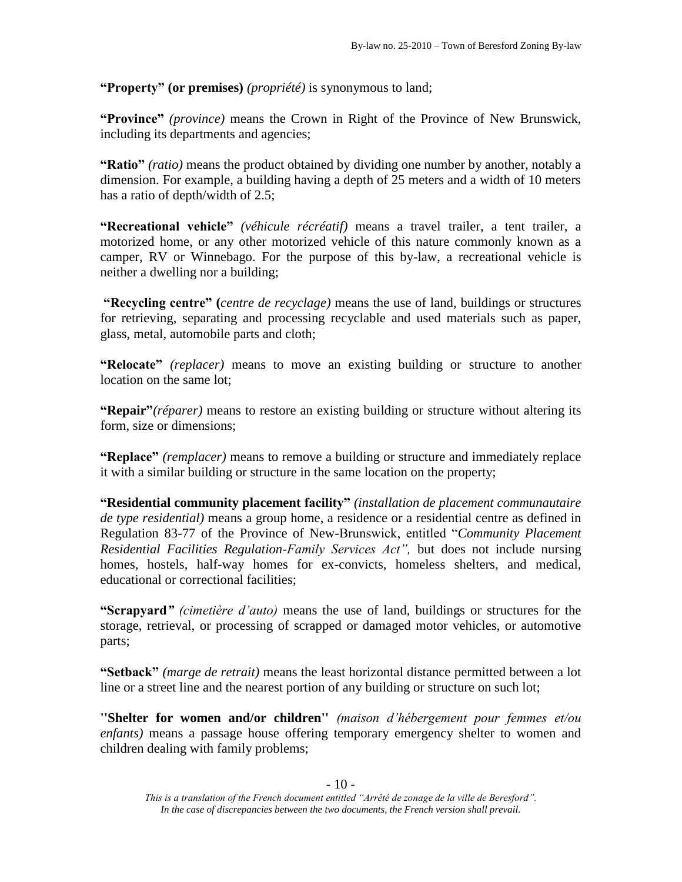**"Property" (or premises)** *(propriété)* is synonymous to land;

**"Province"** *(province)* means the Crown in Right of the Province of New Brunswick, including its departments and agencies;

**"Ratio"** *(ratio)* means the product obtained by dividing one number by another, notably a dimension. For example, a building having a depth of 25 meters and a width of 10 meters has a ratio of depth/width of 2.5;

**"Recreational vehicle"** *(véhicule récréatif)* means a travel trailer, a tent trailer, a motorized home, or any other motorized vehicle of this nature commonly known as a camper, RV or Winnebago. For the purpose of this by-law, a recreational vehicle is neither a dwelling nor a building;

**"Recycling centre"** (*centre de recyclage)* means the use of land, buildings or structures for retrieving, separating and processing recyclable and used materials such as paper, glass, metal, automobile parts and cloth;

**"Relocate"** *(replacer)* means to move an existing building or structure to another location on the same lot;

**"Repair"***(réparer)* means to restore an existing building or structure without altering its form, size or dimensions;

**"Replace"** *(remplacer)* means to remove a building or structure and immediately replace it with a similar building or structure in the same location on the property;

**"Residential community placement facility"** *(installation de placement communautaire de type residential)* means a group home, a residence or a residential centre as defined in Regulation 83-77 of the Province of New-Brunswick, entitled "*Community Placement Residential Facilities Regulation-Family Services Act",* but does not include nursing homes, hostels, half-way homes for ex-convicts, homeless shelters, and medical, educational or correctional facilities;

**"Scrapyard"** *(cimetière d'auto)* means the use of land, buildings or structures for the storage, retrieval, or processing of scrapped or damaged motor vehicles, or automotive parts;

**"Setback"** *(marge de retrait)* means the least horizontal distance permitted between a lot line or a street line and the nearest portion of any building or structure on such lot;

**"Shelter for women and/or children"** *(maison d'hébergement pour femmes et/ou enfants)* means a passage house offering temporary emergency shelter to women and children dealing with family problems;

*This is a translation of the French document entitled "Arrêté de zonage de la ville de Beresford". In the case of discrepancies between the two documents, the French version shall prevail.*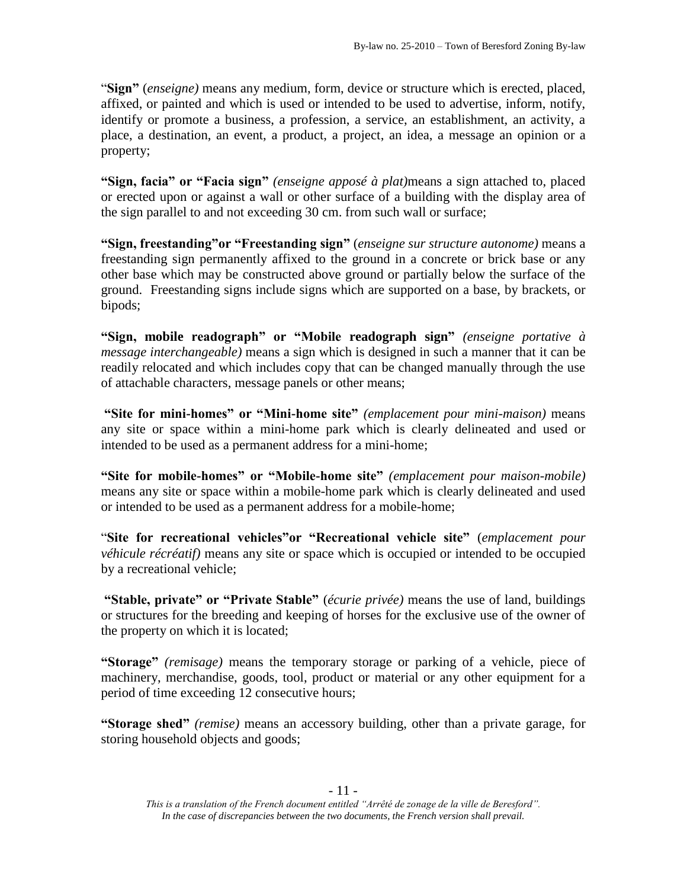"**Sign"** (*enseigne)* means any medium, form, device or structure which is erected, placed, affixed, or painted and which is used or intended to be used to advertise, inform, notify, identify or promote a business, a profession, a service, an establishment, an activity, a place, a destination, an event, a product, a project, an idea, a message an opinion or a property;

**"Sign, facia" or "Facia sign"** *(enseigne apposé à plat)*means a sign attached to, placed or erected upon or against a wall or other surface of a building with the display area of the sign parallel to and not exceeding 30 cm. from such wall or surface;

**"Sign, freestanding"or "Freestanding sign"** (*enseigne sur structure autonome)* means a freestanding sign permanently affixed to the ground in a concrete or brick base or any other base which may be constructed above ground or partially below the surface of the ground. Freestanding signs include signs which are supported on a base, by brackets, or bipods;

**"Sign, mobile readograph" or "Mobile readograph sign"** *(enseigne portative à message interchangeable)* means a sign which is designed in such a manner that it can be readily relocated and which includes copy that can be changed manually through the use of attachable characters, message panels or other means;

**"Site for mini-homes" or "Mini-home site"** *(emplacement pour mini-maison)* means any site or space within a mini-home park which is clearly delineated and used or intended to be used as a permanent address for a mini-home;

**"Site for mobile-homes" or "Mobile-home site"** *(emplacement pour maison-mobile)* means any site or space within a mobile-home park which is clearly delineated and used or intended to be used as a permanent address for a mobile-home;

"**Site for recreational vehicles"or "Recreational vehicle site"** (*emplacement pour véhicule récréatif)* means any site or space which is occupied or intended to be occupied by a recreational vehicle;

**"Stable, private" or "Private Stable"** (*écurie privée)* means the use of land, buildings or structures for the breeding and keeping of horses for the exclusive use of the owner of the property on which it is located;

**"Storage"** *(remisage)* means the temporary storage or parking of a vehicle, piece of machinery, merchandise, goods, tool, product or material or any other equipment for a period of time exceeding 12 consecutive hours;

**"Storage shed"** *(remise)* means an accessory building, other than a private garage, for storing household objects and goods;

*This is a translation of the French document entitled "Arrêté de zonage de la ville de Beresford". In the case of discrepancies between the two documents, the French version shall prevail.*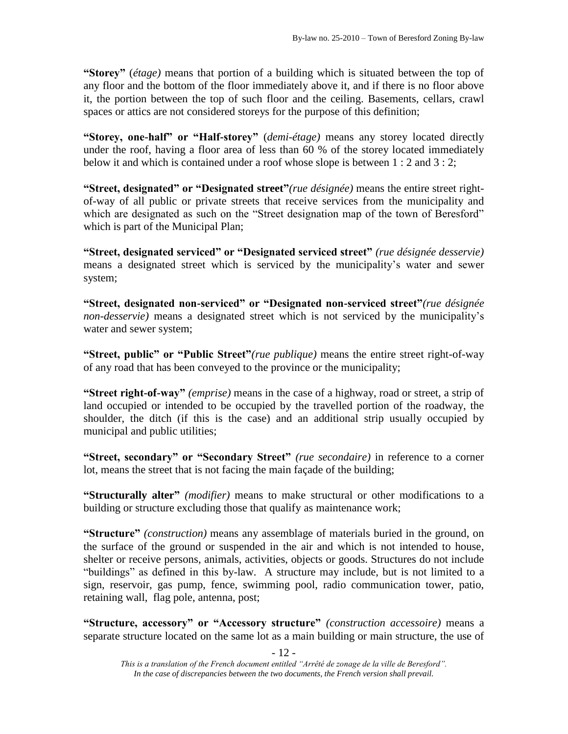**"Storey"** (*étage)* means that portion of a building which is situated between the top of any floor and the bottom of the floor immediately above it, and if there is no floor above it, the portion between the top of such floor and the ceiling. Basements, cellars, crawl spaces or attics are not considered storeys for the purpose of this definition;

**"Storey, one-half" or "Half-storey"** (*demi-étage)* means any storey located directly under the roof, having a floor area of less than 60 % of the storey located immediately below it and which is contained under a roof whose slope is between 1 : 2 and 3 : 2;

**"Street, designated" or "Designated street"***(rue désignée)* means the entire street right-of-way of all public or private streets that receive services from the municipality and which are designated as such on the "Street designation map of the town of Beresford" which is part of the Municipal Plan;

**"Street, designated serviced" or "Designated serviced street"** *(rue désignée desservie)* means a designated street which is serviced by the municipality's water and sewer system;

**"Street, designated non-serviced" or "Designated non-serviced street"***(rue désignée non-desservie)* means a designated street which is not serviced by the municipality's water and sewer system;

**"Street, public" or "Public Street"***(rue publique)* means the entire street right-of-way of any road that has been conveyed to the province or the municipality;

**"Street right-of-way"** *(emprise)* means in the case of a highway, road or street, a strip of land occupied or intended to be occupied by the travelled portion of the roadway, the shoulder, the ditch (if this is the case) and an additional strip usually occupied by municipal and public utilities;

**"Street, secondary" or "Secondary Street"** *(rue secondaire)* in reference to a corner lot, means the street that is not facing the main façade of the building;

**"Structurally alter"** *(modifier)* means to make structural or other modifications to a building or structure excluding those that qualify as maintenance work;

**"Structure"** *(construction)* means any assemblage of materials buried in the ground, on the surface of the ground or suspended in the air and which is not intended to house, shelter or receive persons, animals, activities, objects or goods. Structures do not include "buildings" as defined in this by-law. A structure may include, but is not limited to a sign, reservoir, gas pump, fence, swimming pool, radio communication tower, patio, retaining wall, flag pole, antenna, post;

**"Structure, accessory" or "Accessory structure"** *(construction accessoire)* means a separate structure located on the same lot as a main building or main structure, the use of

*This is a translation of the French document entitled "Arrêté de zonage de la ville de Beresford". In the case of discrepancies between the two documents, the French version shall prevail.*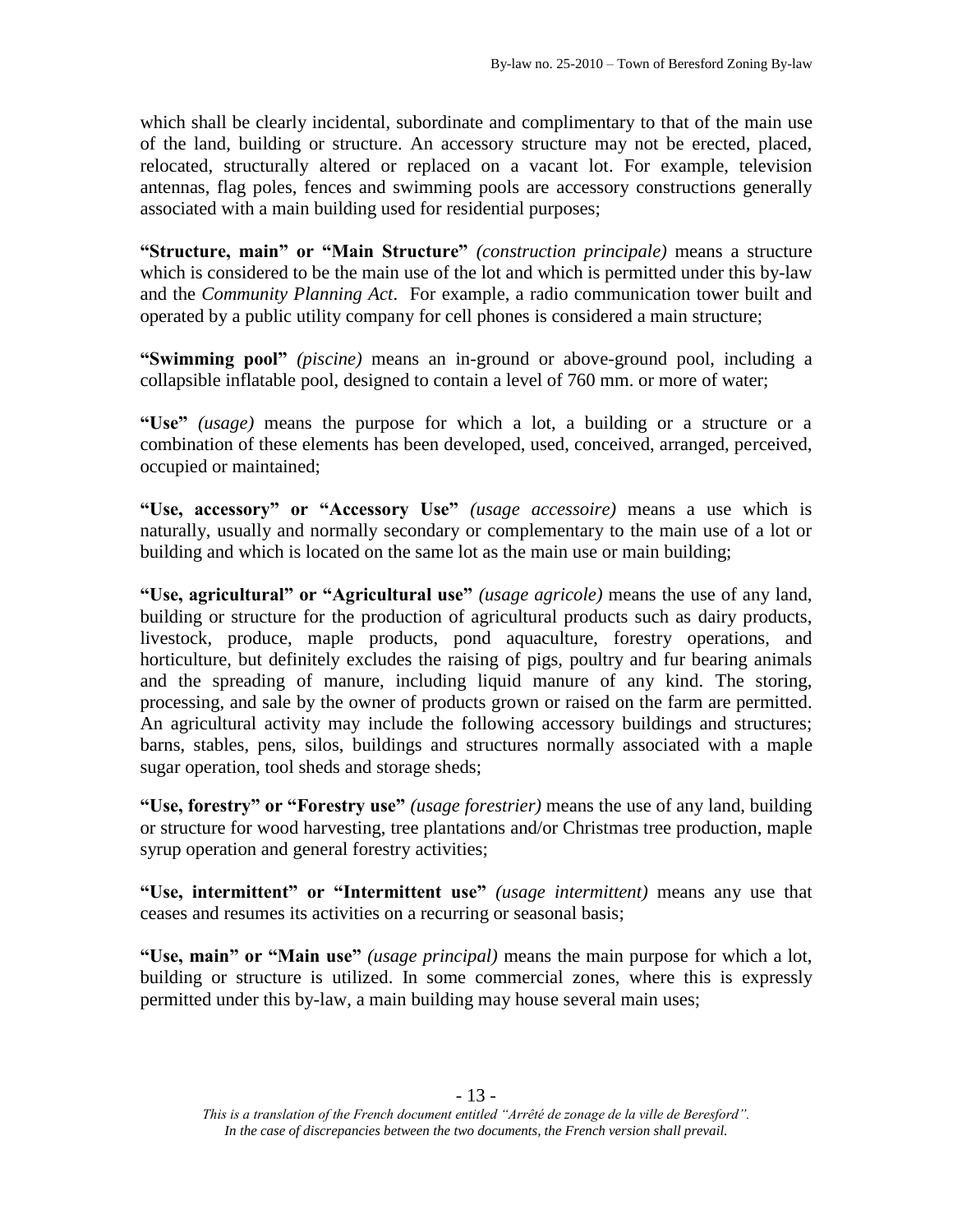which shall be clearly incidental, subordinate and complimentary to that of the main use of the land, building or structure. An accessory structure may not be erected, placed, relocated, structurally altered or replaced on a vacant lot. For example, television antennas, flag poles, fences and swimming pools are accessory constructions generally associated with a main building used for residential purposes;

**"Structure, main" or "Main Structure"** *(construction principale)* means a structure which is considered to be the main use of the lot and which is permitted under this by-law and the *Community Planning Act*. For example, a radio communication tower built and operated by a public utility company for cell phones is considered a main structure;

**"Swimming pool"** *(piscine)* means an in-ground or above-ground pool, including a collapsible inflatable pool, designed to contain a level of 760 mm. or more of water;

**"Use"** *(usage)* means the purpose for which a lot, a building or a structure or a combination of these elements has been developed, used, conceived, arranged, perceived, occupied or maintained;

**"Use, accessory" or "Accessory Use"** *(usage accessoire)* means a use which is naturally, usually and normally secondary or complementary to the main use of a lot or building and which is located on the same lot as the main use or main building;

**"Use, agricultural" or "Agricultural use"** *(usage agricole)* means the use of any land, building or structure for the production of agricultural products such as dairy products, livestock, produce, maple products, pond aquaculture, forestry operations, and horticulture, but definitely excludes the raising of pigs, poultry and fur bearing animals and the spreading of manure, including liquid manure of any kind. The storing, processing, and sale by the owner of products grown or raised on the farm are permitted. An agricultural activity may include the following accessory buildings and structures; barns, stables, pens, silos, buildings and structures normally associated with a maple sugar operation, tool sheds and storage sheds;

**"Use, forestry" or "Forestry use"** *(usage forestrier)* means the use of any land, building or structure for wood harvesting, tree plantations and/or Christmas tree production, maple syrup operation and general forestry activities;

**"Use, intermittent" or "Intermittent use"** *(usage intermittent)* means any use that ceases and resumes its activities on a recurring or seasonal basis;

**"Use, main" or "Main use"** *(usage principal)* means the main purpose for which a lot, building or structure is utilized. In some commercial zones, where this is expressly permitted under this by-law, a main building may house several main uses;

*This is a translation of the French document entitled "Arrêté de zonage de la ville de Beresford". In the case of discrepancies between the two documents, the French version shall prevail.*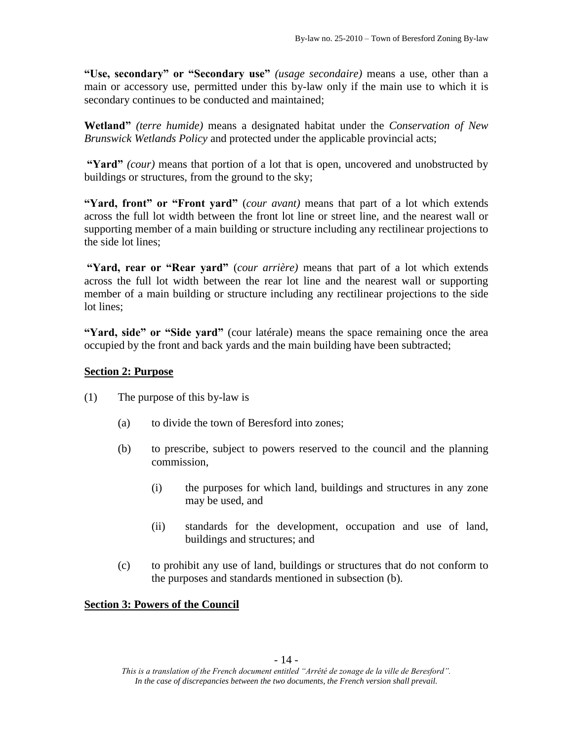**"Use, secondary" or "Secondary use"** *(usage secondaire)* means a use, other than a main or accessory use, permitted under this by-law only if the main use to which it is secondary continues to be conducted and maintained;

**Wetland"** *(terre humide)* means a designated habitat under the *Conservation of New Brunswick Wetlands Policy* and protected under the applicable provincial acts;

**"Yard"** *(cour)* means that portion of a lot that is open, uncovered and unobstructed by buildings or structures, from the ground to the sky;

**"Yard, front" or "Front yard"** (*cour avant)* means that part of a lot which extends across the full lot width between the front lot line or street line, and the nearest wall or supporting member of a main building or structure including any rectilinear projections to the side lot lines;

**"Yard, rear or "Rear yard"** (*cour arrière)* means that part of a lot which extends across the full lot width between the rear lot line and the nearest wall or supporting member of a main building or structure including any rectilinear projections to the side lot lines;

**"Yard, side" or "Side yard"** (cour latérale) means the space remaining once the area occupied by the front and back yards and the main building have been subtracted;

## Section 2: Purpose

(1) The purpose of this by-law is

- (a) to divide the town of Beresford into zones;
- (b) to prescribe, subject to powers reserved to the council and the planning commission,
  - (i) the purposes for which land, buildings and structures in any zone may be used, and
  - (ii) standards for the development, occupation and use of land, buildings and structures; and
- (c) to prohibit any use of land, buildings or structures that do not conform to the purposes and standards mentioned in subsection (b).

## Section 3: Powers of the Council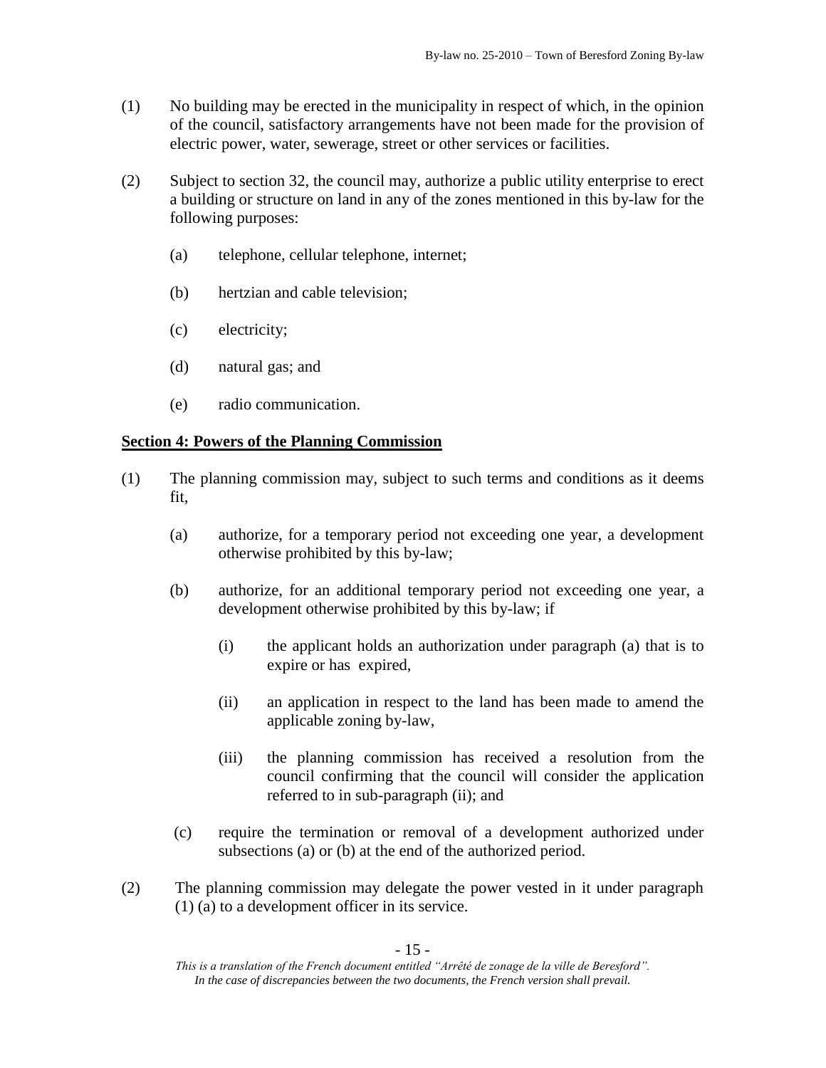(1) No building may be erected in the municipality in respect of which, in the opinion of the council, satisfactory arrangements have not been made for the provision of electric power, water, sewerage, street or other services or facilities.

(2) Subject to section 32, the council may, authorize a public utility enterprise to erect a building or structure on land in any of the zones mentioned in this by-law for the following purposes:

   (a) telephone, cellular telephone, internet;

   (b) hertzian and cable television;

   (c) electricity;

   (d) natural gas; and

   (e) radio communication.

**Section 4: Powers of the Planning Commission**

(1) The planning commission may, subject to such terms and conditions as it deems fit,

   (a) authorize, for a temporary period not exceeding one year, a development otherwise prohibited by this by-law;

   (b) authorize, for an additional temporary period not exceeding one year, a development otherwise prohibited by this by-law; if

      (i) the applicant holds an authorization under paragraph (a) that is to expire or has expired,

      (ii) an application in respect to the land has been made to amend the applicable zoning by-law,

      (iii) the planning commission has received a resolution from the council confirming that the council will consider the application referred to in sub-paragraph (ii); and

   (c) require the termination or removal of a development authorized under subsections (a) or (b) at the end of the authorized period.

(2) The planning commission may delegate the power vested in it under paragraph (1) (a) to a development officer in its service.

*This is a translation of the French document entitled "Arrêté de zonage de la ville de Beresford". In the case of discrepancies between the two documents, the French version shall prevail.*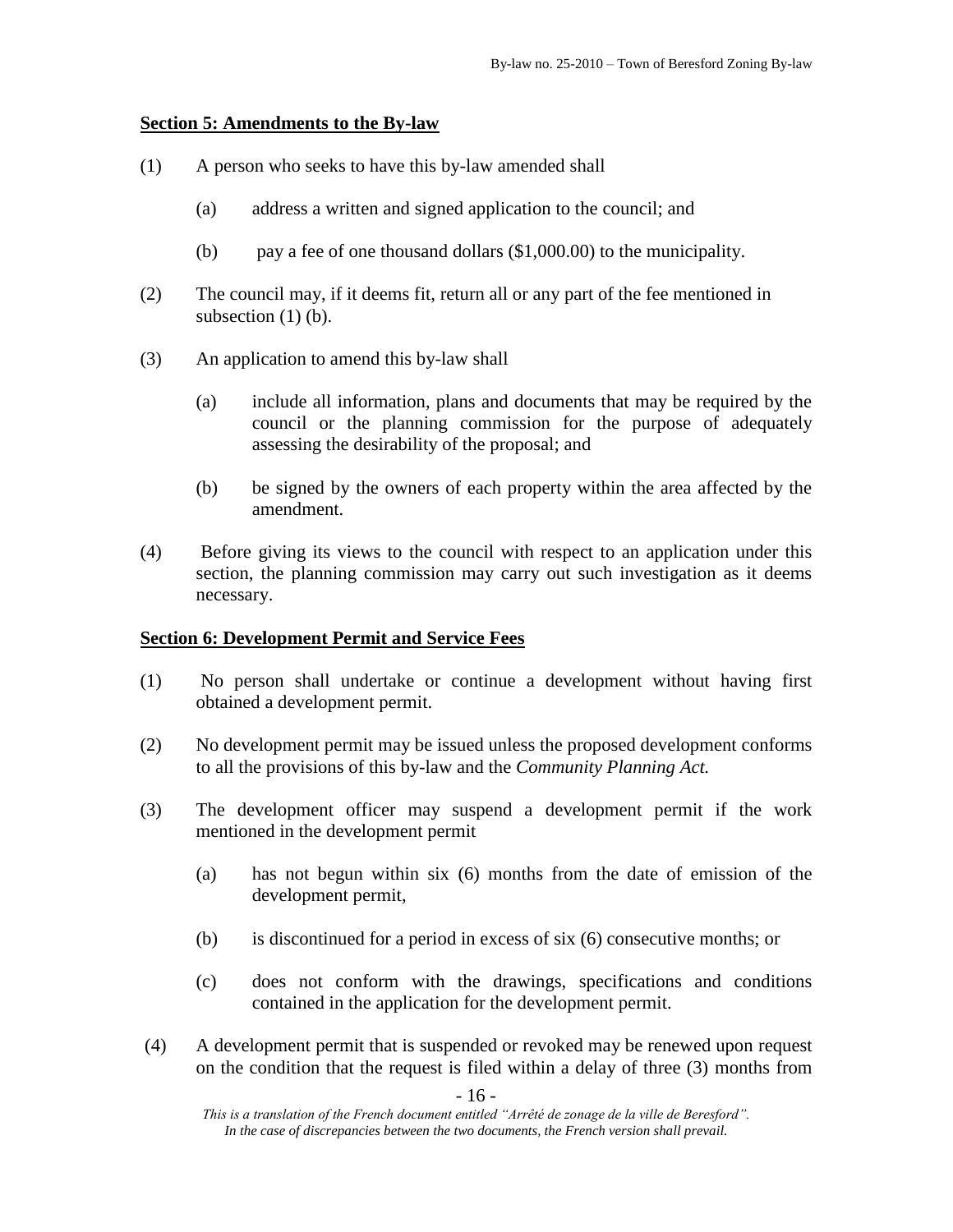**Section 5: Amendments to the By-law**

(1) A person who seeks to have this by-law amended shall

(a) address a written and signed application to the council; and

(b) pay a fee of one thousand dollars ($1,000.00) to the municipality.

(2) The council may, if it deems fit, return all or any part of the fee mentioned in subsection (1) (b).

(3) An application to amend this by-law shall

(a) include all information, plans and documents that may be required by the council or the planning commission for the purpose of adequately assessing the desirability of the proposal; and

(b) be signed by the owners of each property within the area affected by the amendment.

(4) Before giving its views to the council with respect to an application under this section, the planning commission may carry out such investigation as it deems necessary.

**Section 6: Development Permit and Service Fees**

(1) No person shall undertake or continue a development without having first obtained a development permit.

(2) No development permit may be issued unless the proposed development conforms to all the provisions of this by-law and the *Community Planning Act.*

(3) The development officer may suspend a development permit if the work mentioned in the development permit

(a) has not begun within six (6) months from the date of emission of the development permit,

(b) is discontinued for a period in excess of six (6) consecutive months; or

(c) does not conform with the drawings, specifications and conditions contained in the application for the development permit.

(4) A development permit that is suspended or revoked may be renewed upon request on the condition that the request is filed within a delay of three (3) months from

*This is a translation of the French document entitled "Arrêté de zonage de la ville de Beresford". In the case of discrepancies between the two documents, the French version shall prevail.*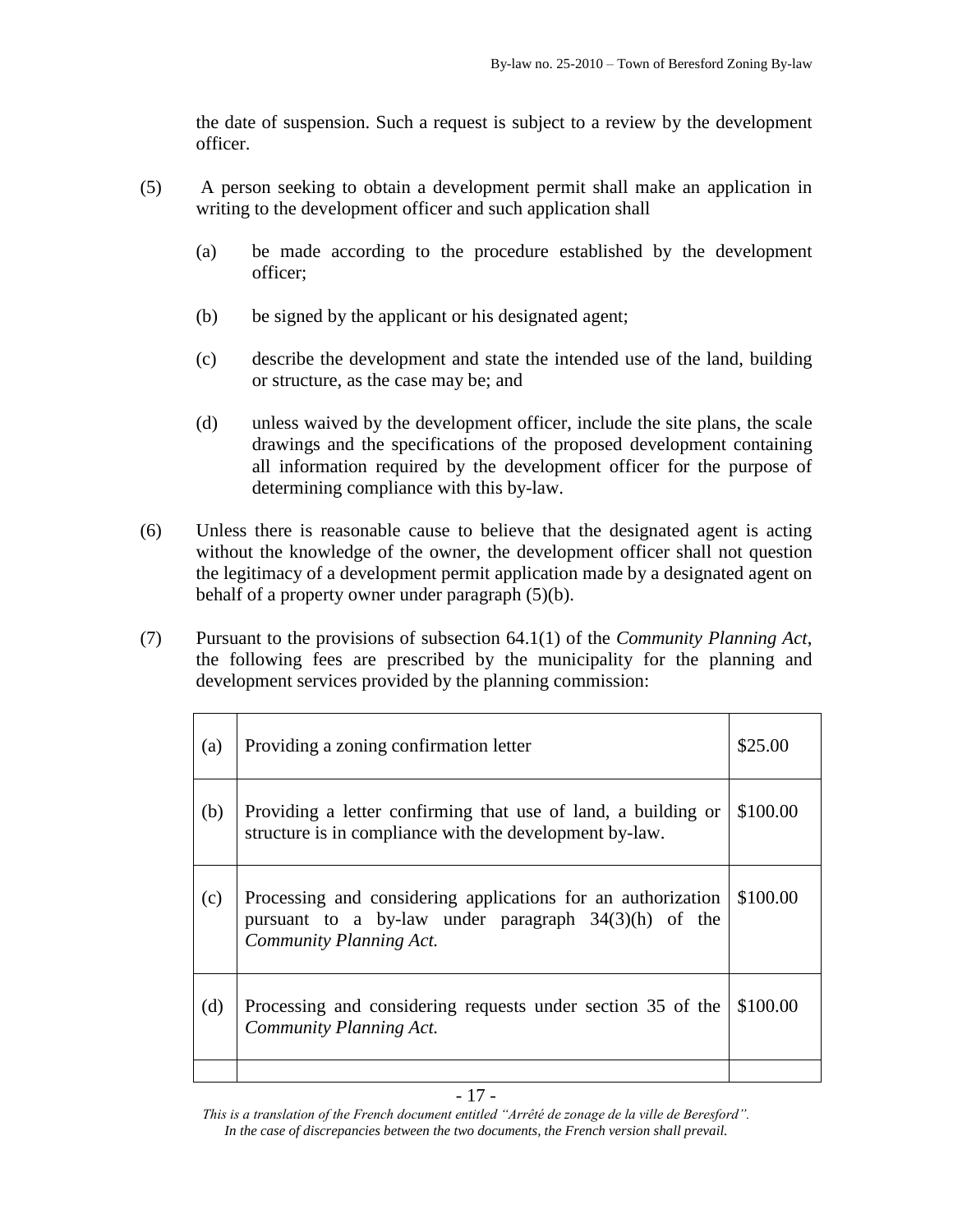the date of suspension. Such a request is subject to a review by the development officer.

(5) A person seeking to obtain a development permit shall make an application in writing to the development officer and such application shall

(a) be made according to the procedure established by the development officer;

(b) be signed by the applicant or his designated agent;

(c) describe the development and state the intended use of the land, building or structure, as the case may be; and

(d) unless waived by the development officer, include the site plans, the scale drawings and the specifications of the proposed development containing all information required by the development officer for the purpose of determining compliance with this by-law.

(6) Unless there is reasonable cause to believe that the designated agent is acting without the knowledge of the owner, the development officer shall not question the legitimacy of a development permit application made by a designated agent on behalf of a property owner under paragraph (5)(b).

(7) Pursuant to the provisions of subsection 64.1(1) of the *Community Planning Act*, the following fees are prescribed by the municipality for the planning and development services provided by the planning commission:

| | | |
|---|---|---|
| (a) | Providing a zoning confirmation letter | \$25.00 |
| (b) | Providing a letter confirming that use of land, a building or structure is in compliance with the development by-law. | \$100.00 |
| (c) | Processing and considering applications for an authorization pursuant to a by-law under paragraph 34(3)(h) of the *Community Planning Act.* | \$100.00 |
| (d) | Processing and considering requests under section 35 of the *Community Planning Act.* | \$100.00 |
| | | |

*This is a translation of the French document entitled "Arrêté de zonage de la ville de Beresford". In the case of discrepancies between the two documents, the French version shall prevail.*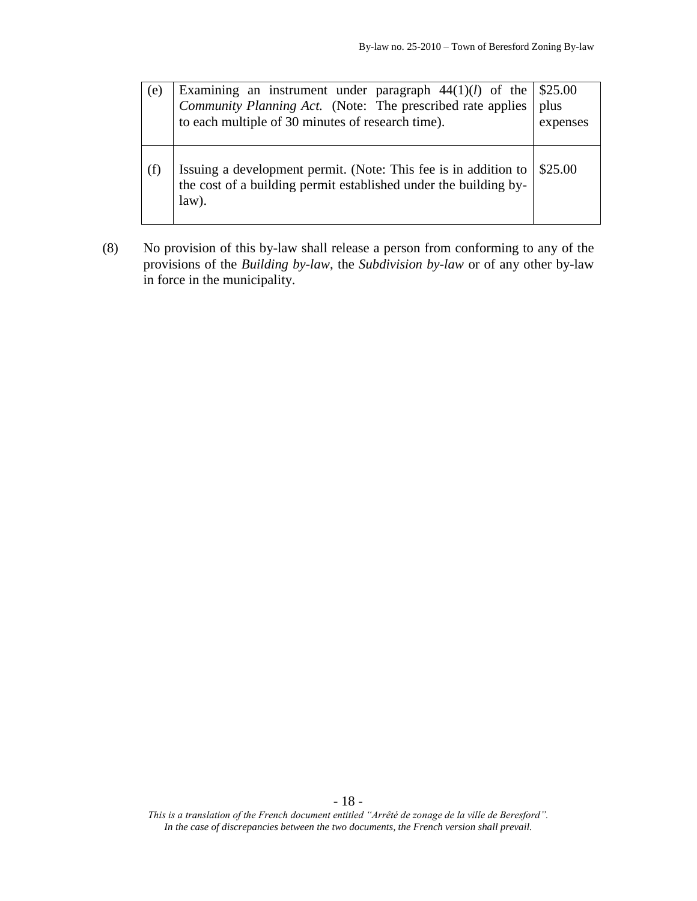| | | |
|---|---|---|
| (e) | Examining an instrument under paragraph 44(1)(*l*) of the *Community Planning Act.* (Note: The prescribed rate applies to each multiple of 30 minutes of research time). | $25.00 plus expenses |
| (f) | Issuing a development permit. (Note: This fee is in addition to the cost of a building permit established under the building by-law). | $25.00 |

(8) No provision of this by-law shall release a person from conforming to any of the provisions of the *Building by-law*, the *Subdivision by-law* or of any other by-law in force in the municipality.

*This is a translation of the French document entitled "Arrêté de zonage de la ville de Beresford". In the case of discrepancies between the two documents, the French version shall prevail.*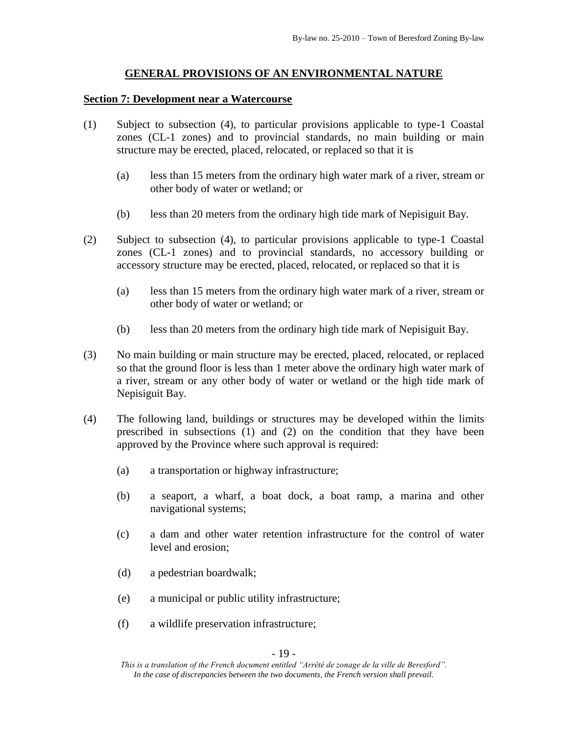## GENERAL PROVISIONS OF AN ENVIRONMENTAL NATURE

### Section 7: Development near a Watercourse

(1) Subject to subsection (4), to particular provisions applicable to type-1 Coastal zones (CL-1 zones) and to provincial standards, no main building or main structure may be erected, placed, relocated, or replaced so that it is

(a) less than 15 meters from the ordinary high water mark of a river, stream or other body of water or wetland; or

(b) less than 20 meters from the ordinary high tide mark of Nepisiguit Bay.

(2) Subject to subsection (4), to particular provisions applicable to type-1 Coastal zones (CL-1 zones) and to provincial standards, no accessory building or accessory structure may be erected, placed, relocated, or replaced so that it is

(a) less than 15 meters from the ordinary high water mark of a river, stream or other body of water or wetland; or

(b) less than 20 meters from the ordinary high tide mark of Nepisiguit Bay.

(3) No main building or main structure may be erected, placed, relocated, or replaced so that the ground floor is less than 1 meter above the ordinary high water mark of a river, stream or any other body of water or wetland or the high tide mark of Nepisiguit Bay.

(4) The following land, buildings or structures may be developed within the limits prescribed in subsections (1) and (2) on the condition that they have been approved by the Province where such approval is required:

(a) a transportation or highway infrastructure;

(b) a seaport, a wharf, a boat dock, a boat ramp, a marina and other navigational systems;

(c) a dam and other water retention infrastructure for the control of water level and erosion;

(d) a pedestrian boardwalk;

(e) a municipal or public utility infrastructure;

(f) a wildlife preservation infrastructure;

*This is a translation of the French document entitled "Arrêté de zonage de la ville de Beresford". In the case of discrepancies between the two documents, the French version shall prevail.*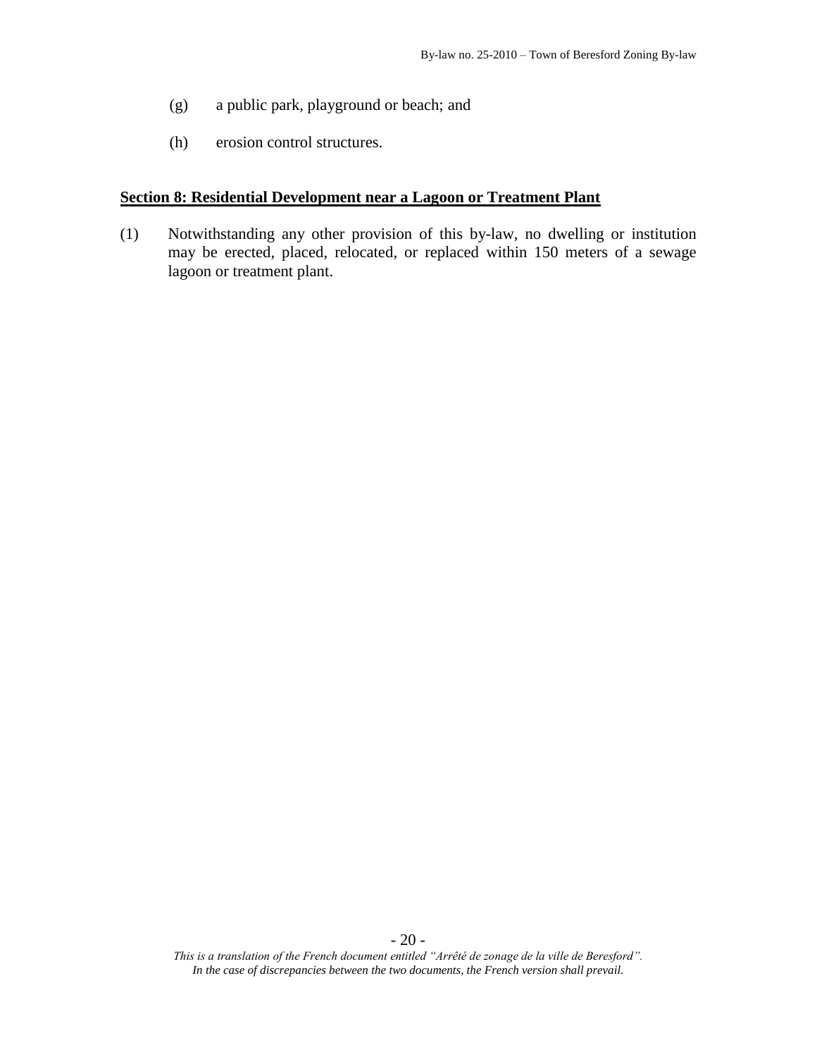(g) a public park, playground or beach; and

(h) erosion control structures.

## Section 8: Residential Development near a Lagoon or Treatment Plant

(1) Notwithstanding any other provision of this by-law, no dwelling or institution may be erected, placed, relocated, or replaced within 150 meters of a sewage lagoon or treatment plant.

*This is a translation of the French document entitled "Arrêté de zonage de la ville de Beresford". In the case of discrepancies between the two documents, the French version shall prevail.*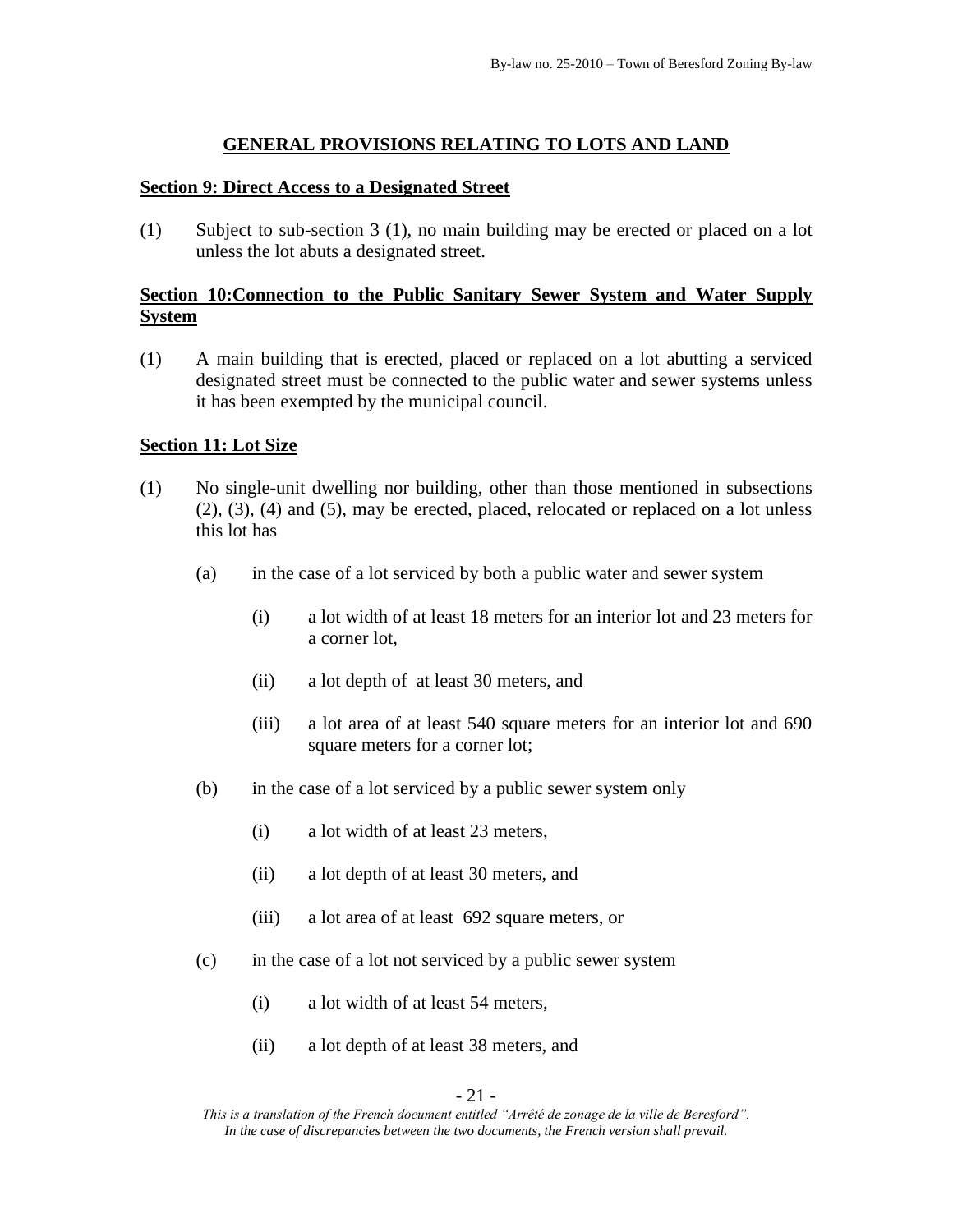## GENERAL PROVISIONS RELATING TO LOTS AND LAND

### Section 9: Direct Access to a Designated Street

(1) Subject to sub-section 3 (1), no main building may be erected or placed on a lot unless the lot abuts a designated street.

### Section 10:Connection to the Public Sanitary Sewer System and Water Supply System

(1) A main building that is erected, placed or replaced on a lot abutting a serviced designated street must be connected to the public water and sewer systems unless it has been exempted by the municipal council.

### Section 11: Lot Size

(1) No single-unit dwelling nor building, other than those mentioned in subsections (2), (3), (4) and (5), may be erected, placed, relocated or replaced on a lot unless this lot has

   (a) in the case of a lot serviced by both a public water and sewer system

      (i) a lot width of at least 18 meters for an interior lot and 23 meters for a corner lot,

      (ii) a lot depth of at least 30 meters, and

      (iii) a lot area of at least 540 square meters for an interior lot and 690 square meters for a corner lot;

   (b) in the case of a lot serviced by a public sewer system only

      (i) a lot width of at least 23 meters,

      (ii) a lot depth of at least 30 meters, and

      (iii) a lot area of at least 692 square meters, or

   (c) in the case of a lot not serviced by a public sewer system

      (i) a lot width of at least 54 meters,

      (ii) a lot depth of at least 38 meters, and

*This is a translation of the French document entitled "Arrêté de zonage de la ville de Beresford". In the case of discrepancies between the two documents, the French version shall prevail.*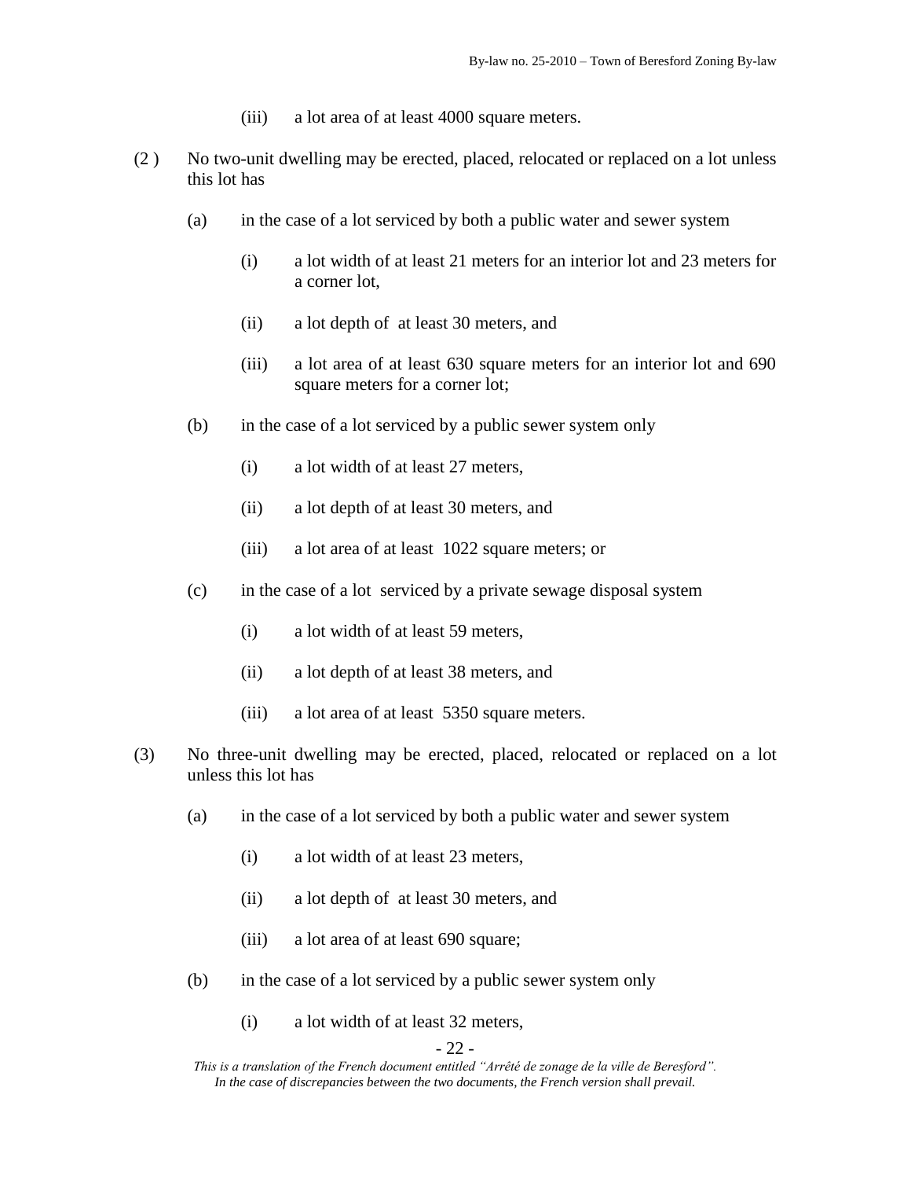(iii) a lot area of at least 4000 square meters.

(2 ) No two-unit dwelling may be erected, placed, relocated or replaced on a lot unless this lot has

(a) in the case of a lot serviced by both a public water and sewer system

(i) a lot width of at least 21 meters for an interior lot and 23 meters for a corner lot,

(ii) a lot depth of at least 30 meters, and

(iii) a lot area of at least 630 square meters for an interior lot and 690 square meters for a corner lot;

(b) in the case of a lot serviced by a public sewer system only

(i) a lot width of at least 27 meters,

(ii) a lot depth of at least 30 meters, and

(iii) a lot area of at least 1022 square meters; or

(c) in the case of a lot serviced by a private sewage disposal system

(i) a lot width of at least 59 meters,

(ii) a lot depth of at least 38 meters, and

(iii) a lot area of at least 5350 square meters.

(3) No three-unit dwelling may be erected, placed, relocated or replaced on a lot unless this lot has

(a) in the case of a lot serviced by both a public water and sewer system

(i) a lot width of at least 23 meters,

(ii) a lot depth of at least 30 meters, and

(iii) a lot area of at least 690 square;

(b) in the case of a lot serviced by a public sewer system only

(i) a lot width of at least 32 meters,

*This is a translation of the French document entitled "Arrêté de zonage de la ville de Beresford". In the case of discrepancies between the two documents, the French version shall prevail.*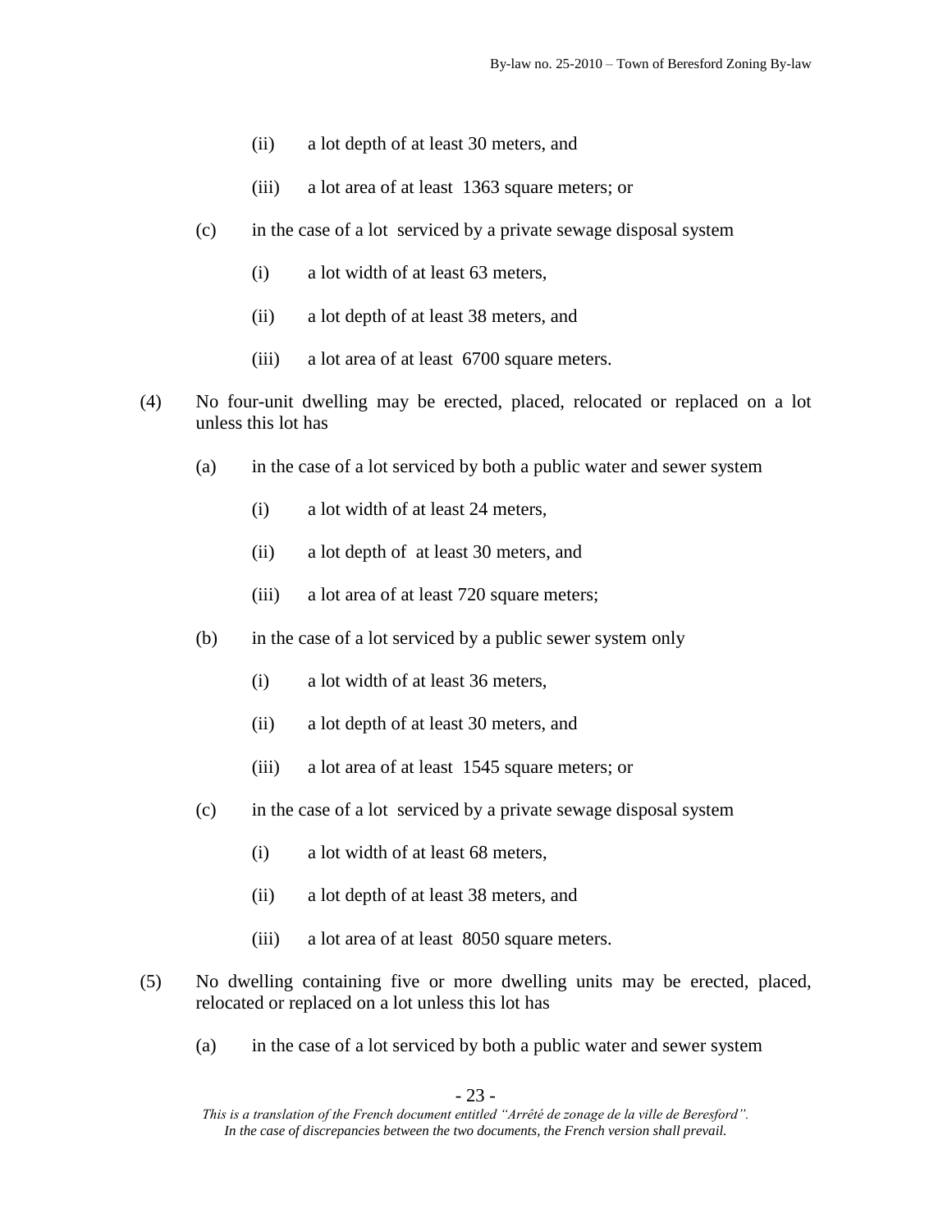(ii) a lot depth of at least 30 meters, and

(iii) a lot area of at least 1363 square meters; or

(c) in the case of a lot serviced by a private sewage disposal system

(i) a lot width of at least 63 meters,

(ii) a lot depth of at least 38 meters, and

(iii) a lot area of at least 6700 square meters.

(4) No four-unit dwelling may be erected, placed, relocated or replaced on a lot unless this lot has

(a) in the case of a lot serviced by both a public water and sewer system

(i) a lot width of at least 24 meters,

(ii) a lot depth of at least 30 meters, and

(iii) a lot area of at least 720 square meters;

(b) in the case of a lot serviced by a public sewer system only

(i) a lot width of at least 36 meters,

(ii) a lot depth of at least 30 meters, and

(iii) a lot area of at least 1545 square meters; or

(c) in the case of a lot serviced by a private sewage disposal system

(i) a lot width of at least 68 meters,

(ii) a lot depth of at least 38 meters, and

(iii) a lot area of at least 8050 square meters.

(5) No dwelling containing five or more dwelling units may be erected, placed, relocated or replaced on a lot unless this lot has

(a) in the case of a lot serviced by both a public water and sewer system

*This is a translation of the French document entitled "Arrêté de zonage de la ville de Beresford". In the case of discrepancies between the two documents, the French version shall prevail.*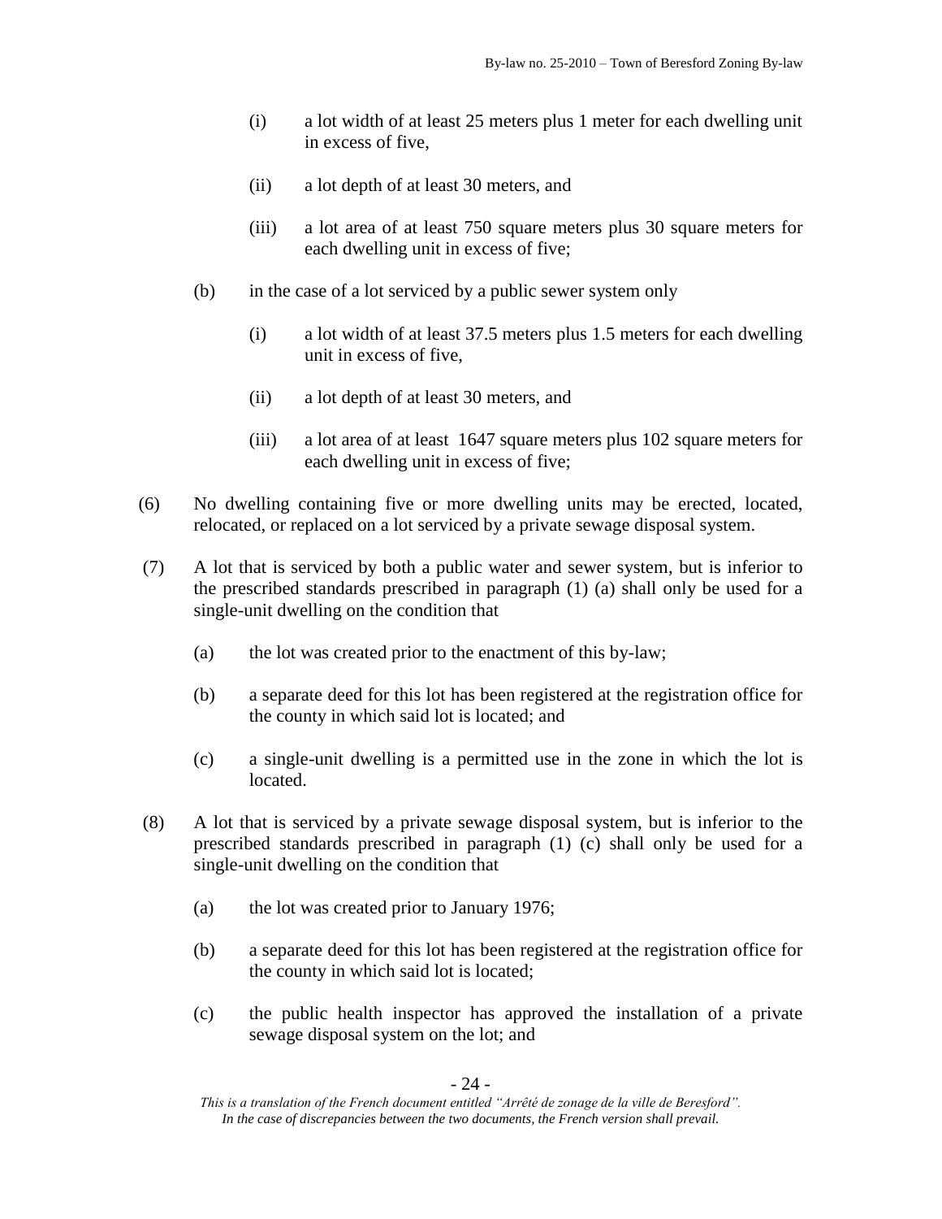(i) a lot width of at least 25 meters plus 1 meter for each dwelling unit in excess of five,

(ii) a lot depth of at least 30 meters, and

(iii) a lot area of at least 750 square meters plus 30 square meters for each dwelling unit in excess of five;

(b) in the case of a lot serviced by a public sewer system only

(i) a lot width of at least 37.5 meters plus 1.5 meters for each dwelling unit in excess of five,

(ii) a lot depth of at least 30 meters, and

(iii) a lot area of at least 1647 square meters plus 102 square meters for each dwelling unit in excess of five;

(6) No dwelling containing five or more dwelling units may be erected, located, relocated, or replaced on a lot serviced by a private sewage disposal system.

(7) A lot that is serviced by both a public water and sewer system, but is inferior to the prescribed standards prescribed in paragraph (1) (a) shall only be used for a single-unit dwelling on the condition that

(a) the lot was created prior to the enactment of this by-law;

(b) a separate deed for this lot has been registered at the registration office for the county in which said lot is located; and

(c) a single-unit dwelling is a permitted use in the zone in which the lot is located.

(8) A lot that is serviced by a private sewage disposal system, but is inferior to the prescribed standards prescribed in paragraph (1) (c) shall only be used for a single-unit dwelling on the condition that

(a) the lot was created prior to January 1976;

(b) a separate deed for this lot has been registered at the registration office for the county in which said lot is located;

(c) the public health inspector has approved the installation of a private sewage disposal system on the lot; and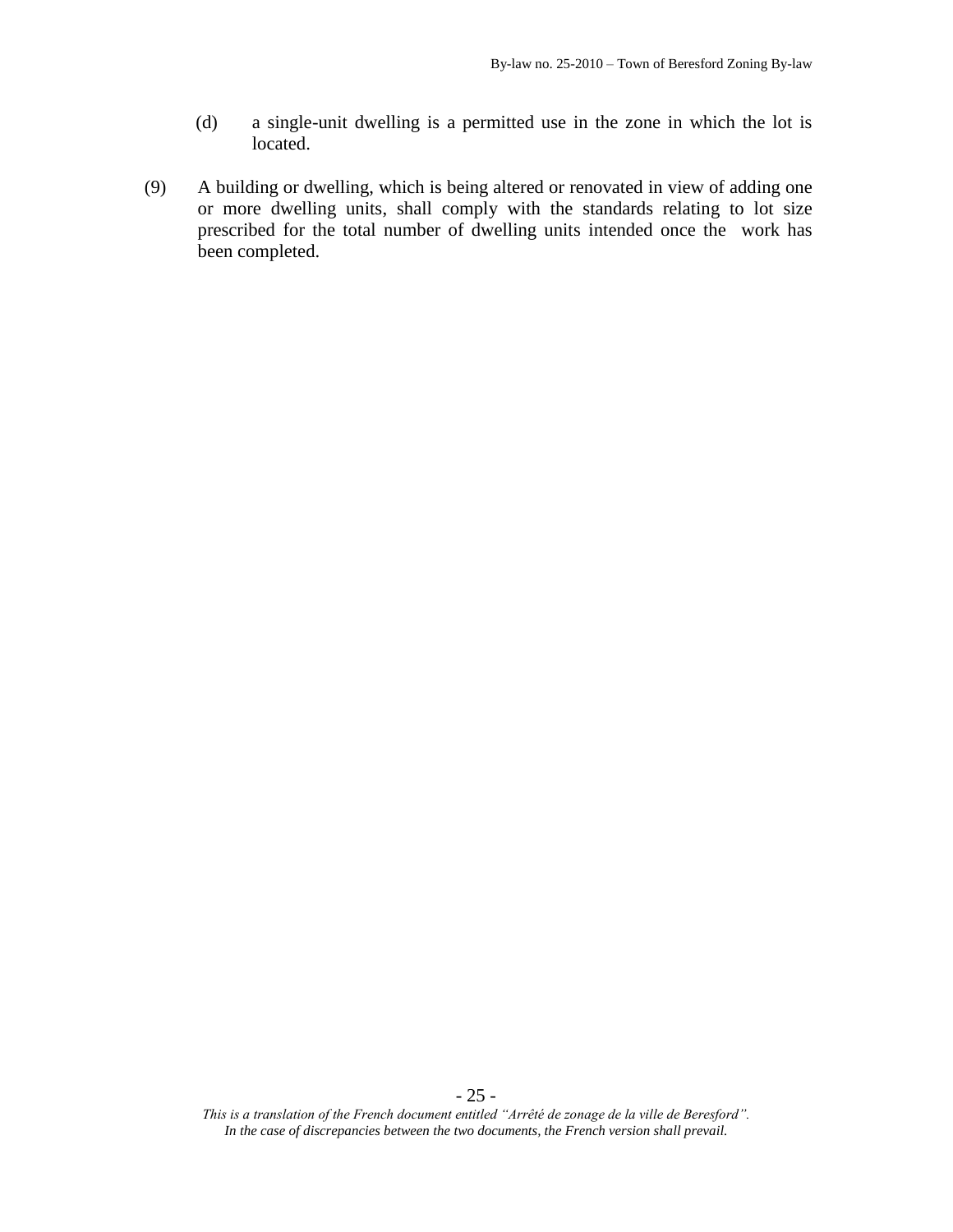(d) a single-unit dwelling is a permitted use in the zone in which the lot is located.

(9) A building or dwelling, which is being altered or renovated in view of adding one or more dwelling units, shall comply with the standards relating to lot size prescribed for the total number of dwelling units intended once the work has been completed.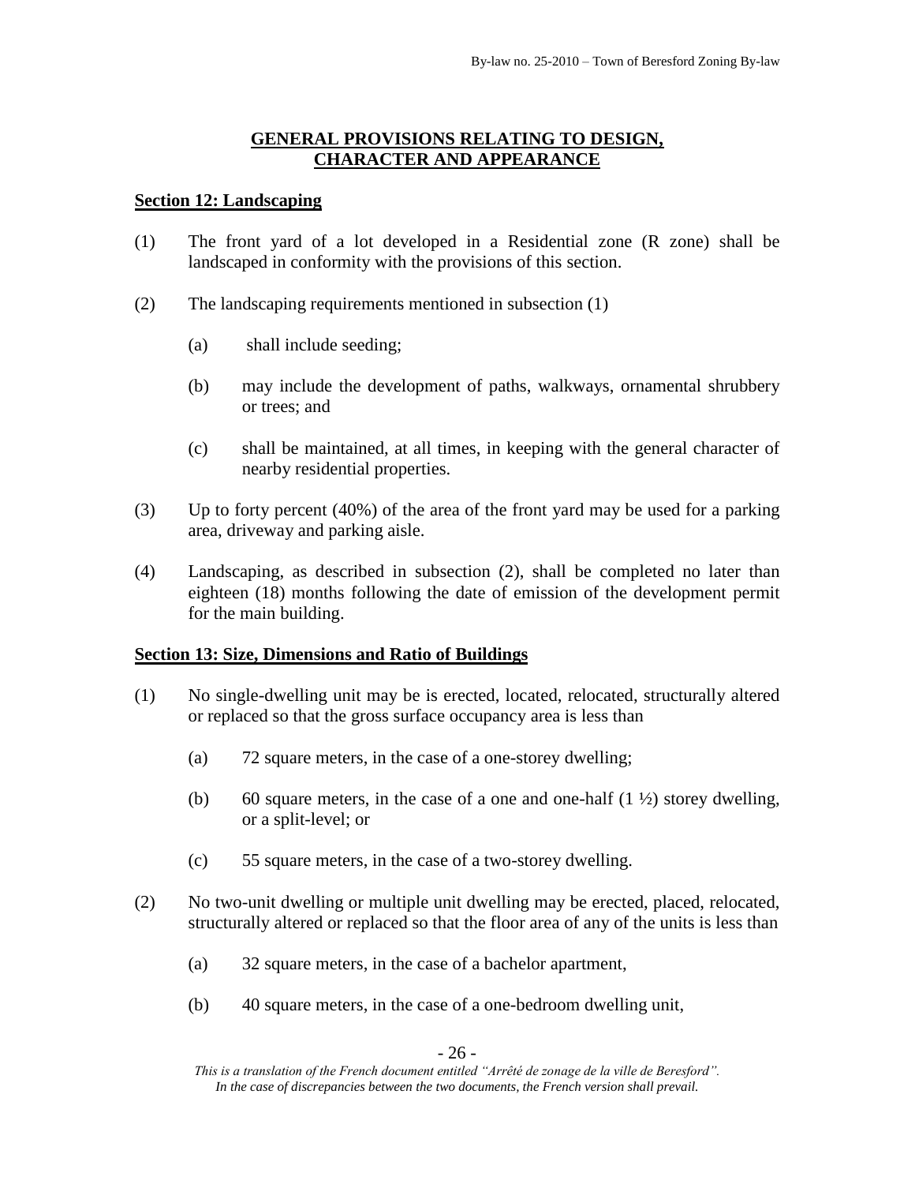## GENERAL PROVISIONS RELATING TO DESIGN, CHARACTER AND APPEARANCE

### Section 12: Landscaping

(1) The front yard of a lot developed in a Residential zone (R zone) shall be landscaped in conformity with the provisions of this section.

(2) The landscaping requirements mentioned in subsection (1)

  (a) shall include seeding;

  (b) may include the development of paths, walkways, ornamental shrubbery or trees; and

  (c) shall be maintained, at all times, in keeping with the general character of nearby residential properties.

(3) Up to forty percent (40%) of the area of the front yard may be used for a parking area, driveway and parking aisle.

(4) Landscaping, as described in subsection (2), shall be completed no later than eighteen (18) months following the date of emission of the development permit for the main building.

### Section 13: Size, Dimensions and Ratio of Buildings

(1) No single-dwelling unit may be is erected, located, relocated, structurally altered or replaced so that the gross surface occupancy area is less than

  (a) 72 square meters, in the case of a one-storey dwelling;

  (b) 60 square meters, in the case of a one and one-half (1 ½) storey dwelling, or a split-level; or

  (c) 55 square meters, in the case of a two-storey dwelling.

(2) No two-unit dwelling or multiple unit dwelling may be erected, placed, relocated, structurally altered or replaced so that the floor area of any of the units is less than

  (a) 32 square meters, in the case of a bachelor apartment,

  (b) 40 square meters, in the case of a one-bedroom dwelling unit,

*This is a translation of the French document entitled "Arrêté de zonage de la ville de Beresford". In the case of discrepancies between the two documents, the French version shall prevail.*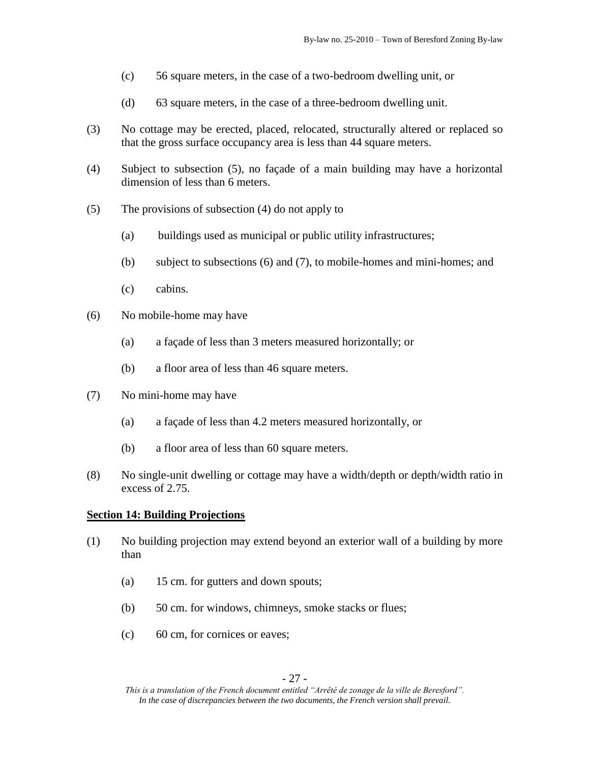(c) 56 square meters, in the case of a two-bedroom dwelling unit, or

(d) 63 square meters, in the case of a three-bedroom dwelling unit.

(3) No cottage may be erected, placed, relocated, structurally altered or replaced so that the gross surface occupancy area is less than 44 square meters.

(4) Subject to subsection (5), no façade of a main building may have a horizontal dimension of less than 6 meters.

(5) The provisions of subsection (4) do not apply to

(a) buildings used as municipal or public utility infrastructures;

(b) subject to subsections (6) and (7), to mobile-homes and mini-homes; and

(c) cabins.

(6) No mobile-home may have

(a) a façade of less than 3 meters measured horizontally; or

(b) a floor area of less than 46 square meters.

(7) No mini-home may have

(a) a façade of less than 4.2 meters measured horizontally, or

(b) a floor area of less than 60 square meters.

(8) No single-unit dwelling or cottage may have a width/depth or depth/width ratio in excess of 2.75.

**Section 14: Building Projections**

(1) No building projection may extend beyond an exterior wall of a building by more than

(a) 15 cm. for gutters and down spouts;

(b) 50 cm. for windows, chimneys, smoke stacks or flues;

(c) 60 cm, for cornices or eaves;

*This is a translation of the French document entitled "Arrêté de zonage de la ville de Beresford". In the case of discrepancies between the two documents, the French version shall prevail.*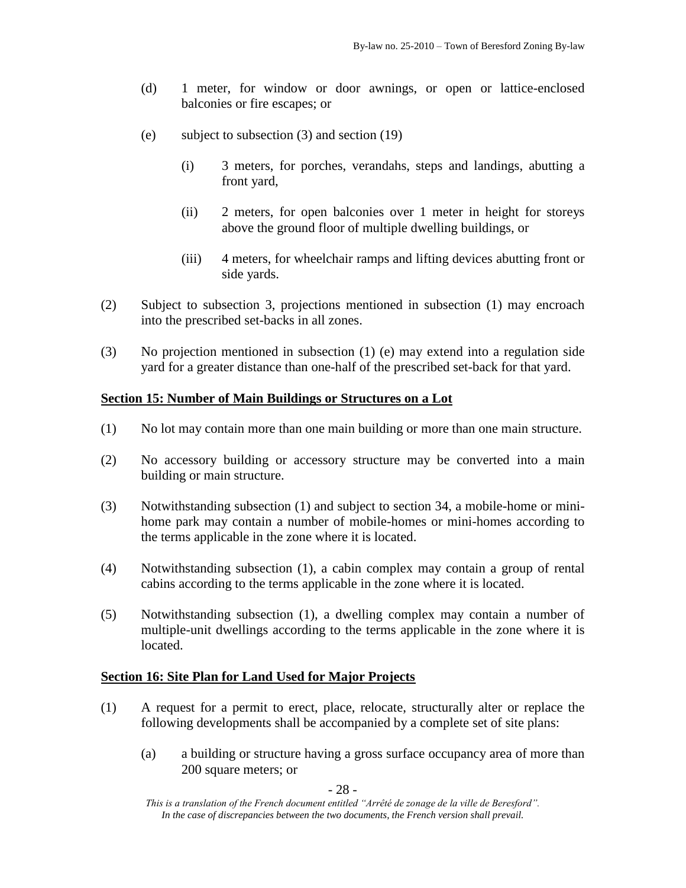(d) 1 meter, for window or door awnings, or open or lattice-enclosed balconies or fire escapes; or

(e) subject to subsection (3) and section (19)

(i) 3 meters, for porches, verandahs, steps and landings, abutting a front yard,

(ii) 2 meters, for open balconies over 1 meter in height for storeys above the ground floor of multiple dwelling buildings, or

(iii) 4 meters, for wheelchair ramps and lifting devices abutting front or side yards.

(2) Subject to subsection 3, projections mentioned in subsection (1) may encroach into the prescribed set-backs in all zones.

(3) No projection mentioned in subsection (1) (e) may extend into a regulation side yard for a greater distance than one-half of the prescribed set-back for that yard.

## Section 15: Number of Main Buildings or Structures on a Lot

(1) No lot may contain more than one main building or more than one main structure.

(2) No accessory building or accessory structure may be converted into a main building or main structure.

(3) Notwithstanding subsection (1) and subject to section 34, a mobile-home or mini-home park may contain a number of mobile-homes or mini-homes according to the terms applicable in the zone where it is located.

(4) Notwithstanding subsection (1), a cabin complex may contain a group of rental cabins according to the terms applicable in the zone where it is located.

(5) Notwithstanding subsection (1), a dwelling complex may contain a number of multiple-unit dwellings according to the terms applicable in the zone where it is located.

## Section 16: Site Plan for Land Used for Major Projects

(1) A request for a permit to erect, place, relocate, structurally alter or replace the following developments shall be accompanied by a complete set of site plans:

(a) a building or structure having a gross surface occupancy area of more than 200 square meters; or

*This is a translation of the French document entitled "Arrêté de zonage de la ville de Beresford". In the case of discrepancies between the two documents, the French version shall prevail.*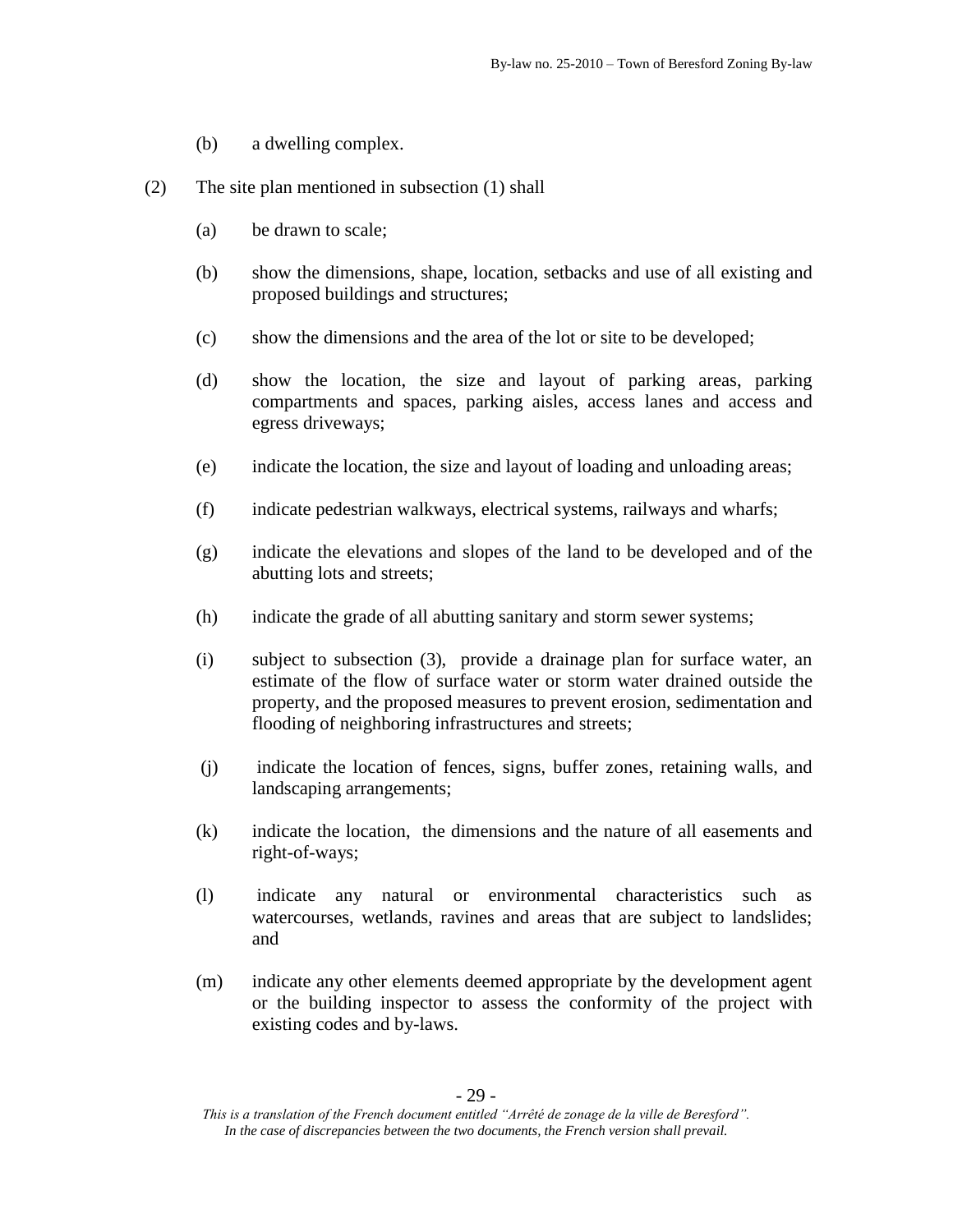(b) a dwelling complex.

(2) The site plan mentioned in subsection (1) shall

(a) be drawn to scale;

(b) show the dimensions, shape, location, setbacks and use of all existing and proposed buildings and structures;

(c) show the dimensions and the area of the lot or site to be developed;

(d) show the location, the size and layout of parking areas, parking compartments and spaces, parking aisles, access lanes and access and egress driveways;

(e) indicate the location, the size and layout of loading and unloading areas;

(f) indicate pedestrian walkways, electrical systems, railways and wharfs;

(g) indicate the elevations and slopes of the land to be developed and of the abutting lots and streets;

(h) indicate the grade of all abutting sanitary and storm sewer systems;

(i) subject to subsection (3), provide a drainage plan for surface water, an estimate of the flow of surface water or storm water drained outside the property, and the proposed measures to prevent erosion, sedimentation and flooding of neighboring infrastructures and streets;

(j) indicate the location of fences, signs, buffer zones, retaining walls, and landscaping arrangements;

(k) indicate the location, the dimensions and the nature of all easements and right-of-ways;

(l) indicate any natural or environmental characteristics such as watercourses, wetlands, ravines and areas that are subject to landslides; and

(m) indicate any other elements deemed appropriate by the development agent or the building inspector to assess the conformity of the project with existing codes and by-laws.

*This is a translation of the French document entitled "Arrêté de zonage de la ville de Beresford". In the case of discrepancies between the two documents, the French version shall prevail.*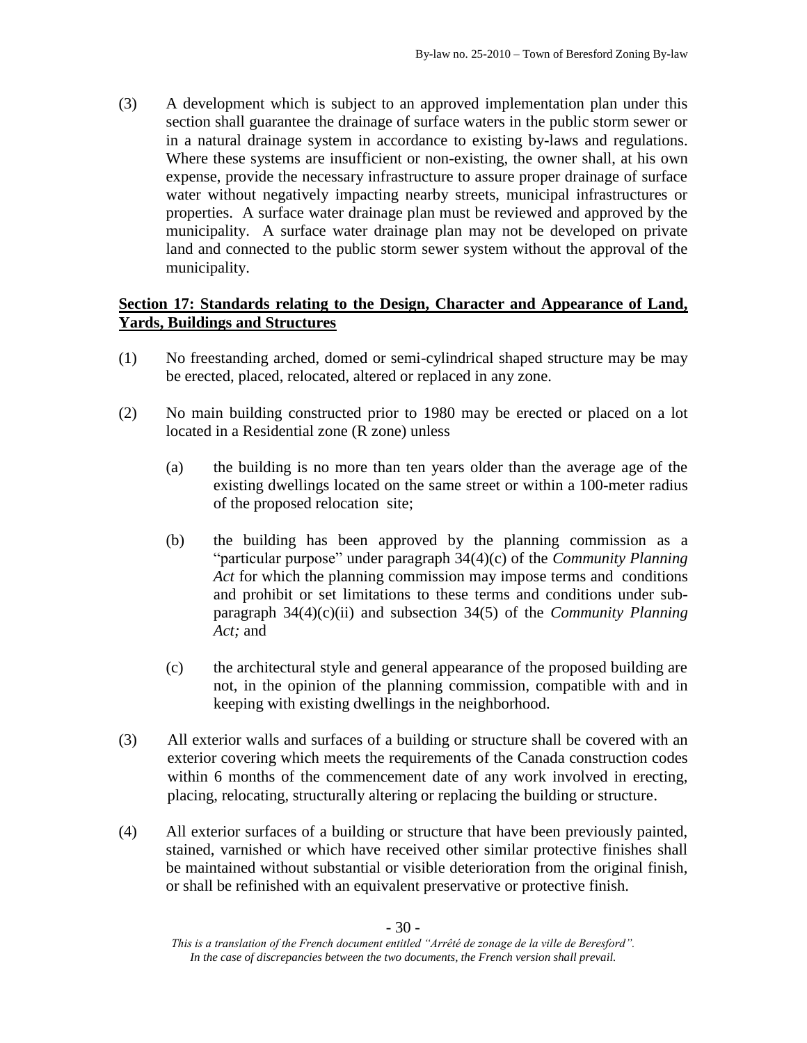(3) A development which is subject to an approved implementation plan under this section shall guarantee the drainage of surface waters in the public storm sewer or in a natural drainage system in accordance to existing by-laws and regulations. Where these systems are insufficient or non-existing, the owner shall, at his own expense, provide the necessary infrastructure to assure proper drainage of surface water without negatively impacting nearby streets, municipal infrastructures or properties. A surface water drainage plan must be reviewed and approved by the municipality. A surface water drainage plan may not be developed on private land and connected to the public storm sewer system without the approval of the municipality.

## **Section 17: Standards relating to the Design, Character and Appearance of Land, Yards, Buildings and Structures**

(1) No freestanding arched, domed or semi-cylindrical shaped structure may be may be erected, placed, relocated, altered or replaced in any zone.

(2) No main building constructed prior to 1980 may be erected or placed on a lot located in a Residential zone (R zone) unless

(a) the building is no more than ten years older than the average age of the existing dwellings located on the same street or within a 100-meter radius of the proposed relocation site;

(b) the building has been approved by the planning commission as a "particular purpose" under paragraph 34(4)(c) of the *Community Planning Act* for which the planning commission may impose terms and conditions and prohibit or set limitations to these terms and conditions under sub-paragraph 34(4)(c)(ii) and subsection 34(5) of the *Community Planning Act;* and

(c) the architectural style and general appearance of the proposed building are not, in the opinion of the planning commission, compatible with and in keeping with existing dwellings in the neighborhood.

(3) All exterior walls and surfaces of a building or structure shall be covered with an exterior covering which meets the requirements of the Canada construction codes within 6 months of the commencement date of any work involved in erecting, placing, relocating, structurally altering or replacing the building or structure.

(4) All exterior surfaces of a building or structure that have been previously painted, stained, varnished or which have received other similar protective finishes shall be maintained without substantial or visible deterioration from the original finish, or shall be refinished with an equivalent preservative or protective finish.

*This is a translation of the French document entitled "Arrêté de zonage de la ville de Beresford". In the case of discrepancies between the two documents, the French version shall prevail.*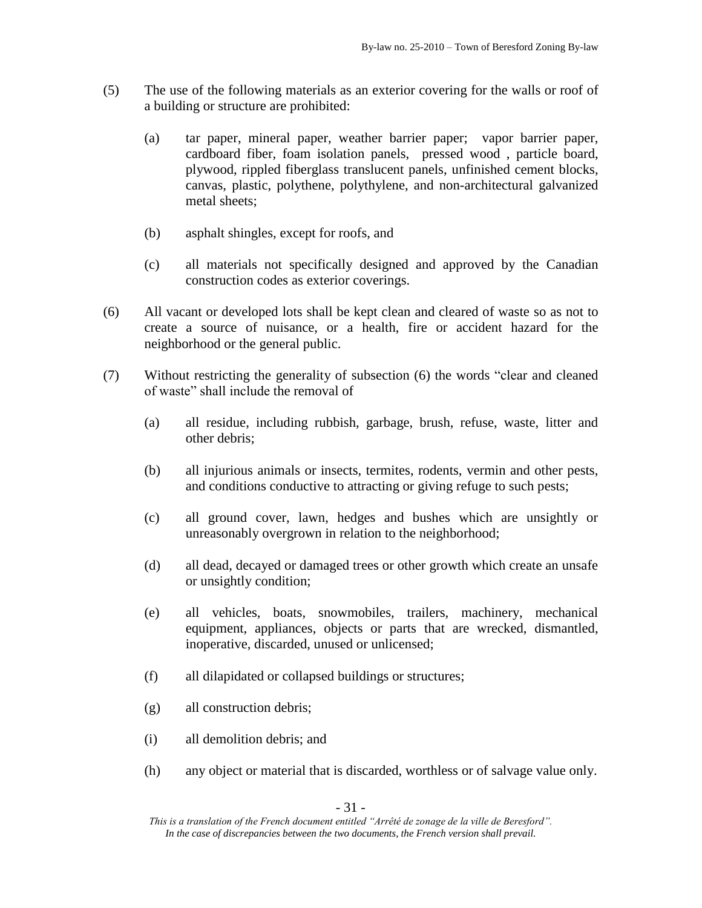(5) The use of the following materials as an exterior covering for the walls or roof of a building or structure are prohibited:

  (a) tar paper, mineral paper, weather barrier paper; vapor barrier paper, cardboard fiber, foam isolation panels, pressed wood , particle board, plywood, rippled fiberglass translucent panels, unfinished cement blocks, canvas, plastic, polythene, polythylene, and non-architectural galvanized metal sheets;

  (b) asphalt shingles, except for roofs, and

  (c) all materials not specifically designed and approved by the Canadian construction codes as exterior coverings.

(6) All vacant or developed lots shall be kept clean and cleared of waste so as not to create a source of nuisance, or a health, fire or accident hazard for the neighborhood or the general public.

(7) Without restricting the generality of subsection (6) the words "clear and cleaned of waste" shall include the removal of

  (a) all residue, including rubbish, garbage, brush, refuse, waste, litter and other debris;

  (b) all injurious animals or insects, termites, rodents, vermin and other pests, and conditions conductive to attracting or giving refuge to such pests;

  (c) all ground cover, lawn, hedges and bushes which are unsightly or unreasonably overgrown in relation to the neighborhood;

  (d) all dead, decayed or damaged trees or other growth which create an unsafe or unsightly condition;

  (e) all vehicles, boats, snowmobiles, trailers, machinery, mechanical equipment, appliances, objects or parts that are wrecked, dismantled, inoperative, discarded, unused or unlicensed;

  (f) all dilapidated or collapsed buildings or structures;

  (g) all construction debris;

  (i) all demolition debris; and

  (h) any object or material that is discarded, worthless or of salvage value only.

*This is a translation of the French document entitled "Arrêté de zonage de la ville de Beresford". In the case of discrepancies between the two documents, the French version shall prevail.*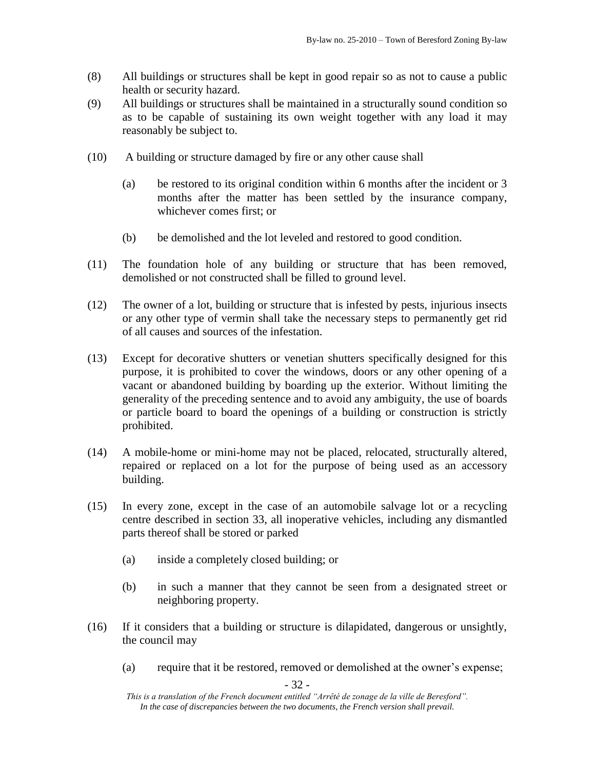(8) All buildings or structures shall be kept in good repair so as not to cause a public health or security hazard.

(9) All buildings or structures shall be maintained in a structurally sound condition so as to be capable of sustaining its own weight together with any load it may reasonably be subject to.

(10) A building or structure damaged by fire or any other cause shall

(a) be restored to its original condition within 6 months after the incident or 3 months after the matter has been settled by the insurance company, whichever comes first; or

(b) be demolished and the lot leveled and restored to good condition.

(11) The foundation hole of any building or structure that has been removed, demolished or not constructed shall be filled to ground level.

(12) The owner of a lot, building or structure that is infested by pests, injurious insects or any other type of vermin shall take the necessary steps to permanently get rid of all causes and sources of the infestation.

(13) Except for decorative shutters or venetian shutters specifically designed for this purpose, it is prohibited to cover the windows, doors or any other opening of a vacant or abandoned building by boarding up the exterior. Without limiting the generality of the preceding sentence and to avoid any ambiguity, the use of boards or particle board to board the openings of a building or construction is strictly prohibited.

(14) A mobile-home or mini-home may not be placed, relocated, structurally altered, repaired or replaced on a lot for the purpose of being used as an accessory building.

(15) In every zone, except in the case of an automobile salvage lot or a recycling centre described in section 33, all inoperative vehicles, including any dismantled parts thereof shall be stored or parked

(a) inside a completely closed building; or

(b) in such a manner that they cannot be seen from a designated street or neighboring property.

(16) If it considers that a building or structure is dilapidated, dangerous or unsightly, the council may

(a) require that it be restored, removed or demolished at the owner's expense;

*This is a translation of the French document entitled "Arrêté de zonage de la ville de Beresford". In the case of discrepancies between the two documents, the French version shall prevail.*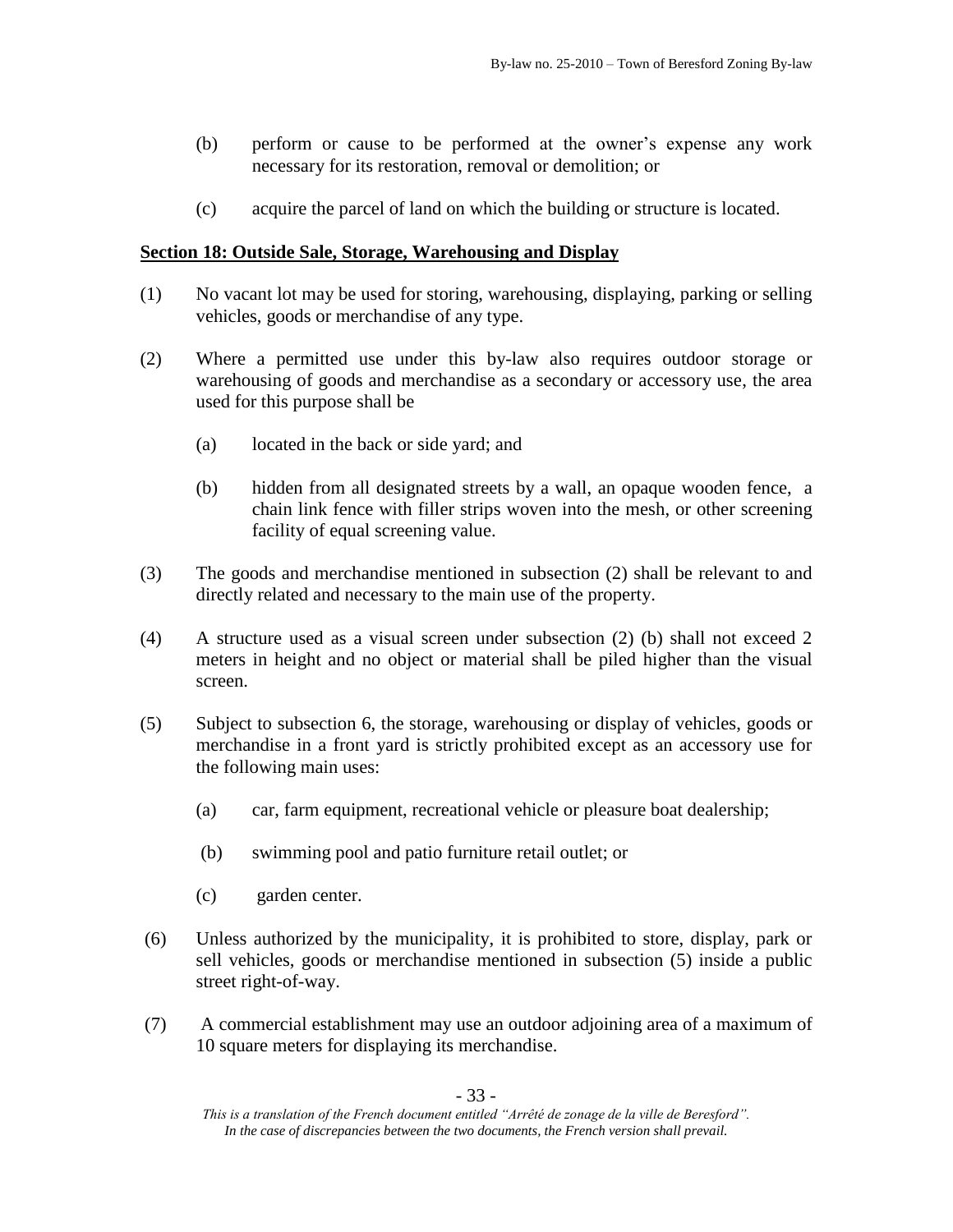(b) perform or cause to be performed at the owner's expense any work necessary for its restoration, removal or demolition; or

(c) acquire the parcel of land on which the building or structure is located.

## Section 18: Outside Sale, Storage, Warehousing and Display

(1) No vacant lot may be used for storing, warehousing, displaying, parking or selling vehicles, goods or merchandise of any type.

(2) Where a permitted use under this by-law also requires outdoor storage or warehousing of goods and merchandise as a secondary or accessory use, the area used for this purpose shall be

(a) located in the back or side yard; and

(b) hidden from all designated streets by a wall, an opaque wooden fence, a chain link fence with filler strips woven into the mesh, or other screening facility of equal screening value.

(3) The goods and merchandise mentioned in subsection (2) shall be relevant to and directly related and necessary to the main use of the property.

(4) A structure used as a visual screen under subsection (2) (b) shall not exceed 2 meters in height and no object or material shall be piled higher than the visual screen.

(5) Subject to subsection 6, the storage, warehousing or display of vehicles, goods or merchandise in a front yard is strictly prohibited except as an accessory use for the following main uses:

(a) car, farm equipment, recreational vehicle or pleasure boat dealership;

(b) swimming pool and patio furniture retail outlet; or

(c) garden center.

(6) Unless authorized by the municipality, it is prohibited to store, display, park or sell vehicles, goods or merchandise mentioned in subsection (5) inside a public street right-of-way.

(7) A commercial establishment may use an outdoor adjoining area of a maximum of 10 square meters for displaying its merchandise.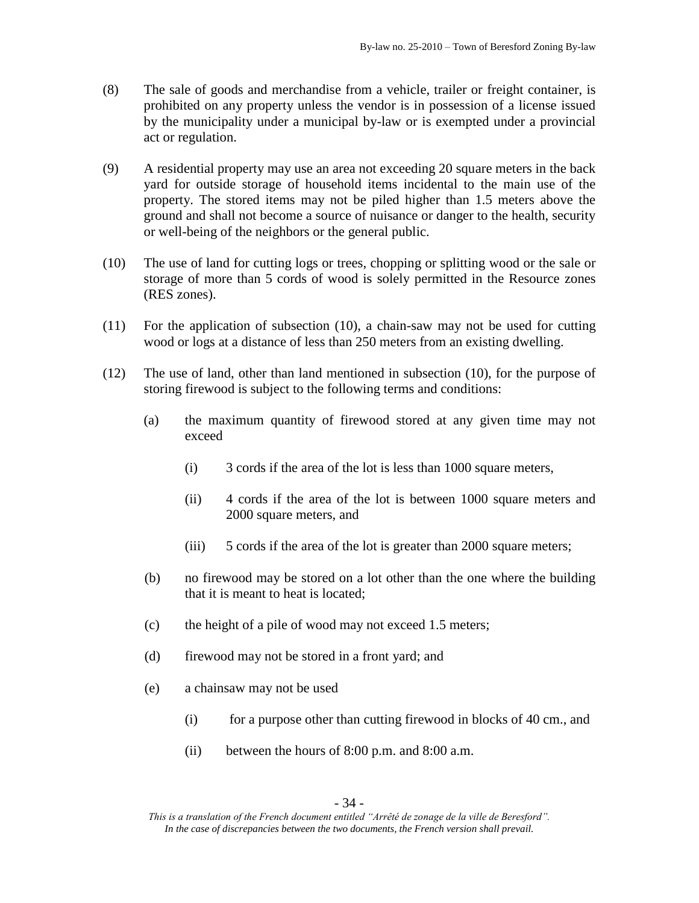(8) The sale of goods and merchandise from a vehicle, trailer or freight container, is prohibited on any property unless the vendor is in possession of a license issued by the municipality under a municipal by-law or is exempted under a provincial act or regulation.

(9) A residential property may use an area not exceeding 20 square meters in the back yard for outside storage of household items incidental to the main use of the property. The stored items may not be piled higher than 1.5 meters above the ground and shall not become a source of nuisance or danger to the health, security or well-being of the neighbors or the general public.

(10) The use of land for cutting logs or trees, chopping or splitting wood or the sale or storage of more than 5 cords of wood is solely permitted in the Resource zones (RES zones).

(11) For the application of subsection (10), a chain-saw may not be used for cutting wood or logs at a distance of less than 250 meters from an existing dwelling.

(12) The use of land, other than land mentioned in subsection (10), for the purpose of storing firewood is subject to the following terms and conditions:

- (a) the maximum quantity of firewood stored at any given time may not exceed
  - (i) 3 cords if the area of the lot is less than 1000 square meters,
  - (ii) 4 cords if the area of the lot is between 1000 square meters and 2000 square meters, and
  - (iii) 5 cords if the area of the lot is greater than 2000 square meters;
- (b) no firewood may be stored on a lot other than the one where the building that it is meant to heat is located;
- (c) the height of a pile of wood may not exceed 1.5 meters;
- (d) firewood may not be stored in a front yard; and
- (e) a chainsaw may not be used
  - (i) for a purpose other than cutting firewood in blocks of 40 cm., and
  - (ii) between the hours of 8:00 p.m. and 8:00 a.m.

*This is a translation of the French document entitled "Arrêté de zonage de la ville de Beresford". In the case of discrepancies between the two documents, the French version shall prevail.*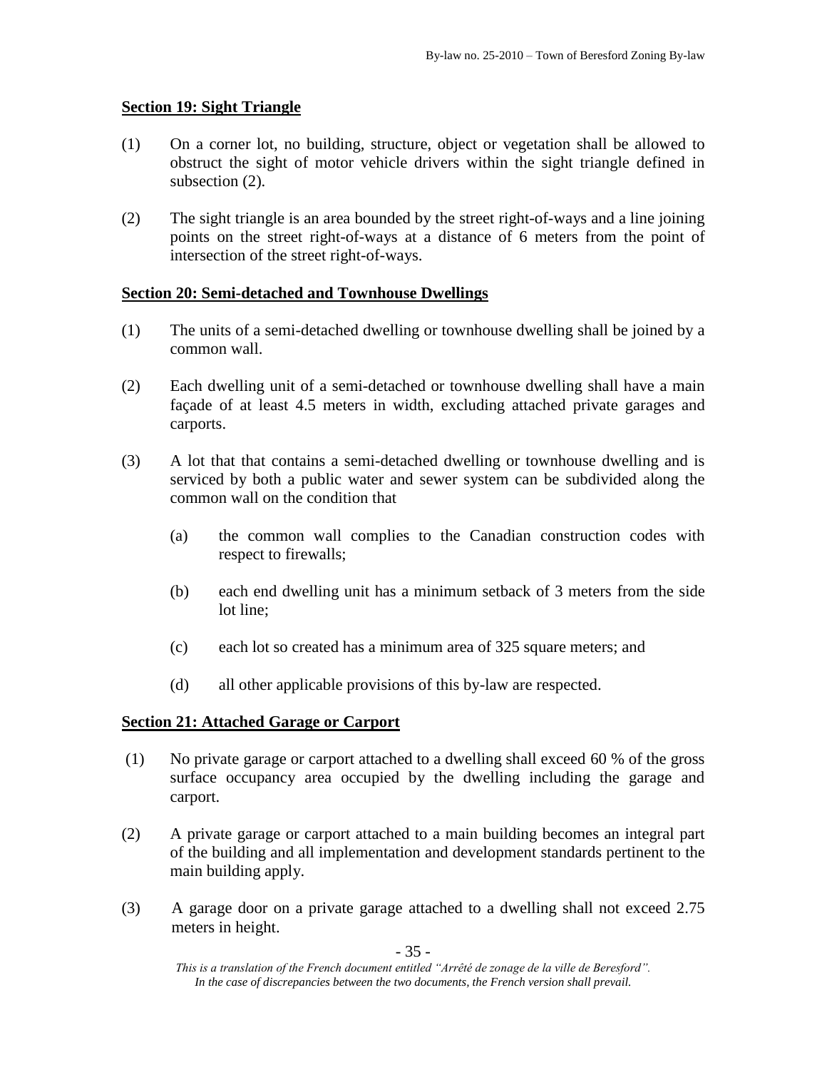## Section 19: Sight Triangle

(1) On a corner lot, no building, structure, object or vegetation shall be allowed to obstruct the sight of motor vehicle drivers within the sight triangle defined in subsection (2).

(2) The sight triangle is an area bounded by the street right-of-ways and a line joining points on the street right-of-ways at a distance of 6 meters from the point of intersection of the street right-of-ways.

## Section 20: Semi-detached and Townhouse Dwellings

(1) The units of a semi-detached dwelling or townhouse dwelling shall be joined by a common wall.

(2) Each dwelling unit of a semi-detached or townhouse dwelling shall have a main façade of at least 4.5 meters in width, excluding attached private garages and carports.

(3) A lot that that contains a semi-detached dwelling or townhouse dwelling and is serviced by both a public water and sewer system can be subdivided along the common wall on the condition that

- (a) the common wall complies to the Canadian construction codes with respect to firewalls;
- (b) each end dwelling unit has a minimum setback of 3 meters from the side lot line;
- (c) each lot so created has a minimum area of 325 square meters; and
- (d) all other applicable provisions of this by-law are respected.

## Section 21: Attached Garage or Carport

(1) No private garage or carport attached to a dwelling shall exceed 60 % of the gross surface occupancy area occupied by the dwelling including the garage and carport.

(2) A private garage or carport attached to a main building becomes an integral part of the building and all implementation and development standards pertinent to the main building apply.

(3) A garage door on a private garage attached to a dwelling shall not exceed 2.75 meters in height.

*This is a translation of the French document entitled "Arrêté de zonage de la ville de Beresford". In the case of discrepancies between the two documents, the French version shall prevail.*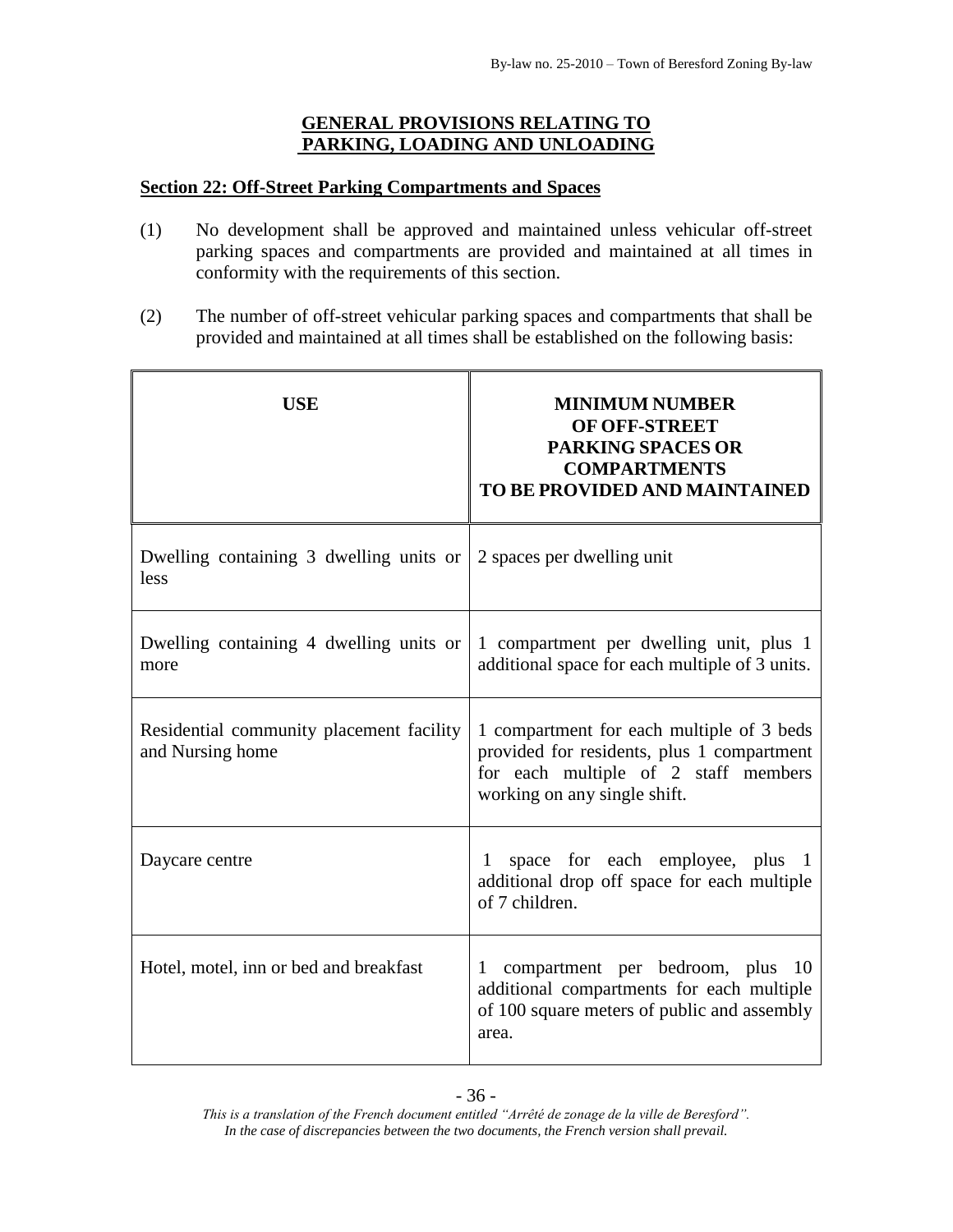## GENERAL PROVISIONS RELATING TO PARKING, LOADING AND UNLOADING

### Section 22: Off-Street Parking Compartments and Spaces

(1) No development shall be approved and maintained unless vehicular off-street parking spaces and compartments are provided and maintained at all times in conformity with the requirements of this section.

(2) The number of off-street vehicular parking spaces and compartments that shall be provided and maintained at all times shall be established on the following basis:

| USE | MINIMUM NUMBER OF OFF-STREET PARKING SPACES OR COMPARTMENTS TO BE PROVIDED AND MAINTAINED |
|---|---|
| Dwelling containing 3 dwelling units or less | 2 spaces per dwelling unit |
| Dwelling containing 4 dwelling units or more | 1 compartment per dwelling unit, plus 1 additional space for each multiple of 3 units. |
| Residential community placement facility and Nursing home | 1 compartment for each multiple of 3 beds provided for residents, plus 1 compartment for each multiple of 2 staff members working on any single shift. |
| Daycare centre | 1 space for each employee, plus 1 additional drop off space for each multiple of 7 children. |
| Hotel, motel, inn or bed and breakfast | 1 compartment per bedroom, plus 10 additional compartments for each multiple of 100 square meters of public and assembly area. |

*This is a translation of the French document entitled "Arrêté de zonage de la ville de Beresford". In the case of discrepancies between the two documents, the French version shall prevail.*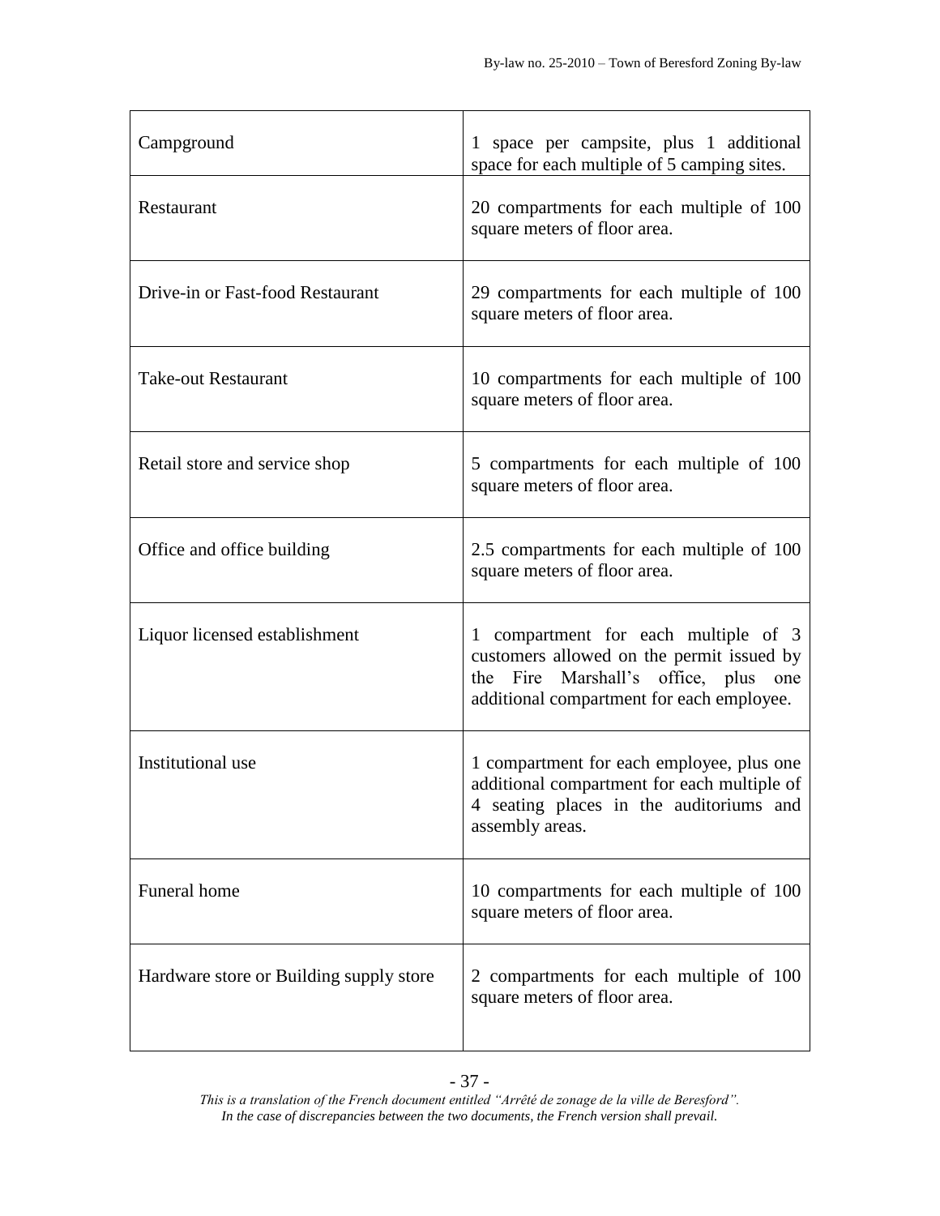| | |
|---|---|
| Campground | 1 space per campsite, plus 1 additional space for each multiple of 5 camping sites. |
| Restaurant | 20 compartments for each multiple of 100 square meters of floor area. |
| Drive-in or Fast-food Restaurant | 29 compartments for each multiple of 100 square meters of floor area. |
| Take-out Restaurant | 10 compartments for each multiple of 100 square meters of floor area. |
| Retail store and service shop | 5 compartments for each multiple of 100 square meters of floor area. |
| Office and office building | 2.5 compartments for each multiple of 100 square meters of floor area. |
| Liquor licensed establishment | 1 compartment for each multiple of 3 customers allowed on the permit issued by the Fire Marshall's office, plus one additional compartment for each employee. |
| Institutional use | 1 compartment for each employee, plus one additional compartment for each multiple of 4 seating places in the auditoriums and assembly areas. |
| Funeral home | 10 compartments for each multiple of 100 square meters of floor area. |
| Hardware store or Building supply store | 2 compartments for each multiple of 100 square meters of floor area. |

*This is a translation of the French document entitled "Arrêté de zonage de la ville de Beresford". In the case of discrepancies between the two documents, the French version shall prevail.*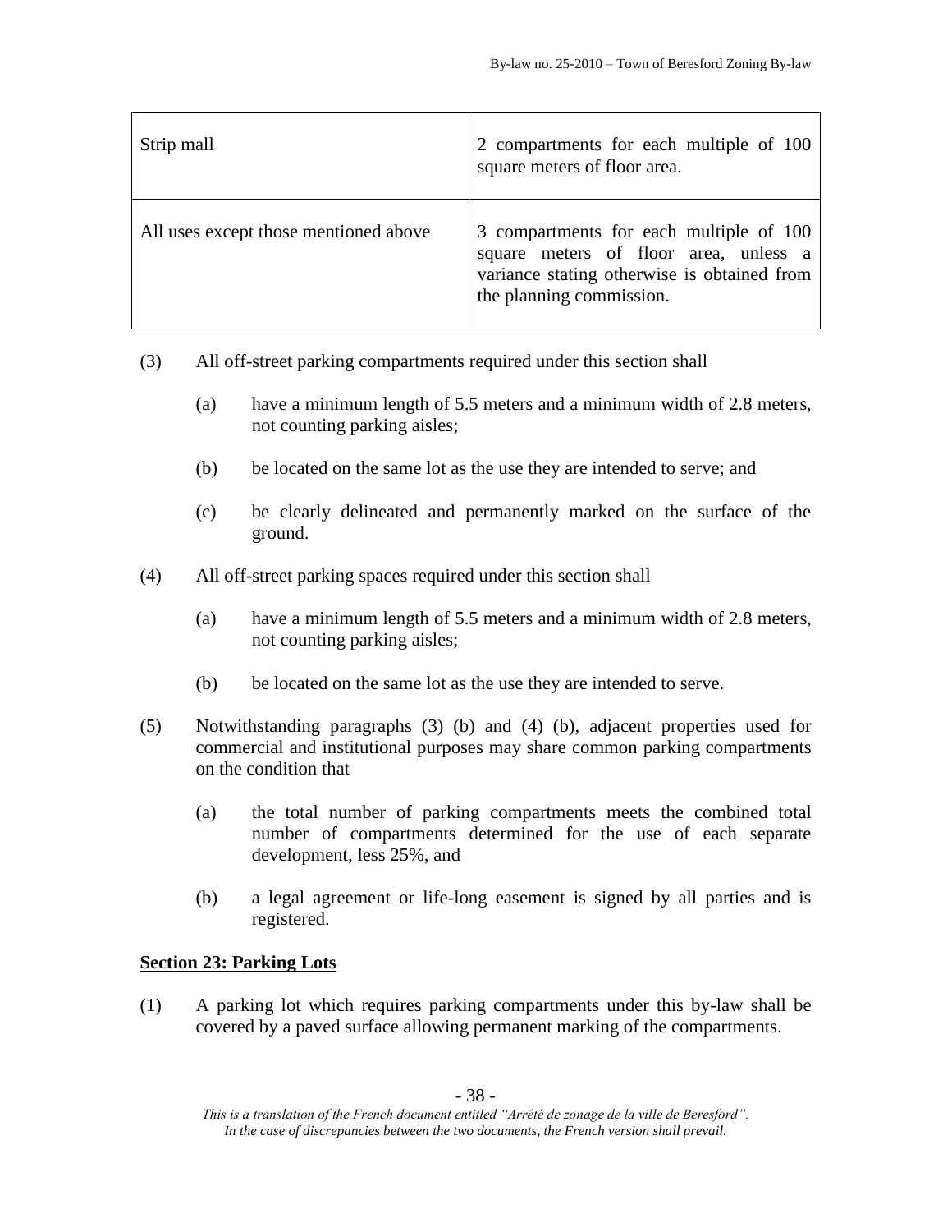| Strip mall | 2 compartments for each multiple of 100 square meters of floor area. |
|---|---|
| All uses except those mentioned above | 3 compartments for each multiple of 100 square meters of floor area, unless a variance stating otherwise is obtained from the planning commission. |

(3) All off-street parking compartments required under this section shall

(a) have a minimum length of 5.5 meters and a minimum width of 2.8 meters, not counting parking aisles;

(b) be located on the same lot as the use they are intended to serve; and

(c) be clearly delineated and permanently marked on the surface of the ground.

(4) All off-street parking spaces required under this section shall

(a) have a minimum length of 5.5 meters and a minimum width of 2.8 meters, not counting parking aisles;

(b) be located on the same lot as the use they are intended to serve.

(5) Notwithstanding paragraphs (3) (b) and (4) (b), adjacent properties used for commercial and institutional purposes may share common parking compartments on the condition that

(a) the total number of parking compartments meets the combined total number of compartments determined for the use of each separate development, less 25%, and

(b) a legal agreement or life-long easement is signed by all parties and is registered.

**Section 23: Parking Lots**

(1) A parking lot which requires parking compartments under this by-law shall be covered by a paved surface allowing permanent marking of the compartments.

*This is a translation of the French document entitled "Arrêté de zonage de la ville de Beresford". In the case of discrepancies between the two documents, the French version shall prevail.*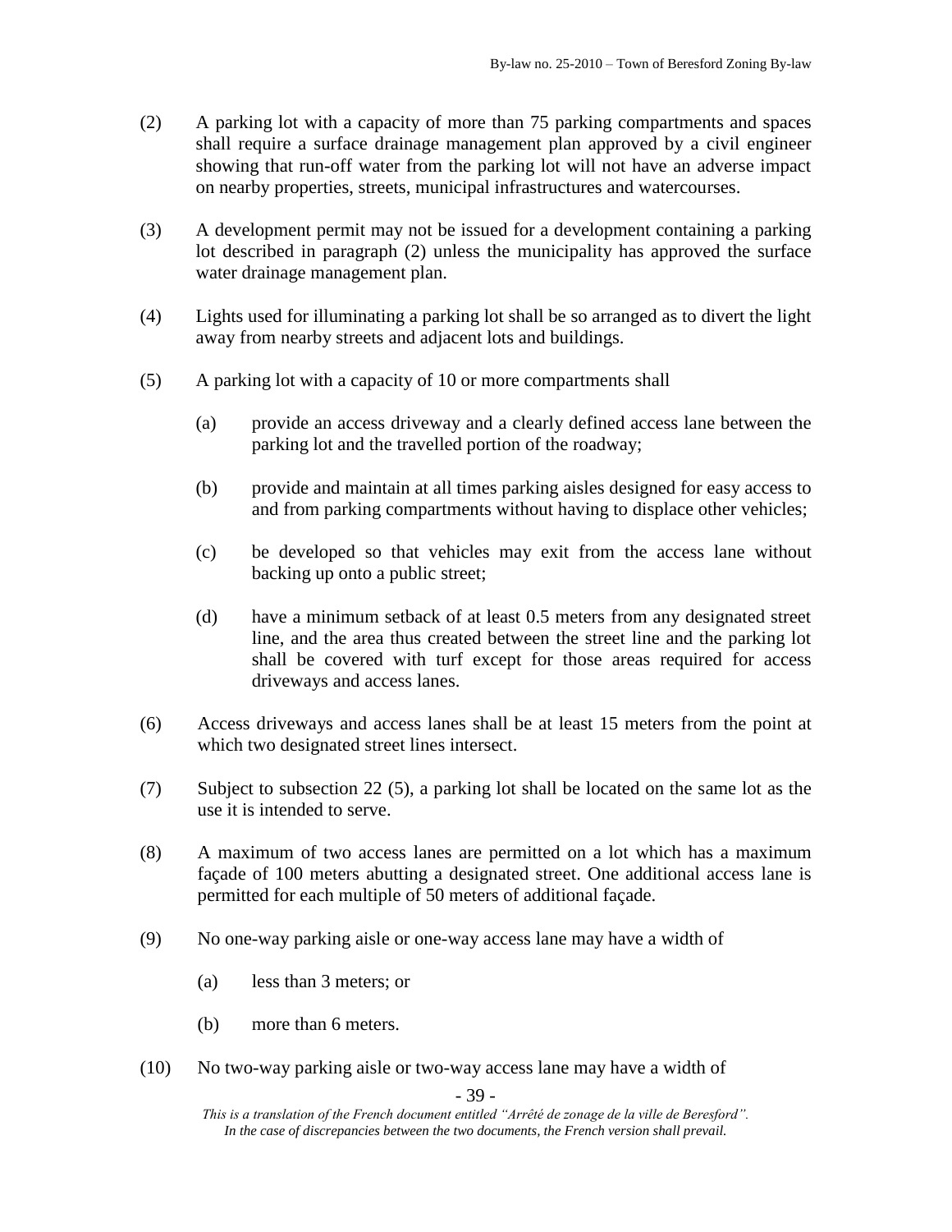(2) A parking lot with a capacity of more than 75 parking compartments and spaces shall require a surface drainage management plan approved by a civil engineer showing that run-off water from the parking lot will not have an adverse impact on nearby properties, streets, municipal infrastructures and watercourses.

(3) A development permit may not be issued for a development containing a parking lot described in paragraph (2) unless the municipality has approved the surface water drainage management plan.

(4) Lights used for illuminating a parking lot shall be so arranged as to divert the light away from nearby streets and adjacent lots and buildings.

(5) A parking lot with a capacity of 10 or more compartments shall

(a) provide an access driveway and a clearly defined access lane between the parking lot and the travelled portion of the roadway;

(b) provide and maintain at all times parking aisles designed for easy access to and from parking compartments without having to displace other vehicles;

(c) be developed so that vehicles may exit from the access lane without backing up onto a public street;

(d) have a minimum setback of at least 0.5 meters from any designated street line, and the area thus created between the street line and the parking lot shall be covered with turf except for those areas required for access driveways and access lanes.

(6) Access driveways and access lanes shall be at least 15 meters from the point at which two designated street lines intersect.

(7) Subject to subsection 22 (5), a parking lot shall be located on the same lot as the use it is intended to serve.

(8) A maximum of two access lanes are permitted on a lot which has a maximum façade of 100 meters abutting a designated street. One additional access lane is permitted for each multiple of 50 meters of additional façade.

(9) No one-way parking aisle or one-way access lane may have a width of

(a) less than 3 meters; or

(b) more than 6 meters.

(10) No two-way parking aisle or two-way access lane may have a width of

*This is a translation of the French document entitled "Arrêté de zonage de la ville de Beresford". In the case of discrepancies between the two documents, the French version shall prevail.*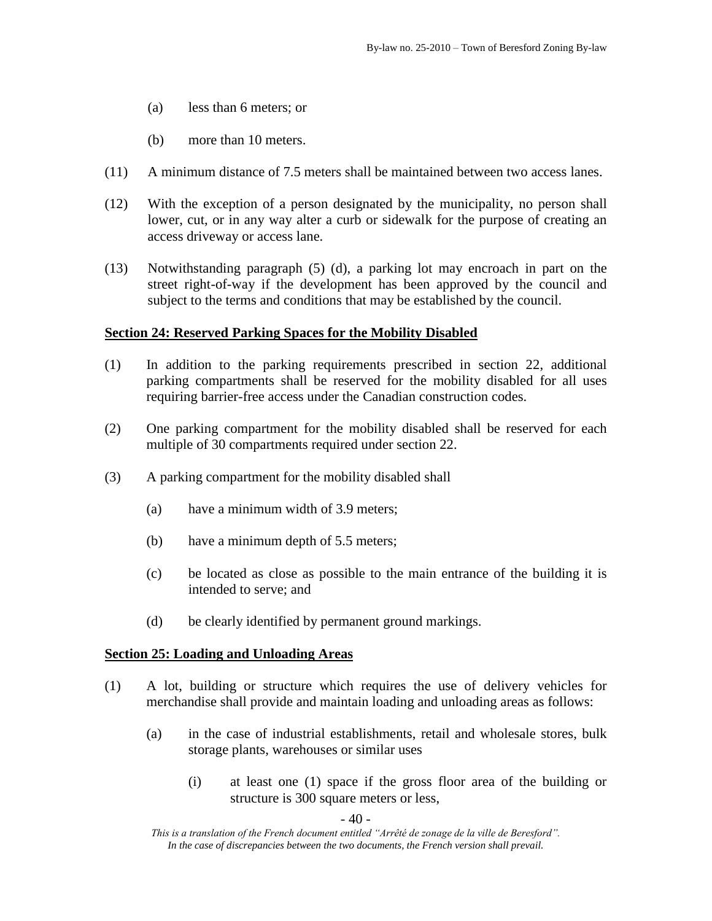(a) less than 6 meters; or

(b) more than 10 meters.

(11) A minimum distance of 7.5 meters shall be maintained between two access lanes.

(12) With the exception of a person designated by the municipality, no person shall lower, cut, or in any way alter a curb or sidewalk for the purpose of creating an access driveway or access lane.

(13) Notwithstanding paragraph (5) (d), a parking lot may encroach in part on the street right-of-way if the development has been approved by the council and subject to the terms and conditions that may be established by the council.

## Section 24: Reserved Parking Spaces for the Mobility Disabled

(1) In addition to the parking requirements prescribed in section 22, additional parking compartments shall be reserved for the mobility disabled for all uses requiring barrier-free access under the Canadian construction codes.

(2) One parking compartment for the mobility disabled shall be reserved for each multiple of 30 compartments required under section 22.

(3) A parking compartment for the mobility disabled shall

(a) have a minimum width of 3.9 meters;

(b) have a minimum depth of 5.5 meters;

(c) be located as close as possible to the main entrance of the building it is intended to serve; and

(d) be clearly identified by permanent ground markings.

## Section 25: Loading and Unloading Areas

(1) A lot, building or structure which requires the use of delivery vehicles for merchandise shall provide and maintain loading and unloading areas as follows:

(a) in the case of industrial establishments, retail and wholesale stores, bulk storage plants, warehouses or similar uses

(i) at least one (1) space if the gross floor area of the building or structure is 300 square meters or less,

*This is a translation of the French document entitled "Arrêté de zonage de la ville de Beresford". In the case of discrepancies between the two documents, the French version shall prevail.*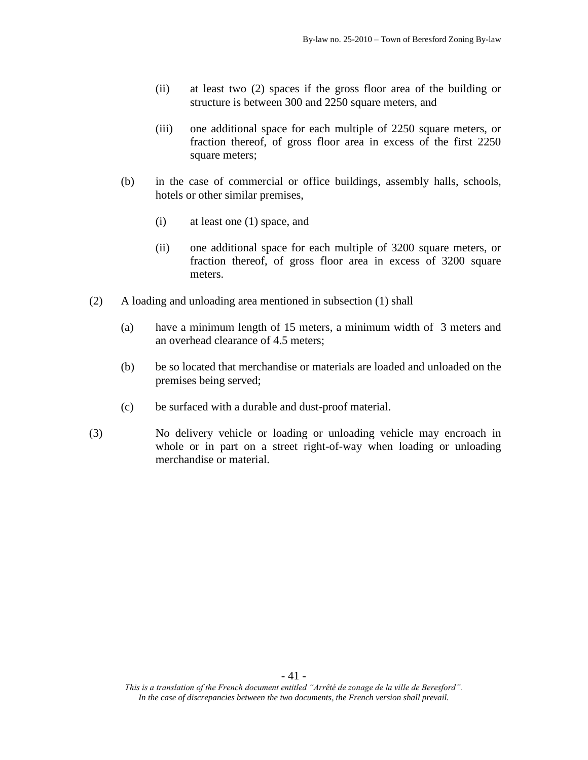(ii) at least two (2) spaces if the gross floor area of the building or structure is between 300 and 2250 square meters, and

(iii) one additional space for each multiple of 2250 square meters, or fraction thereof, of gross floor area in excess of the first 2250 square meters;

(b) in the case of commercial or office buildings, assembly halls, schools, hotels or other similar premises,

(i) at least one (1) space, and

(ii) one additional space for each multiple of 3200 square meters, or fraction thereof, of gross floor area in excess of 3200 square meters.

(2) A loading and unloading area mentioned in subsection (1) shall

(a) have a minimum length of 15 meters, a minimum width of 3 meters and an overhead clearance of 4.5 meters;

(b) be so located that merchandise or materials are loaded and unloaded on the premises being served;

(c) be surfaced with a durable and dust-proof material.

(3) No delivery vehicle or loading or unloading vehicle may encroach in whole or in part on a street right-of-way when loading or unloading merchandise or material.

*This is a translation of the French document entitled "Arrêté de zonage de la ville de Beresford". In the case of discrepancies between the two documents, the French version shall prevail.*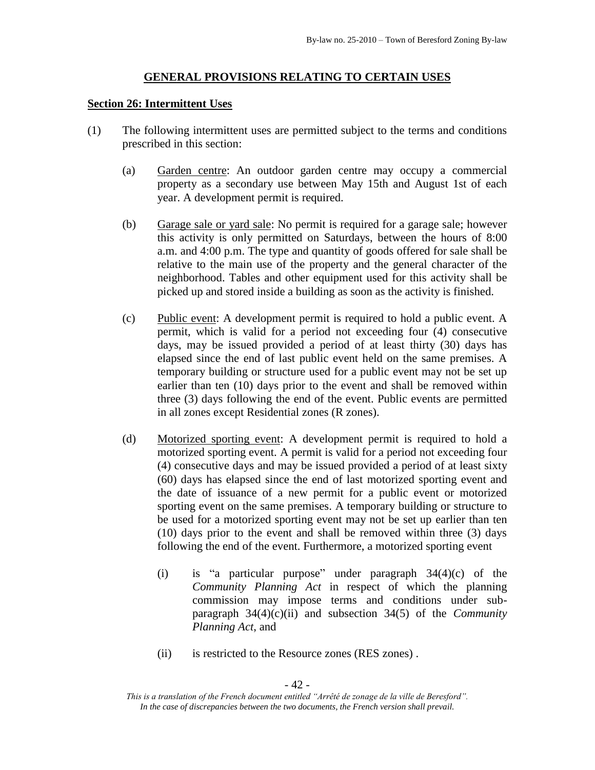## GENERAL PROVISIONS RELATING TO CERTAIN USES

### Section 26: Intermittent Uses

(1) The following intermittent uses are permitted subject to the terms and conditions prescribed in this section:

(a) Garden centre: An outdoor garden centre may occupy a commercial property as a secondary use between May 15th and August 1st of each year. A development permit is required.

(b) Garage sale or yard sale: No permit is required for a garage sale; however this activity is only permitted on Saturdays, between the hours of 8:00 a.m. and 4:00 p.m. The type and quantity of goods offered for sale shall be relative to the main use of the property and the general character of the neighborhood. Tables and other equipment used for this activity shall be picked up and stored inside a building as soon as the activity is finished.

(c) Public event: A development permit is required to hold a public event. A permit, which is valid for a period not exceeding four (4) consecutive days, may be issued provided a period of at least thirty (30) days has elapsed since the end of last public event held on the same premises. A temporary building or structure used for a public event may not be set up earlier than ten (10) days prior to the event and shall be removed within three (3) days following the end of the event. Public events are permitted in all zones except Residential zones (R zones).

(d) Motorized sporting event: A development permit is required to hold a motorized sporting event. A permit is valid for a period not exceeding four (4) consecutive days and may be issued provided a period of at least sixty (60) days has elapsed since the end of last motorized sporting event and the date of issuance of a new permit for a public event or motorized sporting event on the same premises. A temporary building or structure to be used for a motorized sporting event may not be set up earlier than ten (10) days prior to the event and shall be removed within three (3) days following the end of the event. Furthermore, a motorized sporting event

(i) is "a particular purpose" under paragraph 34(4)(c) of the *Community Planning Act* in respect of which the planning commission may impose terms and conditions under sub-paragraph 34(4)(c)(ii) and subsection 34(5) of the *Community Planning Act*, and

(ii) is restricted to the Resource zones (RES zones) .

*This is a translation of the French document entitled "Arrêté de zonage de la ville de Beresford". In the case of discrepancies between the two documents, the French version shall prevail.*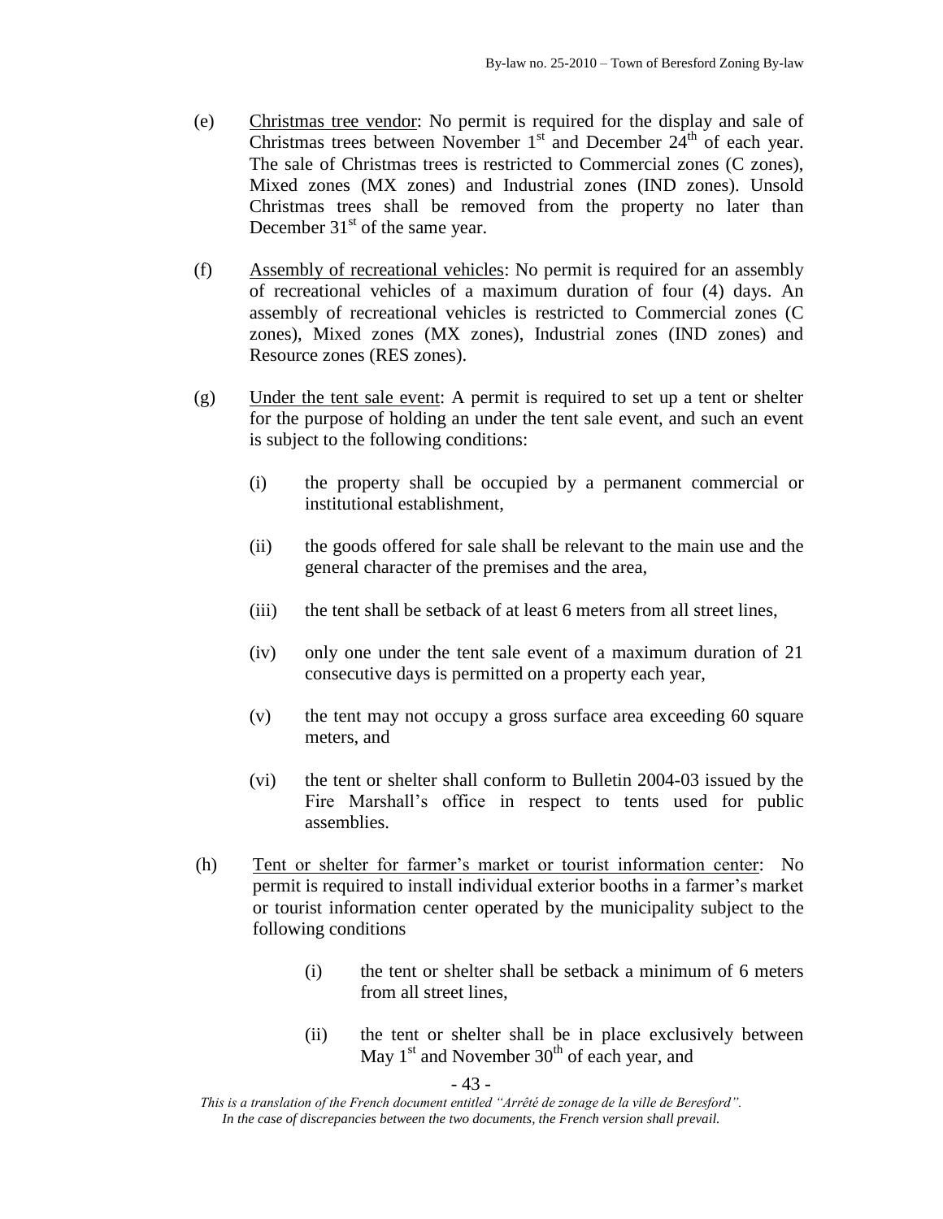(e) Christmas tree vendor: No permit is required for the display and sale of Christmas trees between November 1st and December 24th of each year. The sale of Christmas trees is restricted to Commercial zones (C zones), Mixed zones (MX zones) and Industrial zones (IND zones). Unsold Christmas trees shall be removed from the property no later than December 31st of the same year.

(f) Assembly of recreational vehicles: No permit is required for an assembly of recreational vehicles of a maximum duration of four (4) days. An assembly of recreational vehicles is restricted to Commercial zones (C zones), Mixed zones (MX zones), Industrial zones (IND zones) and Resource zones (RES zones).

(g) Under the tent sale event: A permit is required to set up a tent or shelter for the purpose of holding an under the tent sale event, and such an event is subject to the following conditions:

(i) the property shall be occupied by a permanent commercial or institutional establishment,

(ii) the goods offered for sale shall be relevant to the main use and the general character of the premises and the area,

(iii) the tent shall be setback of at least 6 meters from all street lines,

(iv) only one under the tent sale event of a maximum duration of 21 consecutive days is permitted on a property each year,

(v) the tent may not occupy a gross surface area exceeding 60 square meters, and

(vi) the tent or shelter shall conform to Bulletin 2004-03 issued by the Fire Marshall's office in respect to tents used for public assemblies.

(h) Tent or shelter for farmer's market or tourist information center: No permit is required to install individual exterior booths in a farmer's market or tourist information center operated by the municipality subject to the following conditions

(i) the tent or shelter shall be setback a minimum of 6 meters from all street lines,

(ii) the tent or shelter shall be in place exclusively between May 1st and November 30th of each year, and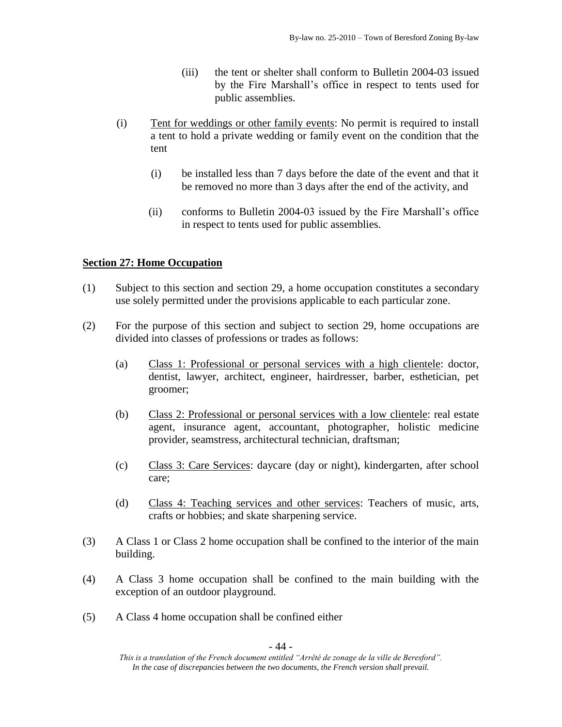(iii) the tent or shelter shall conform to Bulletin 2004-03 issued by the Fire Marshall's office in respect to tents used for public assemblies.

(i) Tent for weddings or other family events: No permit is required to install a tent to hold a private wedding or family event on the condition that the tent

(i) be installed less than 7 days before the date of the event and that it be removed no more than 3 days after the end of the activity, and

(ii) conforms to Bulletin 2004-03 issued by the Fire Marshall's office in respect to tents used for public assemblies.

## Section 27: Home Occupation

(1) Subject to this section and section 29, a home occupation constitutes a secondary use solely permitted under the provisions applicable to each particular zone.

(2) For the purpose of this section and subject to section 29, home occupations are divided into classes of professions or trades as follows:

(a) Class 1: Professional or personal services with a high clientele: doctor, dentist, lawyer, architect, engineer, hairdresser, barber, esthetician, pet groomer;

(b) Class 2: Professional or personal services with a low clientele: real estate agent, insurance agent, accountant, photographer, holistic medicine provider, seamstress, architectural technician, draftsman;

(c) Class 3: Care Services: daycare (day or night), kindergarten, after school care;

(d) Class 4: Teaching services and other services: Teachers of music, arts, crafts or hobbies; and skate sharpening service.

(3) A Class 1 or Class 2 home occupation shall be confined to the interior of the main building.

(4) A Class 3 home occupation shall be confined to the main building with the exception of an outdoor playground.

(5) A Class 4 home occupation shall be confined either

*This is a translation of the French document entitled "Arrêté de zonage de la ville de Beresford". In the case of discrepancies between the two documents, the French version shall prevail.*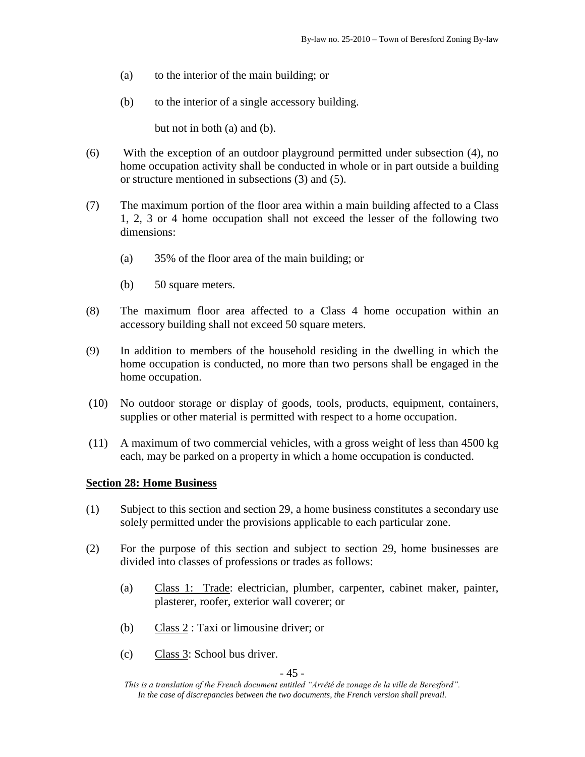(a) to the interior of the main building; or

(b) to the interior of a single accessory building.

but not in both (a) and (b).

(6) With the exception of an outdoor playground permitted under subsection (4), no home occupation activity shall be conducted in whole or in part outside a building or structure mentioned in subsections (3) and (5).

(7) The maximum portion of the floor area within a main building affected to a Class 1, 2, 3 or 4 home occupation shall not exceed the lesser of the following two dimensions:

(a) 35% of the floor area of the main building; or

(b) 50 square meters.

(8) The maximum floor area affected to a Class 4 home occupation within an accessory building shall not exceed 50 square meters.

(9) In addition to members of the household residing in the dwelling in which the home occupation is conducted, no more than two persons shall be engaged in the home occupation.

(10) No outdoor storage or display of goods, tools, products, equipment, containers, supplies or other material is permitted with respect to a home occupation.

(11) A maximum of two commercial vehicles, with a gross weight of less than 4500 kg each, may be parked on a property in which a home occupation is conducted.

**Section 28: Home Business**

(1) Subject to this section and section 29, a home business constitutes a secondary use solely permitted under the provisions applicable to each particular zone.

(2) For the purpose of this section and subject to section 29, home businesses are divided into classes of professions or trades as follows:

(a) Class 1: Trade: electrician, plumber, carpenter, cabinet maker, painter, plasterer, roofer, exterior wall coverer; or

(b) Class 2 : Taxi or limousine driver; or

(c) Class 3: School bus driver.

*This is a translation of the French document entitled "Arrêté de zonage de la ville de Beresford". In the case of discrepancies between the two documents, the French version shall prevail.*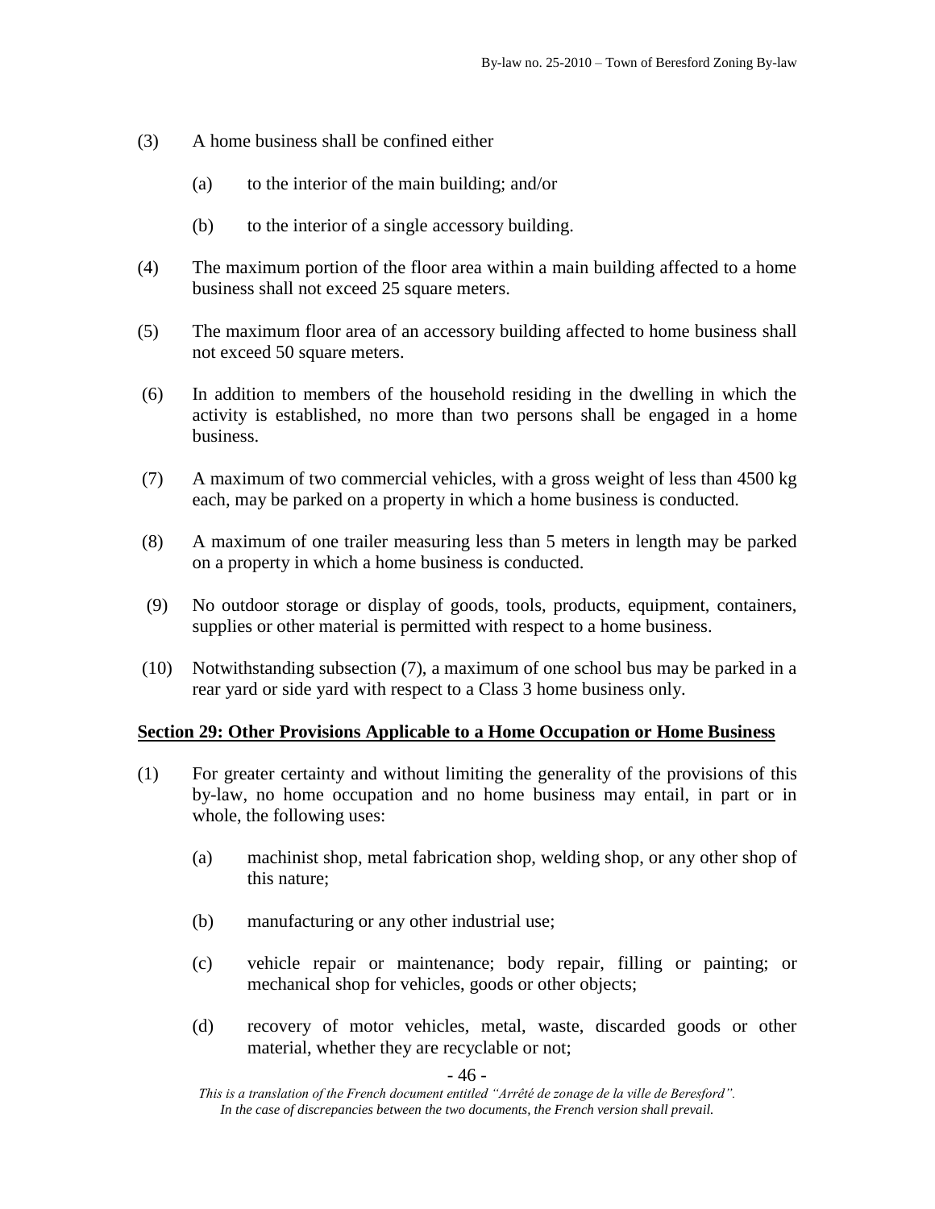(3) A home business shall be confined either

(a) to the interior of the main building; and/or

(b) to the interior of a single accessory building.

(4) The maximum portion of the floor area within a main building affected to a home business shall not exceed 25 square meters.

(5) The maximum floor area of an accessory building affected to home business shall not exceed 50 square meters.

(6) In addition to members of the household residing in the dwelling in which the activity is established, no more than two persons shall be engaged in a home business.

(7) A maximum of two commercial vehicles, with a gross weight of less than 4500 kg each, may be parked on a property in which a home business is conducted.

(8) A maximum of one trailer measuring less than 5 meters in length may be parked on a property in which a home business is conducted.

(9) No outdoor storage or display of goods, tools, products, equipment, containers, supplies or other material is permitted with respect to a home business.

(10) Notwithstanding subsection (7), a maximum of one school bus may be parked in a rear yard or side yard with respect to a Class 3 home business only.

## Section 29: Other Provisions Applicable to a Home Occupation or Home Business

(1) For greater certainty and without limiting the generality of the provisions of this by-law, no home occupation and no home business may entail, in part or in whole, the following uses:

(a) machinist shop, metal fabrication shop, welding shop, or any other shop of this nature;

(b) manufacturing or any other industrial use;

(c) vehicle repair or maintenance; body repair, filling or painting; or mechanical shop for vehicles, goods or other objects;

(d) recovery of motor vehicles, metal, waste, discarded goods or other material, whether they are recyclable or not;

*This is a translation of the French document entitled "Arrêté de zonage de la ville de Beresford". In the case of discrepancies between the two documents, the French version shall prevail.*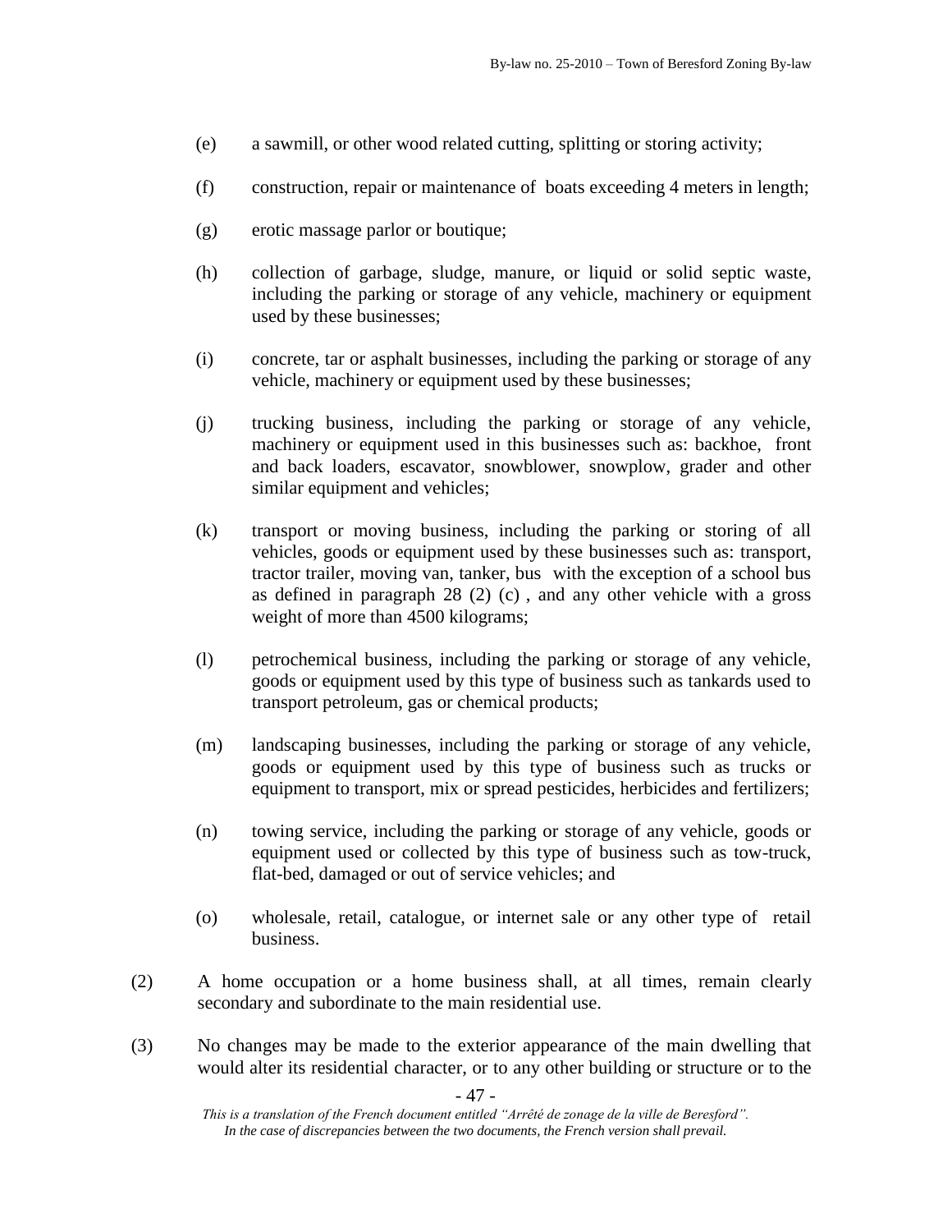(e) a sawmill, or other wood related cutting, splitting or storing activity;

(f) construction, repair or maintenance of boats exceeding 4 meters in length;

(g) erotic massage parlor or boutique;

(h) collection of garbage, sludge, manure, or liquid or solid septic waste, including the parking or storage of any vehicle, machinery or equipment used by these businesses;

(i) concrete, tar or asphalt businesses, including the parking or storage of any vehicle, machinery or equipment used by these businesses;

(j) trucking business, including the parking or storage of any vehicle, machinery or equipment used in this businesses such as: backhoe, front and back loaders, escavator, snowblower, snowplow, grader and other similar equipment and vehicles;

(k) transport or moving business, including the parking or storing of all vehicles, goods or equipment used by these businesses such as: transport, tractor trailer, moving van, tanker, bus with the exception of a school bus as defined in paragraph 28 (2) (c) , and any other vehicle with a gross weight of more than 4500 kilograms;

(l) petrochemical business, including the parking or storage of any vehicle, goods or equipment used by this type of business such as tankards used to transport petroleum, gas or chemical products;

(m) landscaping businesses, including the parking or storage of any vehicle, goods or equipment used by this type of business such as trucks or equipment to transport, mix or spread pesticides, herbicides and fertilizers;

(n) towing service, including the parking or storage of any vehicle, goods or equipment used or collected by this type of business such as tow-truck, flat-bed, damaged or out of service vehicles; and

(o) wholesale, retail, catalogue, or internet sale or any other type of retail business.

(2) A home occupation or a home business shall, at all times, remain clearly secondary and subordinate to the main residential use.

(3) No changes may be made to the exterior appearance of the main dwelling that would alter its residential character, or to any other building or structure or to the

*This is a translation of the French document entitled "Arrêté de zonage de la ville de Beresford". In the case of discrepancies between the two documents, the French version shall prevail.*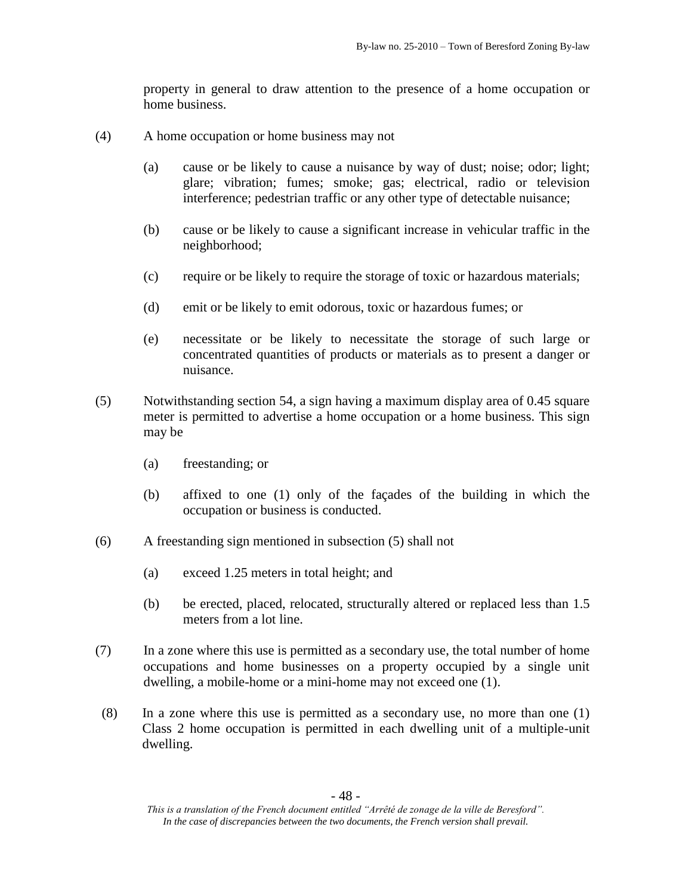property in general to draw attention to the presence of a home occupation or home business.

(4) A home occupation or home business may not

(a) cause or be likely to cause a nuisance by way of dust; noise; odor; light; glare; vibration; fumes; smoke; gas; electrical, radio or television interference; pedestrian traffic or any other type of detectable nuisance;

(b) cause or be likely to cause a significant increase in vehicular traffic in the neighborhood;

(c) require or be likely to require the storage of toxic or hazardous materials;

(d) emit or be likely to emit odorous, toxic or hazardous fumes; or

(e) necessitate or be likely to necessitate the storage of such large or concentrated quantities of products or materials as to present a danger or nuisance.

(5) Notwithstanding section 54, a sign having a maximum display area of 0.45 square meter is permitted to advertise a home occupation or a home business. This sign may be

(a) freestanding; or

(b) affixed to one (1) only of the façades of the building in which the occupation or business is conducted.

(6) A freestanding sign mentioned in subsection (5) shall not

(a) exceed 1.25 meters in total height; and

(b) be erected, placed, relocated, structurally altered or replaced less than 1.5 meters from a lot line.

(7) In a zone where this use is permitted as a secondary use, the total number of home occupations and home businesses on a property occupied by a single unit dwelling, a mobile-home or a mini-home may not exceed one (1).

(8) In a zone where this use is permitted as a secondary use, no more than one (1) Class 2 home occupation is permitted in each dwelling unit of a multiple-unit dwelling.

*This is a translation of the French document entitled "Arrêté de zonage de la ville de Beresford". In the case of discrepancies between the two documents, the French version shall prevail.*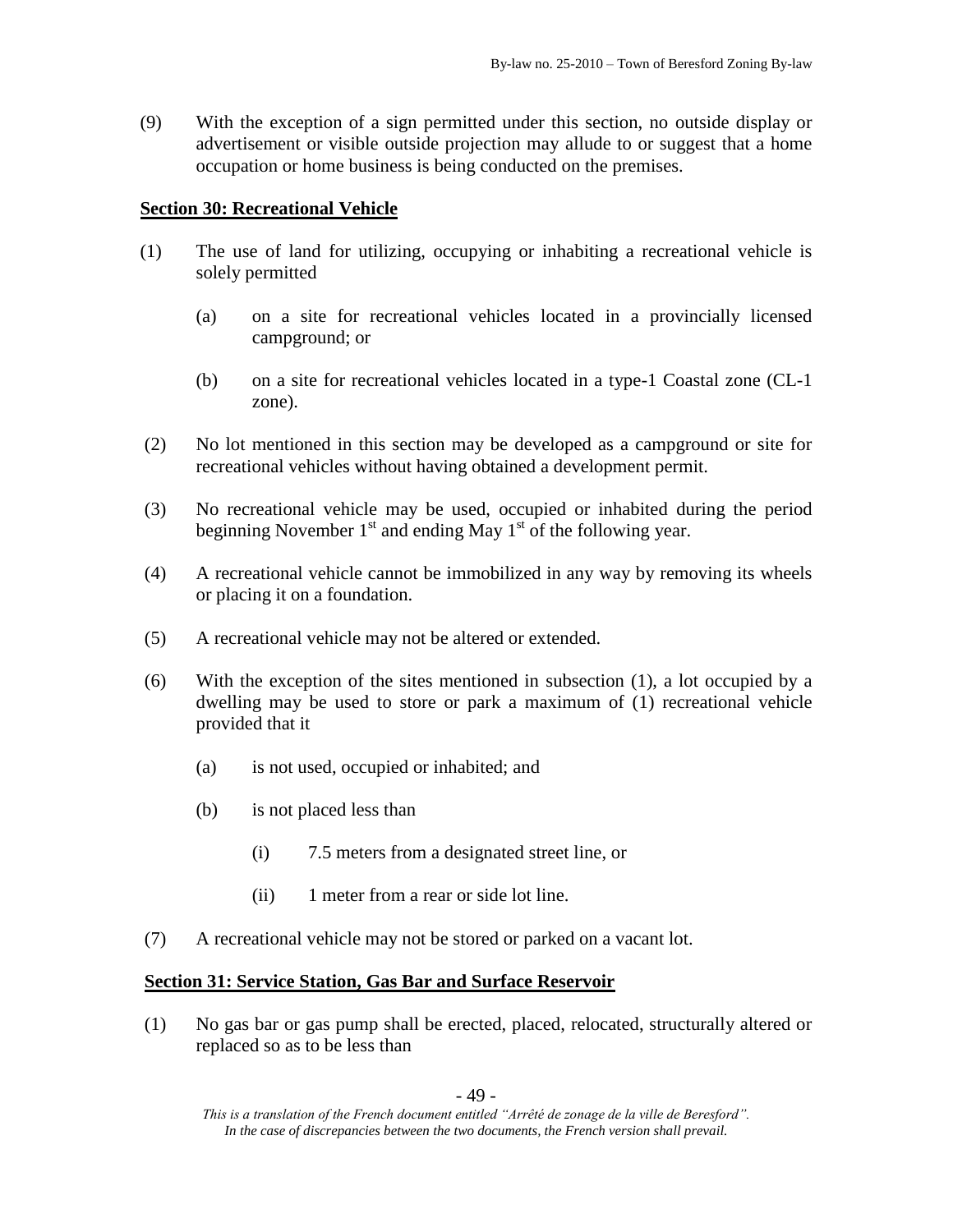(9) With the exception of a sign permitted under this section, no outside display or advertisement or visible outside projection may allude to or suggest that a home occupation or home business is being conducted on the premises.

## Section 30: Recreational Vehicle

(1) The use of land for utilizing, occupying or inhabiting a recreational vehicle is solely permitted

   (a) on a site for recreational vehicles located in a provincially licensed campground; or

   (b) on a site for recreational vehicles located in a type-1 Coastal zone (CL-1 zone).

(2) No lot mentioned in this section may be developed as a campground or site for recreational vehicles without having obtained a development permit.

(3) No recreational vehicle may be used, occupied or inhabited during the period beginning November 1st and ending May 1st of the following year.

(4) A recreational vehicle cannot be immobilized in any way by removing its wheels or placing it on a foundation.

(5) A recreational vehicle may not be altered or extended.

(6) With the exception of the sites mentioned in subsection (1), a lot occupied by a dwelling may be used to store or park a maximum of (1) recreational vehicle provided that it

   (a) is not used, occupied or inhabited; and

   (b) is not placed less than

      (i) 7.5 meters from a designated street line, or

      (ii) 1 meter from a rear or side lot line.

(7) A recreational vehicle may not be stored or parked on a vacant lot.

## Section 31: Service Station, Gas Bar and Surface Reservoir

(1) No gas bar or gas pump shall be erected, placed, relocated, structurally altered or replaced so as to be less than

*This is a translation of the French document entitled "Arrêté de zonage de la ville de Beresford". In the case of discrepancies between the two documents, the French version shall prevail.*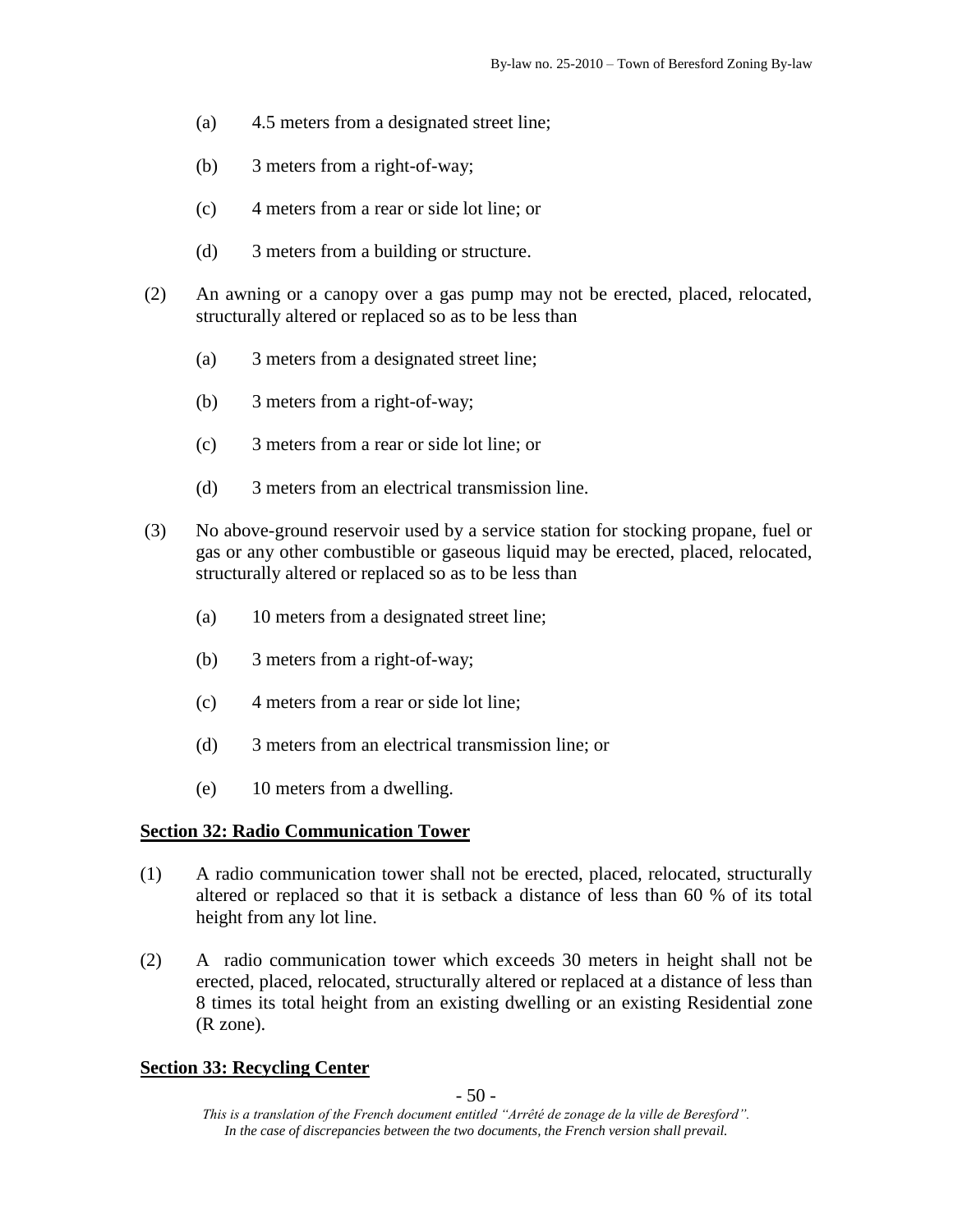(a) 4.5 meters from a designated street line;

(b) 3 meters from a right-of-way;

(c) 4 meters from a rear or side lot line; or

(d) 3 meters from a building or structure.

(2) An awning or a canopy over a gas pump may not be erected, placed, relocated, structurally altered or replaced so as to be less than

(a) 3 meters from a designated street line;

(b) 3 meters from a right-of-way;

(c) 3 meters from a rear or side lot line; or

(d) 3 meters from an electrical transmission line.

(3) No above-ground reservoir used by a service station for stocking propane, fuel or gas or any other combustible or gaseous liquid may be erected, placed, relocated, structurally altered or replaced so as to be less than

(a) 10 meters from a designated street line;

(b) 3 meters from a right-of-way;

(c) 4 meters from a rear or side lot line;

(d) 3 meters from an electrical transmission line; or

(e) 10 meters from a dwelling.

## Section 32: Radio Communication Tower

(1) A radio communication tower shall not be erected, placed, relocated, structurally altered or replaced so that it is setback a distance of less than 60 % of its total height from any lot line.

(2) A radio communication tower which exceeds 30 meters in height shall not be erected, placed, relocated, structurally altered or replaced at a distance of less than 8 times its total height from an existing dwelling or an existing Residential zone (R zone).

## Section 33: Recycling Center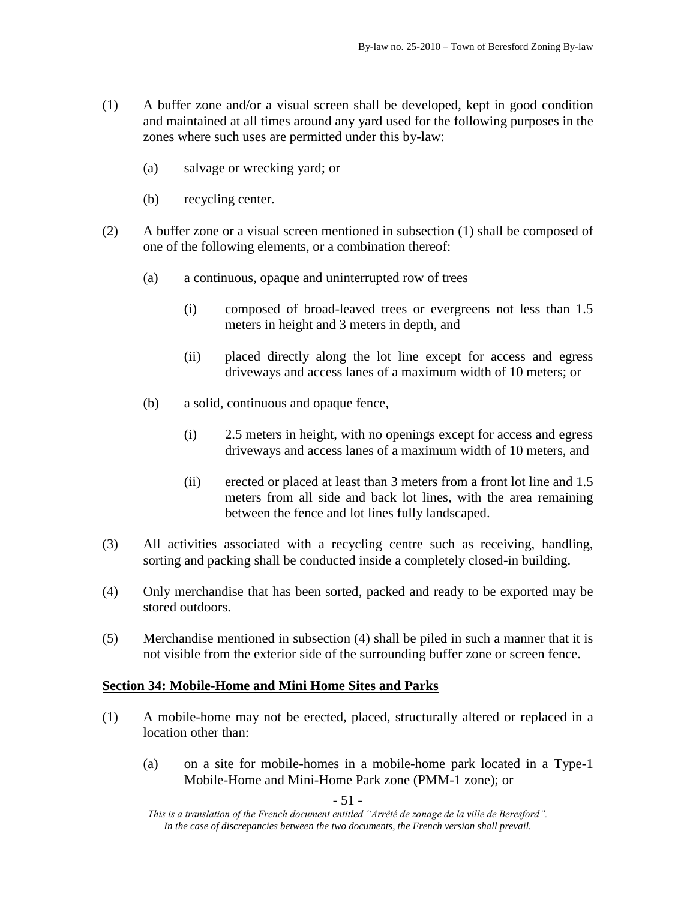(1) A buffer zone and/or a visual screen shall be developed, kept in good condition and maintained at all times around any yard used for the following purposes in the zones where such uses are permitted under this by-law:

  (a) salvage or wrecking yard; or

  (b) recycling center.

(2) A buffer zone or a visual screen mentioned in subsection (1) shall be composed of one of the following elements, or a combination thereof:

  (a) a continuous, opaque and uninterrupted row of trees

    (i) composed of broad-leaved trees or evergreens not less than 1.5 meters in height and 3 meters in depth, and

    (ii) placed directly along the lot line except for access and egress driveways and access lanes of a maximum width of 10 meters; or

  (b) a solid, continuous and opaque fence,

    (i) 2.5 meters in height, with no openings except for access and egress driveways and access lanes of a maximum width of 10 meters, and

    (ii) erected or placed at least than 3 meters from a front lot line and 1.5 meters from all side and back lot lines, with the area remaining between the fence and lot lines fully landscaped.

(3) All activities associated with a recycling centre such as receiving, handling, sorting and packing shall be conducted inside a completely closed-in building.

(4) Only merchandise that has been sorted, packed and ready to be exported may be stored outdoors.

(5) Merchandise mentioned in subsection (4) shall be piled in such a manner that it is not visible from the exterior side of the surrounding buffer zone or screen fence.

**Section 34: Mobile-Home and Mini Home Sites and Parks**

(1) A mobile-home may not be erected, placed, structurally altered or replaced in a location other than:

  (a) on a site for mobile-homes in a mobile-home park located in a Type-1 Mobile-Home and Mini-Home Park zone (PMM-1 zone); or

*This is a translation of the French document entitled "Arrêté de zonage de la ville de Beresford". In the case of discrepancies between the two documents, the French version shall prevail.*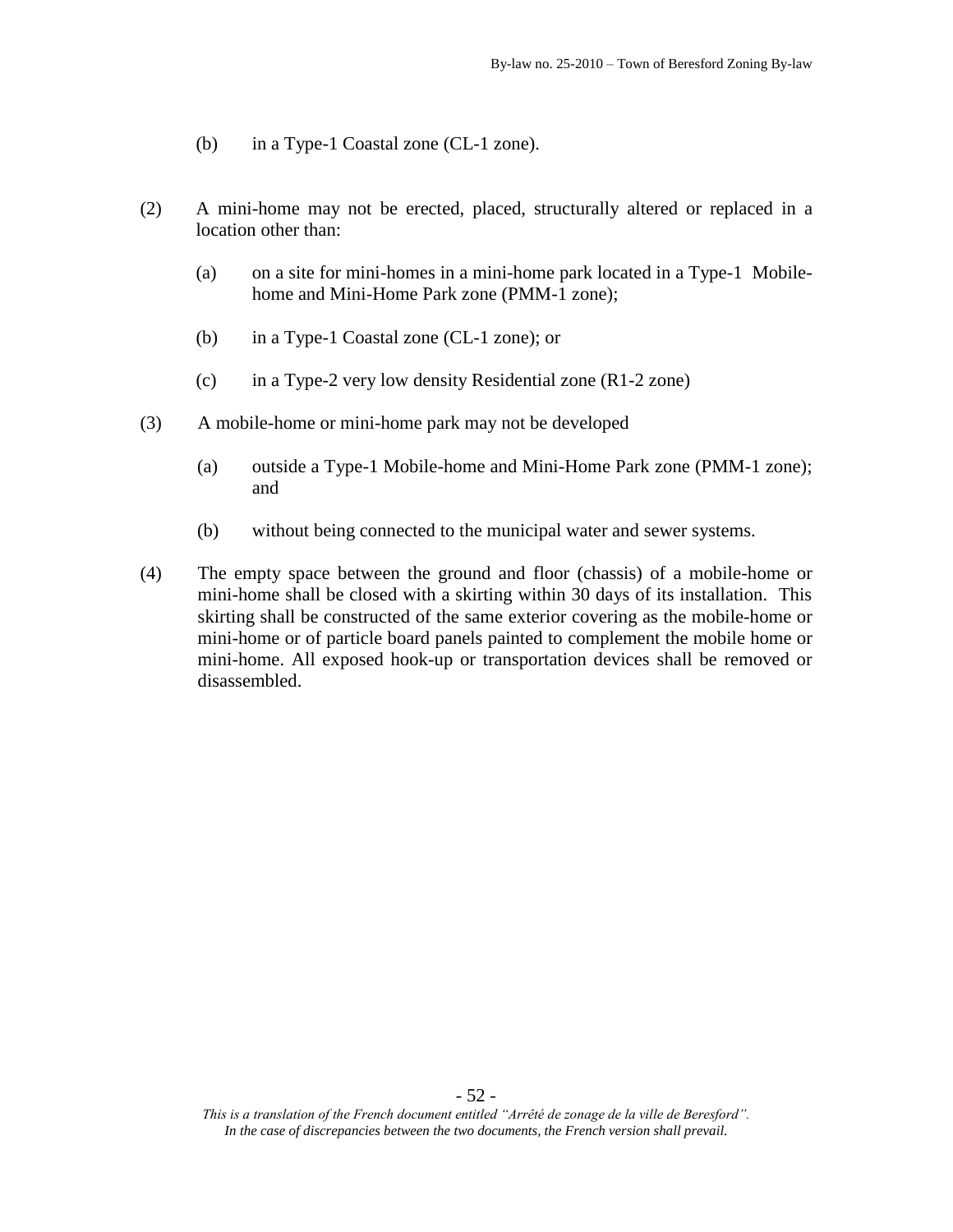(b) in a Type-1 Coastal zone (CL-1 zone).

(2) A mini-home may not be erected, placed, structurally altered or replaced in a location other than:

  (a) on a site for mini-homes in a mini-home park located in a Type-1 Mobile-home and Mini-Home Park zone (PMM-1 zone);

  (b) in a Type-1 Coastal zone (CL-1 zone); or

  (c) in a Type-2 very low density Residential zone (R1-2 zone)

(3) A mobile-home or mini-home park may not be developed

  (a) outside a Type-1 Mobile-home and Mini-Home Park zone (PMM-1 zone); and

  (b) without being connected to the municipal water and sewer systems.

(4) The empty space between the ground and floor (chassis) of a mobile-home or mini-home shall be closed with a skirting within 30 days of its installation. This skirting shall be constructed of the same exterior covering as the mobile-home or mini-home or of particle board panels painted to complement the mobile home or mini-home. All exposed hook-up or transportation devices shall be removed or disassembled.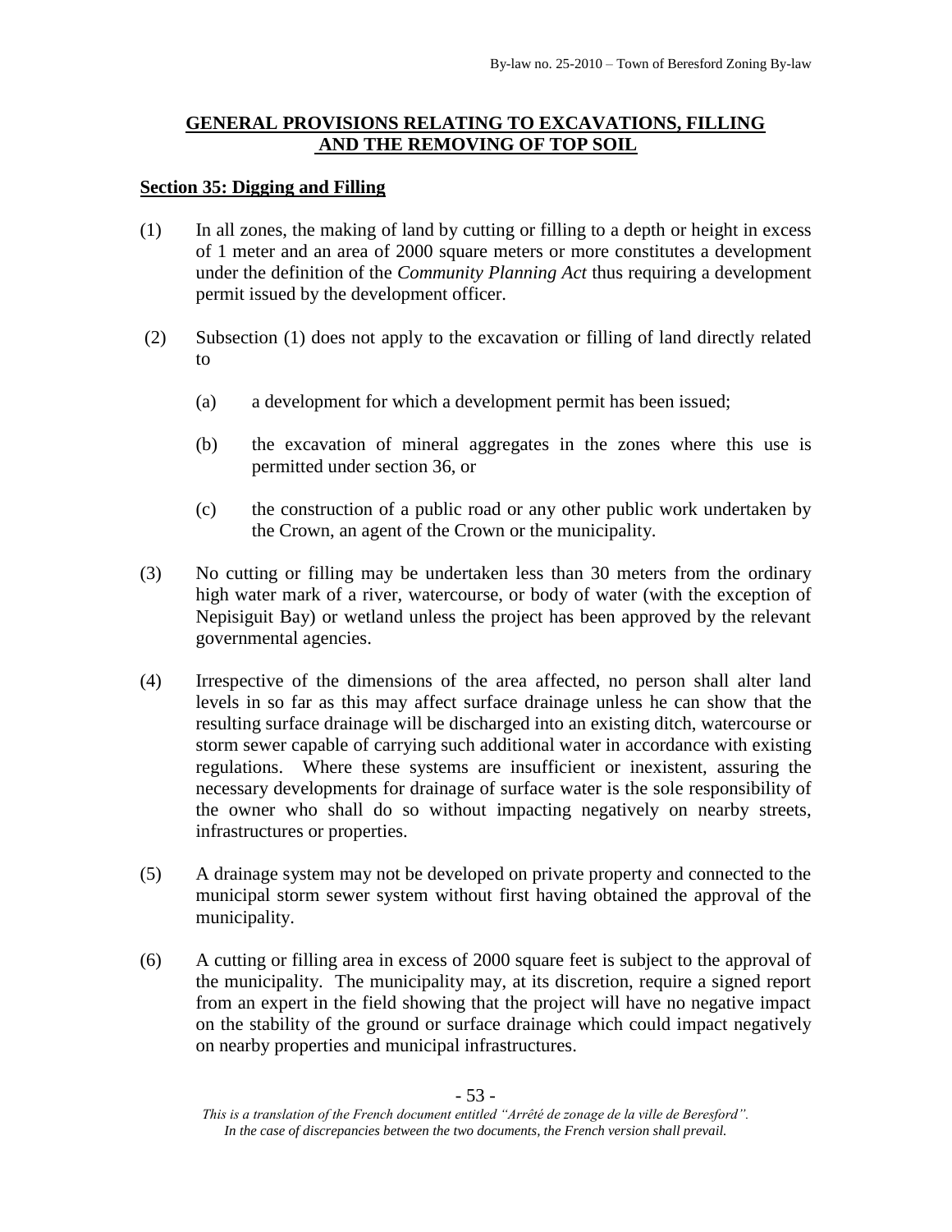## GENERAL PROVISIONS RELATING TO EXCAVATIONS, FILLING AND THE REMOVING OF TOP SOIL

### Section 35: Digging and Filling

(1) In all zones, the making of land by cutting or filling to a depth or height in excess of 1 meter and an area of 2000 square meters or more constitutes a development under the definition of the *Community Planning Act* thus requiring a development permit issued by the development officer.

(2) Subsection (1) does not apply to the excavation or filling of land directly related to

(a) a development for which a development permit has been issued;

(b) the excavation of mineral aggregates in the zones where this use is permitted under section 36, or

(c) the construction of a public road or any other public work undertaken by the Crown, an agent of the Crown or the municipality.

(3) No cutting or filling may be undertaken less than 30 meters from the ordinary high water mark of a river, watercourse, or body of water (with the exception of Nepisiguit Bay) or wetland unless the project has been approved by the relevant governmental agencies.

(4) Irrespective of the dimensions of the area affected, no person shall alter land levels in so far as this may affect surface drainage unless he can show that the resulting surface drainage will be discharged into an existing ditch, watercourse or storm sewer capable of carrying such additional water in accordance with existing regulations. Where these systems are insufficient or inexistent, assuring the necessary developments for drainage of surface water is the sole responsibility of the owner who shall do so without impacting negatively on nearby streets, infrastructures or properties.

(5) A drainage system may not be developed on private property and connected to the municipal storm sewer system without first having obtained the approval of the municipality.

(6) A cutting or filling area in excess of 2000 square feet is subject to the approval of the municipality. The municipality may, at its discretion, require a signed report from an expert in the field showing that the project will have no negative impact on the stability of the ground or surface drainage which could impact negatively on nearby properties and municipal infrastructures.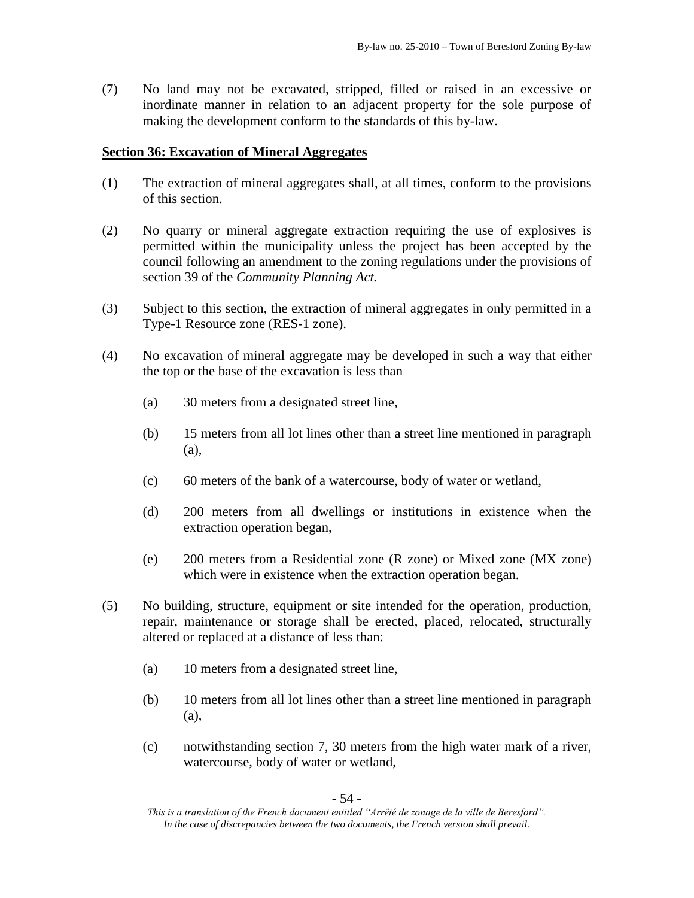(7) No land may not be excavated, stripped, filled or raised in an excessive or inordinate manner in relation to an adjacent property for the sole purpose of making the development conform to the standards of this by-law.

## **Section 36: Excavation of Mineral Aggregates**

(1) The extraction of mineral aggregates shall, at all times, conform to the provisions of this section.

(2) No quarry or mineral aggregate extraction requiring the use of explosives is permitted within the municipality unless the project has been accepted by the council following an amendment to the zoning regulations under the provisions of section 39 of the *Community Planning Act.*

(3) Subject to this section, the extraction of mineral aggregates in only permitted in a Type-1 Resource zone (RES-1 zone).

(4) No excavation of mineral aggregate may be developed in such a way that either the top or the base of the excavation is less than

   (a) 30 meters from a designated street line,

   (b) 15 meters from all lot lines other than a street line mentioned in paragraph (a),

   (c) 60 meters of the bank of a watercourse, body of water or wetland,

   (d) 200 meters from all dwellings or institutions in existence when the extraction operation began,

   (e) 200 meters from a Residential zone (R zone) or Mixed zone (MX zone) which were in existence when the extraction operation began.

(5) No building, structure, equipment or site intended for the operation, production, repair, maintenance or storage shall be erected, placed, relocated, structurally altered or replaced at a distance of less than:

   (a) 10 meters from a designated street line,

   (b) 10 meters from all lot lines other than a street line mentioned in paragraph (a),

   (c) notwithstanding section 7, 30 meters from the high water mark of a river, watercourse, body of water or wetland,

*This is a translation of the French document entitled "Arrêté de zonage de la ville de Beresford". In the case of discrepancies between the two documents, the French version shall prevail.*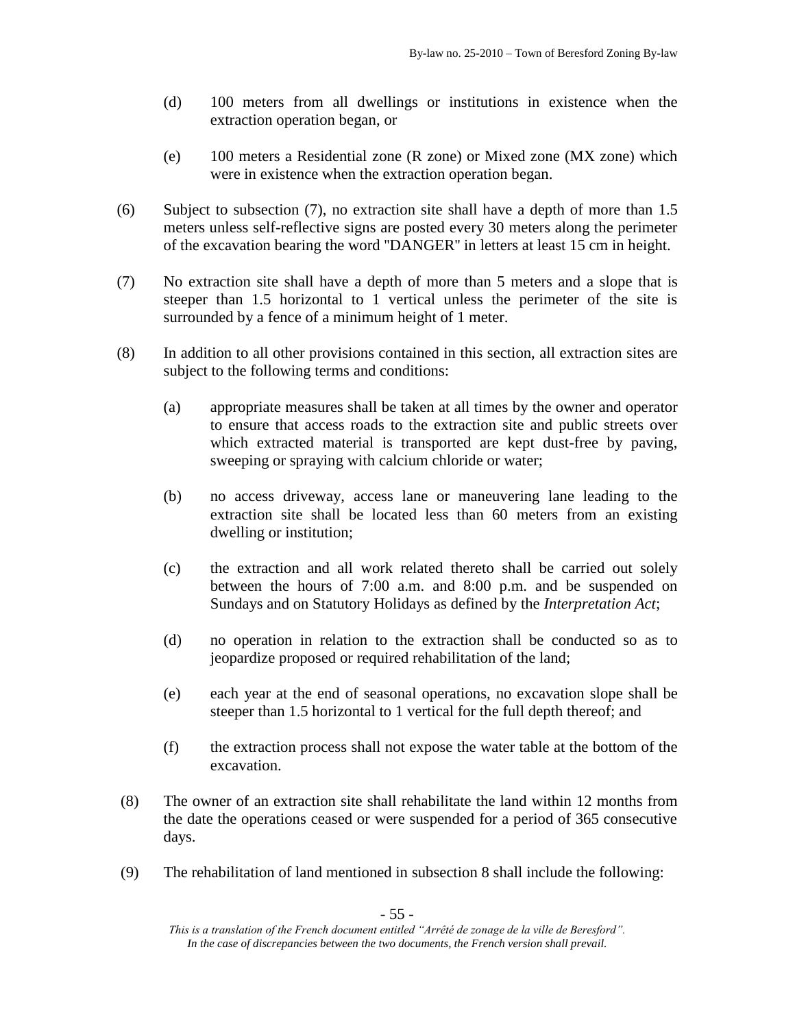(d) 100 meters from all dwellings or institutions in existence when the extraction operation began, or

(e) 100 meters a Residential zone (R zone) or Mixed zone (MX zone) which were in existence when the extraction operation began.

(6) Subject to subsection (7), no extraction site shall have a depth of more than 1.5 meters unless self-reflective signs are posted every 30 meters along the perimeter of the excavation bearing the word "DANGER" in letters at least 15 cm in height.

(7) No extraction site shall have a depth of more than 5 meters and a slope that is steeper than 1.5 horizontal to 1 vertical unless the perimeter of the site is surrounded by a fence of a minimum height of 1 meter.

(8) In addition to all other provisions contained in this section, all extraction sites are subject to the following terms and conditions:

(a) appropriate measures shall be taken at all times by the owner and operator to ensure that access roads to the extraction site and public streets over which extracted material is transported are kept dust-free by paving, sweeping or spraying with calcium chloride or water;

(b) no access driveway, access lane or maneuvering lane leading to the extraction site shall be located less than 60 meters from an existing dwelling or institution;

(c) the extraction and all work related thereto shall be carried out solely between the hours of 7:00 a.m. and 8:00 p.m. and be suspended on Sundays and on Statutory Holidays as defined by the *Interpretation Act*;

(d) no operation in relation to the extraction shall be conducted so as to jeopardize proposed or required rehabilitation of the land;

(e) each year at the end of seasonal operations, no excavation slope shall be steeper than 1.5 horizontal to 1 vertical for the full depth thereof; and

(f) the extraction process shall not expose the water table at the bottom of the excavation.

(8) The owner of an extraction site shall rehabilitate the land within 12 months from the date the operations ceased or were suspended for a period of 365 consecutive days.

(9) The rehabilitation of land mentioned in subsection 8 shall include the following:

*This is a translation of the French document entitled "Arrêté de zonage de la ville de Beresford". In the case of discrepancies between the two documents, the French version shall prevail.*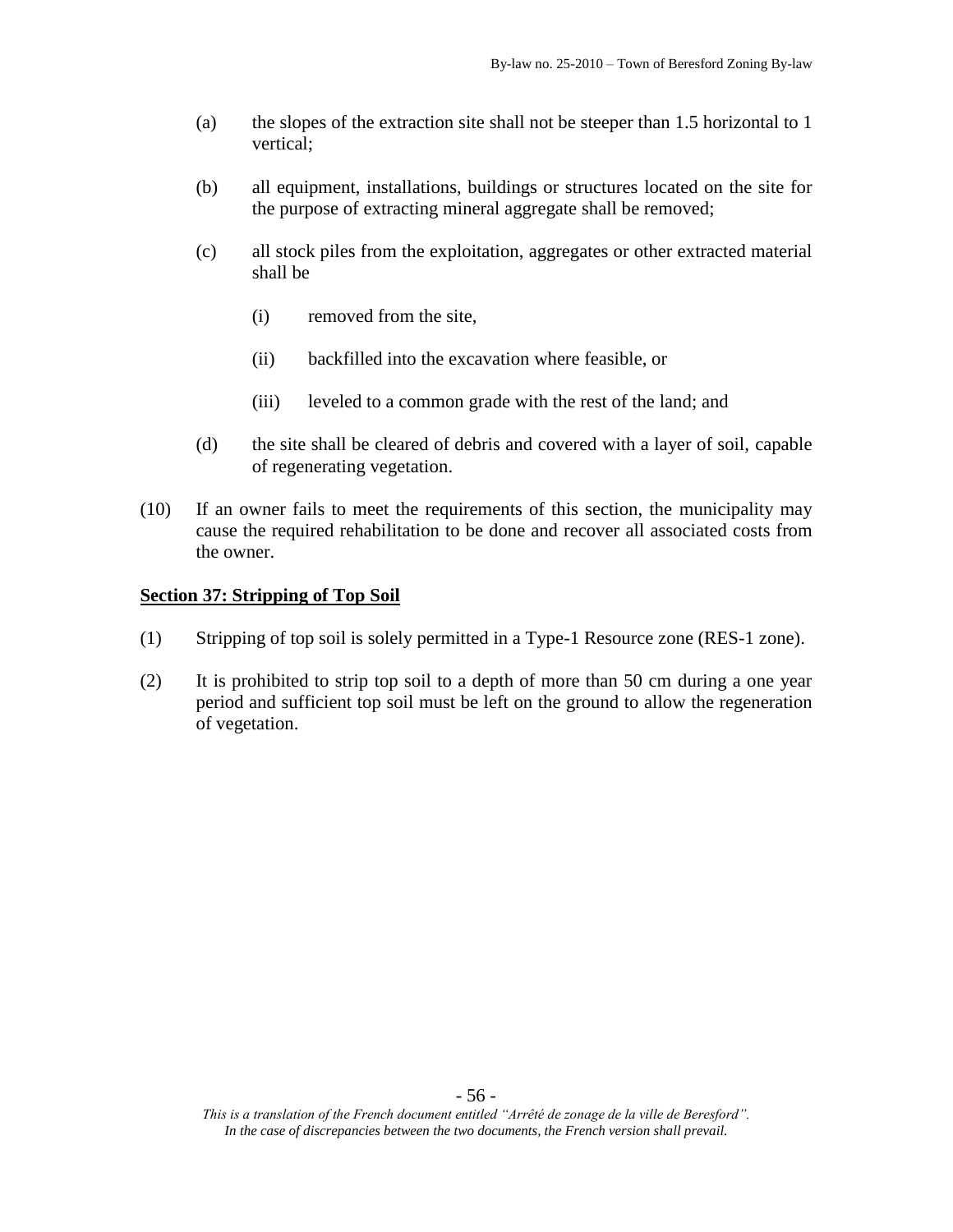(a) the slopes of the extraction site shall not be steeper than 1.5 horizontal to 1 vertical;

(b) all equipment, installations, buildings or structures located on the site for the purpose of extracting mineral aggregate shall be removed;

(c) all stock piles from the exploitation, aggregates or other extracted material shall be

(i) removed from the site,

(ii) backfilled into the excavation where feasible, or

(iii) leveled to a common grade with the rest of the land; and

(d) the site shall be cleared of debris and covered with a layer of soil, capable of regenerating vegetation.

(10) If an owner fails to meet the requirements of this section, the municipality may cause the required rehabilitation to be done and recover all associated costs from the owner.

## Section 37: Stripping of Top Soil

(1) Stripping of top soil is solely permitted in a Type-1 Resource zone (RES-1 zone).

(2) It is prohibited to strip top soil to a depth of more than 50 cm during a one year period and sufficient top soil must be left on the ground to allow the regeneration of vegetation.

*This is a translation of the French document entitled "Arrêté de zonage de la ville de Beresford". In the case of discrepancies between the two documents, the French version shall prevail.*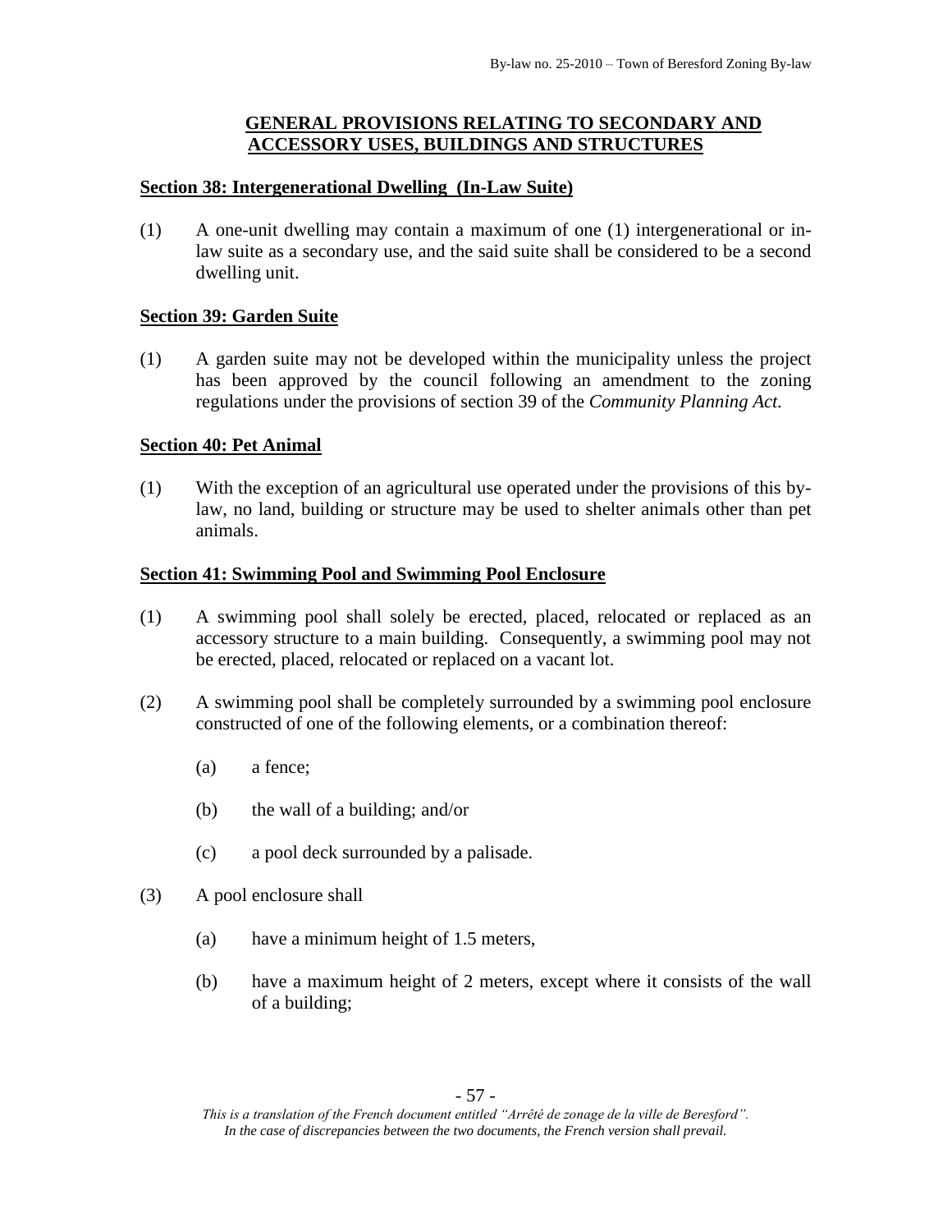## GENERAL PROVISIONS RELATING TO SECONDARY AND ACCESSORY USES, BUILDINGS AND STRUCTURES

### Section 38: Intergenerational Dwelling (In-Law Suite)

(1) A one-unit dwelling may contain a maximum of one (1) intergenerational or in-law suite as a secondary use, and the said suite shall be considered to be a second dwelling unit.

### Section 39: Garden Suite

(1) A garden suite may not be developed within the municipality unless the project has been approved by the council following an amendment to the zoning regulations under the provisions of section 39 of the *Community Planning Act*.

### Section 40: Pet Animal

(1) With the exception of an agricultural use operated under the provisions of this by-law, no land, building or structure may be used to shelter animals other than pet animals.

### Section 41: Swimming Pool and Swimming Pool Enclosure

(1) A swimming pool shall solely be erected, placed, relocated or replaced as an accessory structure to a main building. Consequently, a swimming pool may not be erected, placed, relocated or replaced on a vacant lot.

(2) A swimming pool shall be completely surrounded by a swimming pool enclosure constructed of one of the following elements, or a combination thereof:

- (a) a fence;
- (b) the wall of a building; and/or
- (c) a pool deck surrounded by a palisade.

(3) A pool enclosure shall

- (a) have a minimum height of 1.5 meters,
- (b) have a maximum height of 2 meters, except where it consists of the wall of a building;

*This is a translation of the French document entitled "Arrêté de zonage de la ville de Beresford". In the case of discrepancies between the two documents, the French version shall prevail.*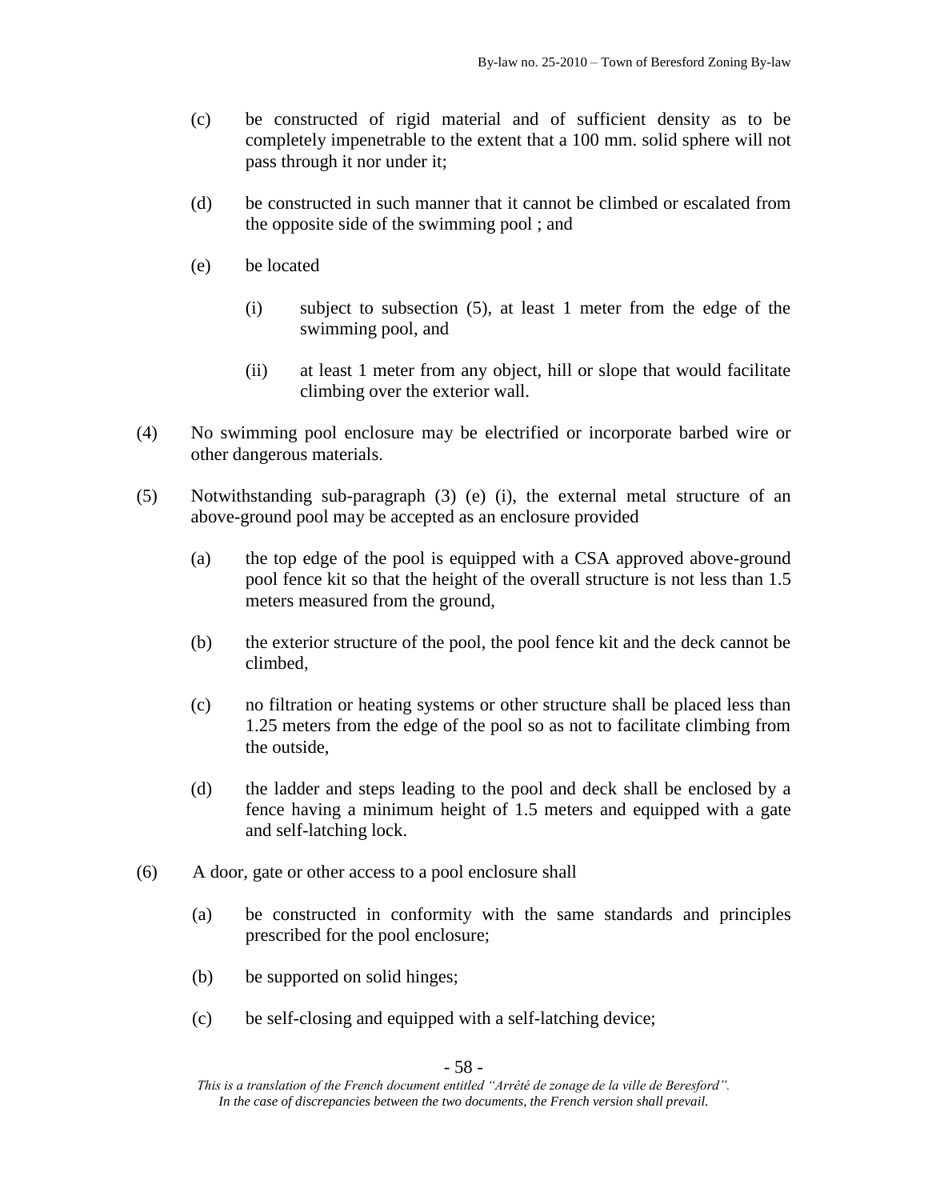(c) be constructed of rigid material and of sufficient density as to be completely impenetrable to the extent that a 100 mm. solid sphere will not pass through it nor under it;

(d) be constructed in such manner that it cannot be climbed or escalated from the opposite side of the swimming pool ; and

(e) be located

  (i) subject to subsection (5), at least 1 meter from the edge of the swimming pool, and

  (ii) at least 1 meter from any object, hill or slope that would facilitate climbing over the exterior wall.

(4) No swimming pool enclosure may be electrified or incorporate barbed wire or other dangerous materials.

(5) Notwithstanding sub-paragraph (3) (e) (i), the external metal structure of an above-ground pool may be accepted as an enclosure provided

  (a) the top edge of the pool is equipped with a CSA approved above-ground pool fence kit so that the height of the overall structure is not less than 1.5 meters measured from the ground,

  (b) the exterior structure of the pool, the pool fence kit and the deck cannot be climbed,

  (c) no filtration or heating systems or other structure shall be placed less than 1.25 meters from the edge of the pool so as not to facilitate climbing from the outside,

  (d) the ladder and steps leading to the pool and deck shall be enclosed by a fence having a minimum height of 1.5 meters and equipped with a gate and self-latching lock.

(6) A door, gate or other access to a pool enclosure shall

  (a) be constructed in conformity with the same standards and principles prescribed for the pool enclosure;

  (b) be supported on solid hinges;

  (c) be self-closing and equipped with a self-latching device;

*This is a translation of the French document entitled "Arrêté de zonage de la ville de Beresford". In the case of discrepancies between the two documents, the French version shall prevail.*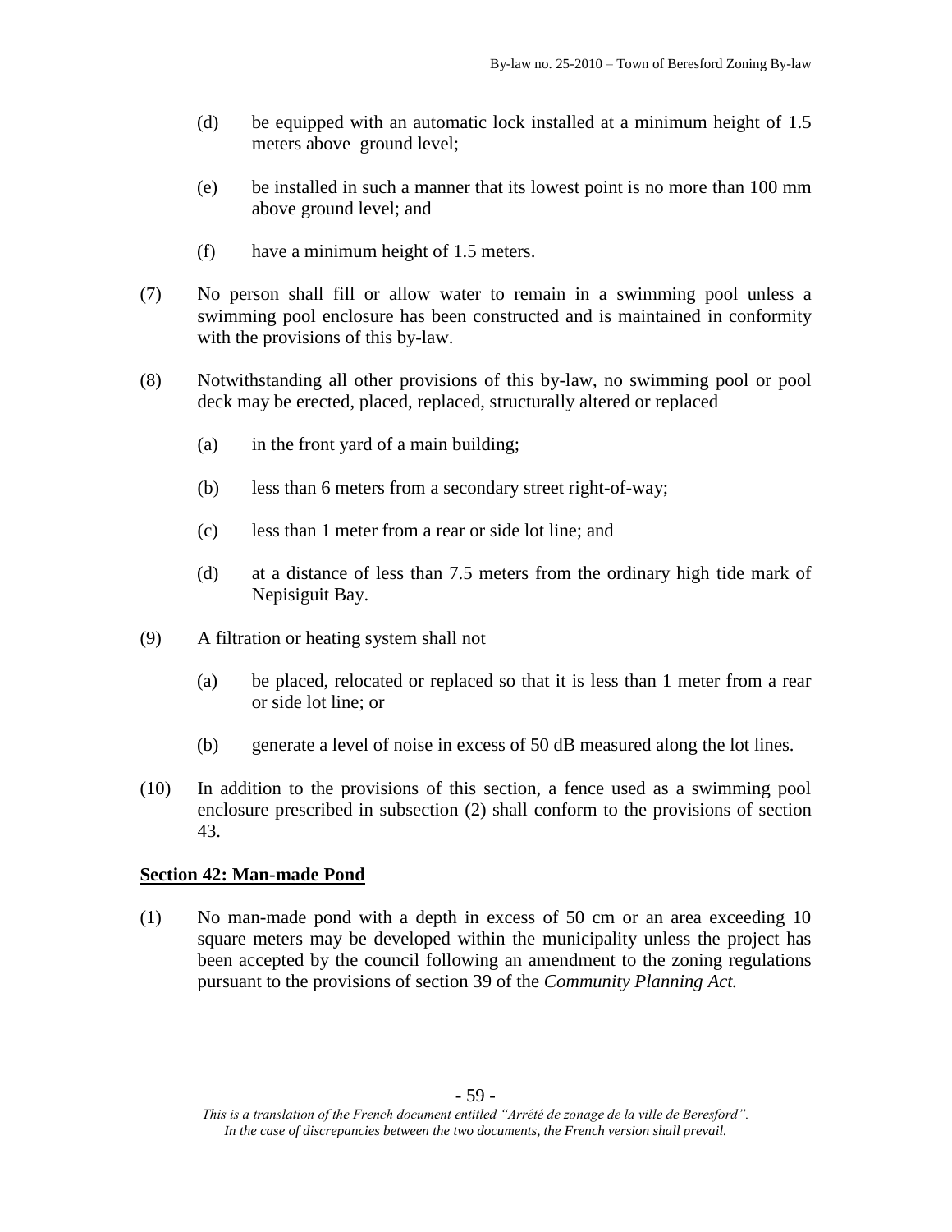(d) be equipped with an automatic lock installed at a minimum height of 1.5 meters above ground level;

(e) be installed in such a manner that its lowest point is no more than 100 mm above ground level; and

(f) have a minimum height of 1.5 meters.

(7) No person shall fill or allow water to remain in a swimming pool unless a swimming pool enclosure has been constructed and is maintained in conformity with the provisions of this by-law.

(8) Notwithstanding all other provisions of this by-law, no swimming pool or pool deck may be erected, placed, replaced, structurally altered or replaced

(a) in the front yard of a main building;

(b) less than 6 meters from a secondary street right-of-way;

(c) less than 1 meter from a rear or side lot line; and

(d) at a distance of less than 7.5 meters from the ordinary high tide mark of Nepisiguit Bay.

(9) A filtration or heating system shall not

(a) be placed, relocated or replaced so that it is less than 1 meter from a rear or side lot line; or

(b) generate a level of noise in excess of 50 dB measured along the lot lines.

(10) In addition to the provisions of this section, a fence used as a swimming pool enclosure prescribed in subsection (2) shall conform to the provisions of section 43.

## Section 42: Man-made Pond

(1) No man-made pond with a depth in excess of 50 cm or an area exceeding 10 square meters may be developed within the municipality unless the project has been accepted by the council following an amendment to the zoning regulations pursuant to the provisions of section 39 of the *Community Planning Act.*

*This is a translation of the French document entitled "Arrêté de zonage de la ville de Beresford". In the case of discrepancies between the two documents, the French version shall prevail.*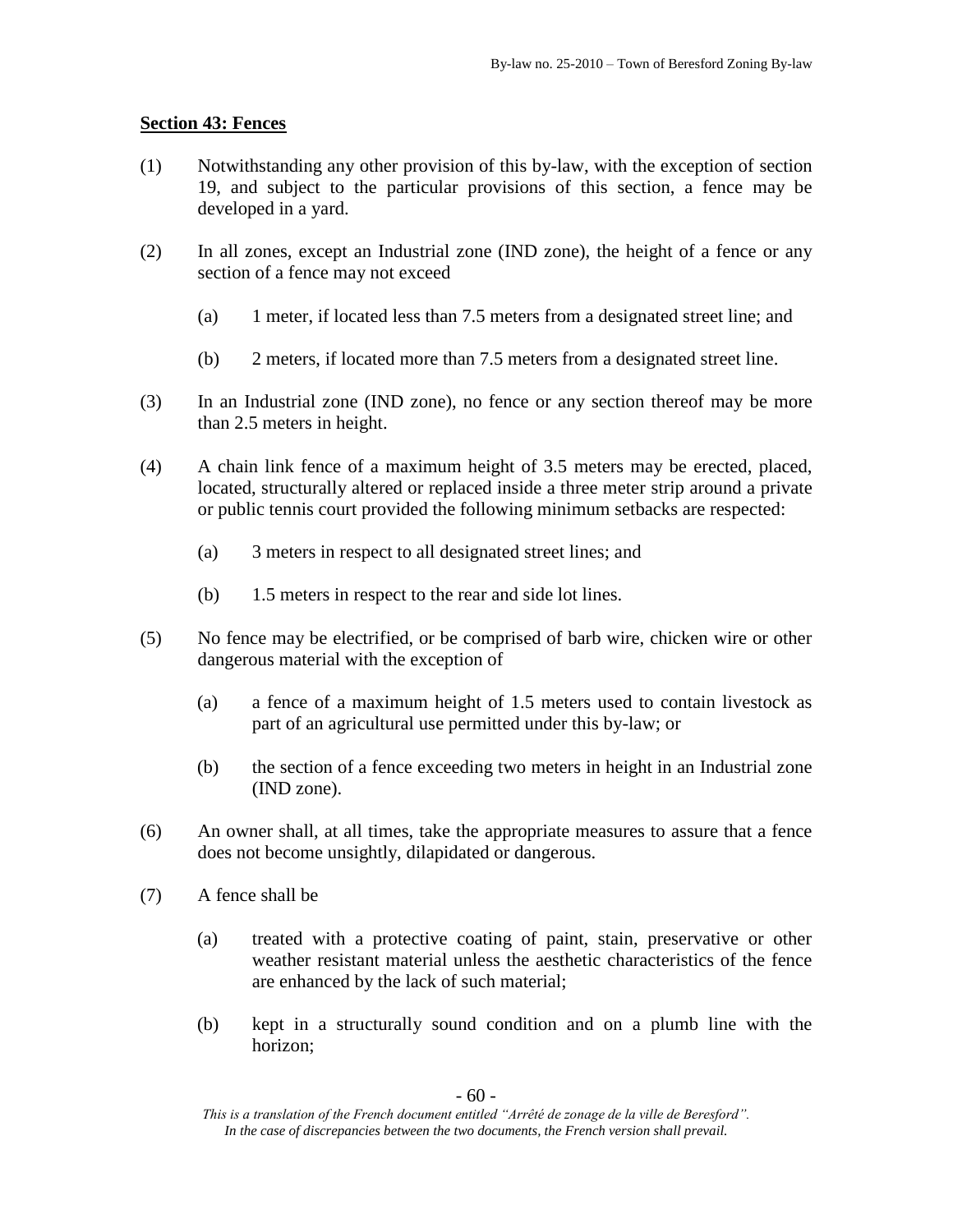## Section 43: Fences

(1) Notwithstanding any other provision of this by-law, with the exception of section 19, and subject to the particular provisions of this section, a fence may be developed in a yard.

(2) In all zones, except an Industrial zone (IND zone), the height of a fence or any section of a fence may not exceed

  (a) 1 meter, if located less than 7.5 meters from a designated street line; and

  (b) 2 meters, if located more than 7.5 meters from a designated street line.

(3) In an Industrial zone (IND zone), no fence or any section thereof may be more than 2.5 meters in height.

(4) A chain link fence of a maximum height of 3.5 meters may be erected, placed, located, structurally altered or replaced inside a three meter strip around a private or public tennis court provided the following minimum setbacks are respected:

  (a) 3 meters in respect to all designated street lines; and

  (b) 1.5 meters in respect to the rear and side lot lines.

(5) No fence may be electrified, or be comprised of barb wire, chicken wire or other dangerous material with the exception of

  (a) a fence of a maximum height of 1.5 meters used to contain livestock as part of an agricultural use permitted under this by-law; or

  (b) the section of a fence exceeding two meters in height in an Industrial zone (IND zone).

(6) An owner shall, at all times, take the appropriate measures to assure that a fence does not become unsightly, dilapidated or dangerous.

(7) A fence shall be

  (a) treated with a protective coating of paint, stain, preservative or other weather resistant material unless the aesthetic characteristics of the fence are enhanced by the lack of such material;

  (b) kept in a structurally sound condition and on a plumb line with the horizon;

*This is a translation of the French document entitled "Arrêté de zonage de la ville de Beresford". In the case of discrepancies between the two documents, the French version shall prevail.*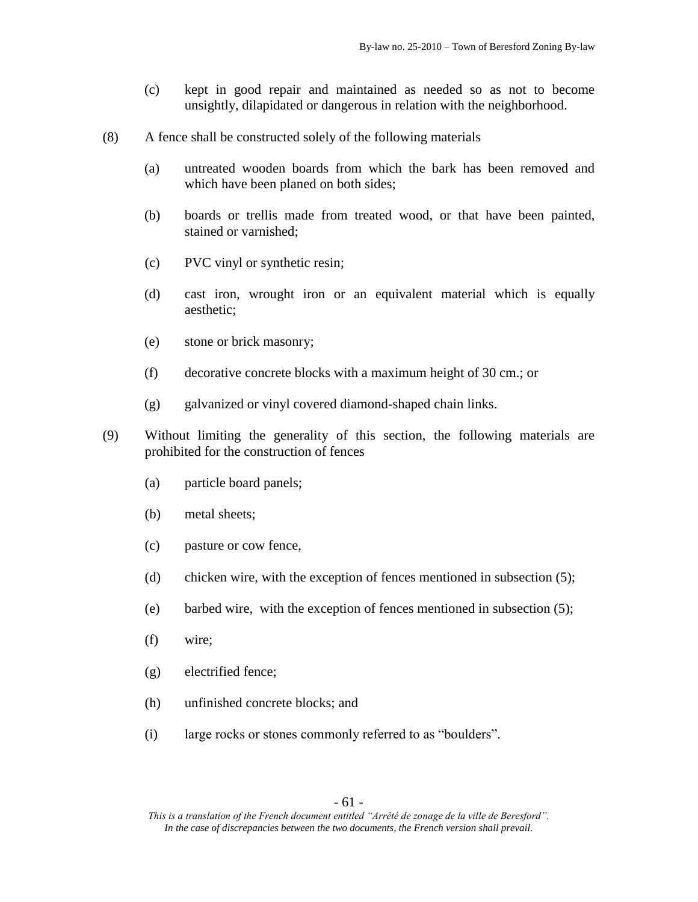(c) kept in good repair and maintained as needed so as not to become unsightly, dilapidated or dangerous in relation with the neighborhood.

(8) A fence shall be constructed solely of the following materials

(a) untreated wooden boards from which the bark has been removed and which have been planed on both sides;

(b) boards or trellis made from treated wood, or that have been painted, stained or varnished;

(c) PVC vinyl or synthetic resin;

(d) cast iron, wrought iron or an equivalent material which is equally aesthetic;

(e) stone or brick masonry;

(f) decorative concrete blocks with a maximum height of 30 cm.; or

(g) galvanized or vinyl covered diamond-shaped chain links.

(9) Without limiting the generality of this section, the following materials are prohibited for the construction of fences

(a) particle board panels;

(b) metal sheets;

(c) pasture or cow fence,

(d) chicken wire, with the exception of fences mentioned in subsection (5);

(e) barbed wire, with the exception of fences mentioned in subsection (5);

(f) wire;

(g) electrified fence;

(h) unfinished concrete blocks; and

(i) large rocks or stones commonly referred to as "boulders".

*This is a translation of the French document entitled "Arrêté de zonage de la ville de Beresford". In the case of discrepancies between the two documents, the French version shall prevail.*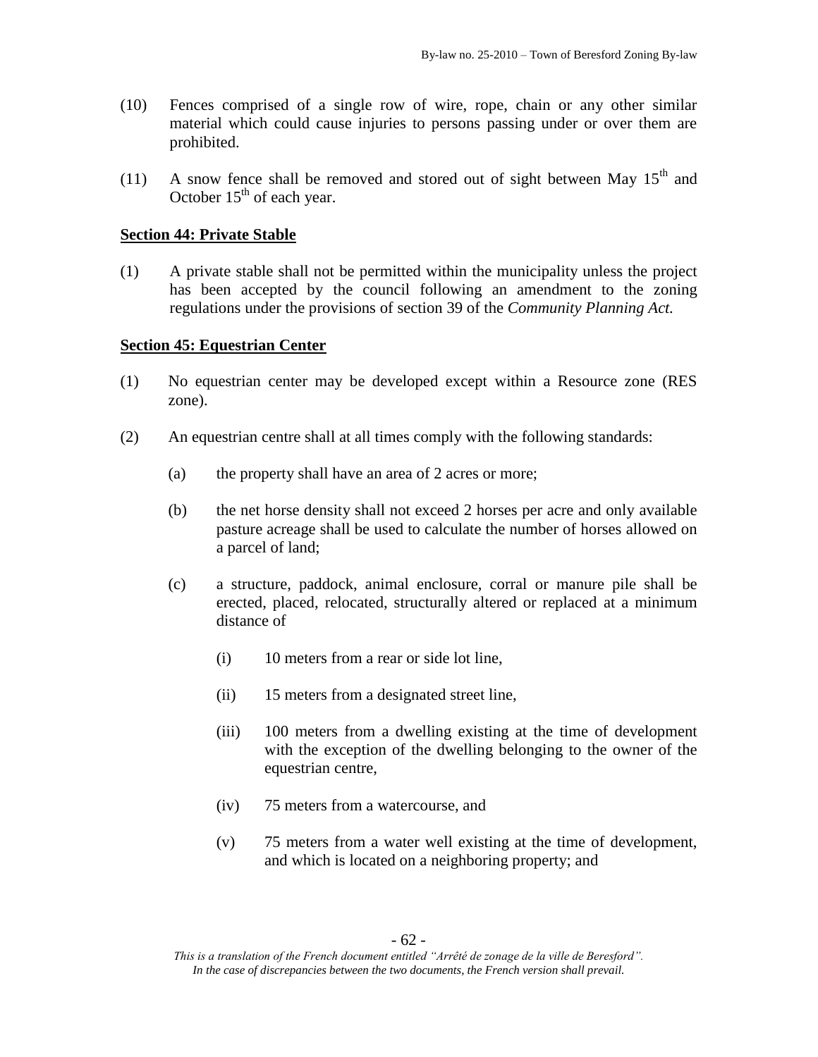(10) Fences comprised of a single row of wire, rope, chain or any other similar material which could cause injuries to persons passing under or over them are prohibited.

(11) A snow fence shall be removed and stored out of sight between May 15th and October 15th of each year.

**Section 44: Private Stable**

(1) A private stable shall not be permitted within the municipality unless the project has been accepted by the council following an amendment to the zoning regulations under the provisions of section 39 of the *Community Planning Act.*

**Section 45: Equestrian Center**

(1) No equestrian center may be developed except within a Resource zone (RES zone).

(2) An equestrian centre shall at all times comply with the following standards:

(a) the property shall have an area of 2 acres or more;

(b) the net horse density shall not exceed 2 horses per acre and only available pasture acreage shall be used to calculate the number of horses allowed on a parcel of land;

(c) a structure, paddock, animal enclosure, corral or manure pile shall be erected, placed, relocated, structurally altered or replaced at a minimum distance of

(i) 10 meters from a rear or side lot line,

(ii) 15 meters from a designated street line,

(iii) 100 meters from a dwelling existing at the time of development with the exception of the dwelling belonging to the owner of the equestrian centre,

(iv) 75 meters from a watercourse, and

(v) 75 meters from a water well existing at the time of development, and which is located on a neighboring property; and

*This is a translation of the French document entitled "Arrêté de zonage de la ville de Beresford". In the case of discrepancies between the two documents, the French version shall prevail.*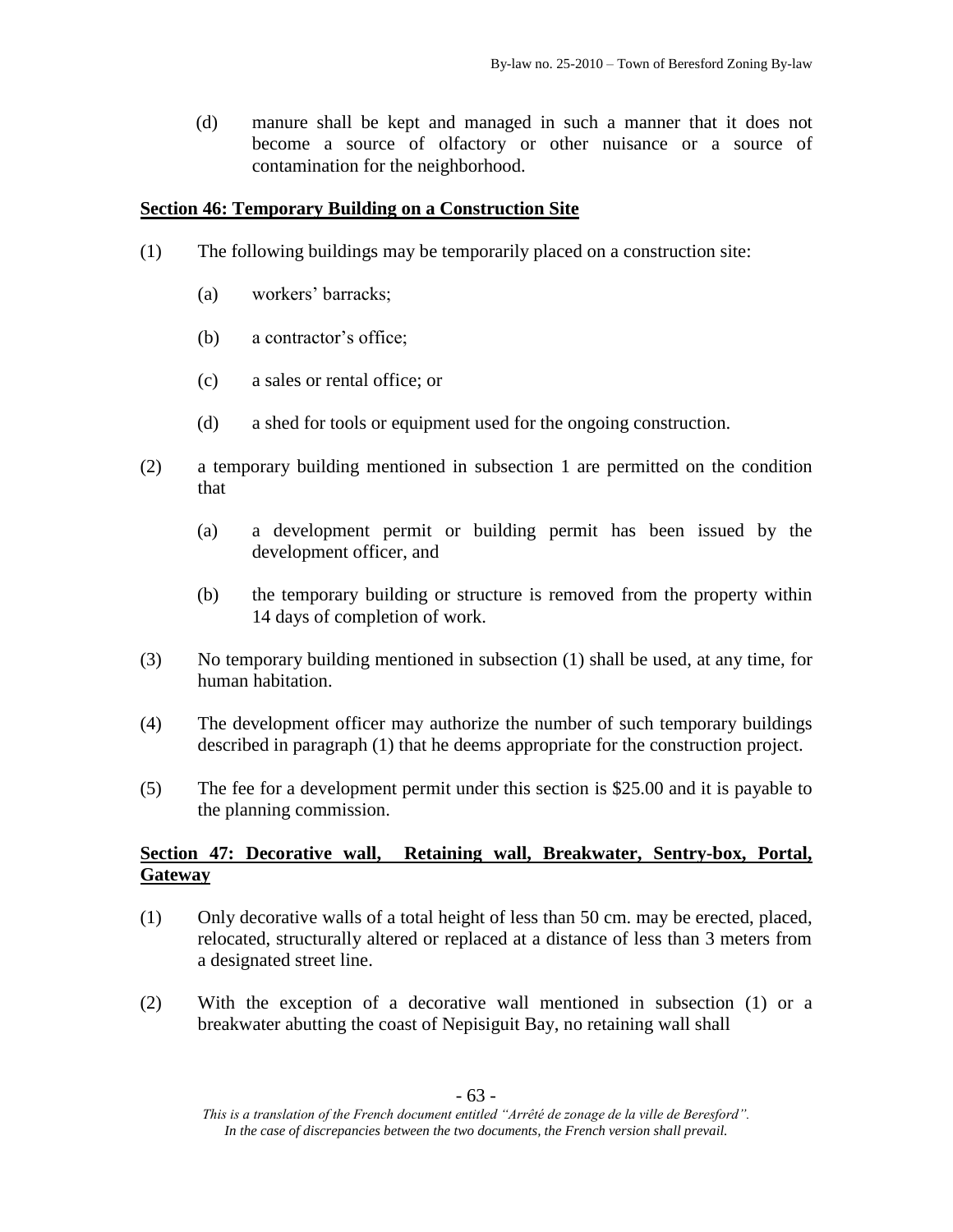(d) manure shall be kept and managed in such a manner that it does not become a source of olfactory or other nuisance or a source of contamination for the neighborhood.

## Section 46: Temporary Building on a Construction Site

(1) The following buildings may be temporarily placed on a construction site:

(a) workers' barracks;

(b) a contractor's office;

(c) a sales or rental office; or

(d) a shed for tools or equipment used for the ongoing construction.

(2) a temporary building mentioned in subsection 1 are permitted on the condition that

(a) a development permit or building permit has been issued by the development officer, and

(b) the temporary building or structure is removed from the property within 14 days of completion of work.

(3) No temporary building mentioned in subsection (1) shall be used, at any time, for human habitation.

(4) The development officer may authorize the number of such temporary buildings described in paragraph (1) that he deems appropriate for the construction project.

(5) The fee for a development permit under this section is $25.00 and it is payable to the planning commission.

## Section 47: Decorative wall, Retaining wall, Breakwater, Sentry-box, Portal, Gateway

(1) Only decorative walls of a total height of less than 50 cm. may be erected, placed, relocated, structurally altered or replaced at a distance of less than 3 meters from a designated street line.

(2) With the exception of a decorative wall mentioned in subsection (1) or a breakwater abutting the coast of Nepisiguit Bay, no retaining wall shall

*This is a translation of the French document entitled "Arrêté de zonage de la ville de Beresford". In the case of discrepancies between the two documents, the French version shall prevail.*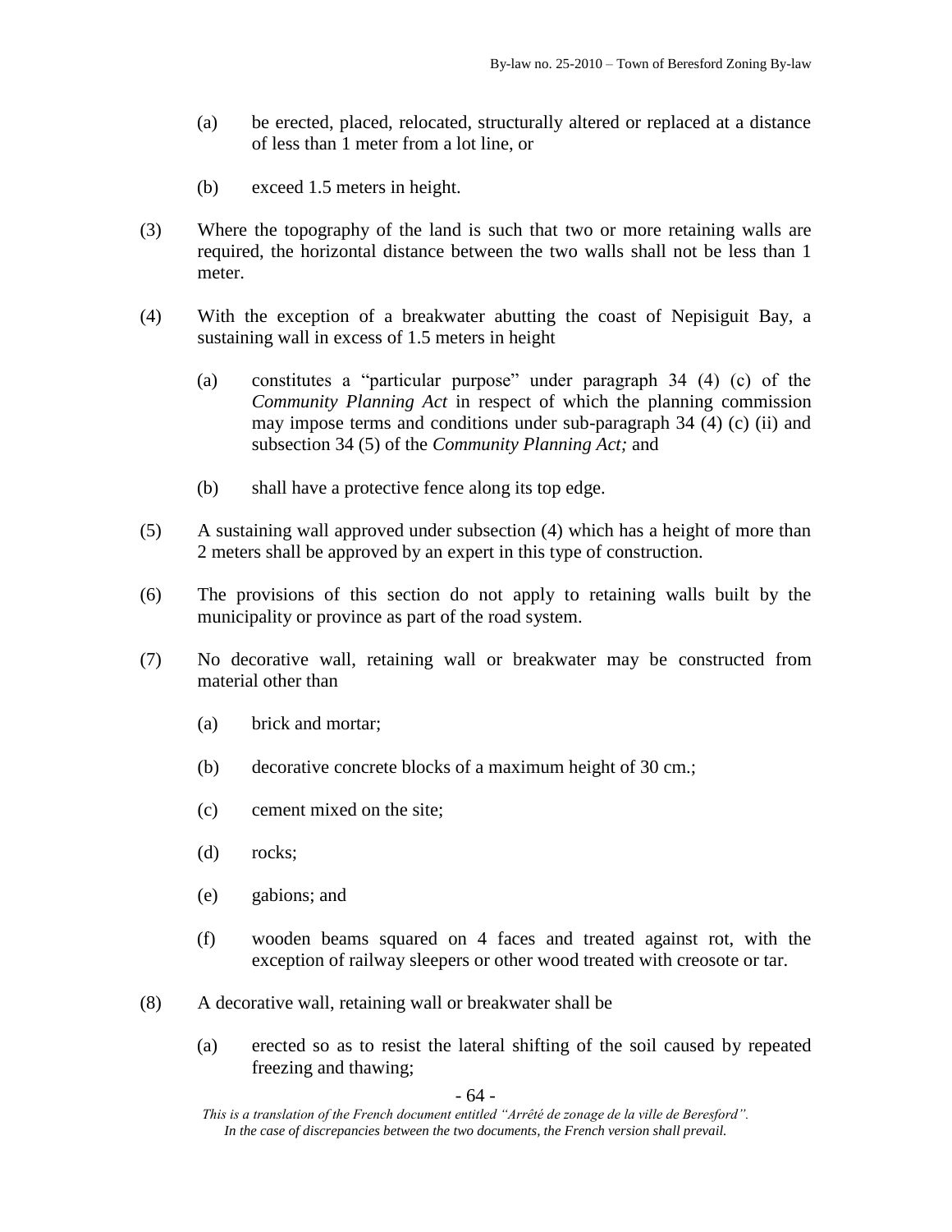(a) be erected, placed, relocated, structurally altered or replaced at a distance of less than 1 meter from a lot line, or

(b) exceed 1.5 meters in height.

(3) Where the topography of the land is such that two or more retaining walls are required, the horizontal distance between the two walls shall not be less than 1 meter.

(4) With the exception of a breakwater abutting the coast of Nepisiguit Bay, a sustaining wall in excess of 1.5 meters in height

(a) constitutes a "particular purpose" under paragraph 34 (4) (c) of the *Community Planning Act* in respect of which the planning commission may impose terms and conditions under sub-paragraph 34 (4) (c) (ii) and subsection 34 (5) of the *Community Planning Act;* and

(b) shall have a protective fence along its top edge.

(5) A sustaining wall approved under subsection (4) which has a height of more than 2 meters shall be approved by an expert in this type of construction.

(6) The provisions of this section do not apply to retaining walls built by the municipality or province as part of the road system.

(7) No decorative wall, retaining wall or breakwater may be constructed from material other than

(a) brick and mortar;

(b) decorative concrete blocks of a maximum height of 30 cm.;

(c) cement mixed on the site;

(d) rocks;

(e) gabions; and

(f) wooden beams squared on 4 faces and treated against rot, with the exception of railway sleepers or other wood treated with creosote or tar.

(8) A decorative wall, retaining wall or breakwater shall be

(a) erected so as to resist the lateral shifting of the soil caused by repeated freezing and thawing;

*This is a translation of the French document entitled "Arrêté de zonage de la ville de Beresford". In the case of discrepancies between the two documents, the French version shall prevail.*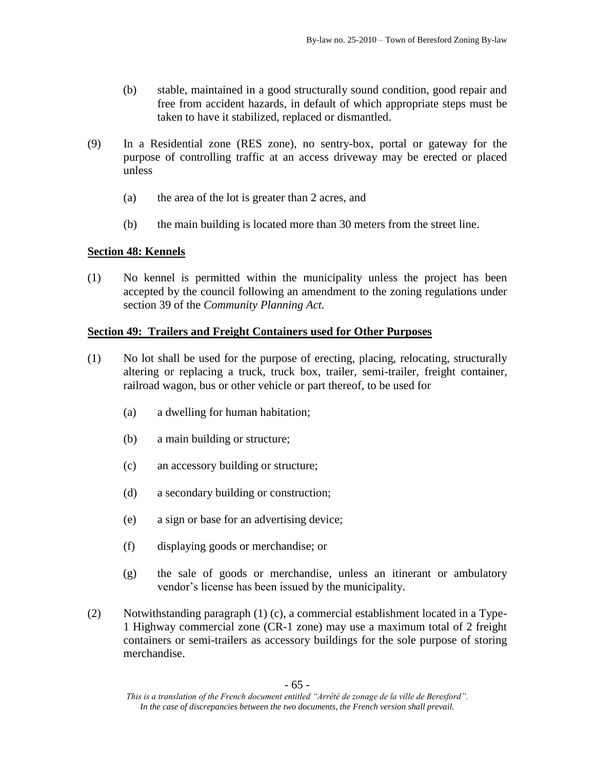(b) stable, maintained in a good structurally sound condition, good repair and free from accident hazards, in default of which appropriate steps must be taken to have it stabilized, replaced or dismantled.

(9) In a Residential zone (RES zone), no sentry-box, portal or gateway for the purpose of controlling traffic at an access driveway may be erected or placed unless

(a) the area of the lot is greater than 2 acres, and

(b) the main building is located more than 30 meters from the street line.

## Section 48: Kennels

(1) No kennel is permitted within the municipality unless the project has been accepted by the council following an amendment to the zoning regulations under section 39 of the *Community Planning Act.*

## Section 49: Trailers and Freight Containers used for Other Purposes

(1) No lot shall be used for the purpose of erecting, placing, relocating, structurally altering or replacing a truck, truck box, trailer, semi-trailer, freight container, railroad wagon, bus or other vehicle or part thereof, to be used for

(a) a dwelling for human habitation;

(b) a main building or structure;

(c) an accessory building or structure;

(d) a secondary building or construction;

(e) a sign or base for an advertising device;

(f) displaying goods or merchandise; or

(g) the sale of goods or merchandise, unless an itinerant or ambulatory vendor's license has been issued by the municipality.

(2) Notwithstanding paragraph (1) (c), a commercial establishment located in a Type-1 Highway commercial zone (CR-1 zone) may use a maximum total of 2 freight containers or semi-trailers as accessory buildings for the sole purpose of storing merchandise.

*This is a translation of the French document entitled "Arrêté de zonage de la ville de Beresford". In the case of discrepancies between the two documents, the French version shall prevail.*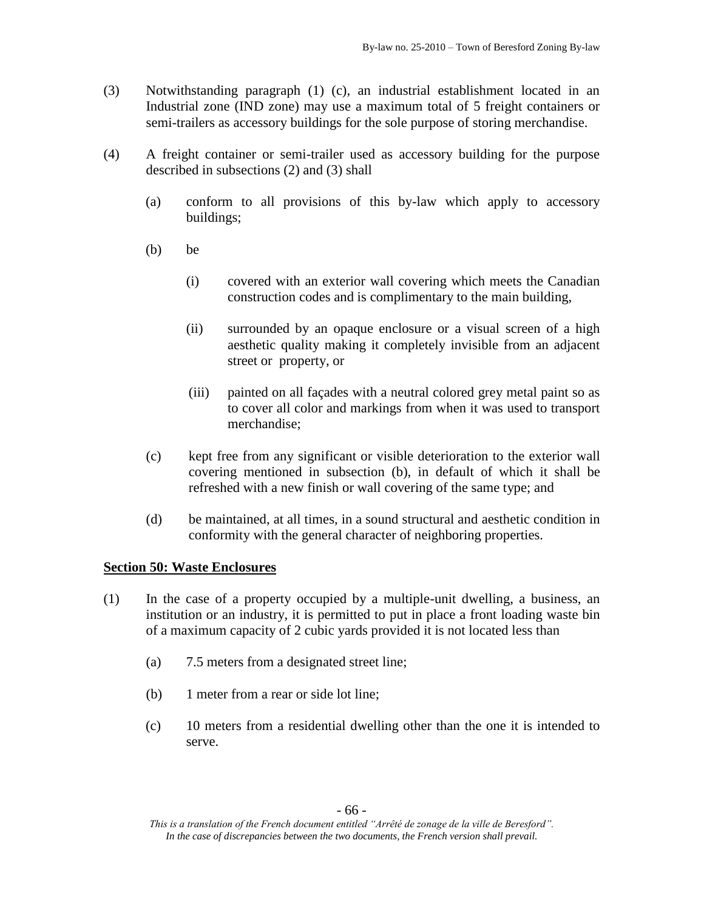(3) Notwithstanding paragraph (1) (c), an industrial establishment located in an Industrial zone (IND zone) may use a maximum total of 5 freight containers or semi-trailers as accessory buildings for the sole purpose of storing merchandise.

(4) A freight container or semi-trailer used as accessory building for the purpose described in subsections (2) and (3) shall

(a) conform to all provisions of this by-law which apply to accessory buildings;

(b) be

(i) covered with an exterior wall covering which meets the Canadian construction codes and is complimentary to the main building,

(ii) surrounded by an opaque enclosure or a visual screen of a high aesthetic quality making it completely invisible from an adjacent street or property, or

(iii) painted on all façades with a neutral colored grey metal paint so as to cover all color and markings from when it was used to transport merchandise;

(c) kept free from any significant or visible deterioration to the exterior wall covering mentioned in subsection (b), in default of which it shall be refreshed with a new finish or wall covering of the same type; and

(d) be maintained, at all times, in a sound structural and aesthetic condition in conformity with the general character of neighboring properties.

**Section 50: Waste Enclosures**

(1) In the case of a property occupied by a multiple-unit dwelling, a business, an institution or an industry, it is permitted to put in place a front loading waste bin of a maximum capacity of 2 cubic yards provided it is not located less than

(a) 7.5 meters from a designated street line;

(b) 1 meter from a rear or side lot line;

(c) 10 meters from a residential dwelling other than the one it is intended to serve.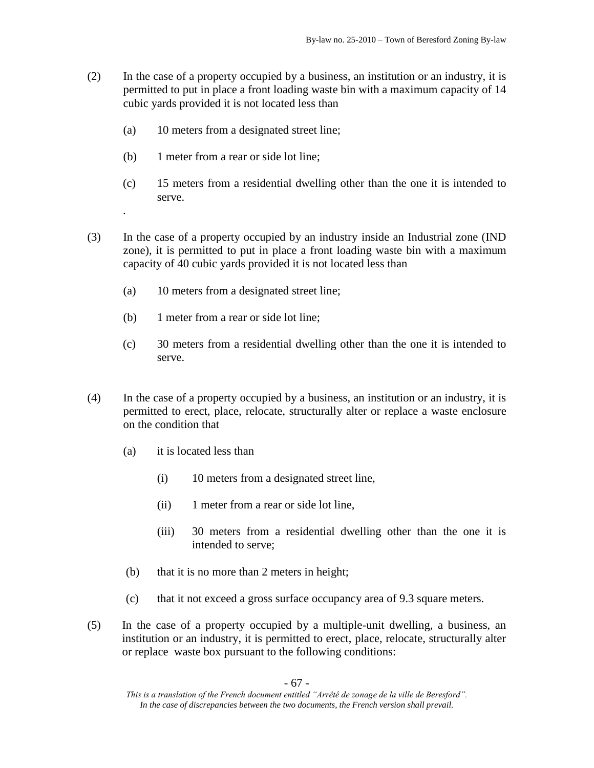(2) In the case of a property occupied by a business, an institution or an industry, it is permitted to put in place a front loading waste bin with a maximum capacity of 14 cubic yards provided it is not located less than

   (a) 10 meters from a designated street line;

   (b) 1 meter from a rear or side lot line;

   (c) 15 meters from a residential dwelling other than the one it is intended to serve.

   .

(3) In the case of a property occupied by an industry inside an Industrial zone (IND zone), it is permitted to put in place a front loading waste bin with a maximum capacity of 40 cubic yards provided it is not located less than

   (a) 10 meters from a designated street line;

   (b) 1 meter from a rear or side lot line;

   (c) 30 meters from a residential dwelling other than the one it is intended to serve.

(4) In the case of a property occupied by a business, an institution or an industry, it is permitted to erect, place, relocate, structurally alter or replace a waste enclosure on the condition that

   (a) it is located less than

      (i) 10 meters from a designated street line,

      (ii) 1 meter from a rear or side lot line,

      (iii) 30 meters from a residential dwelling other than the one it is intended to serve;

   (b) that it is no more than 2 meters in height;

   (c) that it not exceed a gross surface occupancy area of 9.3 square meters.

(5) In the case of a property occupied by a multiple-unit dwelling, a business, an institution or an industry, it is permitted to erect, place, relocate, structurally alter or replace waste box pursuant to the following conditions:

*This is a translation of the French document entitled "Arrêté de zonage de la ville de Beresford". In the case of discrepancies between the two documents, the French version shall prevail.*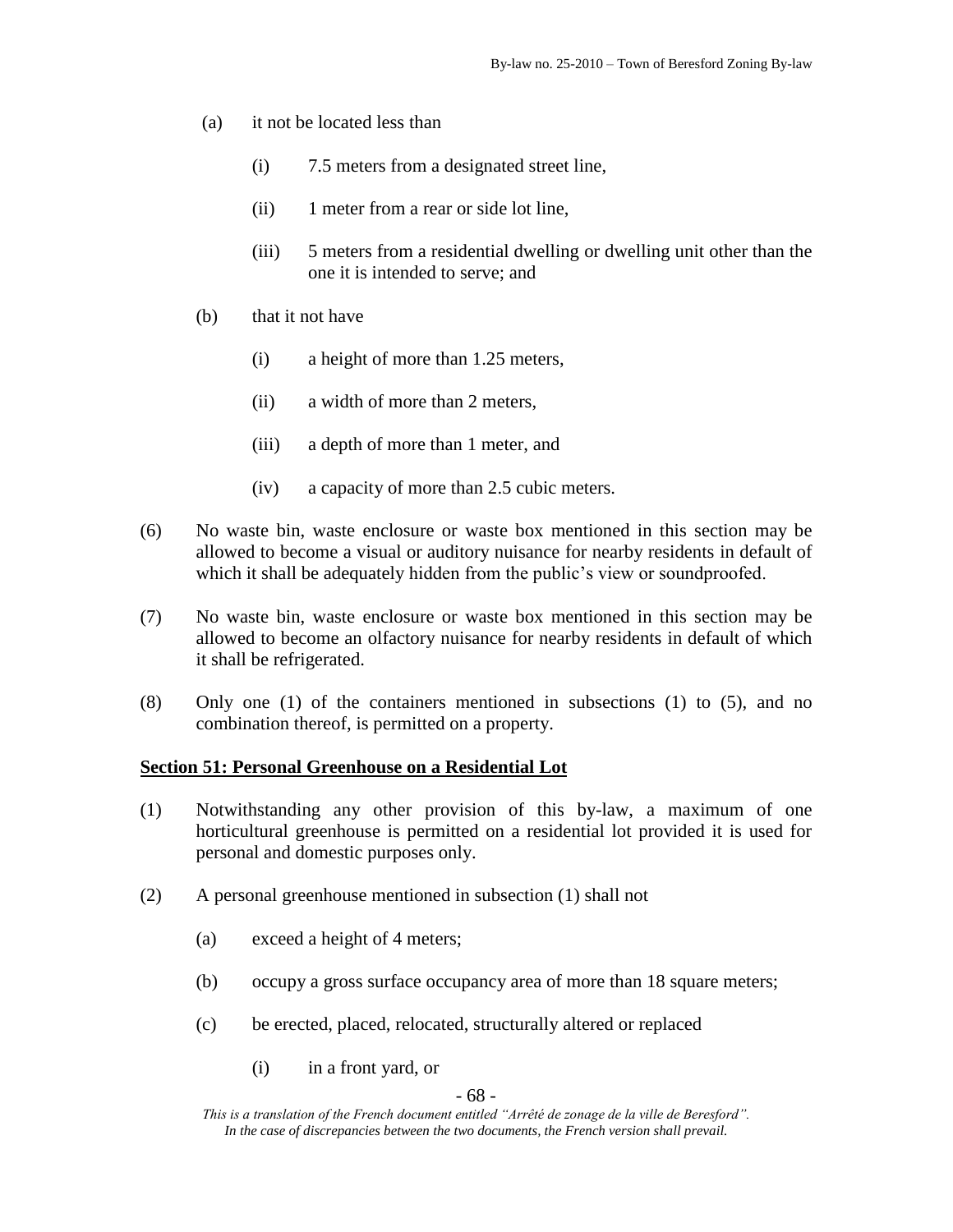(a) it not be located less than

(i) 7.5 meters from a designated street line,

(ii) 1 meter from a rear or side lot line,

(iii) 5 meters from a residential dwelling or dwelling unit other than the one it is intended to serve; and

(b) that it not have

(i) a height of more than 1.25 meters,

(ii) a width of more than 2 meters,

(iii) a depth of more than 1 meter, and

(iv) a capacity of more than 2.5 cubic meters.

(6) No waste bin, waste enclosure or waste box mentioned in this section may be allowed to become a visual or auditory nuisance for nearby residents in default of which it shall be adequately hidden from the public's view or soundproofed.

(7) No waste bin, waste enclosure or waste box mentioned in this section may be allowed to become an olfactory nuisance for nearby residents in default of which it shall be refrigerated.

(8) Only one (1) of the containers mentioned in subsections (1) to (5), and no combination thereof, is permitted on a property.

**Section 51: Personal Greenhouse on a Residential Lot**

(1) Notwithstanding any other provision of this by-law, a maximum of one horticultural greenhouse is permitted on a residential lot provided it is used for personal and domestic purposes only.

(2) A personal greenhouse mentioned in subsection (1) shall not

(a) exceed a height of 4 meters;

(b) occupy a gross surface occupancy area of more than 18 square meters;

(c) be erected, placed, relocated, structurally altered or replaced

(i) in a front yard, or

*This is a translation of the French document entitled "Arrêté de zonage de la ville de Beresford". In the case of discrepancies between the two documents, the French version shall prevail.*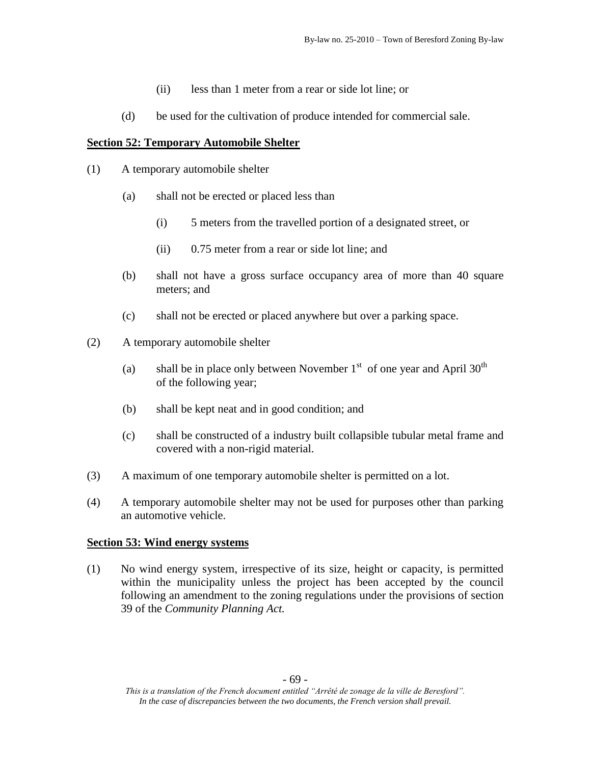(ii) less than 1 meter from a rear or side lot line; or

(d) be used for the cultivation of produce intended for commercial sale.

**Section 52: Temporary Automobile Shelter**

(1) A temporary automobile shelter

(a) shall not be erected or placed less than

(i) 5 meters from the travelled portion of a designated street, or

(ii) 0.75 meter from a rear or side lot line; and

(b) shall not have a gross surface occupancy area of more than 40 square meters; and

(c) shall not be erected or placed anywhere but over a parking space.

(2) A temporary automobile shelter

(a) shall be in place only between November 1st of one year and April 30th of the following year;

(b) shall be kept neat and in good condition; and

(c) shall be constructed of a industry built collapsible tubular metal frame and covered with a non-rigid material.

(3) A maximum of one temporary automobile shelter is permitted on a lot.

(4) A temporary automobile shelter may not be used for purposes other than parking an automotive vehicle.

**Section 53: Wind energy systems**

(1) No wind energy system, irrespective of its size, height or capacity, is permitted within the municipality unless the project has been accepted by the council following an amendment to the zoning regulations under the provisions of section 39 of the *Community Planning Act.*

*This is a translation of the French document entitled "Arrêté de zonage de la ville de Beresford". In the case of discrepancies between the two documents, the French version shall prevail.*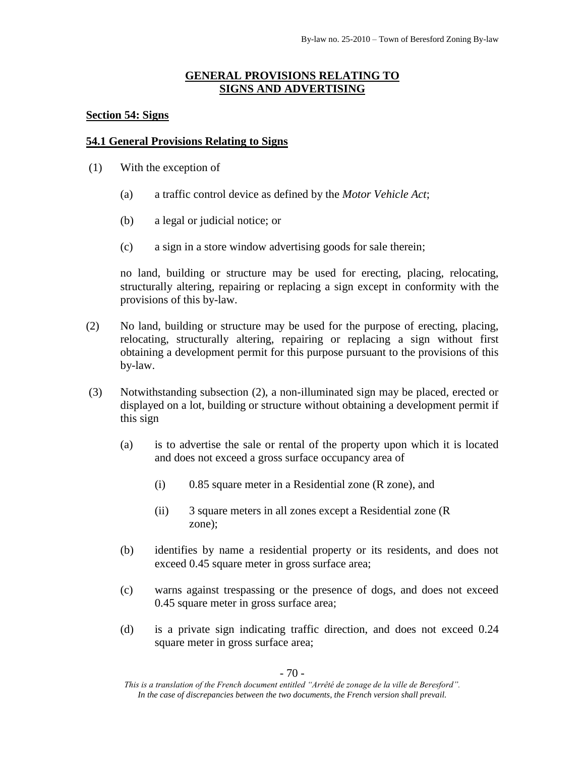## GENERAL PROVISIONS RELATING TO SIGNS AND ADVERTISING

### Section 54: Signs

### 54.1 General Provisions Relating to Signs

(1) With the exception of

(a) a traffic control device as defined by the *Motor Vehicle Act*;

(b) a legal or judicial notice; or

(c) a sign in a store window advertising goods for sale therein;

no land, building or structure may be used for erecting, placing, relocating, structurally altering, repairing or replacing a sign except in conformity with the provisions of this by-law.

(2) No land, building or structure may be used for the purpose of erecting, placing, relocating, structurally altering, repairing or replacing a sign without first obtaining a development permit for this purpose pursuant to the provisions of this by-law.

(3) Notwithstanding subsection (2), a non-illuminated sign may be placed, erected or displayed on a lot, building or structure without obtaining a development permit if this sign

(a) is to advertise the sale or rental of the property upon which it is located and does not exceed a gross surface occupancy area of

(i) 0.85 square meter in a Residential zone (R zone), and

(ii) 3 square meters in all zones except a Residential zone (R zone);

(b) identifies by name a residential property or its residents, and does not exceed 0.45 square meter in gross surface area;

(c) warns against trespassing or the presence of dogs, and does not exceed 0.45 square meter in gross surface area;

(d) is a private sign indicating traffic direction, and does not exceed 0.24 square meter in gross surface area;

*This is a translation of the French document entitled "Arrêté de zonage de la ville de Beresford". In the case of discrepancies between the two documents, the French version shall prevail.*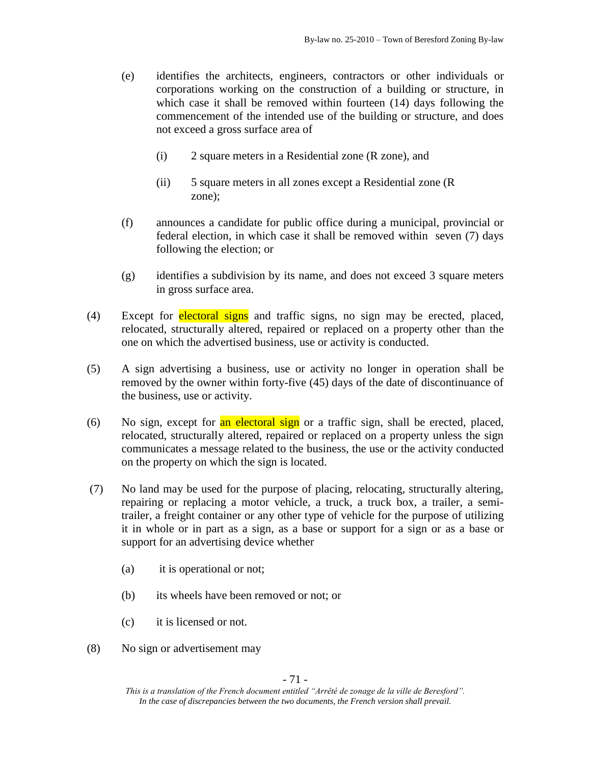(e) identifies the architects, engineers, contractors or other individuals or corporations working on the construction of a building or structure, in which case it shall be removed within fourteen (14) days following the commencement of the intended use of the building or structure, and does not exceed a gross surface area of

  (i) 2 square meters in a Residential zone (R zone), and

  (ii) 5 square meters in all zones except a Residential zone (R zone);

(f) announces a candidate for public office during a municipal, provincial or federal election, in which case it shall be removed within seven (7) days following the election; or

(g) identifies a subdivision by its name, and does not exceed 3 square meters in gross surface area.

(4) Except for electoral signs and traffic signs, no sign may be erected, placed, relocated, structurally altered, repaired or replaced on a property other than the one on which the advertised business, use or activity is conducted.

(5) A sign advertising a business, use or activity no longer in operation shall be removed by the owner within forty-five (45) days of the date of discontinuance of the business, use or activity.

(6) No sign, except for an electoral sign or a traffic sign, shall be erected, placed, relocated, structurally altered, repaired or replaced on a property unless the sign communicates a message related to the business, the use or the activity conducted on the property on which the sign is located.

(7) No land may be used for the purpose of placing, relocating, structurally altering, repairing or replacing a motor vehicle, a truck, a truck box, a trailer, a semi-trailer, a freight container or any other type of vehicle for the purpose of utilizing it in whole or in part as a sign, as a base or support for a sign or as a base or support for an advertising device whether

  (a) it is operational or not;

  (b) its wheels have been removed or not; or

  (c) it is licensed or not.

(8) No sign or advertisement may

*This is a translation of the French document entitled "Arrêté de zonage de la ville de Beresford". In the case of discrepancies between the two documents, the French version shall prevail.*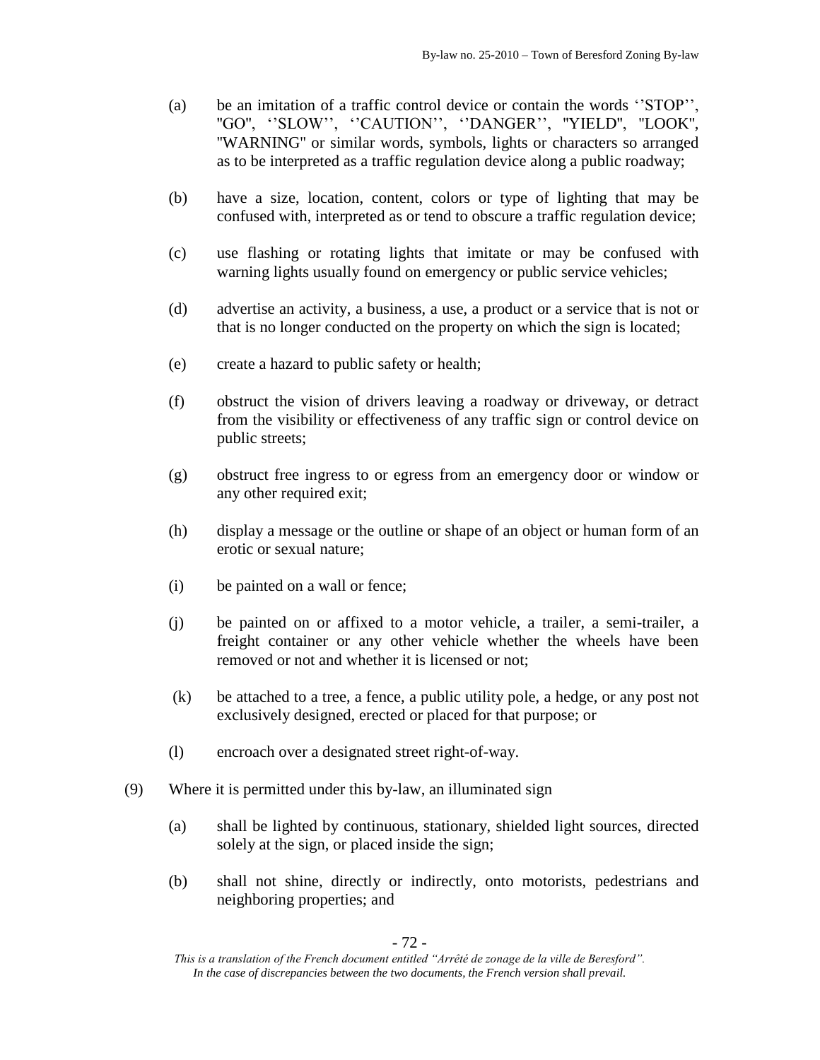(a) be an imitation of a traffic control device or contain the words ''STOP'', "GO", ''SLOW'', ''CAUTION'', ''DANGER'', "YIELD", "LOOK", "WARNING" or similar words, symbols, lights or characters so arranged as to be interpreted as a traffic regulation device along a public roadway;

(b) have a size, location, content, colors or type of lighting that may be confused with, interpreted as or tend to obscure a traffic regulation device;

(c) use flashing or rotating lights that imitate or may be confused with warning lights usually found on emergency or public service vehicles;

(d) advertise an activity, a business, a use, a product or a service that is not or that is no longer conducted on the property on which the sign is located;

(e) create a hazard to public safety or health;

(f) obstruct the vision of drivers leaving a roadway or driveway, or detract from the visibility or effectiveness of any traffic sign or control device on public streets;

(g) obstruct free ingress to or egress from an emergency door or window or any other required exit;

(h) display a message or the outline or shape of an object or human form of an erotic or sexual nature;

(i) be painted on a wall or fence;

(j) be painted on or affixed to a motor vehicle, a trailer, a semi-trailer, a freight container or any other vehicle whether the wheels have been removed or not and whether it is licensed or not;

(k) be attached to a tree, a fence, a public utility pole, a hedge, or any post not exclusively designed, erected or placed for that purpose; or

(l) encroach over a designated street right-of-way.

(9) Where it is permitted under this by-law, an illuminated sign

(a) shall be lighted by continuous, stationary, shielded light sources, directed solely at the sign, or placed inside the sign;

(b) shall not shine, directly or indirectly, onto motorists, pedestrians and neighboring properties; and

*This is a translation of the French document entitled "Arrêté de zonage de la ville de Beresford". In the case of discrepancies between the two documents, the French version shall prevail.*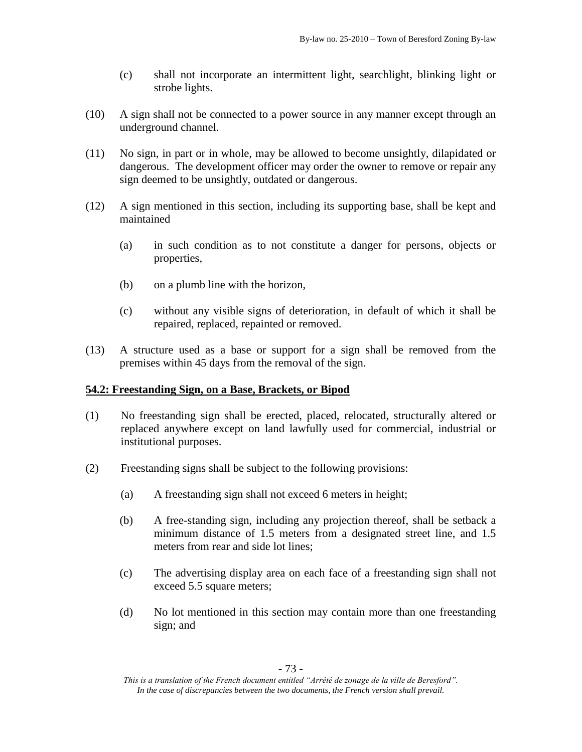(c) shall not incorporate an intermittent light, searchlight, blinking light or strobe lights.

(10) A sign shall not be connected to a power source in any manner except through an underground channel.

(11) No sign, in part or in whole, may be allowed to become unsightly, dilapidated or dangerous. The development officer may order the owner to remove or repair any sign deemed to be unsightly, outdated or dangerous.

(12) A sign mentioned in this section, including its supporting base, shall be kept and maintained

(a) in such condition as to not constitute a danger for persons, objects or properties,

(b) on a plumb line with the horizon,

(c) without any visible signs of deterioration, in default of which it shall be repaired, replaced, repainted or removed.

(13) A structure used as a base or support for a sign shall be removed from the premises within 45 days from the removal of the sign.

**54.2: Freestanding Sign, on a Base, Brackets, or Bipod**

(1) No freestanding sign shall be erected, placed, relocated, structurally altered or replaced anywhere except on land lawfully used for commercial, industrial or institutional purposes.

(2) Freestanding signs shall be subject to the following provisions:

(a) A freestanding sign shall not exceed 6 meters in height;

(b) A free-standing sign, including any projection thereof, shall be setback a minimum distance of 1.5 meters from a designated street line, and 1.5 meters from rear and side lot lines;

(c) The advertising display area on each face of a freestanding sign shall not exceed 5.5 square meters;

(d) No lot mentioned in this section may contain more than one freestanding sign; and

*This is a translation of the French document entitled "Arrêté de zonage de la ville de Beresford". In the case of discrepancies between the two documents, the French version shall prevail.*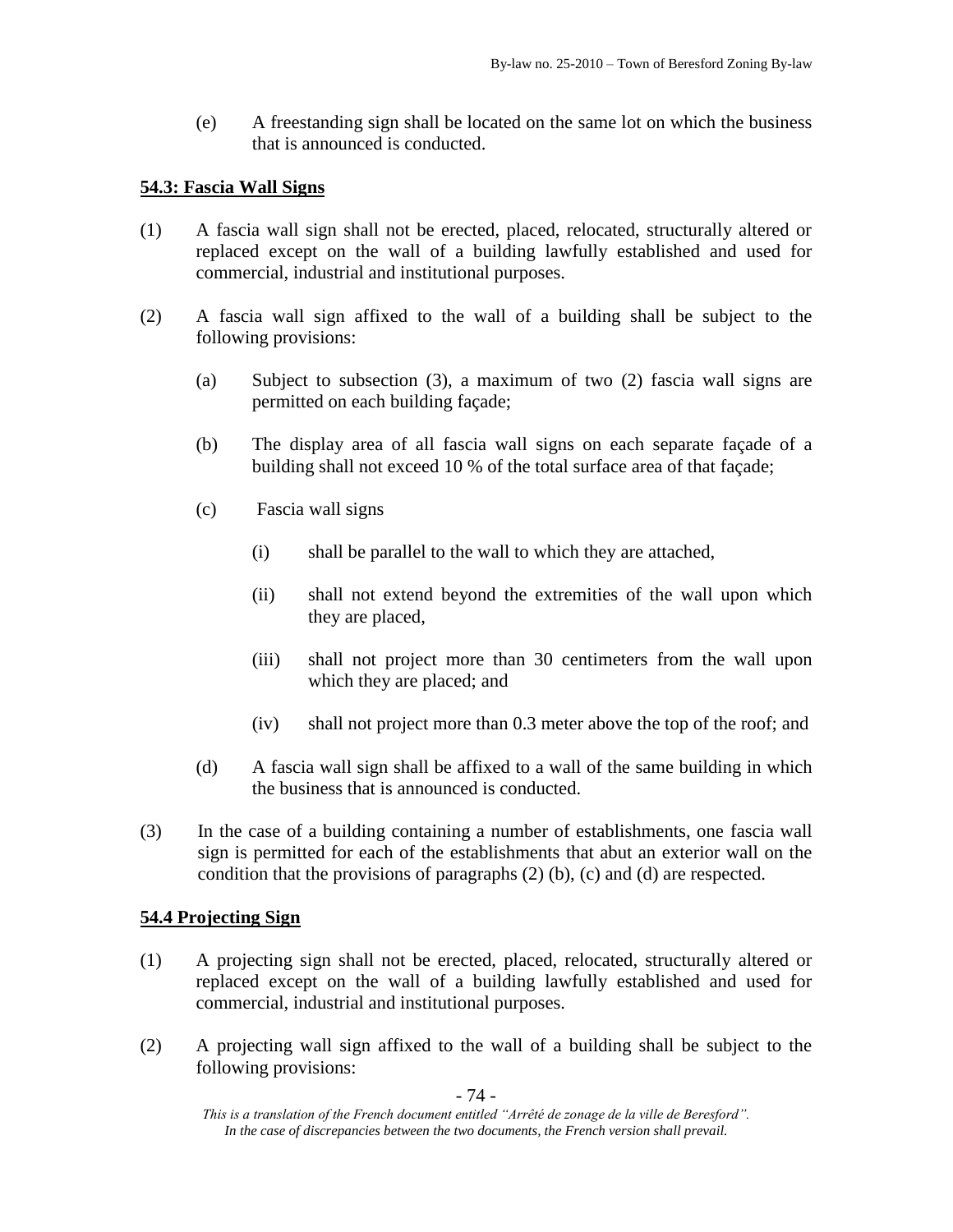(e) A freestanding sign shall be located on the same lot on which the business that is announced is conducted.

### 54.3: Fascia Wall Signs

(1) A fascia wall sign shall not be erected, placed, relocated, structurally altered or replaced except on the wall of a building lawfully established and used for commercial, industrial and institutional purposes.

(2) A fascia wall sign affixed to the wall of a building shall be subject to the following provisions:

(a) Subject to subsection (3), a maximum of two (2) fascia wall signs are permitted on each building façade;

(b) The display area of all fascia wall signs on each separate façade of a building shall not exceed 10 % of the total surface area of that façade;

(c) Fascia wall signs

(i) shall be parallel to the wall to which they are attached,

(ii) shall not extend beyond the extremities of the wall upon which they are placed,

(iii) shall not project more than 30 centimeters from the wall upon which they are placed; and

(iv) shall not project more than 0.3 meter above the top of the roof; and

(d) A fascia wall sign shall be affixed to a wall of the same building in which the business that is announced is conducted.

(3) In the case of a building containing a number of establishments, one fascia wall sign is permitted for each of the establishments that abut an exterior wall on the condition that the provisions of paragraphs (2) (b), (c) and (d) are respected.

### 54.4 Projecting Sign

(1) A projecting sign shall not be erected, placed, relocated, structurally altered or replaced except on the wall of a building lawfully established and used for commercial, industrial and institutional purposes.

(2) A projecting wall sign affixed to the wall of a building shall be subject to the following provisions:

*This is a translation of the French document entitled "Arrêté de zonage de la ville de Beresford". In the case of discrepancies between the two documents, the French version shall prevail.*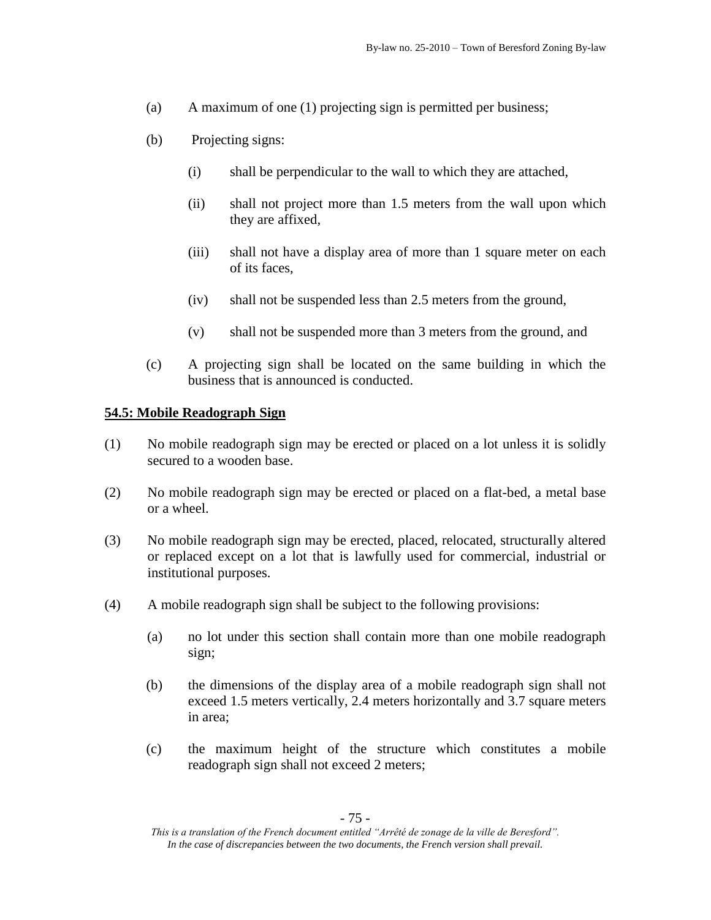(a) A maximum of one (1) projecting sign is permitted per business;

(b) Projecting signs:

 (i) shall be perpendicular to the wall to which they are attached,

 (ii) shall not project more than 1.5 meters from the wall upon which they are affixed,

 (iii) shall not have a display area of more than 1 square meter on each of its faces,

 (iv) shall not be suspended less than 2.5 meters from the ground,

 (v) shall not be suspended more than 3 meters from the ground, and

(c) A projecting sign shall be located on the same building in which the business that is announced is conducted.

**54.5: Mobile Readograph Sign**

(1) No mobile readograph sign may be erected or placed on a lot unless it is solidly secured to a wooden base.

(2) No mobile readograph sign may be erected or placed on a flat-bed, a metal base or a wheel.

(3) No mobile readograph sign may be erected, placed, relocated, structurally altered or replaced except on a lot that is lawfully used for commercial, industrial or institutional purposes.

(4) A mobile readograph sign shall be subject to the following provisions:

 (a) no lot under this section shall contain more than one mobile readograph sign;

 (b) the dimensions of the display area of a mobile readograph sign shall not exceed 1.5 meters vertically, 2.4 meters horizontally and 3.7 square meters in area;

 (c) the maximum height of the structure which constitutes a mobile readograph sign shall not exceed 2 meters;

*This is a translation of the French document entitled "Arrêté de zonage de la ville de Beresford". In the case of discrepancies between the two documents, the French version shall prevail.*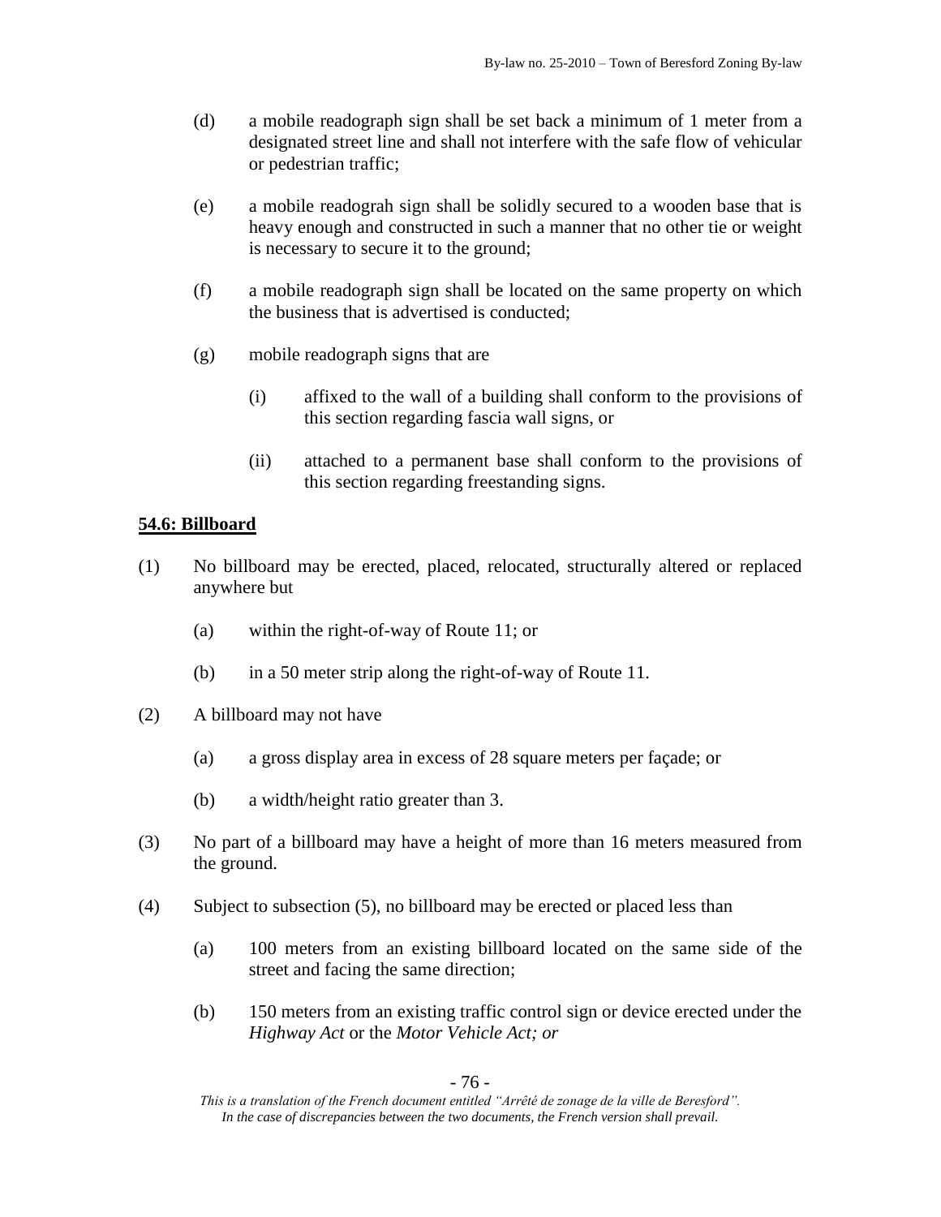(d) a mobile readograph sign shall be set back a minimum of 1 meter from a designated street line and shall not interfere with the safe flow of vehicular or pedestrian traffic;

(e) a mobile readograh sign shall be solidly secured to a wooden base that is heavy enough and constructed in such a manner that no other tie or weight is necessary to secure it to the ground;

(f) a mobile readograph sign shall be located on the same property on which the business that is advertised is conducted;

(g) mobile readograph signs that are

(i) affixed to the wall of a building shall conform to the provisions of this section regarding fascia wall signs, or

(ii) attached to a permanent base shall conform to the provisions of this section regarding freestanding signs.

## 54.6: Billboard

(1) No billboard may be erected, placed, relocated, structurally altered or replaced anywhere but

(a) within the right-of-way of Route 11; or

(b) in a 50 meter strip along the right-of-way of Route 11.

(2) A billboard may not have

(a) a gross display area in excess of 28 square meters per façade; or

(b) a width/height ratio greater than 3.

(3) No part of a billboard may have a height of more than 16 meters measured from the ground.

(4) Subject to subsection (5), no billboard may be erected or placed less than

(a) 100 meters from an existing billboard located on the same side of the street and facing the same direction;

(b) 150 meters from an existing traffic control sign or device erected under the *Highway Act* or the *Motor Vehicle Act; or*

*This is a translation of the French document entitled "Arrêté de zonage de la ville de Beresford". In the case of discrepancies between the two documents, the French version shall prevail.*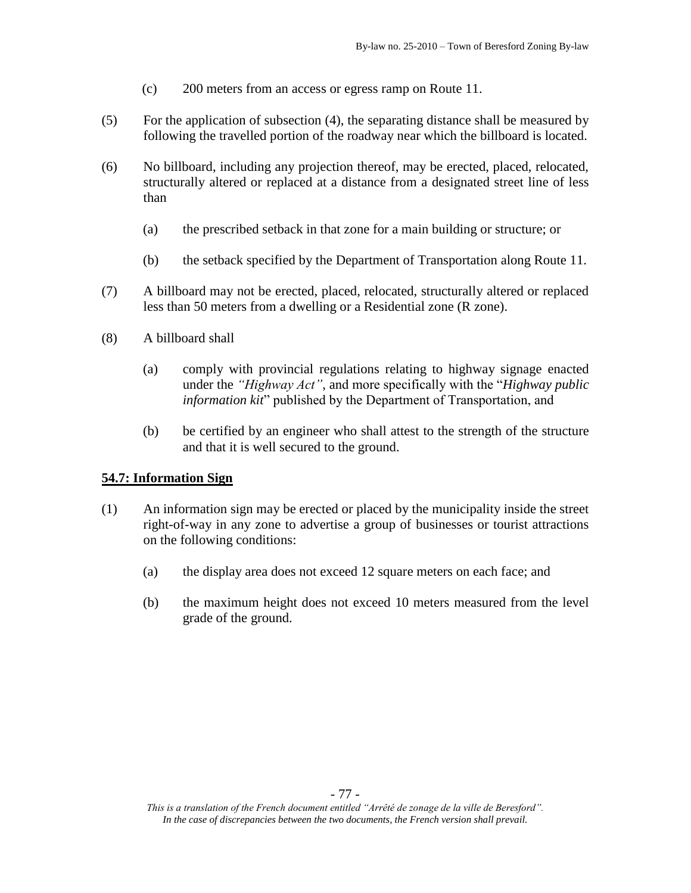(c) 200 meters from an access or egress ramp on Route 11.

(5) For the application of subsection (4), the separating distance shall be measured by following the travelled portion of the roadway near which the billboard is located.

(6) No billboard, including any projection thereof, may be erected, placed, relocated, structurally altered or replaced at a distance from a designated street line of less than

(a) the prescribed setback in that zone for a main building or structure; or

(b) the setback specified by the Department of Transportation along Route 11.

(7) A billboard may not be erected, placed, relocated, structurally altered or replaced less than 50 meters from a dwelling or a Residential zone (R zone).

(8) A billboard shall

(a) comply with provincial regulations relating to highway signage enacted under the *"Highway Act"*, and more specifically with the "*Highway public information kit*" published by the Department of Transportation, and

(b) be certified by an engineer who shall attest to the strength of the structure and that it is well secured to the ground.

## 54.7: Information Sign

(1) An information sign may be erected or placed by the municipality inside the street right-of-way in any zone to advertise a group of businesses or tourist attractions on the following conditions:

(a) the display area does not exceed 12 square meters on each face; and

(b) the maximum height does not exceed 10 meters measured from the level grade of the ground.

*This is a translation of the French document entitled "Arrêté de zonage de la ville de Beresford". In the case of discrepancies between the two documents, the French version shall prevail.*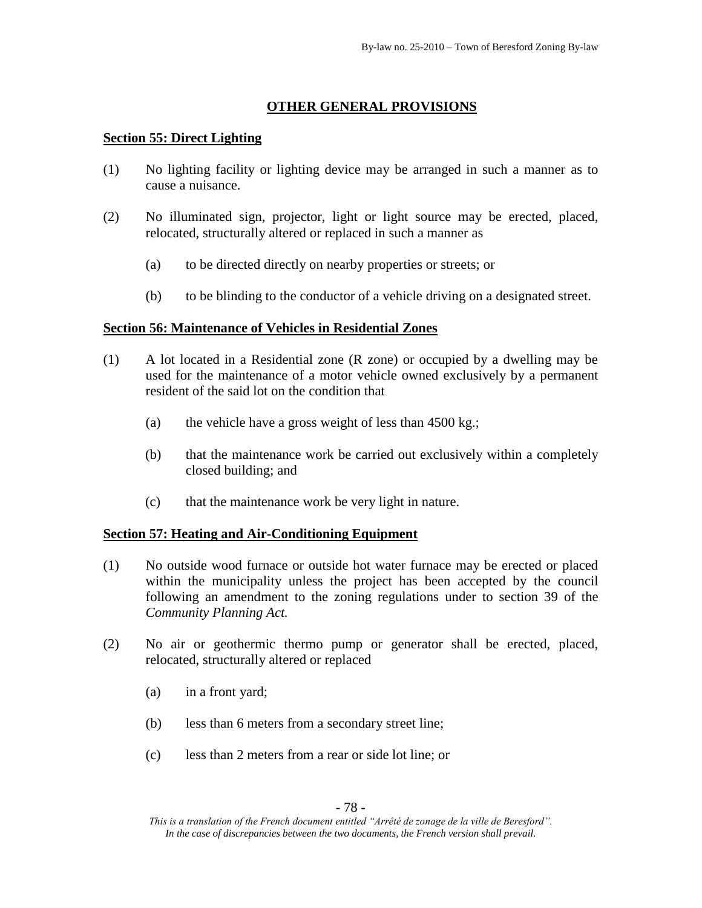## OTHER GENERAL PROVISIONS

### Section 55: Direct Lighting

(1) No lighting facility or lighting device may be arranged in such a manner as to cause a nuisance.

(2) No illuminated sign, projector, light or light source may be erected, placed, relocated, structurally altered or replaced in such a manner as

(a) to be directed directly on nearby properties or streets; or

(b) to be blinding to the conductor of a vehicle driving on a designated street.

### Section 56: Maintenance of Vehicles in Residential Zones

(1) A lot located in a Residential zone (R zone) or occupied by a dwelling may be used for the maintenance of a motor vehicle owned exclusively by a permanent resident of the said lot on the condition that

(a) the vehicle have a gross weight of less than 4500 kg.;

(b) that the maintenance work be carried out exclusively within a completely closed building; and

(c) that the maintenance work be very light in nature.

### Section 57: Heating and Air-Conditioning Equipment

(1) No outside wood furnace or outside hot water furnace may be erected or placed within the municipality unless the project has been accepted by the council following an amendment to the zoning regulations under to section 39 of the *Community Planning Act.*

(2) No air or geothermic thermo pump or generator shall be erected, placed, relocated, structurally altered or replaced

(a) in a front yard;

(b) less than 6 meters from a secondary street line;

(c) less than 2 meters from a rear or side lot line; or

*This is a translation of the French document entitled "Arrêté de zonage de la ville de Beresford". In the case of discrepancies between the two documents, the French version shall prevail.*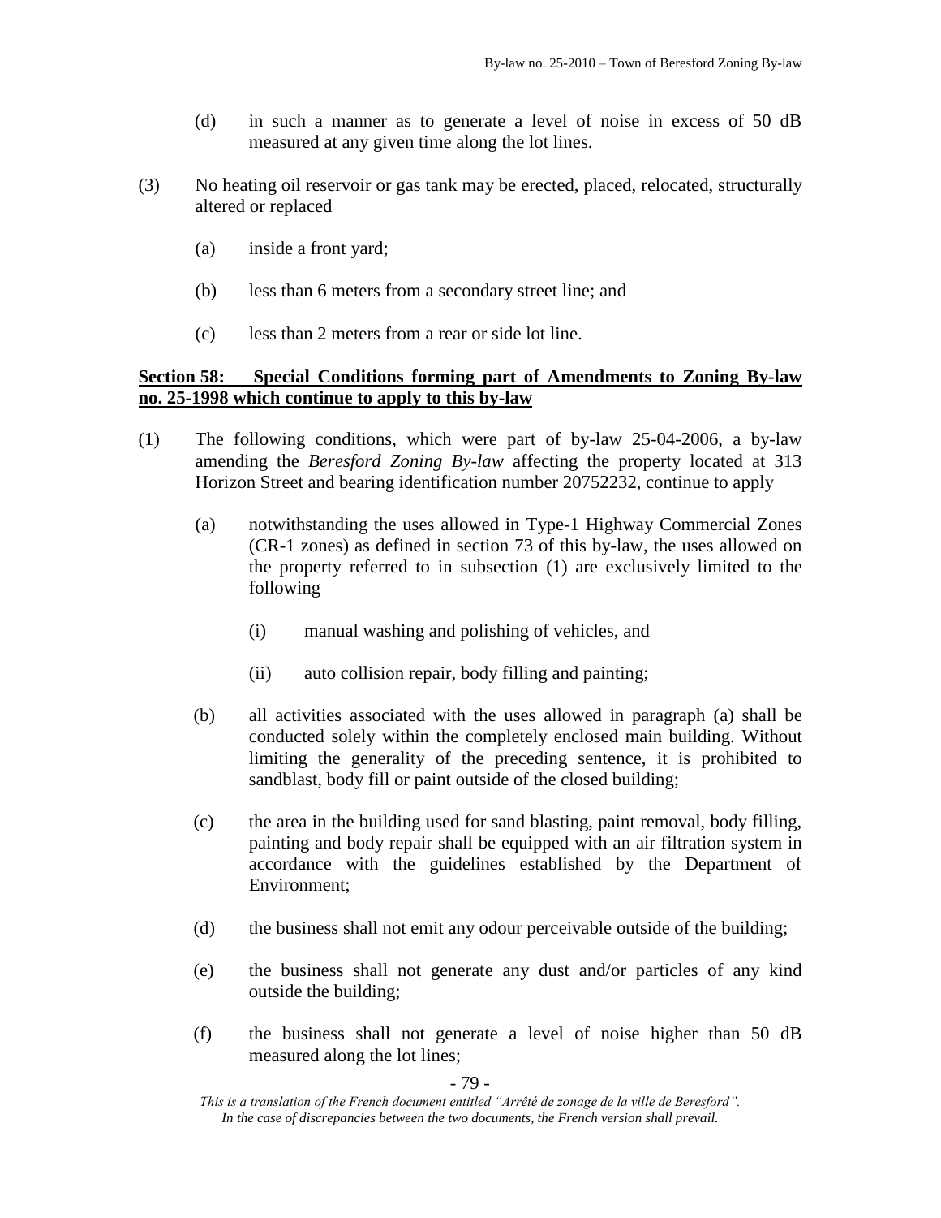(d) in such a manner as to generate a level of noise in excess of 50 dB measured at any given time along the lot lines.

(3) No heating oil reservoir or gas tank may be erected, placed, relocated, structurally altered or replaced

(a) inside a front yard;

(b) less than 6 meters from a secondary street line; and

(c) less than 2 meters from a rear or side lot line.

**<u>Section 58: Special Conditions forming part of Amendments to Zoning By-law no. 25-1998 which continue to apply to this by-law</u>**

(1) The following conditions, which were part of by-law 25-04-2006, a by-law amending the *Beresford Zoning By-law* affecting the property located at 313 Horizon Street and bearing identification number 20752232, continue to apply

(a) notwithstanding the uses allowed in Type-1 Highway Commercial Zones (CR-1 zones) as defined in section 73 of this by-law, the uses allowed on the property referred to in subsection (1) are exclusively limited to the following

(i) manual washing and polishing of vehicles, and

(ii) auto collision repair, body filling and painting;

(b) all activities associated with the uses allowed in paragraph (a) shall be conducted solely within the completely enclosed main building. Without limiting the generality of the preceding sentence, it is prohibited to sandblast, body fill or paint outside of the closed building;

(c) the area in the building used for sand blasting, paint removal, body filling, painting and body repair shall be equipped with an air filtration system in accordance with the guidelines established by the Department of Environment;

(d) the business shall not emit any odour perceivable outside of the building;

(e) the business shall not generate any dust and/or particles of any kind outside the building;

(f) the business shall not generate a level of noise higher than 50 dB measured along the lot lines;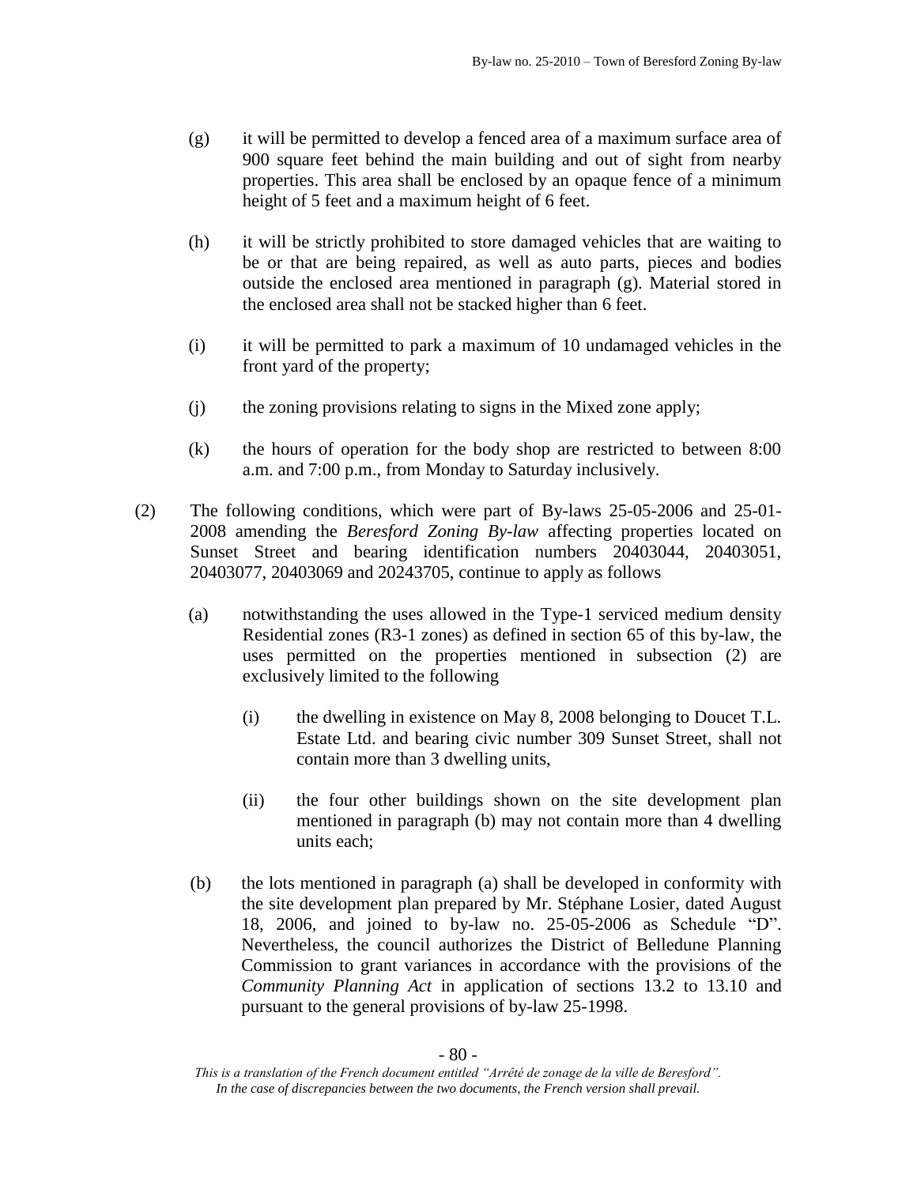(g) it will be permitted to develop a fenced area of a maximum surface area of 900 square feet behind the main building and out of sight from nearby properties. This area shall be enclosed by an opaque fence of a minimum height of 5 feet and a maximum height of 6 feet.

(h) it will be strictly prohibited to store damaged vehicles that are waiting to be or that are being repaired, as well as auto parts, pieces and bodies outside the enclosed area mentioned in paragraph (g). Material stored in the enclosed area shall not be stacked higher than 6 feet.

(i) it will be permitted to park a maximum of 10 undamaged vehicles in the front yard of the property;

(j) the zoning provisions relating to signs in the Mixed zone apply;

(k) the hours of operation for the body shop are restricted to between 8:00 a.m. and 7:00 p.m., from Monday to Saturday inclusively.

(2) The following conditions, which were part of By-laws 25-05-2006 and 25-01-2008 amending the *Beresford Zoning By-law* affecting properties located on Sunset Street and bearing identification numbers 20403044, 20403051, 20403077, 20403069 and 20243705, continue to apply as follows

(a) notwithstanding the uses allowed in the Type-1 serviced medium density Residential zones (R3-1 zones) as defined in section 65 of this by-law, the uses permitted on the properties mentioned in subsection (2) are exclusively limited to the following

(i) the dwelling in existence on May 8, 2008 belonging to Doucet T.L. Estate Ltd. and bearing civic number 309 Sunset Street, shall not contain more than 3 dwelling units,

(ii) the four other buildings shown on the site development plan mentioned in paragraph (b) may not contain more than 4 dwelling units each;

(b) the lots mentioned in paragraph (a) shall be developed in conformity with the site development plan prepared by Mr. Stéphane Losier, dated August 18, 2006, and joined to by-law no. 25-05-2006 as Schedule "D". Nevertheless, the council authorizes the District of Belledune Planning Commission to grant variances in accordance with the provisions of the *Community Planning Act* in application of sections 13.2 to 13.10 and pursuant to the general provisions of by-law 25-1998.

*This is a translation of the French document entitled "Arrêté de zonage de la ville de Beresford". In the case of discrepancies between the two documents, the French version shall prevail.*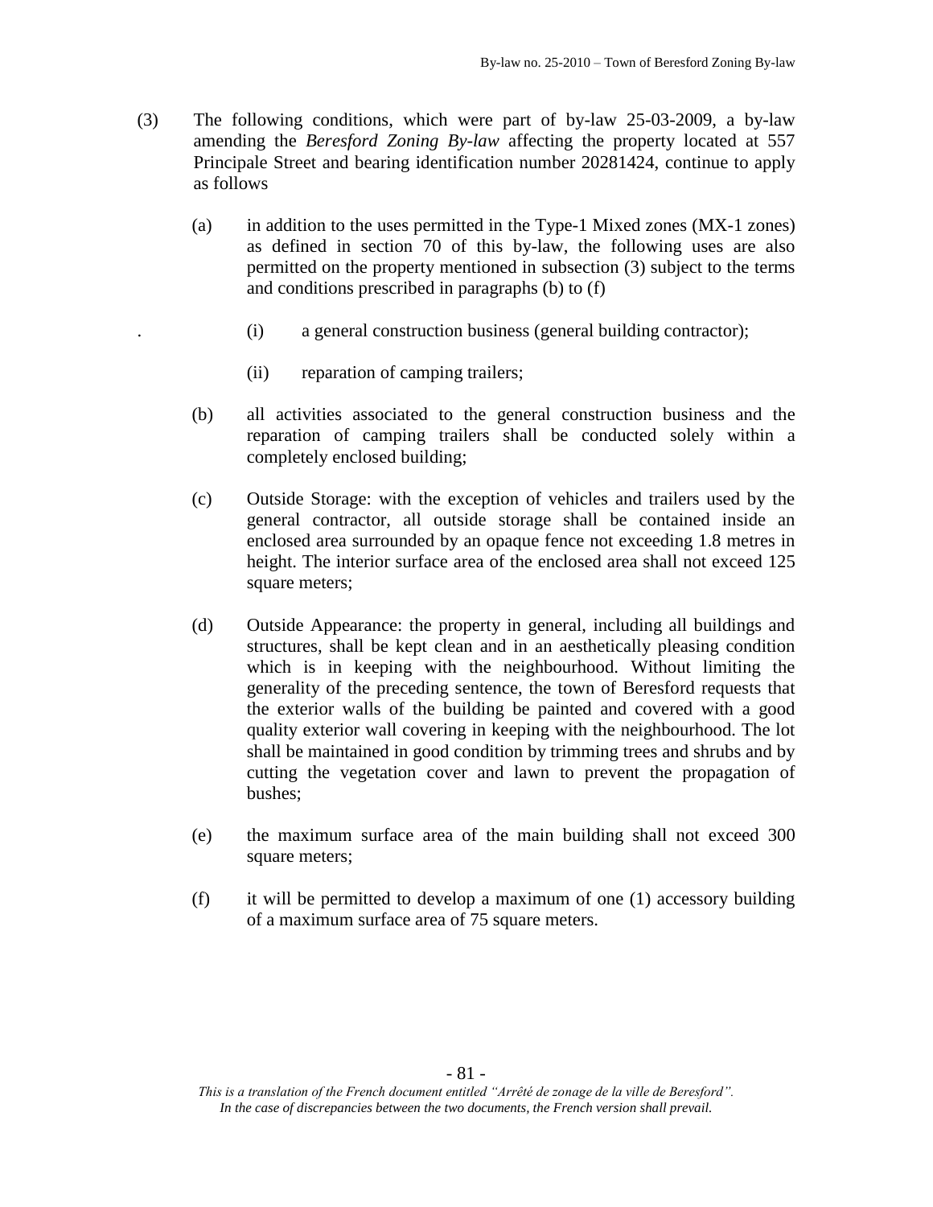(3) The following conditions, which were part of by-law 25-03-2009, a by-law amending the *Beresford Zoning By-law* affecting the property located at 557 Principale Street and bearing identification number 20281424, continue to apply as follows

(a) in addition to the uses permitted in the Type-1 Mixed zones (MX-1 zones) as defined in section 70 of this by-law, the following uses are also permitted on the property mentioned in subsection (3) subject to the terms and conditions prescribed in paragraphs (b) to (f)

. (i) a general construction business (general building contractor);

(ii) reparation of camping trailers;

(b) all activities associated to the general construction business and the reparation of camping trailers shall be conducted solely within a completely enclosed building;

(c) Outside Storage: with the exception of vehicles and trailers used by the general contractor, all outside storage shall be contained inside an enclosed area surrounded by an opaque fence not exceeding 1.8 metres in height. The interior surface area of the enclosed area shall not exceed 125 square meters;

(d) Outside Appearance: the property in general, including all buildings and structures, shall be kept clean and in an aesthetically pleasing condition which is in keeping with the neighbourhood. Without limiting the generality of the preceding sentence, the town of Beresford requests that the exterior walls of the building be painted and covered with a good quality exterior wall covering in keeping with the neighbourhood. The lot shall be maintained in good condition by trimming trees and shrubs and by cutting the vegetation cover and lawn to prevent the propagation of bushes;

(e) the maximum surface area of the main building shall not exceed 300 square meters;

(f) it will be permitted to develop a maximum of one (1) accessory building of a maximum surface area of 75 square meters.

*This is a translation of the French document entitled "Arrêté de zonage de la ville de Beresford". In the case of discrepancies between the two documents, the French version shall prevail.*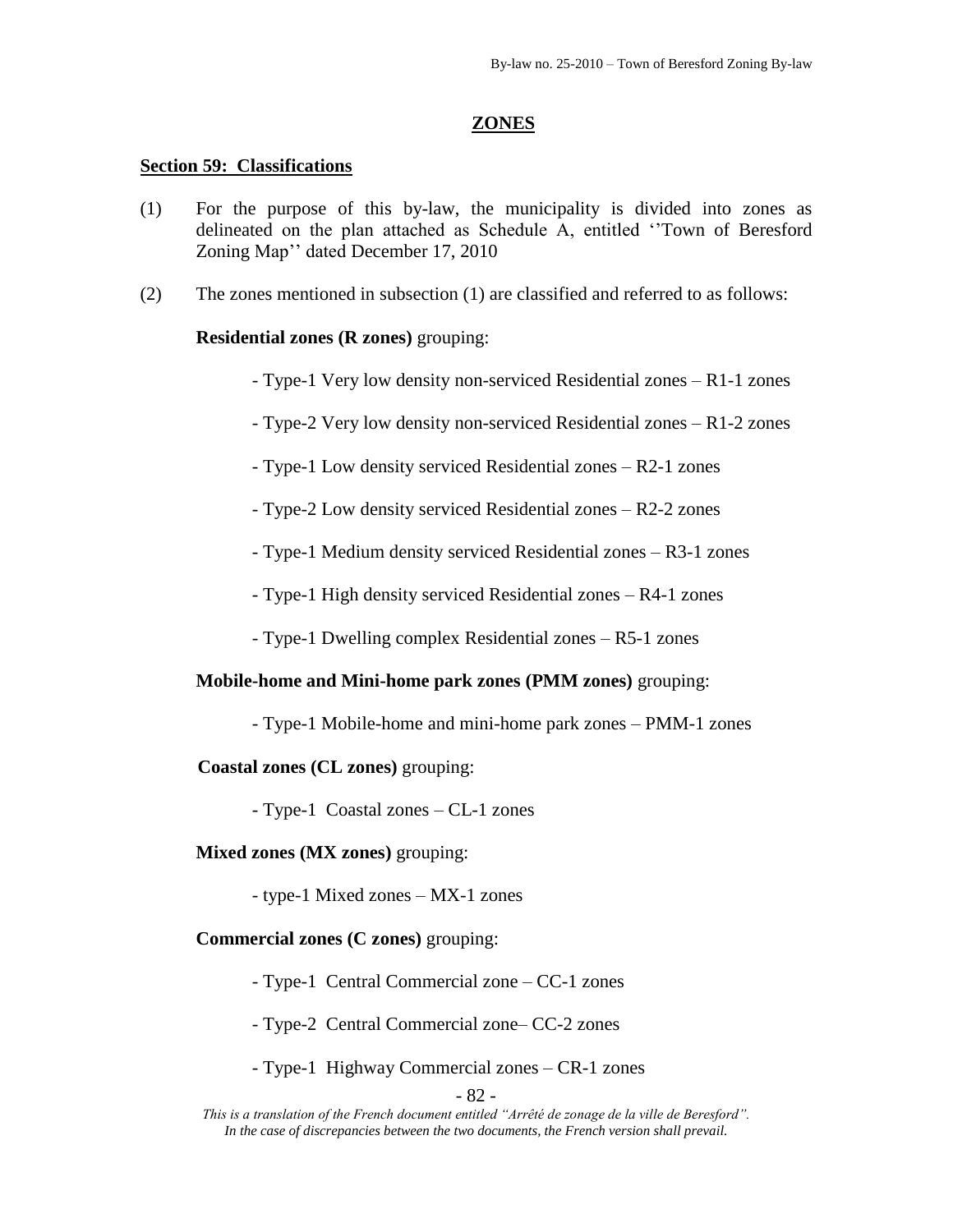## ZONES

### Section 59: Classifications

(1) For the purpose of this by-law, the municipality is divided into zones as delineated on the plan attached as Schedule A, entitled ''Town of Beresford Zoning Map'' dated December 17, 2010

(2) The zones mentioned in subsection (1) are classified and referred to as follows:

**Residential zones (R zones)** grouping:

- Type-1 Very low density non-serviced Residential zones – R1-1 zones
- Type-2 Very low density non-serviced Residential zones – R1-2 zones
- Type-1 Low density serviced Residential zones – R2-1 zones
- Type-2 Low density serviced Residential zones – R2-2 zones
- Type-1 Medium density serviced Residential zones – R3-1 zones
- Type-1 High density serviced Residential zones – R4-1 zones
- Type-1 Dwelling complex Residential zones – R5-1 zones

**Mobile-home and Mini-home park zones (PMM zones)** grouping:

- Type-1 Mobile-home and mini-home park zones – PMM-1 zones

**Coastal zones (CL zones)** grouping:

- Type-1 Coastal zones – CL-1 zones

**Mixed zones (MX zones)** grouping:

- type-1 Mixed zones – MX-1 zones

**Commercial zones (C zones)** grouping:

- Type-1 Central Commercial zone – CC-1 zones
- Type-2 Central Commercial zone– CC-2 zones
- Type-1 Highway Commercial zones – CR-1 zones

*This is a translation of the French document entitled "Arrêté de zonage de la ville de Beresford". In the case of discrepancies between the two documents, the French version shall prevail.*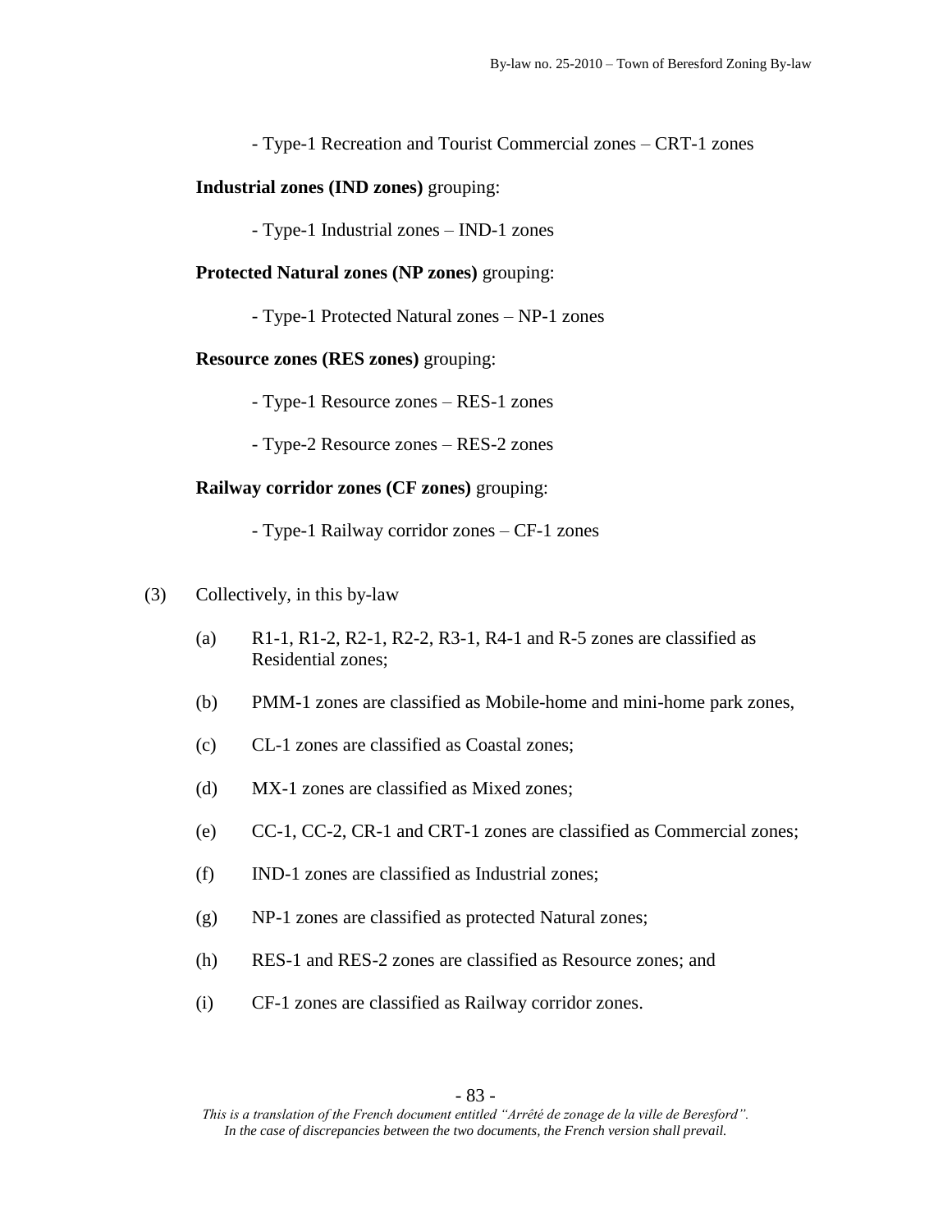- Type-1 Recreation and Tourist Commercial zones – CRT-1 zones

**Industrial zones (IND zones)** grouping:

- Type-1 Industrial zones – IND-1 zones

**Protected Natural zones (NP zones)** grouping:

- Type-1 Protected Natural zones – NP-1 zones

**Resource zones (RES zones)** grouping:

- Type-1 Resource zones – RES-1 zones

- Type-2 Resource zones – RES-2 zones

**Railway corridor zones (CF zones)** grouping:

- Type-1 Railway corridor zones – CF-1 zones

(3) Collectively, in this by-law

(a) R1-1, R1-2, R2-1, R2-2, R3-1, R4-1 and R-5 zones are classified as Residential zones;

(b) PMM-1 zones are classified as Mobile-home and mini-home park zones,

(c) CL-1 zones are classified as Coastal zones;

(d) MX-1 zones are classified as Mixed zones;

(e) CC-1, CC-2, CR-1 and CRT-1 zones are classified as Commercial zones;

(f) IND-1 zones are classified as Industrial zones;

(g) NP-1 zones are classified as protected Natural zones;

(h) RES-1 and RES-2 zones are classified as Resource zones; and

(i) CF-1 zones are classified as Railway corridor zones.

*This is a translation of the French document entitled "Arrêté de zonage de la ville de Beresford". In the case of discrepancies between the two documents, the French version shall prevail.*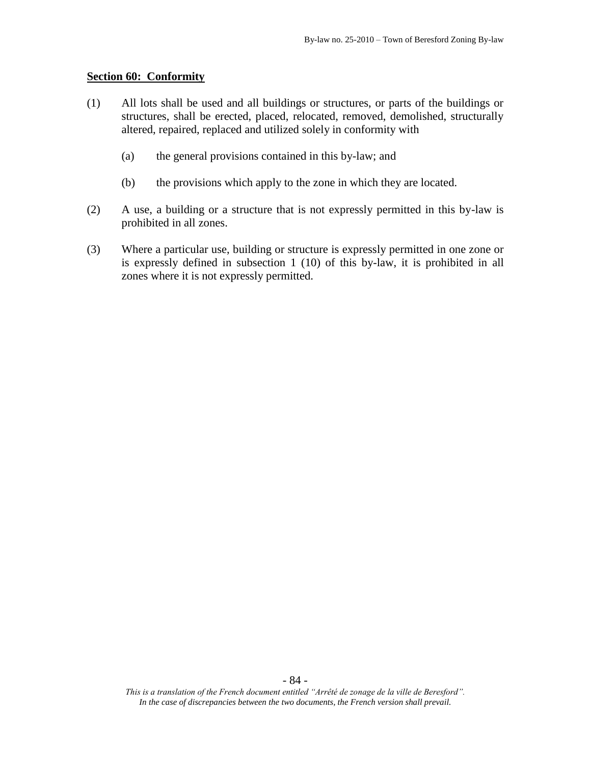## Section 60: Conformity

(1) All lots shall be used and all buildings or structures, or parts of the buildings or structures, shall be erected, placed, relocated, removed, demolished, structurally altered, repaired, replaced and utilized solely in conformity with

(a) the general provisions contained in this by-law; and

(b) the provisions which apply to the zone in which they are located.

(2) A use, a building or a structure that is not expressly permitted in this by-law is prohibited in all zones.

(3) Where a particular use, building or structure is expressly permitted in one zone or is expressly defined in subsection 1 (10) of this by-law, it is prohibited in all zones where it is not expressly permitted.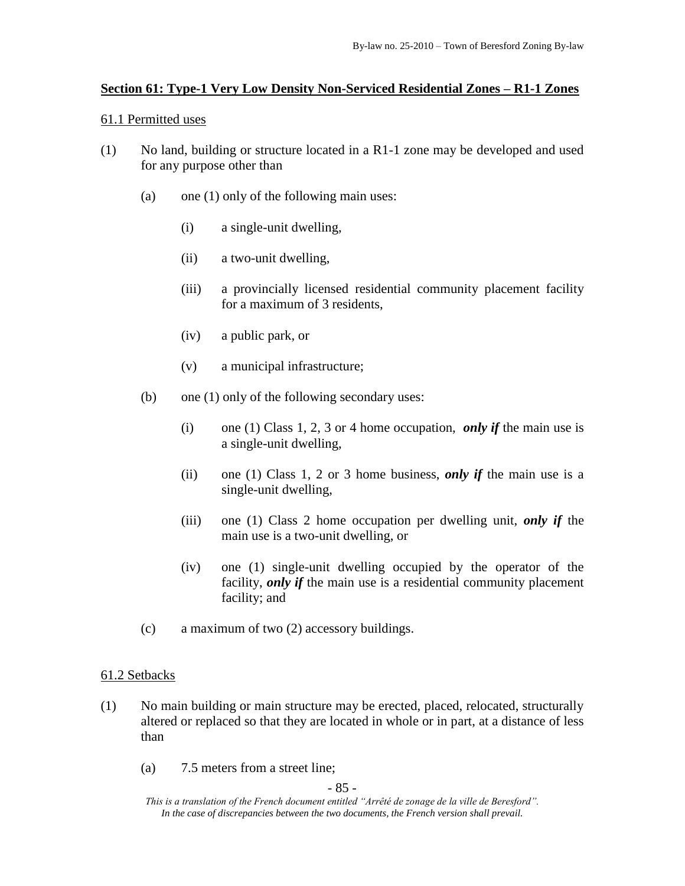## **Section 61: Type-1 Very Low Density Non-Serviced Residential Zones – R1-1 Zones**

61.1 Permitted uses

(1) No land, building or structure located in a R1-1 zone may be developed and used for any purpose other than

(a) one (1) only of the following main uses:

(i) a single-unit dwelling,

(ii) a two-unit dwelling,

(iii) a provincially licensed residential community placement facility for a maximum of 3 residents,

(iv) a public park, or

(v) a municipal infrastructure;

(b) one (1) only of the following secondary uses:

(i) one (1) Class 1, 2, 3 or 4 home occupation, ***only if*** the main use is a single-unit dwelling,

(ii) one (1) Class 1, 2 or 3 home business, ***only if*** the main use is a single-unit dwelling,

(iii) one (1) Class 2 home occupation per dwelling unit, ***only if*** the main use is a two-unit dwelling, or

(iv) one (1) single-unit dwelling occupied by the operator of the facility, ***only if*** the main use is a residential community placement facility; and

(c) a maximum of two (2) accessory buildings.

61.2 Setbacks

(1) No main building or main structure may be erected, placed, relocated, structurally altered or replaced so that they are located in whole or in part, at a distance of less than

(a) 7.5 meters from a street line;

*This is a translation of the French document entitled "Arrêté de zonage de la ville de Beresford". In the case of discrepancies between the two documents, the French version shall prevail.*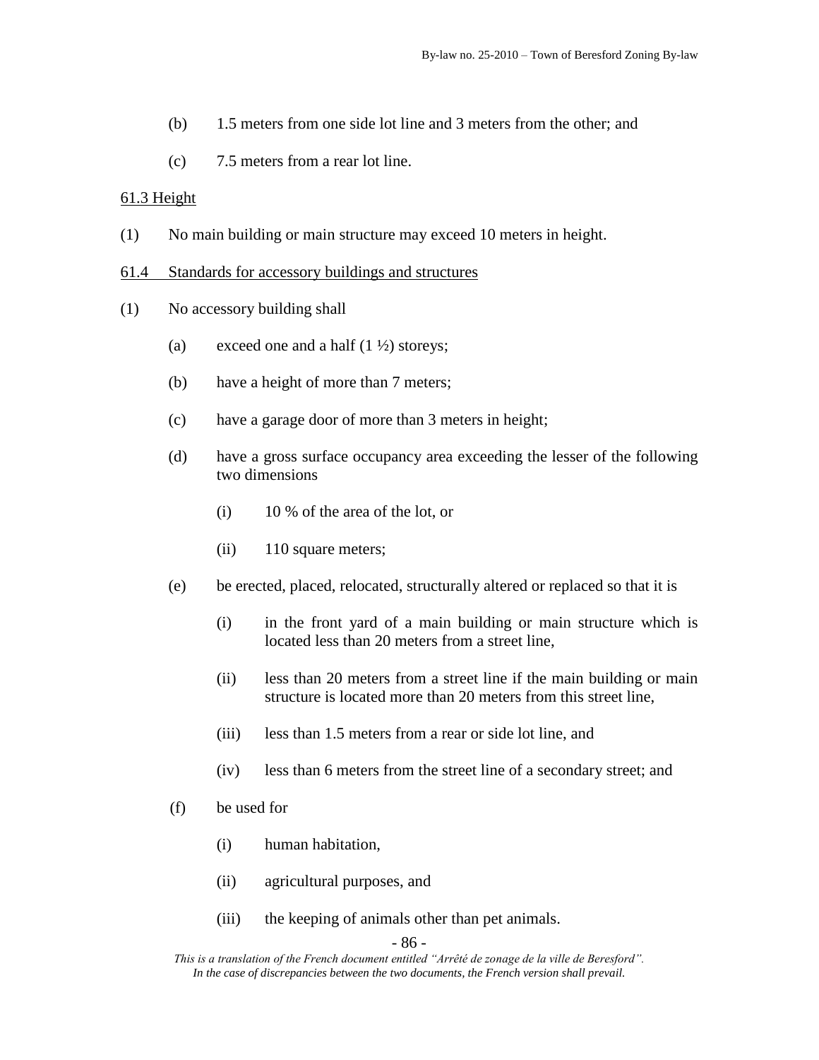(b) 1.5 meters from one side lot line and 3 meters from the other; and

(c) 7.5 meters from a rear lot line.

61.3 Height

(1) No main building or main structure may exceed 10 meters in height.

61.4 Standards for accessory buildings and structures

(1) No accessory building shall

(a) exceed one and a half (1 ½) storeys;

(b) have a height of more than 7 meters;

(c) have a garage door of more than 3 meters in height;

(d) have a gross surface occupancy area exceeding the lesser of the following two dimensions

(i) 10 % of the area of the lot, or

(ii) 110 square meters;

(e) be erected, placed, relocated, structurally altered or replaced so that it is

(i) in the front yard of a main building or main structure which is located less than 20 meters from a street line,

(ii) less than 20 meters from a street line if the main building or main structure is located more than 20 meters from this street line,

(iii) less than 1.5 meters from a rear or side lot line, and

(iv) less than 6 meters from the street line of a secondary street; and

(f) be used for

(i) human habitation,

(ii) agricultural purposes, and

(iii) the keeping of animals other than pet animals.

*This is a translation of the French document entitled "Arrêté de zonage de la ville de Beresford". In the case of discrepancies between the two documents, the French version shall prevail.*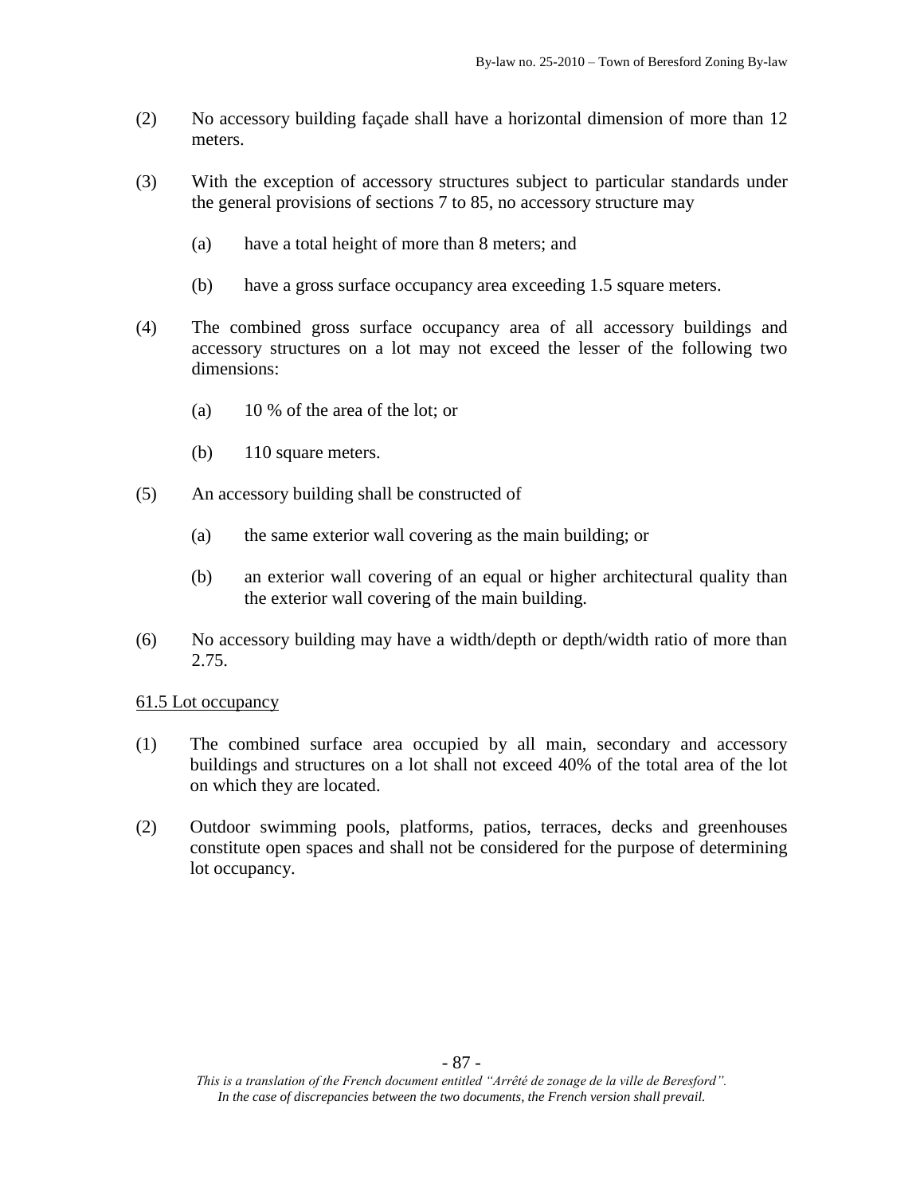(2) No accessory building façade shall have a horizontal dimension of more than 12 meters.

(3) With the exception of accessory structures subject to particular standards under the general provisions of sections 7 to 85, no accessory structure may

  (a) have a total height of more than 8 meters; and

  (b) have a gross surface occupancy area exceeding 1.5 square meters.

(4) The combined gross surface occupancy area of all accessory buildings and accessory structures on a lot may not exceed the lesser of the following two dimensions:

  (a) 10 % of the area of the lot; or

  (b) 110 square meters.

(5) An accessory building shall be constructed of

  (a) the same exterior wall covering as the main building; or

  (b) an exterior wall covering of an equal or higher architectural quality than the exterior wall covering of the main building.

(6) No accessory building may have a width/depth or depth/width ratio of more than 2.75.

<u>61.5 Lot occupancy</u>

(1) The combined surface area occupied by all main, secondary and accessory buildings and structures on a lot shall not exceed 40% of the total area of the lot on which they are located.

(2) Outdoor swimming pools, platforms, patios, terraces, decks and greenhouses constitute open spaces and shall not be considered for the purpose of determining lot occupancy.

*This is a translation of the French document entitled "Arrêté de zonage de la ville de Beresford". In the case of discrepancies between the two documents, the French version shall prevail.*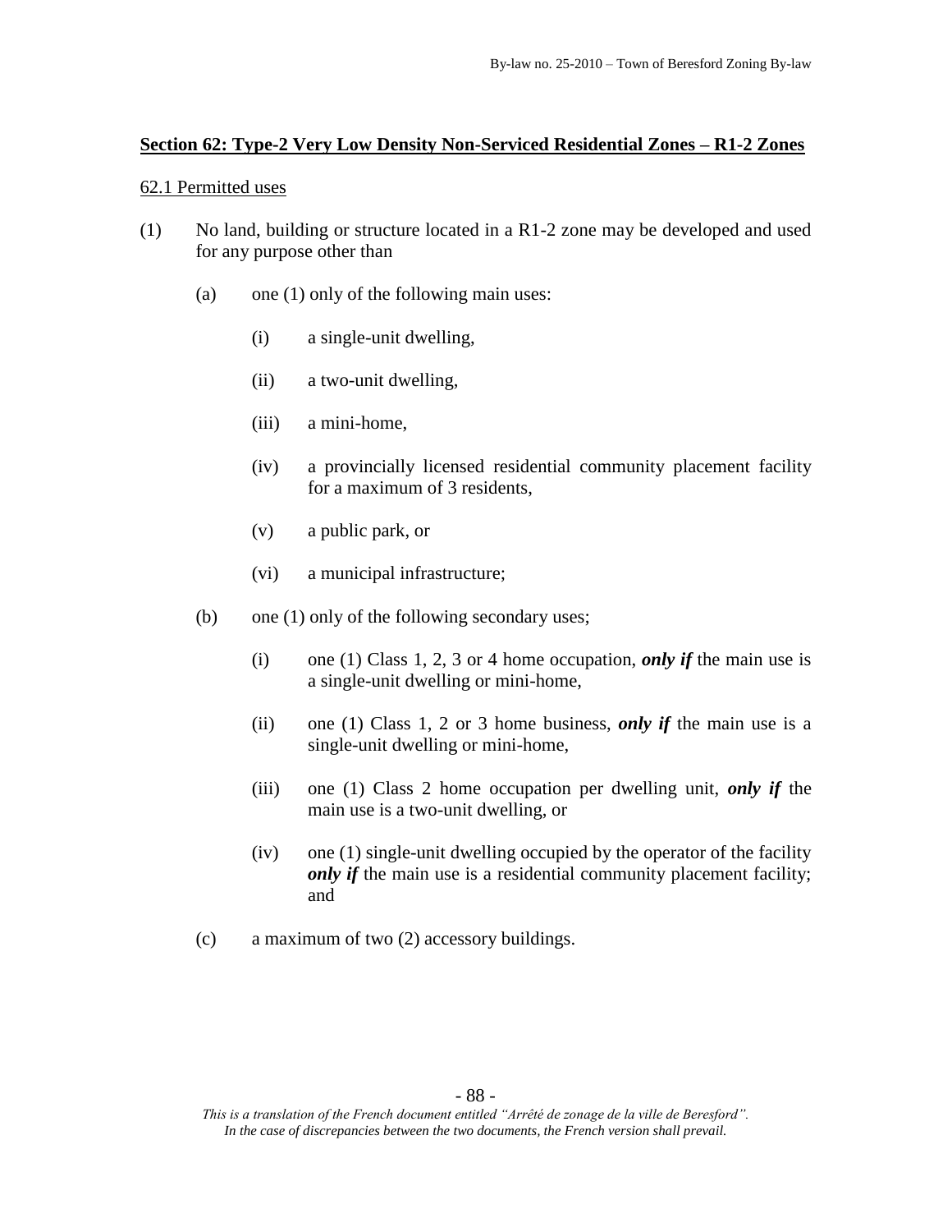## Section 62: Type-2 Very Low Density Non-Serviced Residential Zones – R1-2 Zones

### 62.1 Permitted uses

(1) No land, building or structure located in a R1-2 zone may be developed and used for any purpose other than

- (a) one (1) only of the following main uses:
  - (i) a single-unit dwelling,
  - (ii) a two-unit dwelling,
  - (iii) a mini-home,
  - (iv) a provincially licensed residential community placement facility for a maximum of 3 residents,
  - (v) a public park, or
  - (vi) a municipal infrastructure;
- (b) one (1) only of the following secondary uses;
  - (i) one (1) Class 1, 2, 3 or 4 home occupation, ***only if*** the main use is a single-unit dwelling or mini-home,
  - (ii) one (1) Class 1, 2 or 3 home business, ***only if*** the main use is a single-unit dwelling or mini-home,
  - (iii) one (1) Class 2 home occupation per dwelling unit, ***only if*** the main use is a two-unit dwelling, or
  - (iv) one (1) single-unit dwelling occupied by the operator of the facility ***only if*** the main use is a residential community placement facility; and
- (c) a maximum of two (2) accessory buildings.

*This is a translation of the French document entitled "Arrêté de zonage de la ville de Beresford". In the case of discrepancies between the two documents, the French version shall prevail.*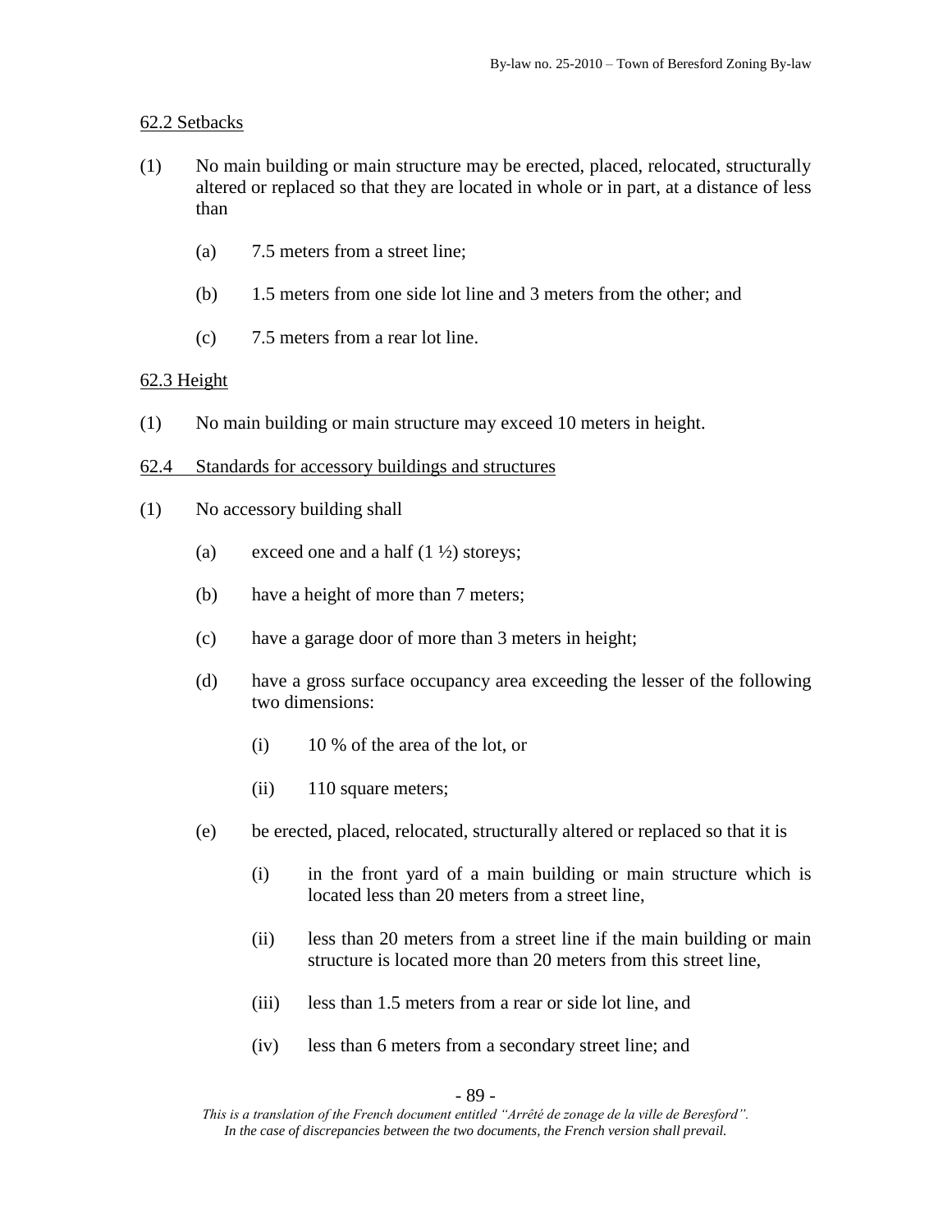62.2 Setbacks

(1) No main building or main structure may be erected, placed, relocated, structurally altered or replaced so that they are located in whole or in part, at a distance of less than

- (a) 7.5 meters from a street line;
- (b) 1.5 meters from one side lot line and 3 meters from the other; and
- (c) 7.5 meters from a rear lot line.

62.3 Height

(1) No main building or main structure may exceed 10 meters in height.

62.4 Standards for accessory buildings and structures

(1) No accessory building shall

- (a) exceed one and a half (1 ½) storeys;
- (b) have a height of more than 7 meters;
- (c) have a garage door of more than 3 meters in height;
- (d) have a gross surface occupancy area exceeding the lesser of the following two dimensions:
  - (i) 10 % of the area of the lot, or
  - (ii) 110 square meters;
- (e) be erected, placed, relocated, structurally altered or replaced so that it is
  - (i) in the front yard of a main building or main structure which is located less than 20 meters from a street line,
  - (ii) less than 20 meters from a street line if the main building or main structure is located more than 20 meters from this street line,
  - (iii) less than 1.5 meters from a rear or side lot line, and
  - (iv) less than 6 meters from a secondary street line; and

*This is a translation of the French document entitled "Arrêté de zonage de la ville de Beresford". In the case of discrepancies between the two documents, the French version shall prevail.*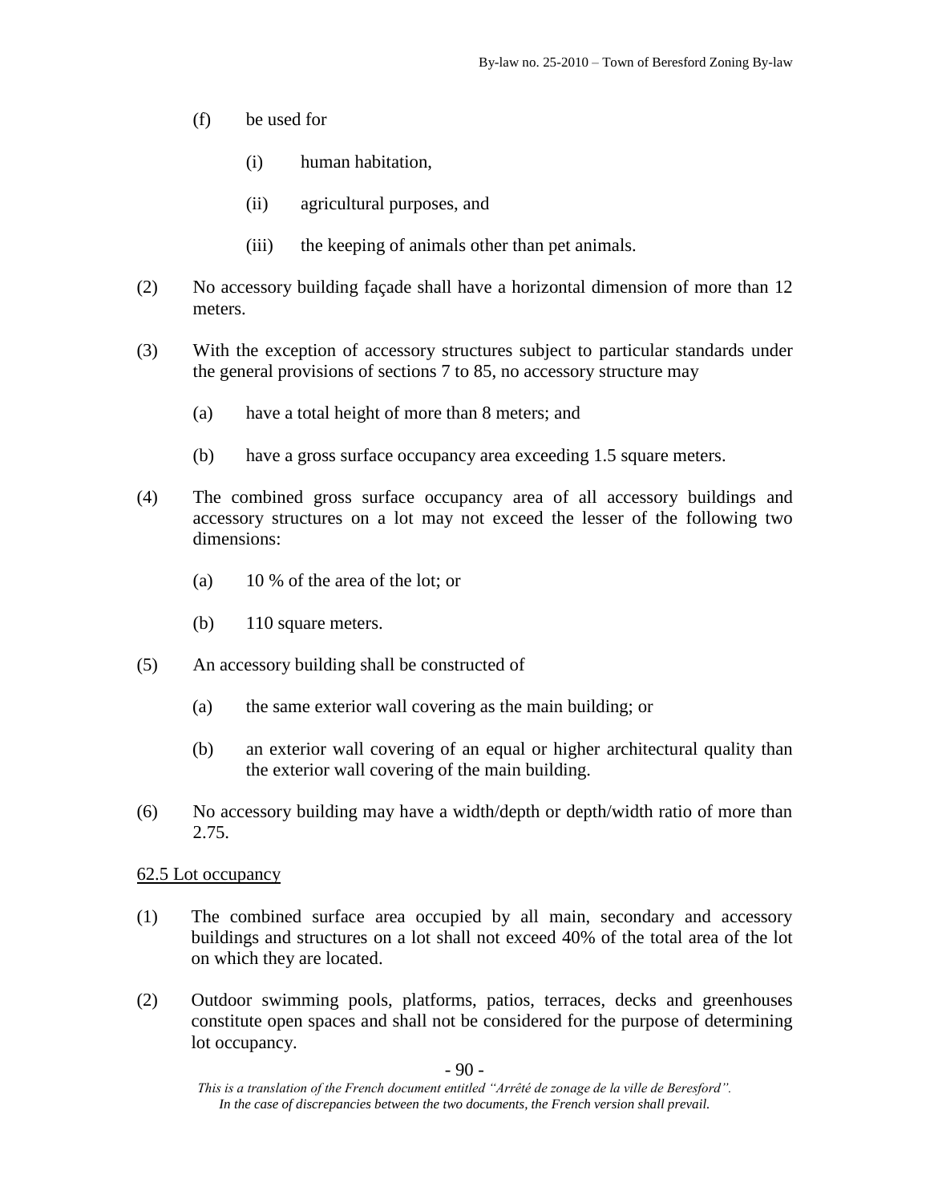(f) be used for

(i) human habitation,

(ii) agricultural purposes, and

(iii) the keeping of animals other than pet animals.

(2) No accessory building façade shall have a horizontal dimension of more than 12 meters.

(3) With the exception of accessory structures subject to particular standards under the general provisions of sections 7 to 85, no accessory structure may

(a) have a total height of more than 8 meters; and

(b) have a gross surface occupancy area exceeding 1.5 square meters.

(4) The combined gross surface occupancy area of all accessory buildings and accessory structures on a lot may not exceed the lesser of the following two dimensions:

(a) 10 % of the area of the lot; or

(b) 110 square meters.

(5) An accessory building shall be constructed of

(a) the same exterior wall covering as the main building; or

(b) an exterior wall covering of an equal or higher architectural quality than the exterior wall covering of the main building.

(6) No accessory building may have a width/depth or depth/width ratio of more than 2.75.

62.5 Lot occupancy

(1) The combined surface area occupied by all main, secondary and accessory buildings and structures on a lot shall not exceed 40% of the total area of the lot on which they are located.

(2) Outdoor swimming pools, platforms, patios, terraces, decks and greenhouses constitute open spaces and shall not be considered for the purpose of determining lot occupancy.

*This is a translation of the French document entitled "Arrêté de zonage de la ville de Beresford". In the case of discrepancies between the two documents, the French version shall prevail.*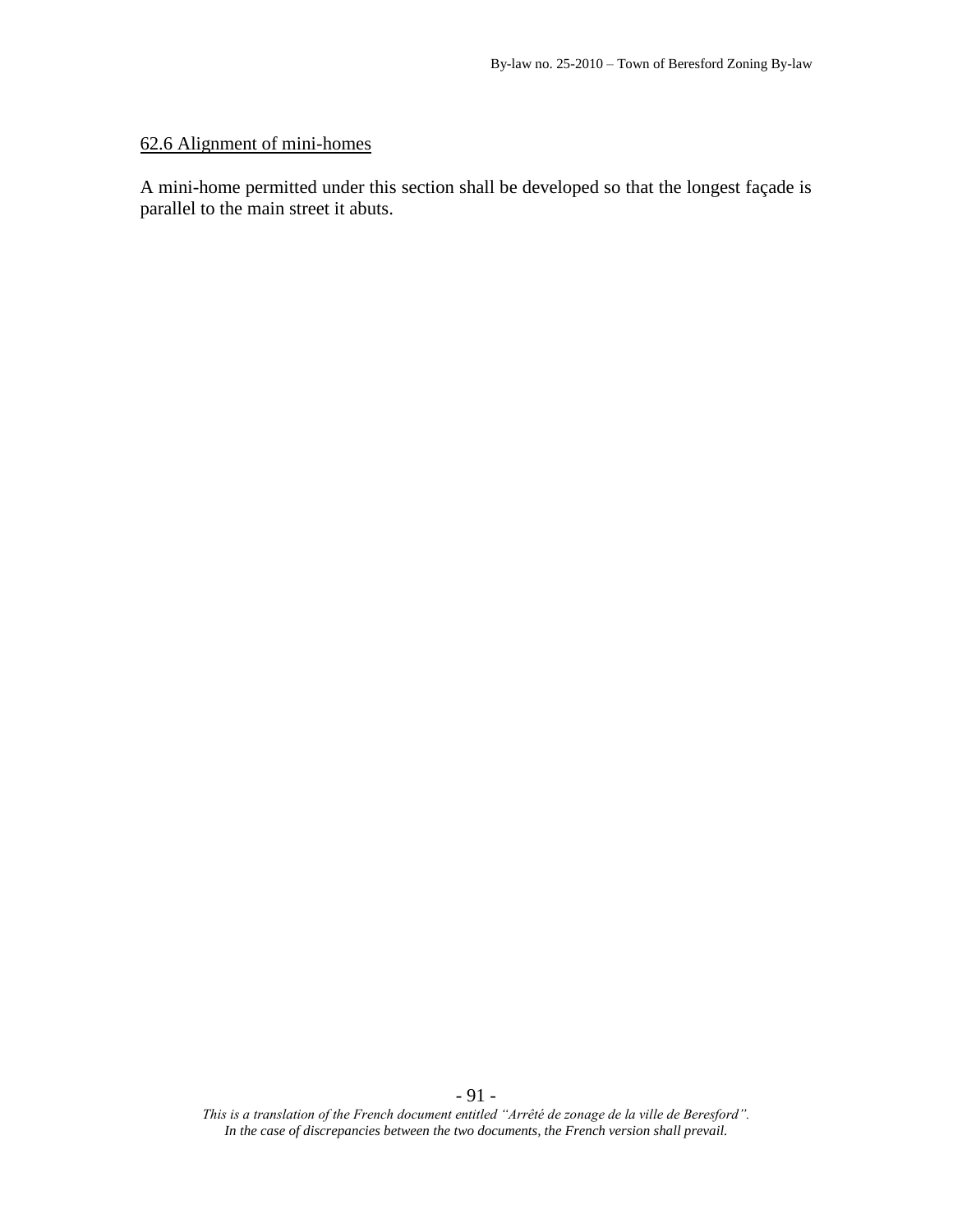62.6 Alignment of mini-homes

A mini-home permitted under this section shall be developed so that the longest façade is parallel to the main street it abuts.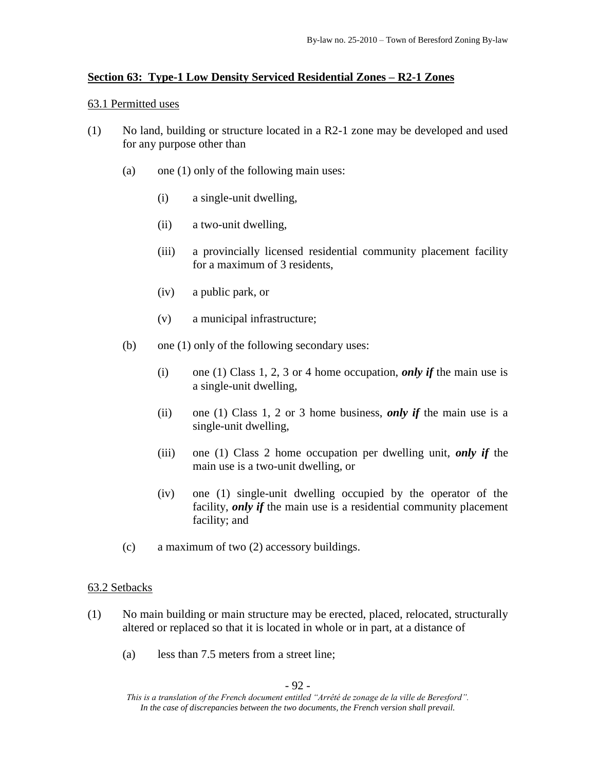## Section 63: Type-1 Low Density Serviced Residential Zones – R2-1 Zones

### 63.1 Permitted uses

(1) No land, building or structure located in a R2-1 zone may be developed and used for any purpose other than

(a) one (1) only of the following main uses:

(i) a single-unit dwelling,

(ii) a two-unit dwelling,

(iii) a provincially licensed residential community placement facility for a maximum of 3 residents,

(iv) a public park, or

(v) a municipal infrastructure;

(b) one (1) only of the following secondary uses:

(i) one (1) Class 1, 2, 3 or 4 home occupation, ***only if*** the main use is a single-unit dwelling,

(ii) one (1) Class 1, 2 or 3 home business, ***only if*** the main use is a single-unit dwelling,

(iii) one (1) Class 2 home occupation per dwelling unit, ***only if*** the main use is a two-unit dwelling, or

(iv) one (1) single-unit dwelling occupied by the operator of the facility, ***only if*** the main use is a residential community placement facility; and

(c) a maximum of two (2) accessory buildings.

### 63.2 Setbacks

(1) No main building or main structure may be erected, placed, relocated, structurally altered or replaced so that it is located in whole or in part, at a distance of

(a) less than 7.5 meters from a street line;

*This is a translation of the French document entitled "Arrêté de zonage de la ville de Beresford". In the case of discrepancies between the two documents, the French version shall prevail.*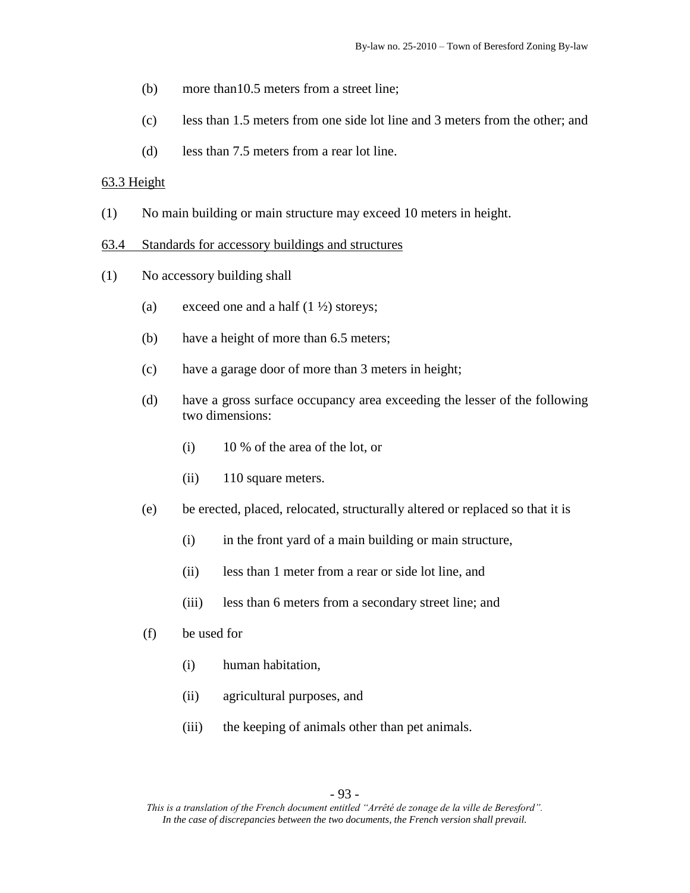(b) more than10.5 meters from a street line;

(c) less than 1.5 meters from one side lot line and 3 meters from the other; and

(d) less than 7.5 meters from a rear lot line.

63.3 Height

(1) No main building or main structure may exceed 10 meters in height.

63.4 Standards for accessory buildings and structures

(1) No accessory building shall

(a) exceed one and a half (1 ½) storeys;

(b) have a height of more than 6.5 meters;

(c) have a garage door of more than 3 meters in height;

(d) have a gross surface occupancy area exceeding the lesser of the following two dimensions:

(i) 10 % of the area of the lot, or

(ii) 110 square meters.

(e) be erected, placed, relocated, structurally altered or replaced so that it is

(i) in the front yard of a main building or main structure,

(ii) less than 1 meter from a rear or side lot line, and

(iii) less than 6 meters from a secondary street line; and

(f) be used for

(i) human habitation,

(ii) agricultural purposes, and

(iii) the keeping of animals other than pet animals.

*This is a translation of the French document entitled "Arrêté de zonage de la ville de Beresford". In the case of discrepancies between the two documents, the French version shall prevail.*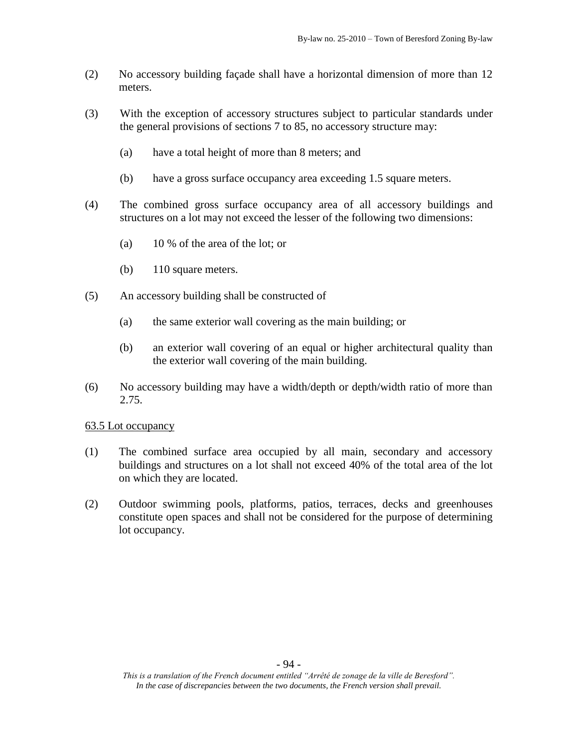(2) No accessory building façade shall have a horizontal dimension of more than 12 meters.

(3) With the exception of accessory structures subject to particular standards under the general provisions of sections 7 to 85, no accessory structure may:

  (a) have a total height of more than 8 meters; and

  (b) have a gross surface occupancy area exceeding 1.5 square meters.

(4) The combined gross surface occupancy area of all accessory buildings and structures on a lot may not exceed the lesser of the following two dimensions:

  (a) 10 % of the area of the lot; or

  (b) 110 square meters.

(5) An accessory building shall be constructed of

  (a) the same exterior wall covering as the main building; or

  (b) an exterior wall covering of an equal or higher architectural quality than the exterior wall covering of the main building.

(6) No accessory building may have a width/depth or depth/width ratio of more than 2.75.

<u>63.5 Lot occupancy</u>

(1) The combined surface area occupied by all main, secondary and accessory buildings and structures on a lot shall not exceed 40% of the total area of the lot on which they are located.

(2) Outdoor swimming pools, platforms, patios, terraces, decks and greenhouses constitute open spaces and shall not be considered for the purpose of determining lot occupancy.

*This is a translation of the French document entitled "Arrêté de zonage de la ville de Beresford". In the case of discrepancies between the two documents, the French version shall prevail.*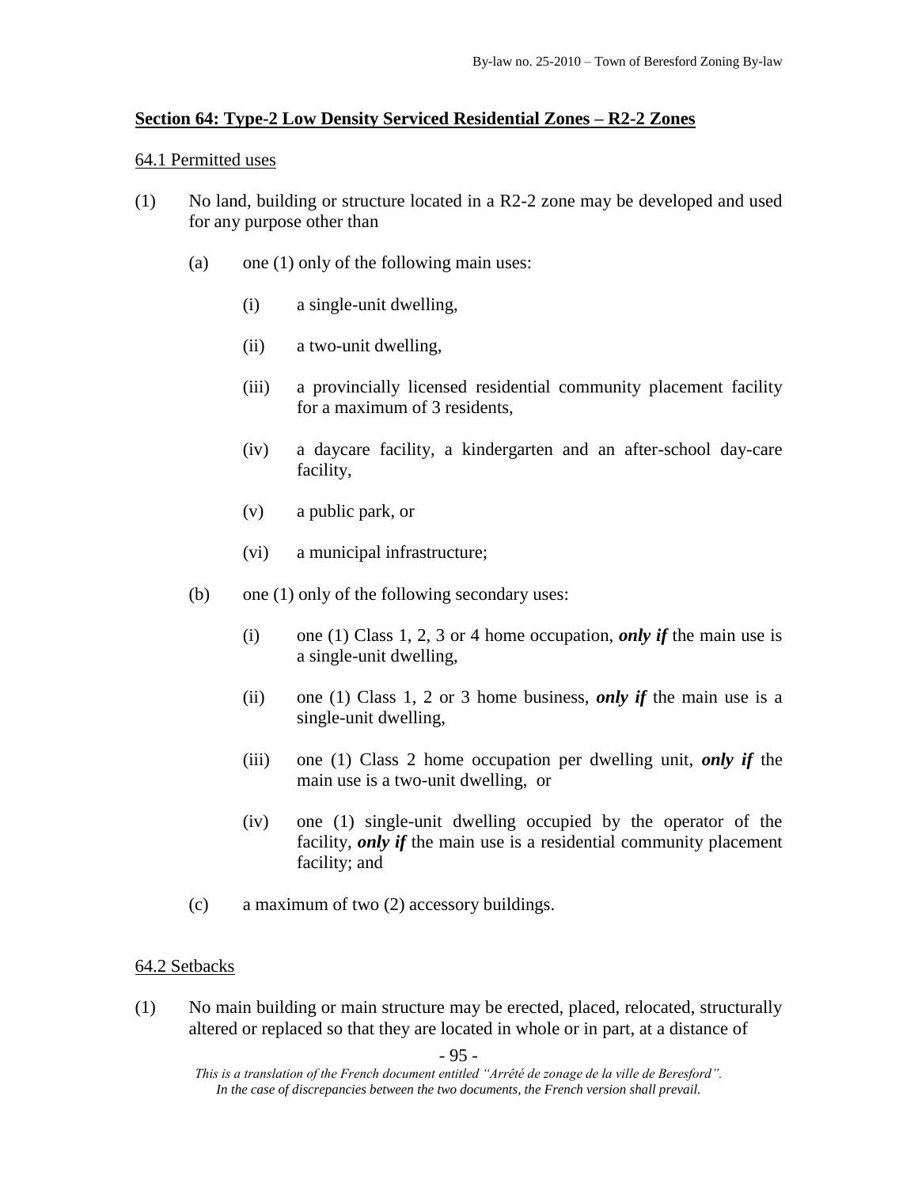## Section 64: Type-2 Low Density Serviced Residential Zones – R2-2 Zones

### 64.1 Permitted uses

(1) No land, building or structure located in a R2-2 zone may be developed and used for any purpose other than

(a) one (1) only of the following main uses:

(i) a single-unit dwelling,

(ii) a two-unit dwelling,

(iii) a provincially licensed residential community placement facility for a maximum of 3 residents,

(iv) a daycare facility, a kindergarten and an after-school day-care facility,

(v) a public park, or

(vi) a municipal infrastructure;

(b) one (1) only of the following secondary uses:

(i) one (1) Class 1, 2, 3 or 4 home occupation, ***only if*** the main use is a single-unit dwelling,

(ii) one (1) Class 1, 2 or 3 home business, ***only if*** the main use is a single-unit dwelling,

(iii) one (1) Class 2 home occupation per dwelling unit, ***only if*** the main use is a two-unit dwelling, or

(iv) one (1) single-unit dwelling occupied by the operator of the facility, ***only if*** the main use is a residential community placement facility; and

(c) a maximum of two (2) accessory buildings.

### 64.2 Setbacks

(1) No main building or main structure may be erected, placed, relocated, structurally altered or replaced so that they are located in whole or in part, at a distance of

*This is a translation of the French document entitled "Arrêté de zonage de la ville de Beresford". In the case of discrepancies between the two documents, the French version shall prevail.*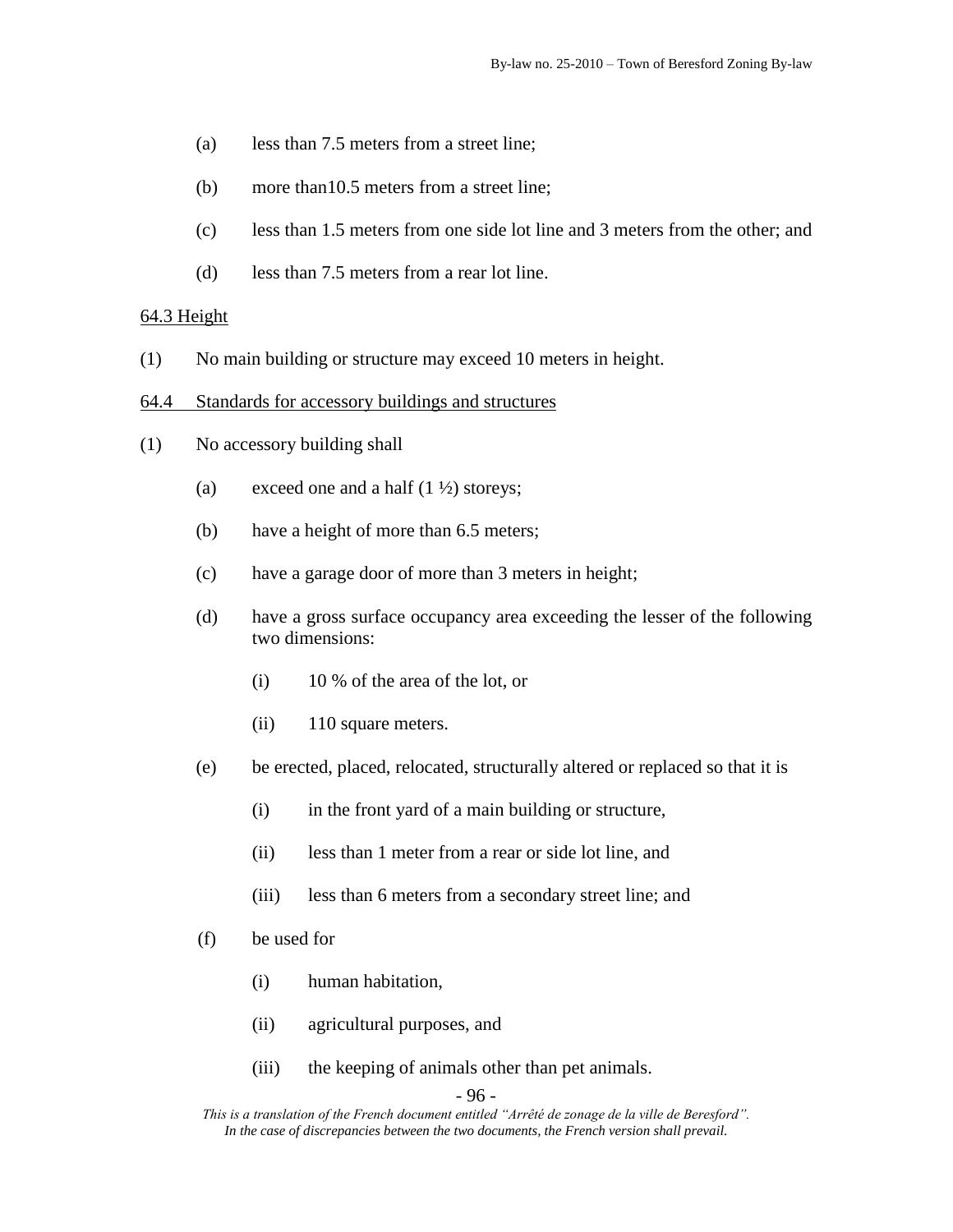(a) less than 7.5 meters from a street line;

(b) more than10.5 meters from a street line;

(c) less than 1.5 meters from one side lot line and 3 meters from the other; and

(d) less than 7.5 meters from a rear lot line.

<u>64.3 Height</u>

(1) No main building or structure may exceed 10 meters in height.

<u>64.4 Standards for accessory buildings and structures</u>

(1) No accessory building shall

(a) exceed one and a half (1 ½) storeys;

(b) have a height of more than 6.5 meters;

(c) have a garage door of more than 3 meters in height;

(d) have a gross surface occupancy area exceeding the lesser of the following two dimensions:

(i) 10 % of the area of the lot, or

(ii) 110 square meters.

(e) be erected, placed, relocated, structurally altered or replaced so that it is

(i) in the front yard of a main building or structure,

(ii) less than 1 meter from a rear or side lot line, and

(iii) less than 6 meters from a secondary street line; and

(f) be used for

(i) human habitation,

(ii) agricultural purposes, and

(iii) the keeping of animals other than pet animals.

*This is a translation of the French document entitled "Arrêté de zonage de la ville de Beresford". In the case of discrepancies between the two documents, the French version shall prevail.*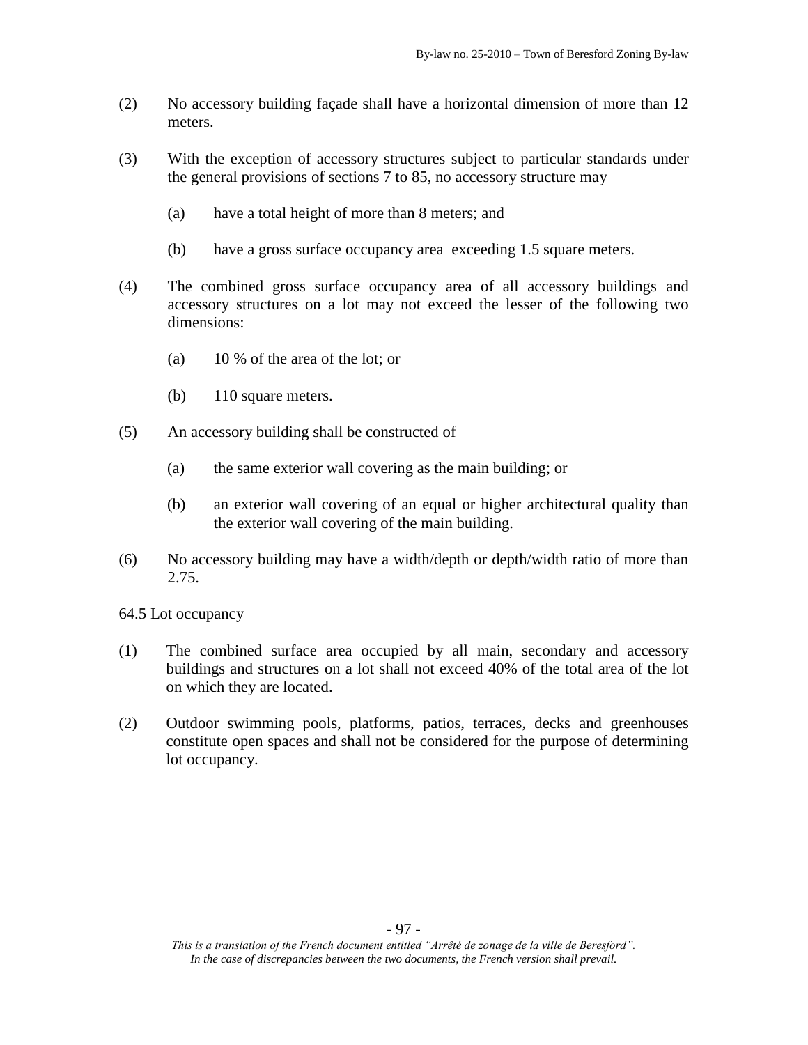(2) No accessory building façade shall have a horizontal dimension of more than 12 meters.

(3) With the exception of accessory structures subject to particular standards under the general provisions of sections 7 to 85, no accessory structure may

   (a) have a total height of more than 8 meters; and

   (b) have a gross surface occupancy area exceeding 1.5 square meters.

(4) The combined gross surface occupancy area of all accessory buildings and accessory structures on a lot may not exceed the lesser of the following two dimensions:

   (a) 10 % of the area of the lot; or

   (b) 110 square meters.

(5) An accessory building shall be constructed of

   (a) the same exterior wall covering as the main building; or

   (b) an exterior wall covering of an equal or higher architectural quality than the exterior wall covering of the main building.

(6) No accessory building may have a width/depth or depth/width ratio of more than 2.75.

64.5 Lot occupancy

(1) The combined surface area occupied by all main, secondary and accessory buildings and structures on a lot shall not exceed 40% of the total area of the lot on which they are located.

(2) Outdoor swimming pools, platforms, patios, terraces, decks and greenhouses constitute open spaces and shall not be considered for the purpose of determining lot occupancy.

*This is a translation of the French document entitled "Arrêté de zonage de la ville de Beresford". In the case of discrepancies between the two documents, the French version shall prevail.*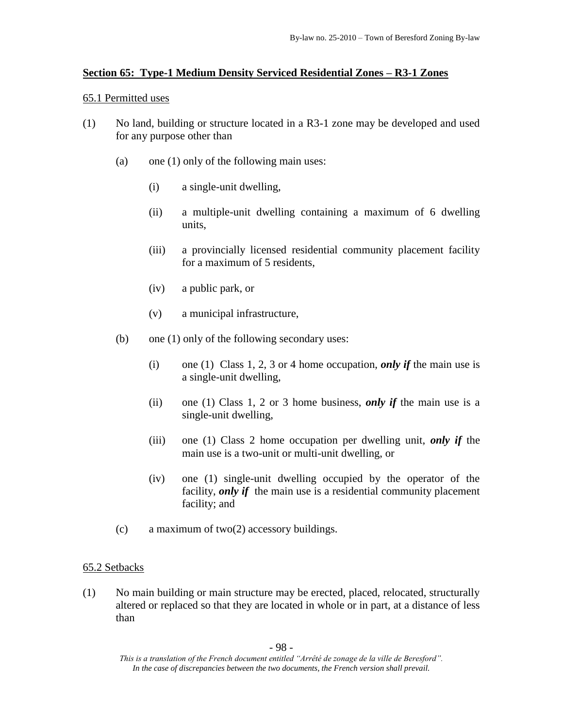## Section 65: Type-1 Medium Density Serviced Residential Zones – R3-1 Zones

65.1 Permitted uses

(1) No land, building or structure located in a R3-1 zone may be developed and used for any purpose other than

(a) one (1) only of the following main uses:

(i) a single-unit dwelling,

(ii) a multiple-unit dwelling containing a maximum of 6 dwelling units,

(iii) a provincially licensed residential community placement facility for a maximum of 5 residents,

(iv) a public park, or

(v) a municipal infrastructure,

(b) one (1) only of the following secondary uses:

(i) one (1) Class 1, 2, 3 or 4 home occupation, ***only if*** the main use is a single-unit dwelling,

(ii) one (1) Class 1, 2 or 3 home business, ***only if*** the main use is a single-unit dwelling,

(iii) one (1) Class 2 home occupation per dwelling unit, ***only if*** the main use is a two-unit or multi-unit dwelling, or

(iv) one (1) single-unit dwelling occupied by the operator of the facility, ***only if*** the main use is a residential community placement facility; and

(c) a maximum of two(2) accessory buildings.

65.2 Setbacks

(1) No main building or main structure may be erected, placed, relocated, structurally altered or replaced so that they are located in whole or in part, at a distance of less than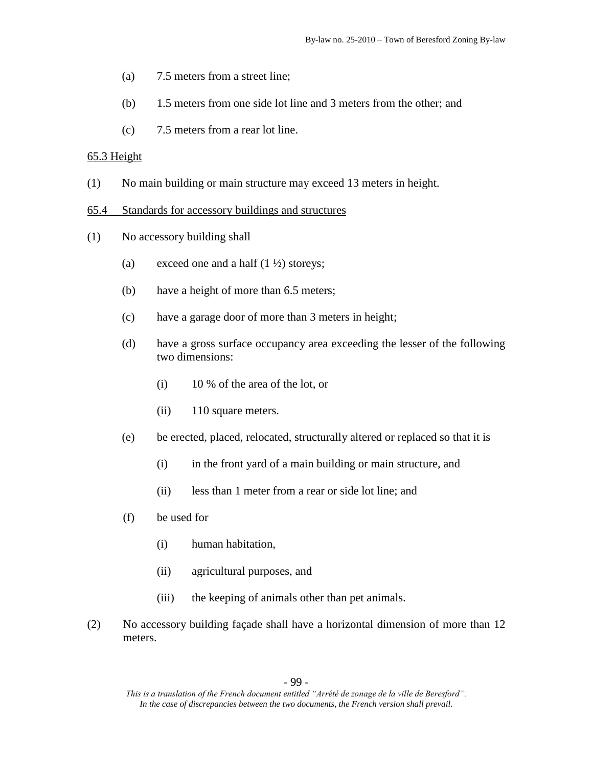(a) 7.5 meters from a street line;

(b) 1.5 meters from one side lot line and 3 meters from the other; and

(c) 7.5 meters from a rear lot line.

65.3 Height

(1) No main building or main structure may exceed 13 meters in height.

65.4 Standards for accessory buildings and structures

(1) No accessory building shall

(a) exceed one and a half (1 ½) storeys;

(b) have a height of more than 6.5 meters;

(c) have a garage door of more than 3 meters in height;

(d) have a gross surface occupancy area exceeding the lesser of the following two dimensions:

(i) 10 % of the area of the lot, or

(ii) 110 square meters.

(e) be erected, placed, relocated, structurally altered or replaced so that it is

(i) in the front yard of a main building or main structure, and

(ii) less than 1 meter from a rear or side lot line; and

(f) be used for

(i) human habitation,

(ii) agricultural purposes, and

(iii) the keeping of animals other than pet animals.

(2) No accessory building façade shall have a horizontal dimension of more than 12 meters.

*This is a translation of the French document entitled "Arrêté de zonage de la ville de Beresford". In the case of discrepancies between the two documents, the French version shall prevail.*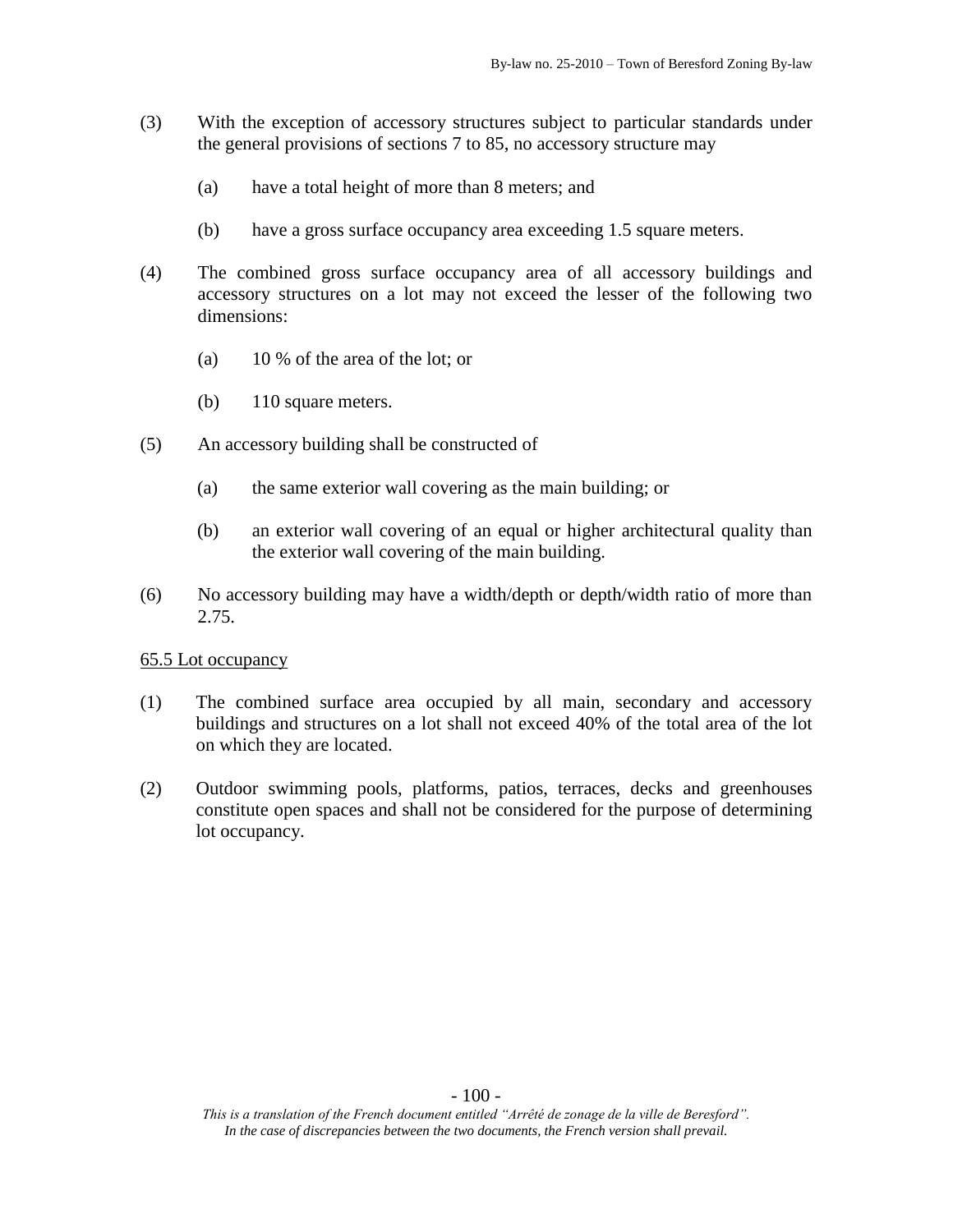(3) With the exception of accessory structures subject to particular standards under the general provisions of sections 7 to 85, no accessory structure may

(a) have a total height of more than 8 meters; and

(b) have a gross surface occupancy area exceeding 1.5 square meters.

(4) The combined gross surface occupancy area of all accessory buildings and accessory structures on a lot may not exceed the lesser of the following two dimensions:

(a) 10 % of the area of the lot; or

(b) 110 square meters.

(5) An accessory building shall be constructed of

(a) the same exterior wall covering as the main building; or

(b) an exterior wall covering of an equal or higher architectural quality than the exterior wall covering of the main building.

(6) No accessory building may have a width/depth or depth/width ratio of more than 2.75.

<u>65.5 Lot occupancy</u>

(1) The combined surface area occupied by all main, secondary and accessory buildings and structures on a lot shall not exceed 40% of the total area of the lot on which they are located.

(2) Outdoor swimming pools, platforms, patios, terraces, decks and greenhouses constitute open spaces and shall not be considered for the purpose of determining lot occupancy.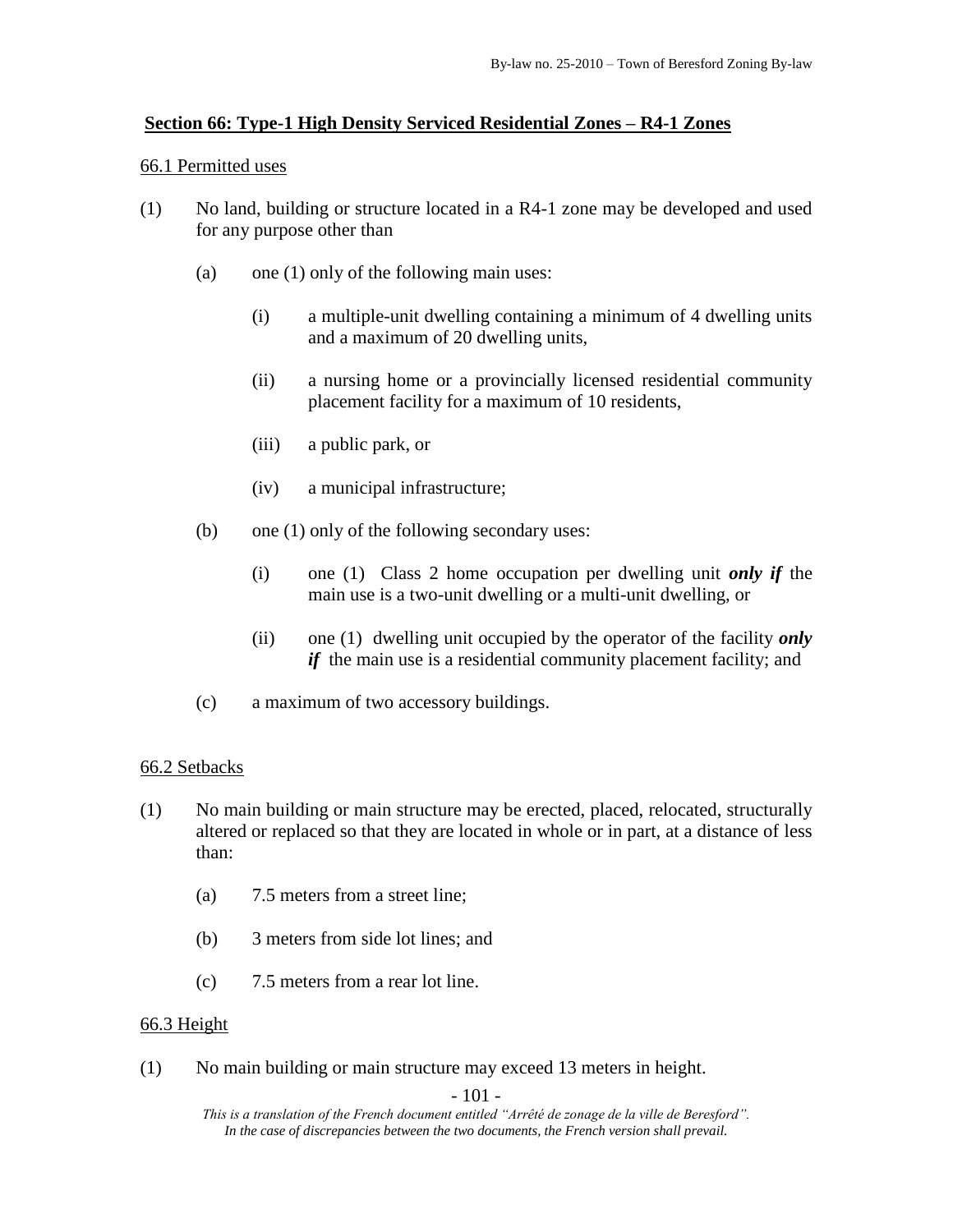## Section 66: Type-1 High Density Serviced Residential Zones – R4-1 Zones

### 66.1 Permitted uses

(1) No land, building or structure located in a R4-1 zone may be developed and used for any purpose other than

- (a) one (1) only of the following main uses:
  - (i) a multiple-unit dwelling containing a minimum of 4 dwelling units and a maximum of 20 dwelling units,
  - (ii) a nursing home or a provincially licensed residential community placement facility for a maximum of 10 residents,
  - (iii) a public park, or
  - (iv) a municipal infrastructure;
- (b) one (1) only of the following secondary uses:
  - (i) one (1) Class 2 home occupation per dwelling unit ***only if*** the main use is a two-unit dwelling or a multi-unit dwelling, or
  - (ii) one (1) dwelling unit occupied by the operator of the facility ***only if*** the main use is a residential community placement facility; and
- (c) a maximum of two accessory buildings.

### 66.2 Setbacks

(1) No main building or main structure may be erected, placed, relocated, structurally altered or replaced so that they are located in whole or in part, at a distance of less than:

- (a) 7.5 meters from a street line;
- (b) 3 meters from side lot lines; and
- (c) 7.5 meters from a rear lot line.

### 66.3 Height

(1) No main building or main structure may exceed 13 meters in height.

*This is a translation of the French document entitled "Arrêté de zonage de la ville de Beresford". In the case of discrepancies between the two documents, the French version shall prevail.*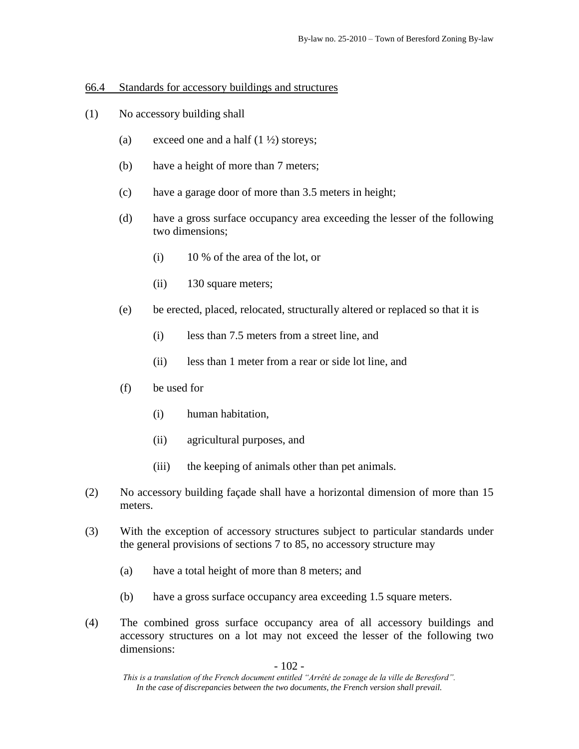## 66.4 Standards for accessory buildings and structures

(1) No accessory building shall

  (a) exceed one and a half (1 ½) storeys;

  (b) have a height of more than 7 meters;

  (c) have a garage door of more than 3.5 meters in height;

  (d) have a gross surface occupancy area exceeding the lesser of the following two dimensions;

    (i) 10 % of the area of the lot, or

    (ii) 130 square meters;

  (e) be erected, placed, relocated, structurally altered or replaced so that it is

    (i) less than 7.5 meters from a street line, and

    (ii) less than 1 meter from a rear or side lot line, and

  (f) be used for

    (i) human habitation,

    (ii) agricultural purposes, and

    (iii) the keeping of animals other than pet animals.

(2) No accessory building façade shall have a horizontal dimension of more than 15 meters.

(3) With the exception of accessory structures subject to particular standards under the general provisions of sections 7 to 85, no accessory structure may

  (a) have a total height of more than 8 meters; and

  (b) have a gross surface occupancy area exceeding 1.5 square meters.

(4) The combined gross surface occupancy area of all accessory buildings and accessory structures on a lot may not exceed the lesser of the following two dimensions:

*This is a translation of the French document entitled "Arrêté de zonage de la ville de Beresford". In the case of discrepancies between the two documents, the French version shall prevail.*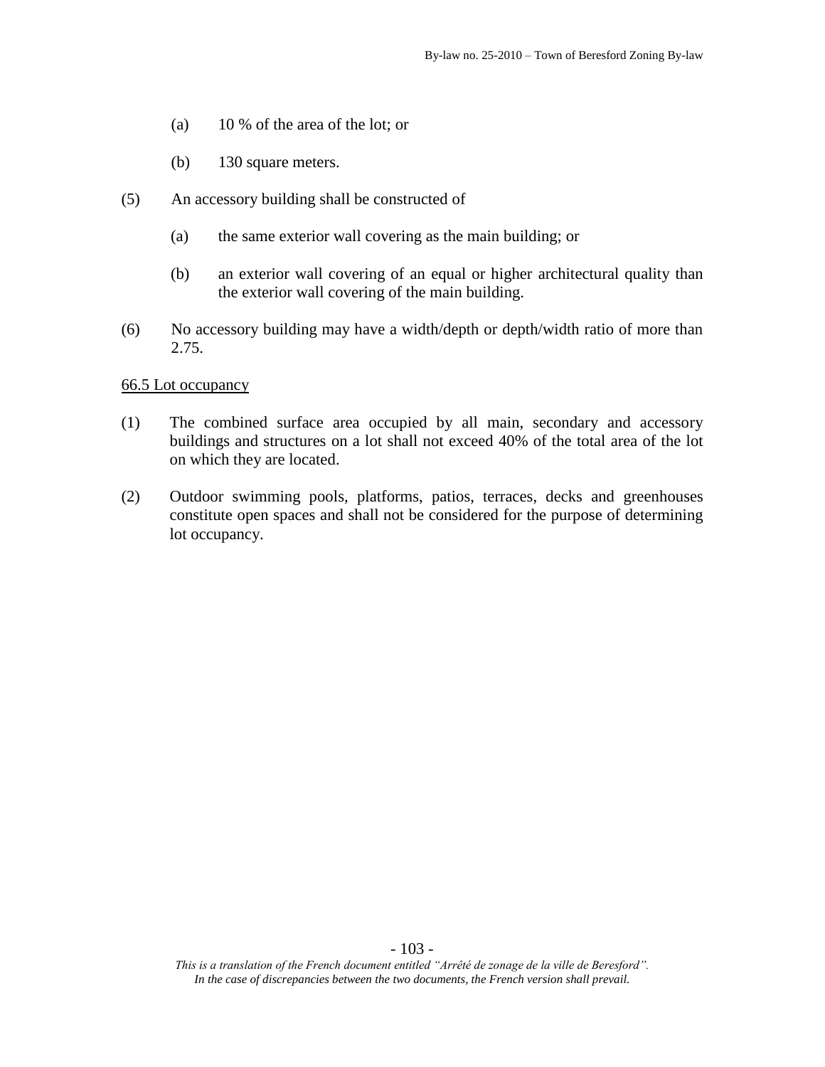(a) 10 % of the area of the lot; or

(b) 130 square meters.

(5) An accessory building shall be constructed of

(a) the same exterior wall covering as the main building; or

(b) an exterior wall covering of an equal or higher architectural quality than the exterior wall covering of the main building.

(6) No accessory building may have a width/depth or depth/width ratio of more than 2.75.

<u>66.5 Lot occupancy</u>

(1) The combined surface area occupied by all main, secondary and accessory buildings and structures on a lot shall not exceed 40% of the total area of the lot on which they are located.

(2) Outdoor swimming pools, platforms, patios, terraces, decks and greenhouses constitute open spaces and shall not be considered for the purpose of determining lot occupancy.

*This is a translation of the French document entitled "Arrêté de zonage de la ville de Beresford". In the case of discrepancies between the two documents, the French version shall prevail.*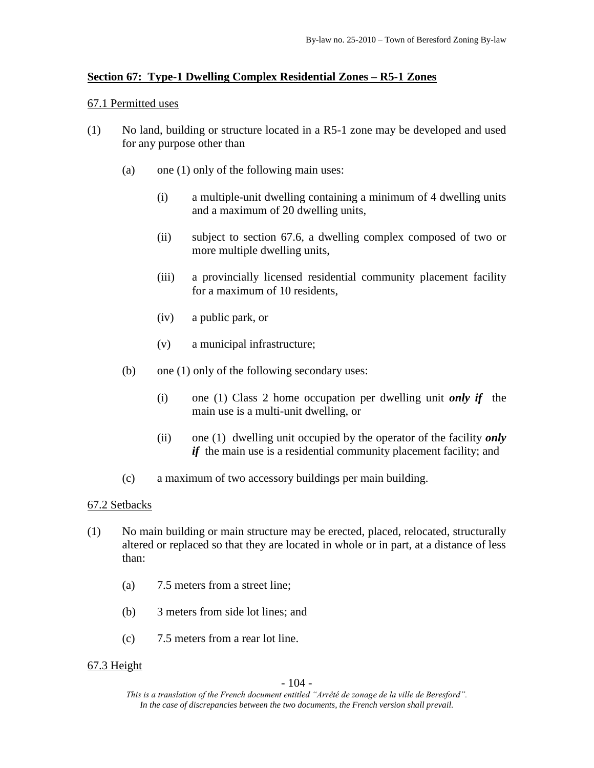## Section 67: Type-1 Dwelling Complex Residential Zones – R5-1 Zones

### 67.1 Permitted uses

(1) No land, building or structure located in a R5-1 zone may be developed and used for any purpose other than

(a) one (1) only of the following main uses:

(i) a multiple-unit dwelling containing a minimum of 4 dwelling units and a maximum of 20 dwelling units,

(ii) subject to section 67.6, a dwelling complex composed of two or more multiple dwelling units,

(iii) a provincially licensed residential community placement facility for a maximum of 10 residents,

(iv) a public park, or

(v) a municipal infrastructure;

(b) one (1) only of the following secondary uses:

(i) one (1) Class 2 home occupation per dwelling unit ***only if*** the main use is a multi-unit dwelling, or

(ii) one (1) dwelling unit occupied by the operator of the facility ***only if*** the main use is a residential community placement facility; and

(c) a maximum of two accessory buildings per main building.

### 67.2 Setbacks

(1) No main building or main structure may be erected, placed, relocated, structurally altered or replaced so that they are located in whole or in part, at a distance of less than:

(a) 7.5 meters from a street line;

(b) 3 meters from side lot lines; and

(c) 7.5 meters from a rear lot line.

### 67.3 Height

*This is a translation of the French document entitled "Arrêté de zonage de la ville de Beresford". In the case of discrepancies between the two documents, the French version shall prevail.*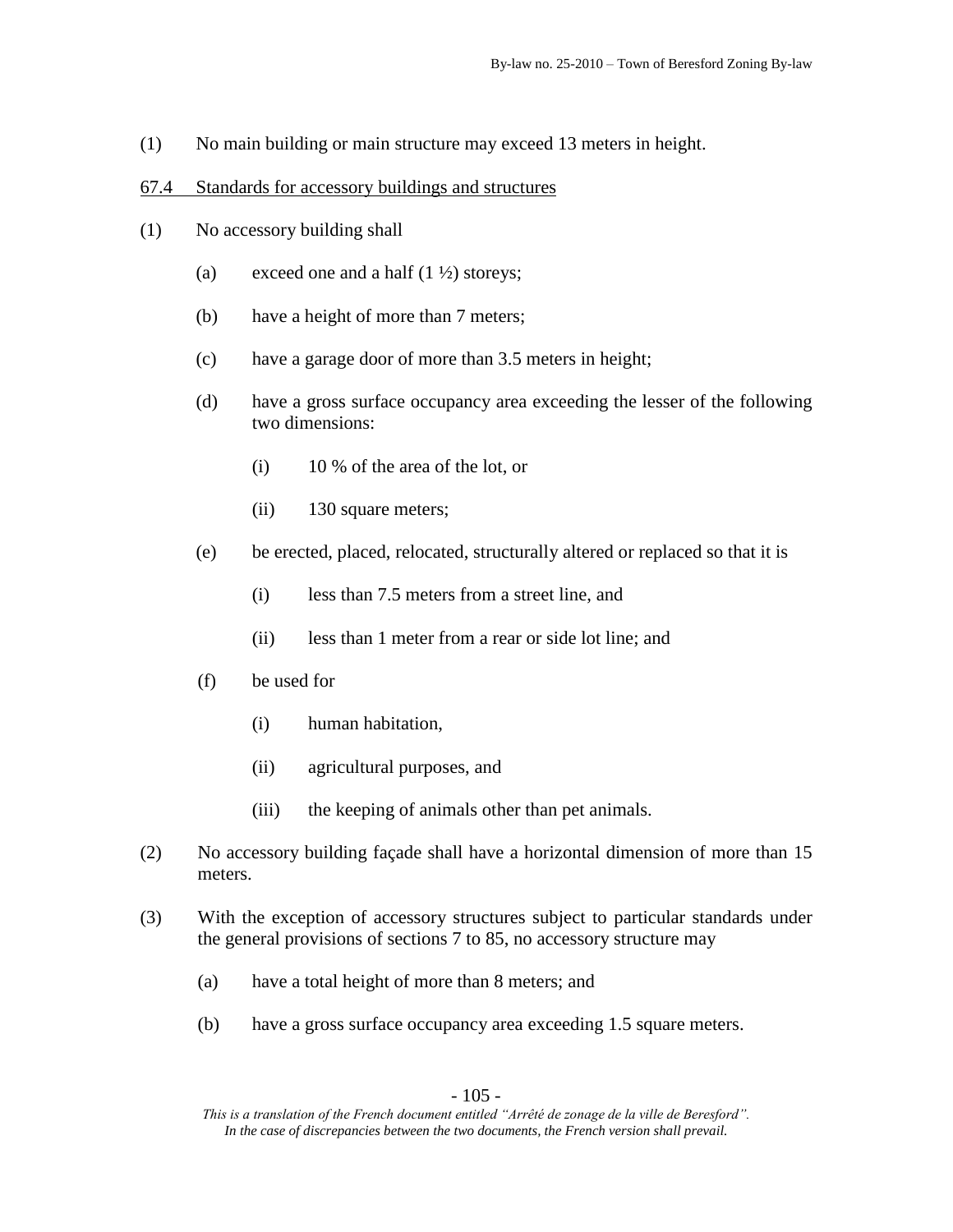(1) No main building or main structure may exceed 13 meters in height.

67.4 Standards for accessory buildings and structures

(1) No accessory building shall

- (a) exceed one and a half (1 ½) storeys;
- (b) have a height of more than 7 meters;
- (c) have a garage door of more than 3.5 meters in height;
- (d) have a gross surface occupancy area exceeding the lesser of the following two dimensions:
  - (i) 10 % of the area of the lot, or
  - (ii) 130 square meters;
- (e) be erected, placed, relocated, structurally altered or replaced so that it is
  - (i) less than 7.5 meters from a street line, and
  - (ii) less than 1 meter from a rear or side lot line; and
- (f) be used for
  - (i) human habitation,
  - (ii) agricultural purposes, and
  - (iii) the keeping of animals other than pet animals.

(2) No accessory building façade shall have a horizontal dimension of more than 15 meters.

(3) With the exception of accessory structures subject to particular standards under the general provisions of sections 7 to 85, no accessory structure may

- (a) have a total height of more than 8 meters; and
- (b) have a gross surface occupancy area exceeding 1.5 square meters.

*This is a translation of the French document entitled "Arrêté de zonage de la ville de Beresford". In the case of discrepancies between the two documents, the French version shall prevail.*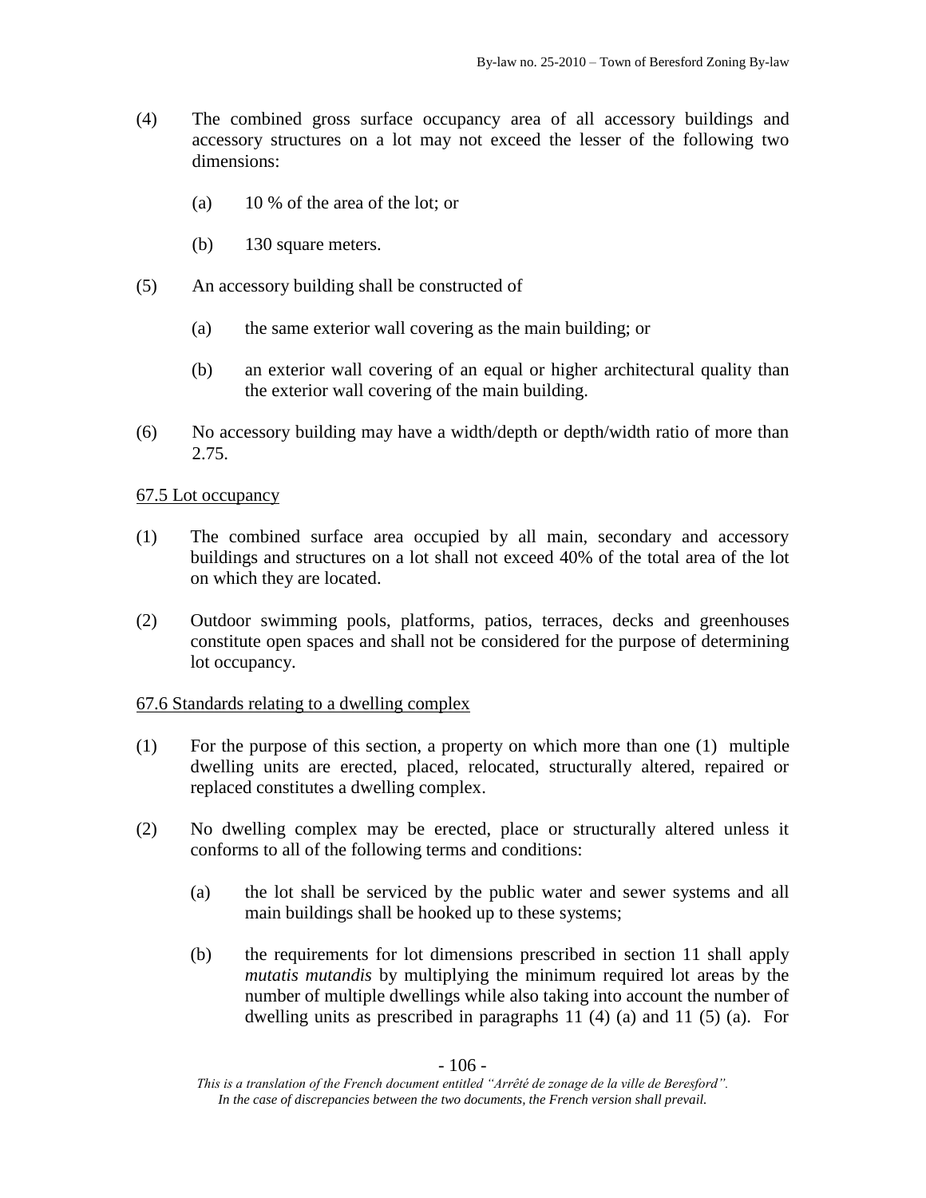(4) The combined gross surface occupancy area of all accessory buildings and accessory structures on a lot may not exceed the lesser of the following two dimensions:

  (a) 10 % of the area of the lot; or

  (b) 130 square meters.

(5) An accessory building shall be constructed of

  (a) the same exterior wall covering as the main building; or

  (b) an exterior wall covering of an equal or higher architectural quality than the exterior wall covering of the main building.

(6) No accessory building may have a width/depth or depth/width ratio of more than 2.75.

<u>67.5 Lot occupancy</u>

(1) The combined surface area occupied by all main, secondary and accessory buildings and structures on a lot shall not exceed 40% of the total area of the lot on which they are located.

(2) Outdoor swimming pools, platforms, patios, terraces, decks and greenhouses constitute open spaces and shall not be considered for the purpose of determining lot occupancy.

<u>67.6 Standards relating to a dwelling complex</u>

(1) For the purpose of this section, a property on which more than one (1) multiple dwelling units are erected, placed, relocated, structurally altered, repaired or replaced constitutes a dwelling complex.

(2) No dwelling complex may be erected, place or structurally altered unless it conforms to all of the following terms and conditions:

  (a) the lot shall be serviced by the public water and sewer systems and all main buildings shall be hooked up to these systems;

  (b) the requirements for lot dimensions prescribed in section 11 shall apply *mutatis mutandis* by multiplying the minimum required lot areas by the number of multiple dwellings while also taking into account the number of dwelling units as prescribed in paragraphs 11 (4) (a) and 11 (5) (a). For

*This is a translation of the French document entitled "Arrêté de zonage de la ville de Beresford". In the case of discrepancies between the two documents, the French version shall prevail.*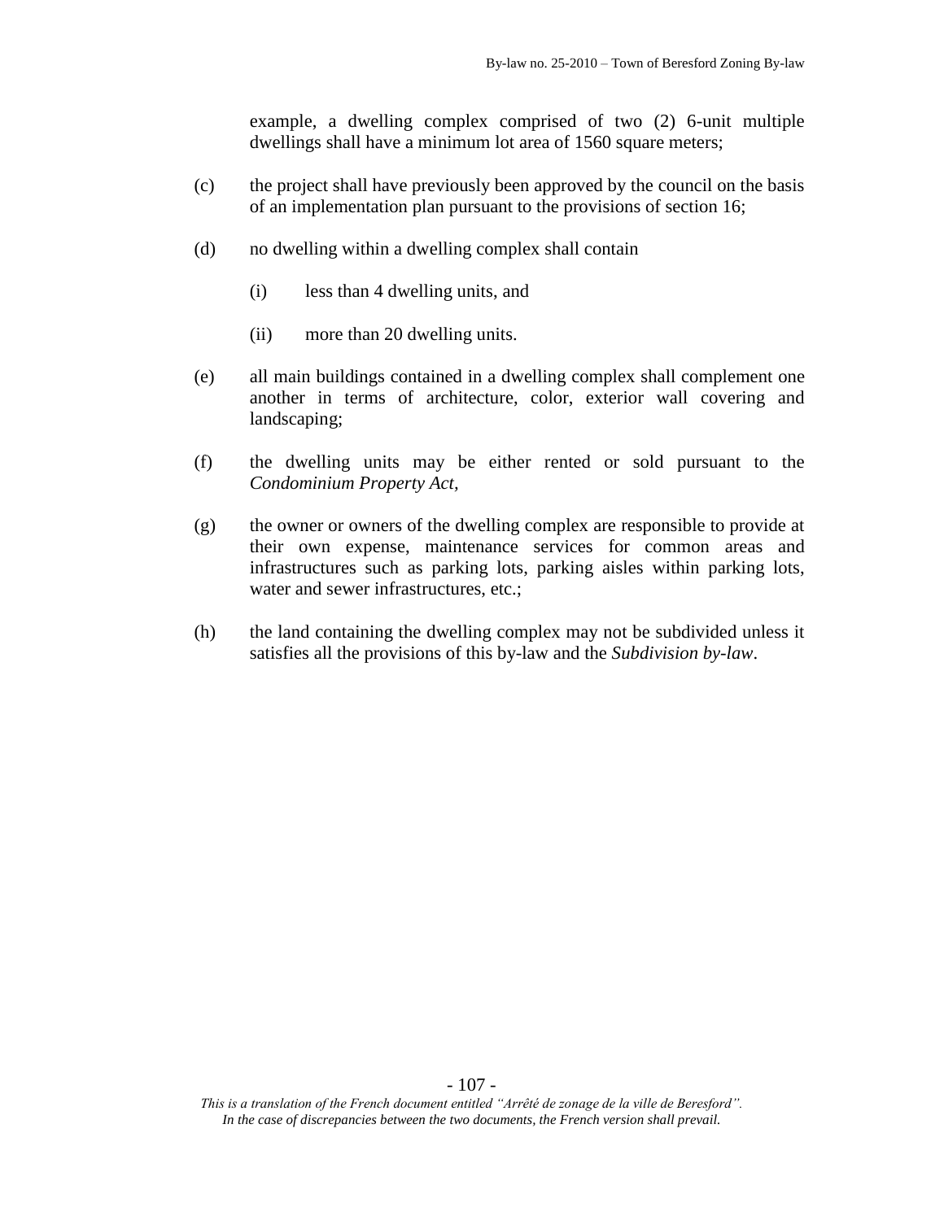example, a dwelling complex comprised of two (2) 6-unit multiple dwellings shall have a minimum lot area of 1560 square meters;

(c) the project shall have previously been approved by the council on the basis of an implementation plan pursuant to the provisions of section 16;

(d) no dwelling within a dwelling complex shall contain

(i) less than 4 dwelling units, and

(ii) more than 20 dwelling units.

(e) all main buildings contained in a dwelling complex shall complement one another in terms of architecture, color, exterior wall covering and landscaping;

(f) the dwelling units may be either rented or sold pursuant to the *Condominium Property Act*,

(g) the owner or owners of the dwelling complex are responsible to provide at their own expense, maintenance services for common areas and infrastructures such as parking lots, parking aisles within parking lots, water and sewer infrastructures, etc.;

(h) the land containing the dwelling complex may not be subdivided unless it satisfies all the provisions of this by-law and the *Subdivision by-law*.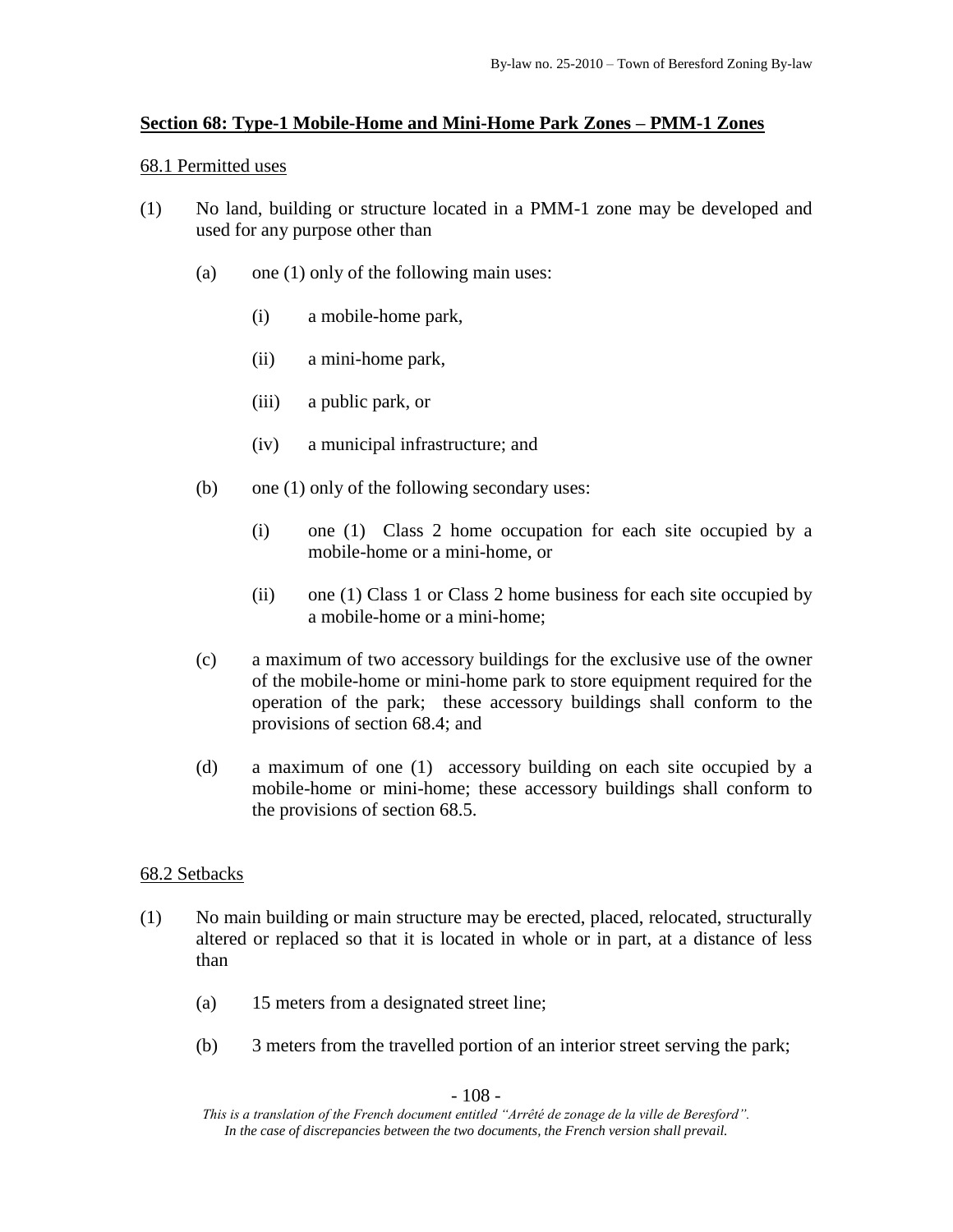## Section 68: Type-1 Mobile-Home and Mini-Home Park Zones – PMM-1 Zones

### 68.1 Permitted uses

(1) No land, building or structure located in a PMM-1 zone may be developed and used for any purpose other than

(a) one (1) only of the following main uses:

(i) a mobile-home park,

(ii) a mini-home park,

(iii) a public park, or

(iv) a municipal infrastructure; and

(b) one (1) only of the following secondary uses:

(i) one (1) Class 2 home occupation for each site occupied by a mobile-home or a mini-home, or

(ii) one (1) Class 1 or Class 2 home business for each site occupied by a mobile-home or a mini-home;

(c) a maximum of two accessory buildings for the exclusive use of the owner of the mobile-home or mini-home park to store equipment required for the operation of the park; these accessory buildings shall conform to the provisions of section 68.4; and

(d) a maximum of one (1) accessory building on each site occupied by a mobile-home or mini-home; these accessory buildings shall conform to the provisions of section 68.5.

### 68.2 Setbacks

(1) No main building or main structure may be erected, placed, relocated, structurally altered or replaced so that it is located in whole or in part, at a distance of less than

(a) 15 meters from a designated street line;

(b) 3 meters from the travelled portion of an interior street serving the park;

*This is a translation of the French document entitled "Arrêté de zonage de la ville de Beresford". In the case of discrepancies between the two documents, the French version shall prevail.*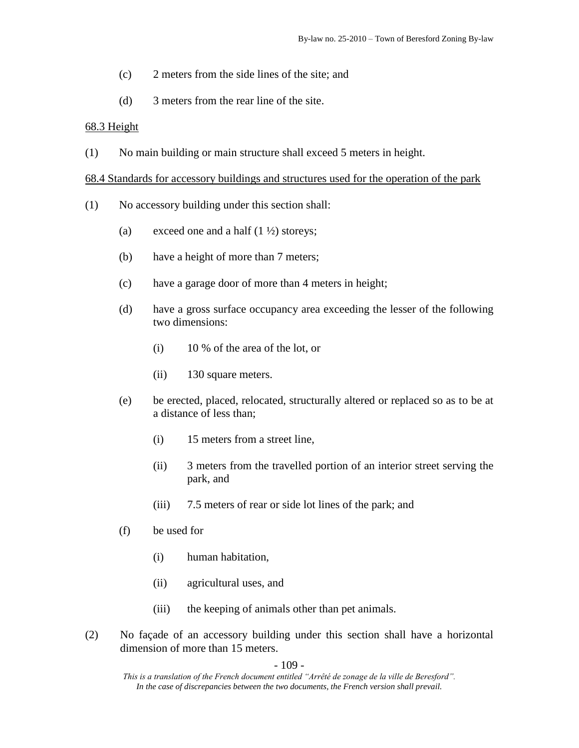(c) 2 meters from the side lines of the site; and

(d) 3 meters from the rear line of the site.

68.3 Height

(1) No main building or main structure shall exceed 5 meters in height.

68.4 Standards for accessory buildings and structures used for the operation of the park

(1) No accessory building under this section shall:

  (a) exceed one and a half (1 ½) storeys;

  (b) have a height of more than 7 meters;

  (c) have a garage door of more than 4 meters in height;

  (d) have a gross surface occupancy area exceeding the lesser of the following two dimensions:

    (i) 10 % of the area of the lot, or

    (ii) 130 square meters.

  (e) be erected, placed, relocated, structurally altered or replaced so as to be at a distance of less than;

    (i) 15 meters from a street line,

    (ii) 3 meters from the travelled portion of an interior street serving the park, and

    (iii) 7.5 meters of rear or side lot lines of the park; and

  (f) be used for

    (i) human habitation,

    (ii) agricultural uses, and

    (iii) the keeping of animals other than pet animals.

(2) No façade of an accessory building under this section shall have a horizontal dimension of more than 15 meters.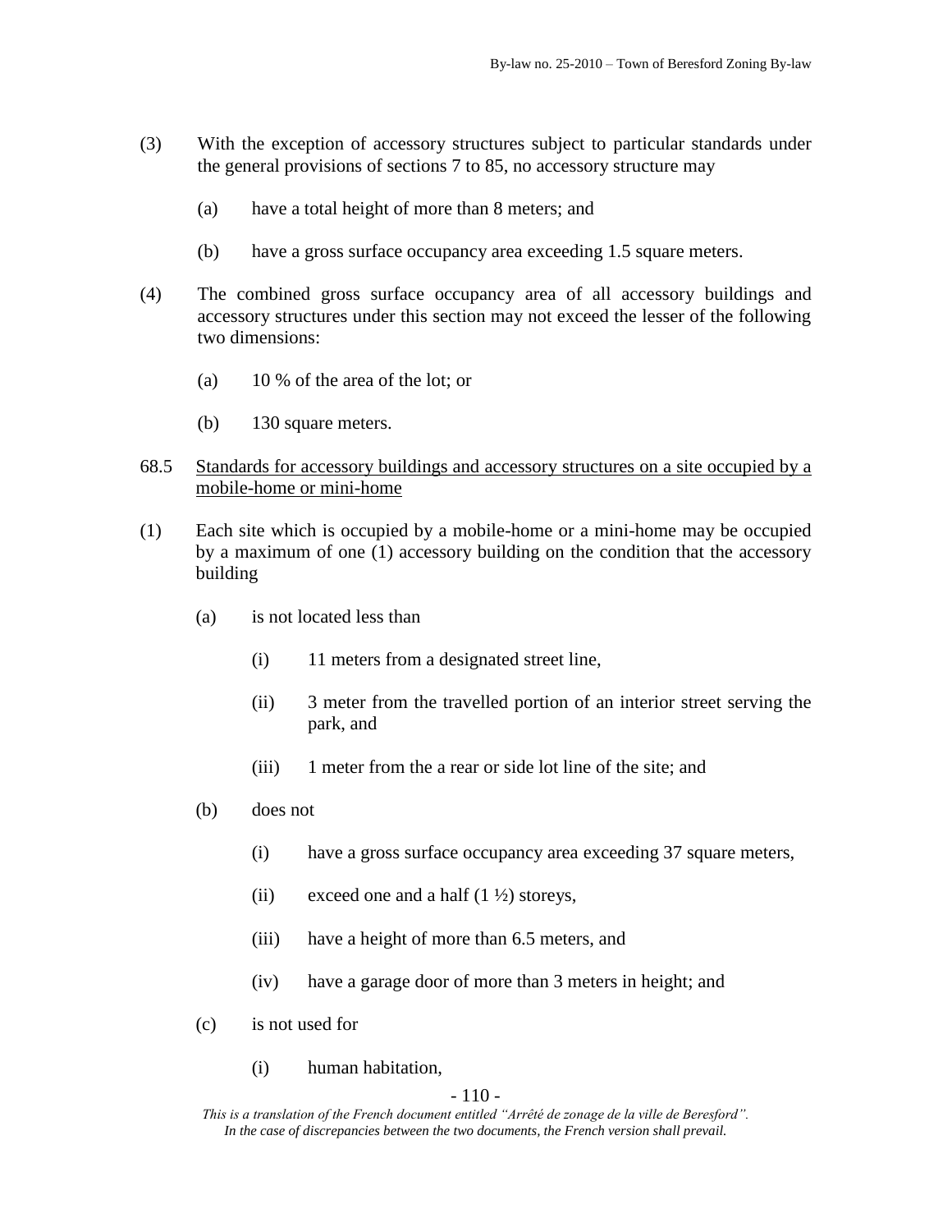(3) With the exception of accessory structures subject to particular standards under the general provisions of sections 7 to 85, no accessory structure may

(a) have a total height of more than 8 meters; and

(b) have a gross surface occupancy area exceeding 1.5 square meters.

(4) The combined gross surface occupancy area of all accessory buildings and accessory structures under this section may not exceed the lesser of the following two dimensions:

(a) 10 % of the area of the lot; or

(b) 130 square meters.

68.5 <u>Standards for accessory buildings and accessory structures on a site occupied by a mobile-home or mini-home</u>

(1) Each site which is occupied by a mobile-home or a mini-home may be occupied by a maximum of one (1) accessory building on the condition that the accessory building

(a) is not located less than

(i) 11 meters from a designated street line,

(ii) 3 meter from the travelled portion of an interior street serving the park, and

(iii) 1 meter from the a rear or side lot line of the site; and

(b) does not

(i) have a gross surface occupancy area exceeding 37 square meters,

(ii) exceed one and a half (1 ½) storeys,

(iii) have a height of more than 6.5 meters, and

(iv) have a garage door of more than 3 meters in height; and

(c) is not used for

(i) human habitation,

*This is a translation of the French document entitled "Arrêté de zonage de la ville de Beresford". In the case of discrepancies between the two documents, the French version shall prevail.*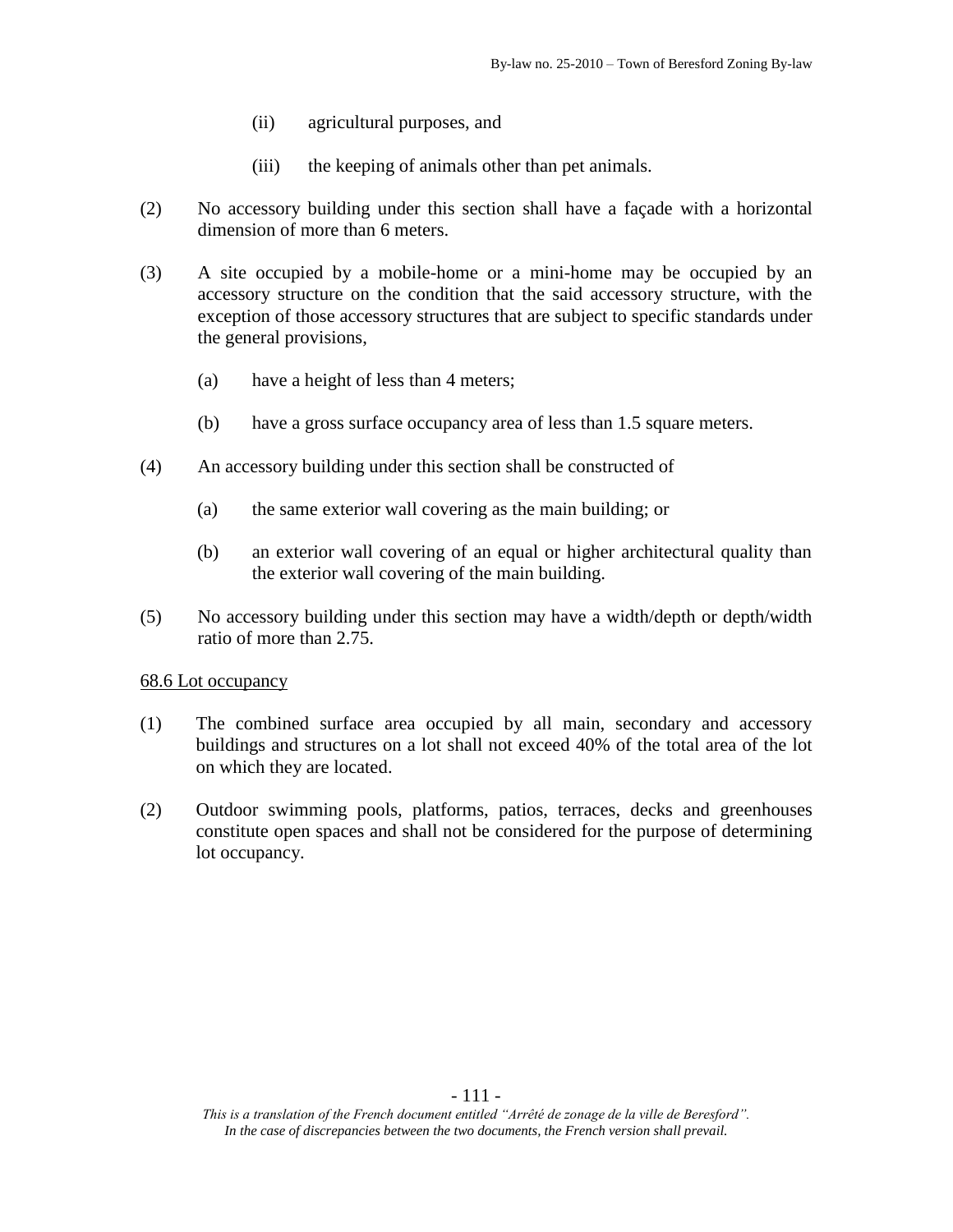(ii) agricultural purposes, and

(iii) the keeping of animals other than pet animals.

(2) No accessory building under this section shall have a façade with a horizontal dimension of more than 6 meters.

(3) A site occupied by a mobile-home or a mini-home may be occupied by an accessory structure on the condition that the said accessory structure, with the exception of those accessory structures that are subject to specific standards under the general provisions,

(a) have a height of less than 4 meters;

(b) have a gross surface occupancy area of less than 1.5 square meters.

(4) An accessory building under this section shall be constructed of

(a) the same exterior wall covering as the main building; or

(b) an exterior wall covering of an equal or higher architectural quality than the exterior wall covering of the main building.

(5) No accessory building under this section may have a width/depth or depth/width ratio of more than 2.75.

68.6 Lot occupancy

(1) The combined surface area occupied by all main, secondary and accessory buildings and structures on a lot shall not exceed 40% of the total area of the lot on which they are located.

(2) Outdoor swimming pools, platforms, patios, terraces, decks and greenhouses constitute open spaces and shall not be considered for the purpose of determining lot occupancy.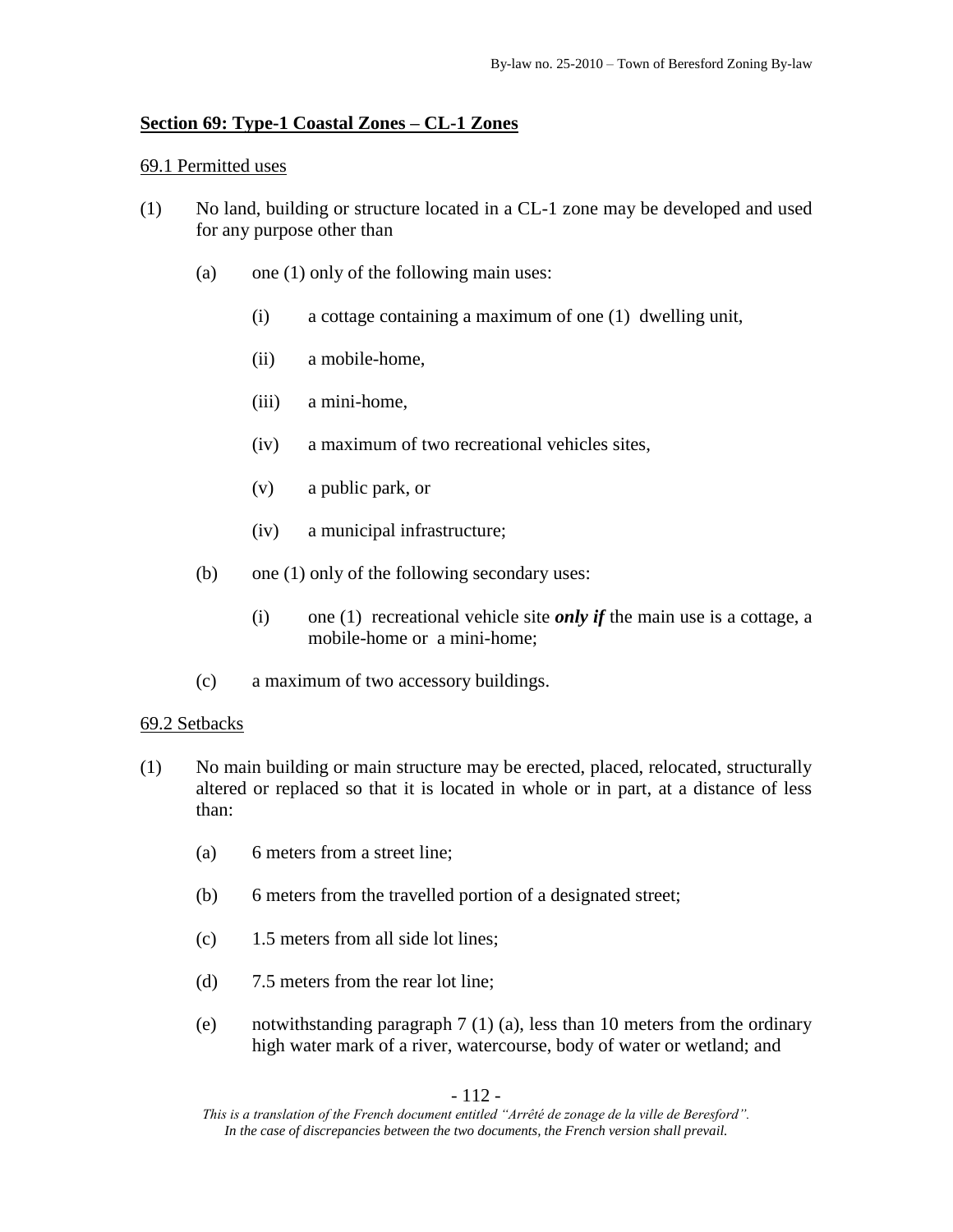## Section 69: Type-1 Coastal Zones – CL-1 Zones

### 69.1 Permitted uses

(1) No land, building or structure located in a CL-1 zone may be developed and used for any purpose other than

(a) one (1) only of the following main uses:

(i) a cottage containing a maximum of one (1) dwelling unit,

(ii) a mobile-home,

(iii) a mini-home,

(iv) a maximum of two recreational vehicles sites,

(v) a public park, or

(iv) a municipal infrastructure;

(b) one (1) only of the following secondary uses:

(i) one (1) recreational vehicle site ***only if*** the main use is a cottage, a mobile-home or a mini-home;

(c) a maximum of two accessory buildings.

### 69.2 Setbacks

(1) No main building or main structure may be erected, placed, relocated, structurally altered or replaced so that it is located in whole or in part, at a distance of less than:

(a) 6 meters from a street line;

(b) 6 meters from the travelled portion of a designated street;

(c) 1.5 meters from all side lot lines;

(d) 7.5 meters from the rear lot line;

(e) notwithstanding paragraph 7 (1) (a), less than 10 meters from the ordinary high water mark of a river, watercourse, body of water or wetland; and

*This is a translation of the French document entitled "Arrêté de zonage de la ville de Beresford". In the case of discrepancies between the two documents, the French version shall prevail.*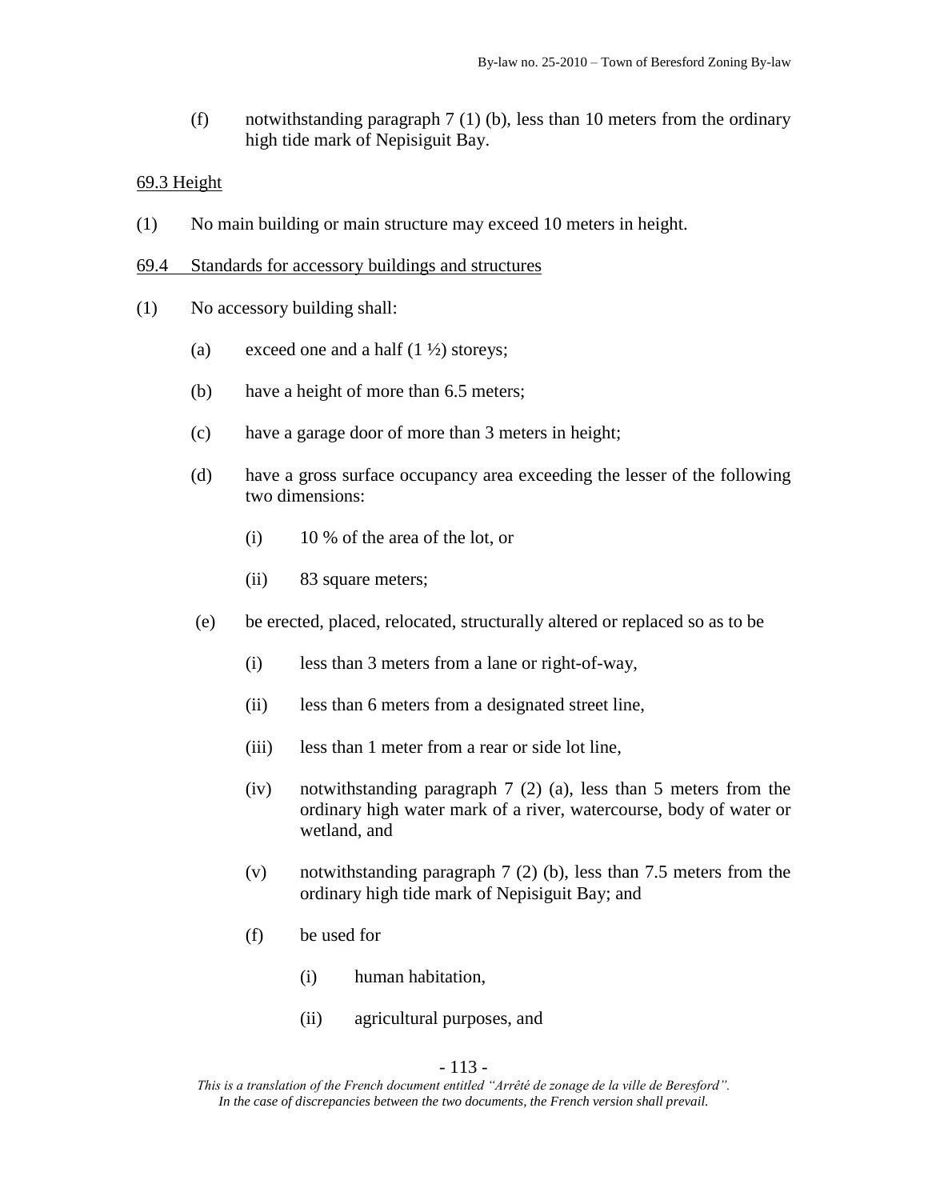(f) notwithstanding paragraph 7 (1) (b), less than 10 meters from the ordinary high tide mark of Nepisiguit Bay.

69.3 Height

(1) No main building or main structure may exceed 10 meters in height.

69.4 Standards for accessory buildings and structures

(1) No accessory building shall:

  (a) exceed one and a half (1 ½) storeys;

  (b) have a height of more than 6.5 meters;

  (c) have a garage door of more than 3 meters in height;

  (d) have a gross surface occupancy area exceeding the lesser of the following two dimensions:

    (i) 10 % of the area of the lot, or

    (ii) 83 square meters;

  (e) be erected, placed, relocated, structurally altered or replaced so as to be

    (i) less than 3 meters from a lane or right-of-way,

    (ii) less than 6 meters from a designated street line,

    (iii) less than 1 meter from a rear or side lot line,

    (iv) notwithstanding paragraph 7 (2) (a), less than 5 meters from the ordinary high water mark of a river, watercourse, body of water or wetland, and

    (v) notwithstanding paragraph 7 (2) (b), less than 7.5 meters from the ordinary high tide mark of Nepisiguit Bay; and

    (f) be used for

      (i) human habitation,

      (ii) agricultural purposes, and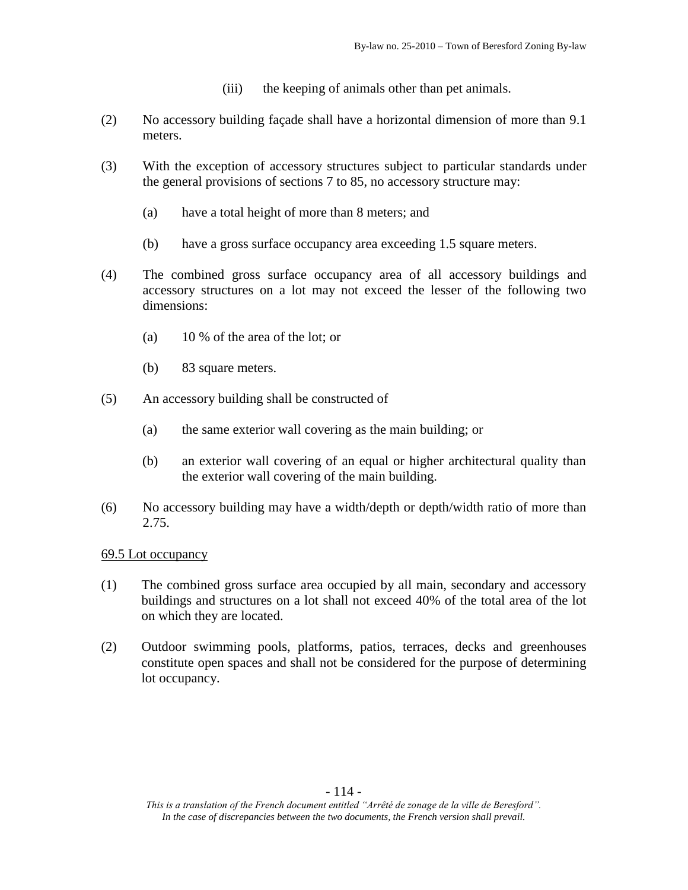(iii) the keeping of animals other than pet animals.

(2) No accessory building façade shall have a horizontal dimension of more than 9.1 meters.

(3) With the exception of accessory structures subject to particular standards under the general provisions of sections 7 to 85, no accessory structure may:

   (a) have a total height of more than 8 meters; and

   (b) have a gross surface occupancy area exceeding 1.5 square meters.

(4) The combined gross surface occupancy area of all accessory buildings and accessory structures on a lot may not exceed the lesser of the following two dimensions:

   (a) 10 % of the area of the lot; or

   (b) 83 square meters.

(5) An accessory building shall be constructed of

   (a) the same exterior wall covering as the main building; or

   (b) an exterior wall covering of an equal or higher architectural quality than the exterior wall covering of the main building.

(6) No accessory building may have a width/depth or depth/width ratio of more than 2.75.

<u>69.5 Lot occupancy</u>

(1) The combined gross surface area occupied by all main, secondary and accessory buildings and structures on a lot shall not exceed 40% of the total area of the lot on which they are located.

(2) Outdoor swimming pools, platforms, patios, terraces, decks and greenhouses constitute open spaces and shall not be considered for the purpose of determining lot occupancy.

*This is a translation of the French document entitled "Arrêté de zonage de la ville de Beresford". In the case of discrepancies between the two documents, the French version shall prevail.*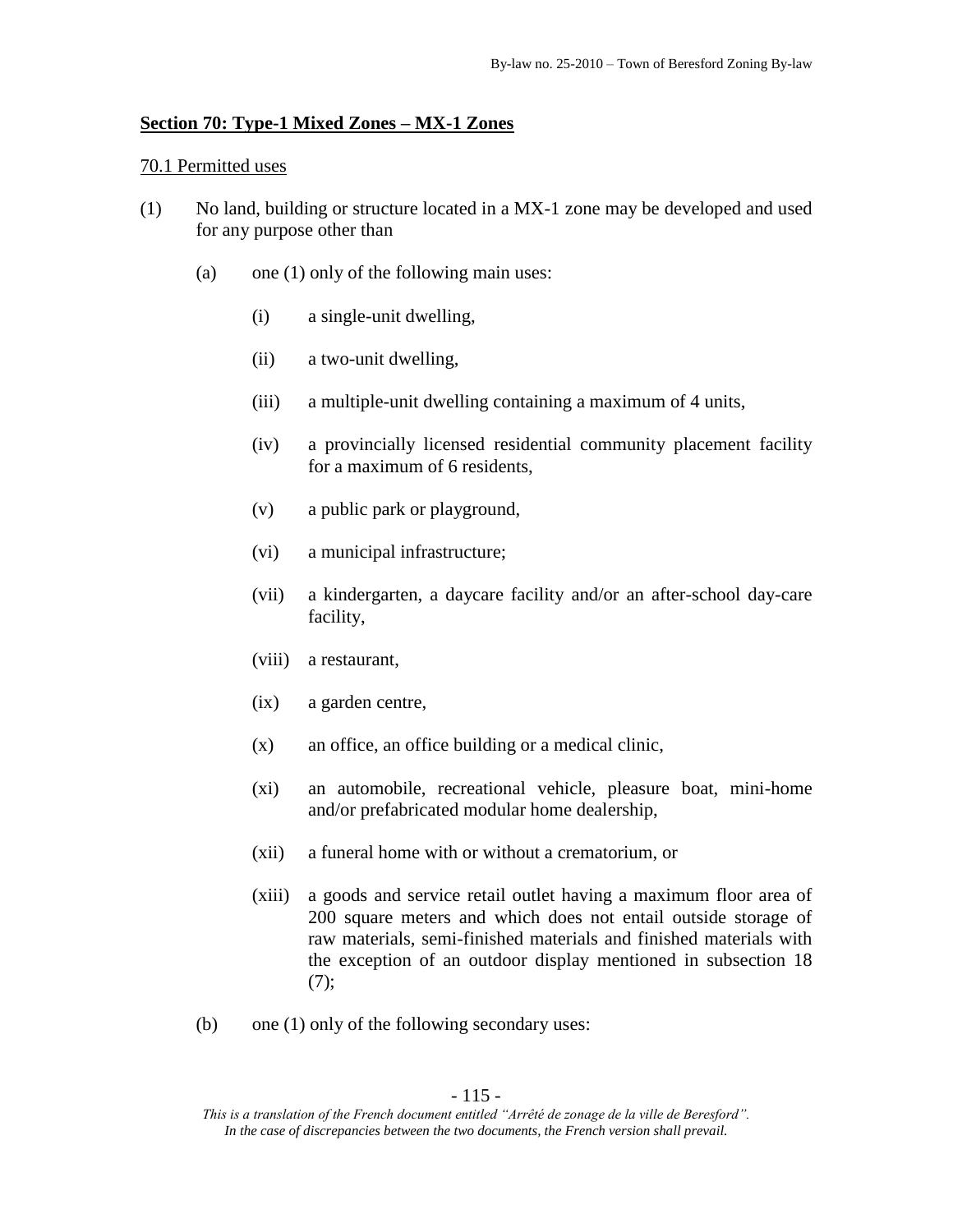## Section 70: Type-1 Mixed Zones – MX-1 Zones

### 70.1 Permitted uses

(1) No land, building or structure located in a MX-1 zone may be developed and used for any purpose other than

(a) one (1) only of the following main uses:

(i) a single-unit dwelling,

(ii) a two-unit dwelling,

(iii) a multiple-unit dwelling containing a maximum of 4 units,

(iv) a provincially licensed residential community placement facility for a maximum of 6 residents,

(v) a public park or playground,

(vi) a municipal infrastructure;

(vii) a kindergarten, a daycare facility and/or an after-school day-care facility,

(viii) a restaurant,

(ix) a garden centre,

(x) an office, an office building or a medical clinic,

(xi) an automobile, recreational vehicle, pleasure boat, mini-home and/or prefabricated modular home dealership,

(xii) a funeral home with or without a crematorium, or

(xiii) a goods and service retail outlet having a maximum floor area of 200 square meters and which does not entail outside storage of raw materials, semi-finished materials and finished materials with the exception of an outdoor display mentioned in subsection 18 (7);

(b) one (1) only of the following secondary uses:

*This is a translation of the French document entitled "Arrêté de zonage de la ville de Beresford". In the case of discrepancies between the two documents, the French version shall prevail.*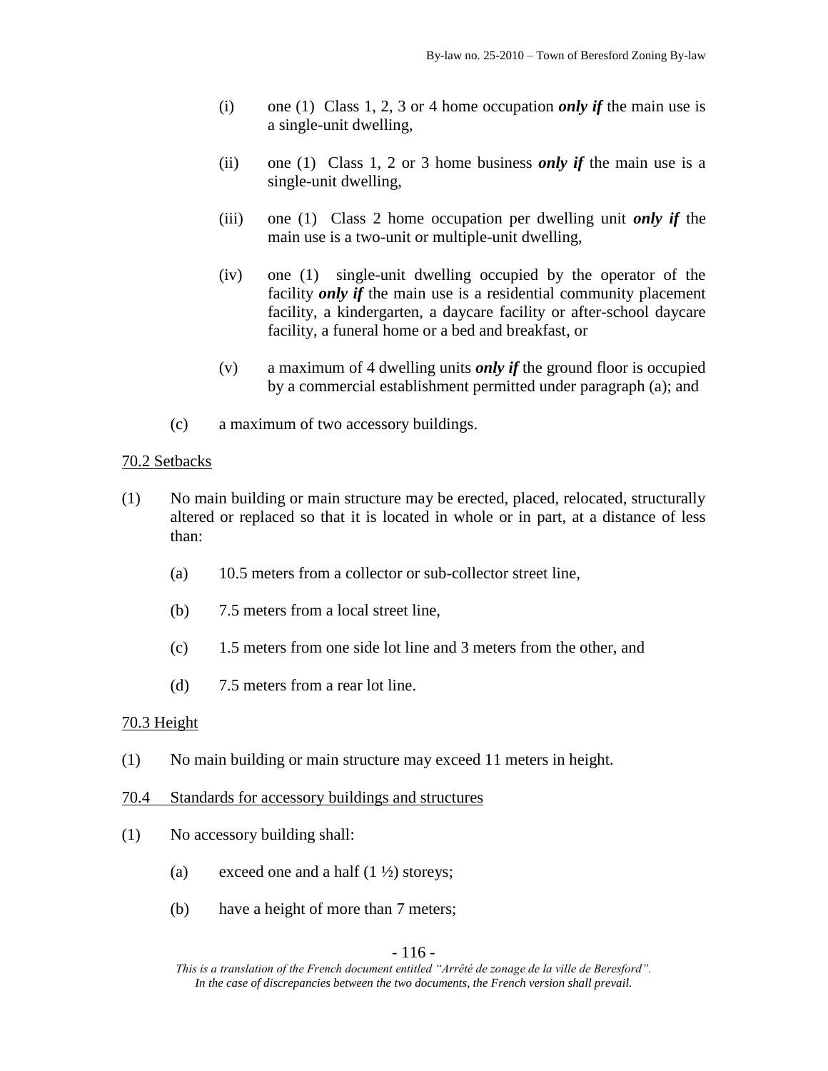(i) one (1) Class 1, 2, 3 or 4 home occupation ***only if*** the main use is a single-unit dwelling,

(ii) one (1) Class 1, 2 or 3 home business ***only if*** the main use is a single-unit dwelling,

(iii) one (1) Class 2 home occupation per dwelling unit ***only if*** the main use is a two-unit or multiple-unit dwelling,

(iv) one (1) single-unit dwelling occupied by the operator of the facility ***only if*** the main use is a residential community placement facility, a kindergarten, a daycare facility or after-school daycare facility, a funeral home or a bed and breakfast, or

(v) a maximum of 4 dwelling units ***only if*** the ground floor is occupied by a commercial establishment permitted under paragraph (a); and

(c) a maximum of two accessory buildings.

70.2 Setbacks

(1) No main building or main structure may be erected, placed, relocated, structurally altered or replaced so that it is located in whole or in part, at a distance of less than:

(a) 10.5 meters from a collector or sub-collector street line,

(b) 7.5 meters from a local street line,

(c) 1.5 meters from one side lot line and 3 meters from the other, and

(d) 7.5 meters from a rear lot line.

70.3 Height

(1) No main building or main structure may exceed 11 meters in height.

70.4 Standards for accessory buildings and structures

(1) No accessory building shall:

(a) exceed one and a half (1 ½) storeys;

(b) have a height of more than 7 meters;

*This is a translation of the French document entitled "Arrêté de zonage de la ville de Beresford". In the case of discrepancies between the two documents, the French version shall prevail.*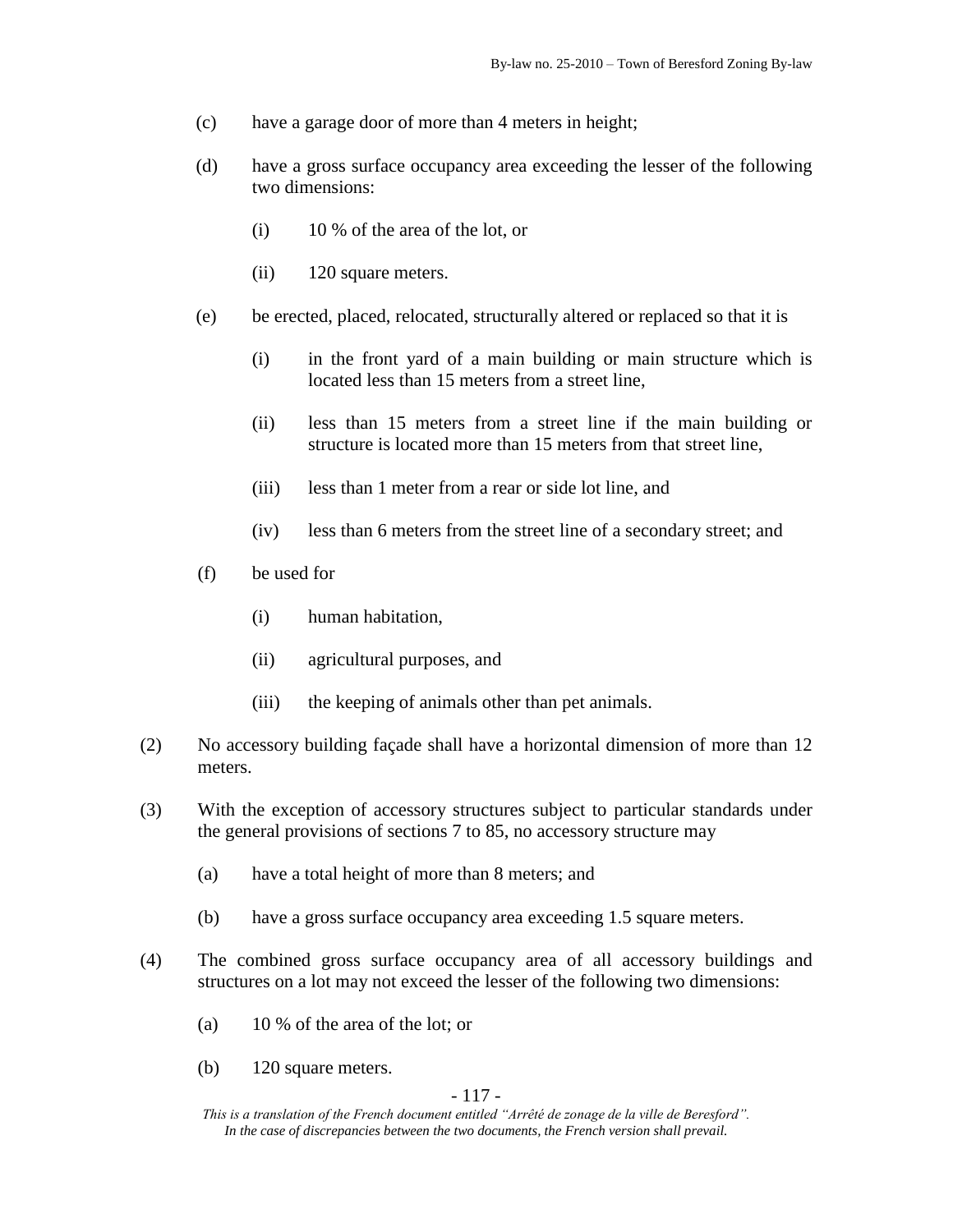(c) have a garage door of more than 4 meters in height;

(d) have a gross surface occupancy area exceeding the lesser of the following two dimensions:

  (i) 10 % of the area of the lot, or

  (ii) 120 square meters.

(e) be erected, placed, relocated, structurally altered or replaced so that it is

  (i) in the front yard of a main building or main structure which is located less than 15 meters from a street line,

  (ii) less than 15 meters from a street line if the main building or structure is located more than 15 meters from that street line,

  (iii) less than 1 meter from a rear or side lot line, and

  (iv) less than 6 meters from the street line of a secondary street; and

(f) be used for

  (i) human habitation,

  (ii) agricultural purposes, and

  (iii) the keeping of animals other than pet animals.

(2) No accessory building façade shall have a horizontal dimension of more than 12 meters.

(3) With the exception of accessory structures subject to particular standards under the general provisions of sections 7 to 85, no accessory structure may

  (a) have a total height of more than 8 meters; and

  (b) have a gross surface occupancy area exceeding 1.5 square meters.

(4) The combined gross surface occupancy area of all accessory buildings and structures on a lot may not exceed the lesser of the following two dimensions:

  (a) 10 % of the area of the lot; or

  (b) 120 square meters.

*This is a translation of the French document entitled "Arrêté de zonage de la ville de Beresford". In the case of discrepancies between the two documents, the French version shall prevail.*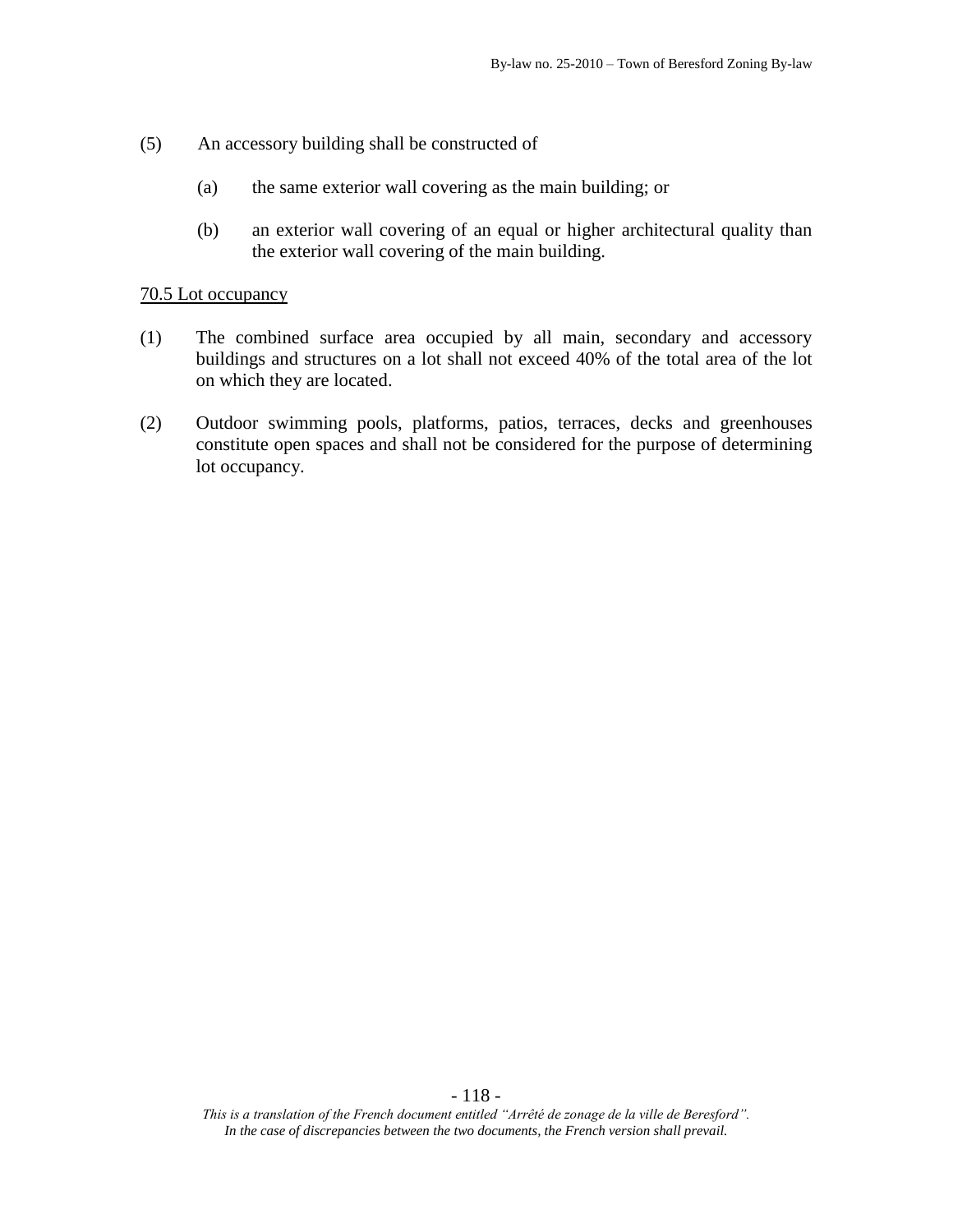(5) An accessory building shall be constructed of

   (a) the same exterior wall covering as the main building; or

   (b) an exterior wall covering of an equal or higher architectural quality than the exterior wall covering of the main building.

<u>70.5 Lot occupancy</u>

(1) The combined surface area occupied by all main, secondary and accessory buildings and structures on a lot shall not exceed 40% of the total area of the lot on which they are located.

(2) Outdoor swimming pools, platforms, patios, terraces, decks and greenhouses constitute open spaces and shall not be considered for the purpose of determining lot occupancy.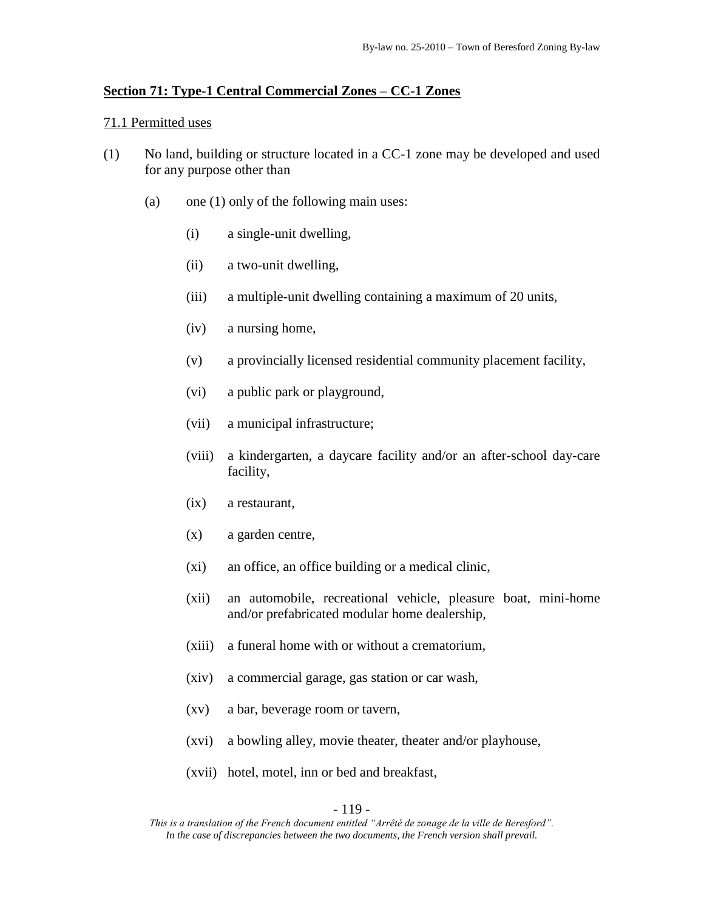## **Section 71: Type-1 Central Commercial Zones – CC-1 Zones**

### 71.1 Permitted uses

(1) No land, building or structure located in a CC-1 zone may be developed and used for any purpose other than

- (a) one (1) only of the following main uses:
  - (i) a single-unit dwelling,
  - (ii) a two-unit dwelling,
  - (iii) a multiple-unit dwelling containing a maximum of 20 units,
  - (iv) a nursing home,
  - (v) a provincially licensed residential community placement facility,
  - (vi) a public park or playground,
  - (vii) a municipal infrastructure;
  - (viii) a kindergarten, a daycare facility and/or an after-school day-care facility,
  - (ix) a restaurant,
  - (x) a garden centre,
  - (xi) an office, an office building or a medical clinic,
  - (xii) an automobile, recreational vehicle, pleasure boat, mini-home and/or prefabricated modular home dealership,
  - (xiii) a funeral home with or without a crematorium,
  - (xiv) a commercial garage, gas station or car wash,
  - (xv) a bar, beverage room or tavern,
  - (xvi) a bowling alley, movie theater, theater and/or playhouse,
  - (xvii) hotel, motel, inn or bed and breakfast,

*This is a translation of the French document entitled "Arrêté de zonage de la ville de Beresford". In the case of discrepancies between the two documents, the French version shall prevail.*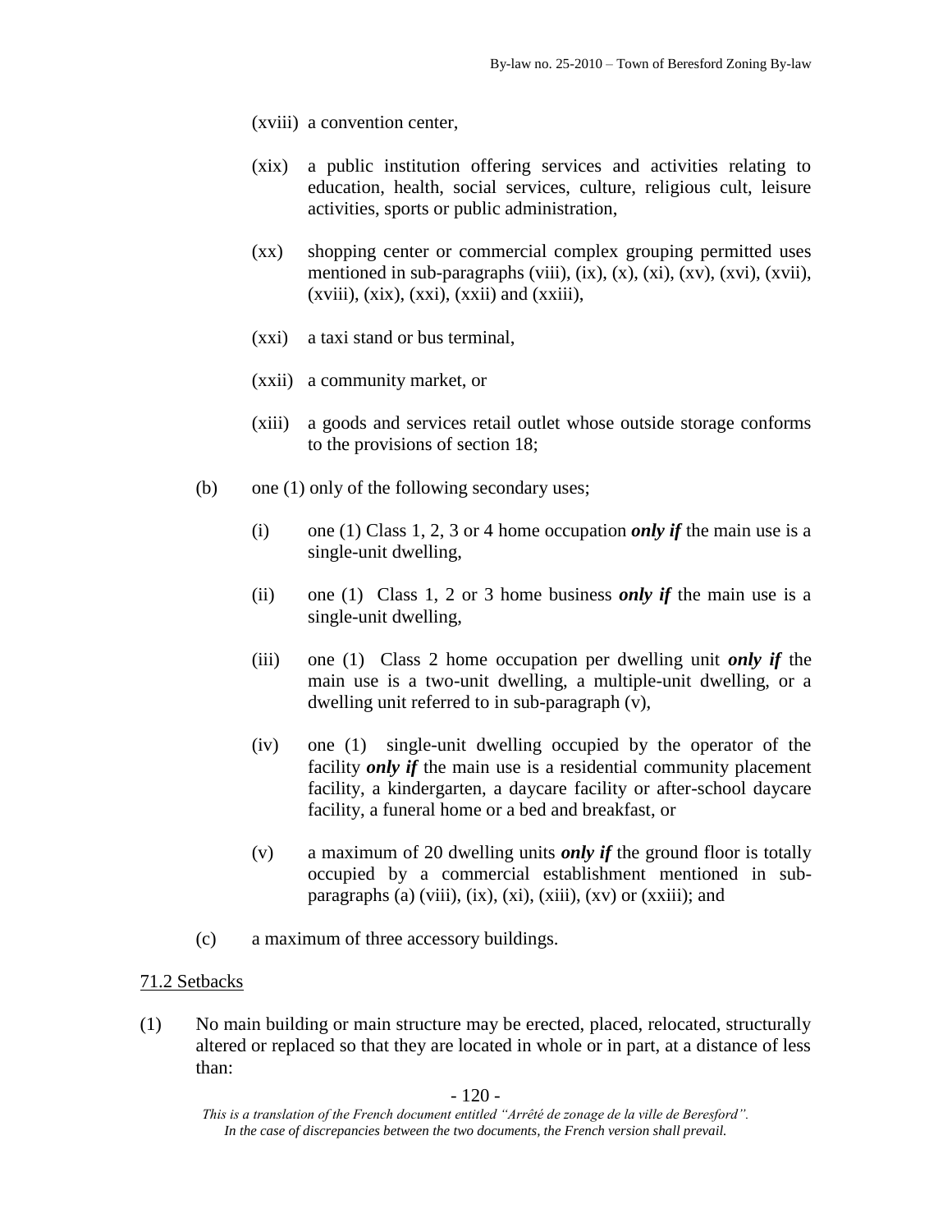(xviii) a convention center,

(xix) a public institution offering services and activities relating to education, health, social services, culture, religious cult, leisure activities, sports or public administration,

(xx) shopping center or commercial complex grouping permitted uses mentioned in sub-paragraphs (viii), (ix), (x), (xi), (xv), (xvi), (xvii), (xviii), (xix), (xxi), (xxii) and (xxiii),

(xxi) a taxi stand or bus terminal,

(xxii) a community market, or

(xiii) a goods and services retail outlet whose outside storage conforms to the provisions of section 18;

(b) one (1) only of the following secondary uses;

(i) one (1) Class 1, 2, 3 or 4 home occupation ***only if*** the main use is a single-unit dwelling,

(ii) one (1) Class 1, 2 or 3 home business ***only if*** the main use is a single-unit dwelling,

(iii) one (1) Class 2 home occupation per dwelling unit ***only if*** the main use is a two-unit dwelling, a multiple-unit dwelling, or a dwelling unit referred to in sub-paragraph (v),

(iv) one (1) single-unit dwelling occupied by the operator of the facility ***only if*** the main use is a residential community placement facility, a kindergarten, a daycare facility or after-school daycare facility, a funeral home or a bed and breakfast, or

(v) a maximum of 20 dwelling units ***only if*** the ground floor is totally occupied by a commercial establishment mentioned in sub-paragraphs (a) (viii), (ix), (xi), (xiii), (xv) or (xxiii); and

(c) a maximum of three accessory buildings.

71.2 Setbacks

(1) No main building or main structure may be erected, placed, relocated, structurally altered or replaced so that they are located in whole or in part, at a distance of less than:

*This is a translation of the French document entitled "Arrêté de zonage de la ville de Beresford". In the case of discrepancies between the two documents, the French version shall prevail.*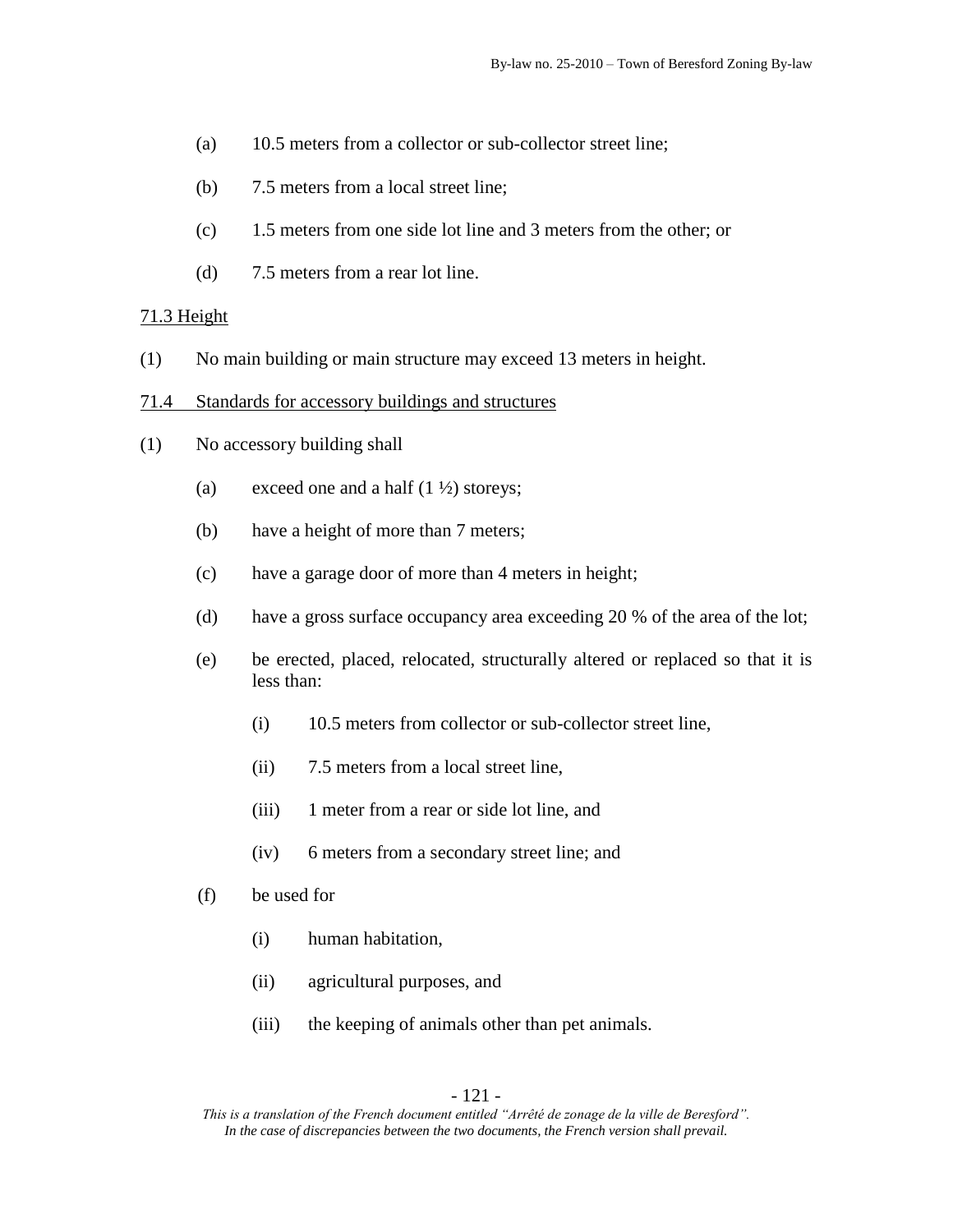(a) 10.5 meters from a collector or sub-collector street line;

(b) 7.5 meters from a local street line;

(c) 1.5 meters from one side lot line and 3 meters from the other; or

(d) 7.5 meters from a rear lot line.

71.3 Height

(1) No main building or main structure may exceed 13 meters in height.

71.4 Standards for accessory buildings and structures

(1) No accessory building shall

(a) exceed one and a half (1 ½) storeys;

(b) have a height of more than 7 meters;

(c) have a garage door of more than 4 meters in height;

(d) have a gross surface occupancy area exceeding 20 % of the area of the lot;

(e) be erected, placed, relocated, structurally altered or replaced so that it is less than:

(i) 10.5 meters from collector or sub-collector street line,

(ii) 7.5 meters from a local street line,

(iii) 1 meter from a rear or side lot line, and

(iv) 6 meters from a secondary street line; and

(f) be used for

(i) human habitation,

(ii) agricultural purposes, and

(iii) the keeping of animals other than pet animals.

*This is a translation of the French document entitled "Arrêté de zonage de la ville de Beresford". In the case of discrepancies between the two documents, the French version shall prevail.*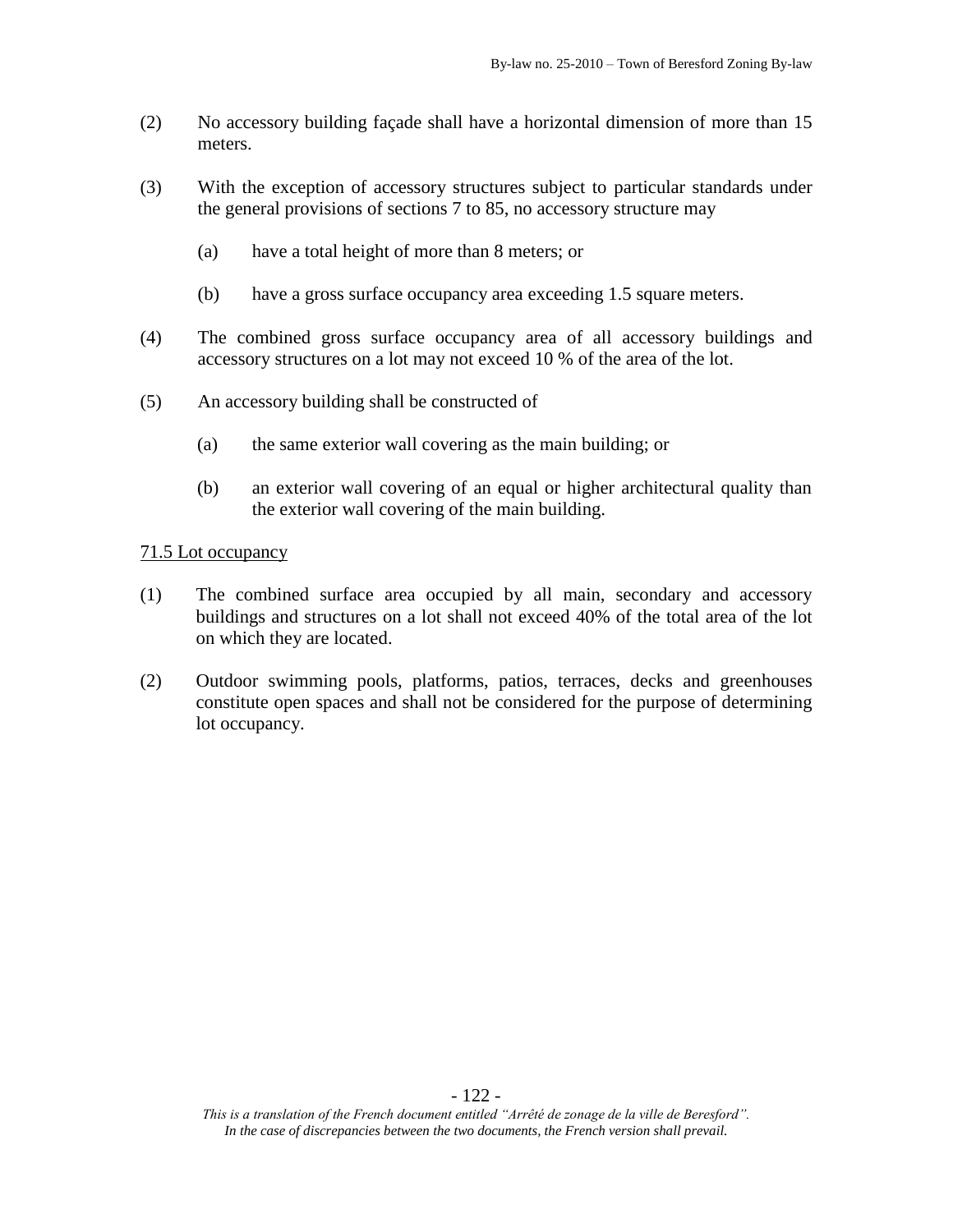(2) No accessory building façade shall have a horizontal dimension of more than 15 meters.

(3) With the exception of accessory structures subject to particular standards under the general provisions of sections 7 to 85, no accessory structure may

  (a) have a total height of more than 8 meters; or

  (b) have a gross surface occupancy area exceeding 1.5 square meters.

(4) The combined gross surface occupancy area of all accessory buildings and accessory structures on a lot may not exceed 10 % of the area of the lot.

(5) An accessory building shall be constructed of

  (a) the same exterior wall covering as the main building; or

  (b) an exterior wall covering of an equal or higher architectural quality than the exterior wall covering of the main building.

71.5 Lot occupancy

(1) The combined surface area occupied by all main, secondary and accessory buildings and structures on a lot shall not exceed 40% of the total area of the lot on which they are located.

(2) Outdoor swimming pools, platforms, patios, terraces, decks and greenhouses constitute open spaces and shall not be considered for the purpose of determining lot occupancy.

*This is a translation of the French document entitled "Arrêté de zonage de la ville de Beresford". In the case of discrepancies between the two documents, the French version shall prevail.*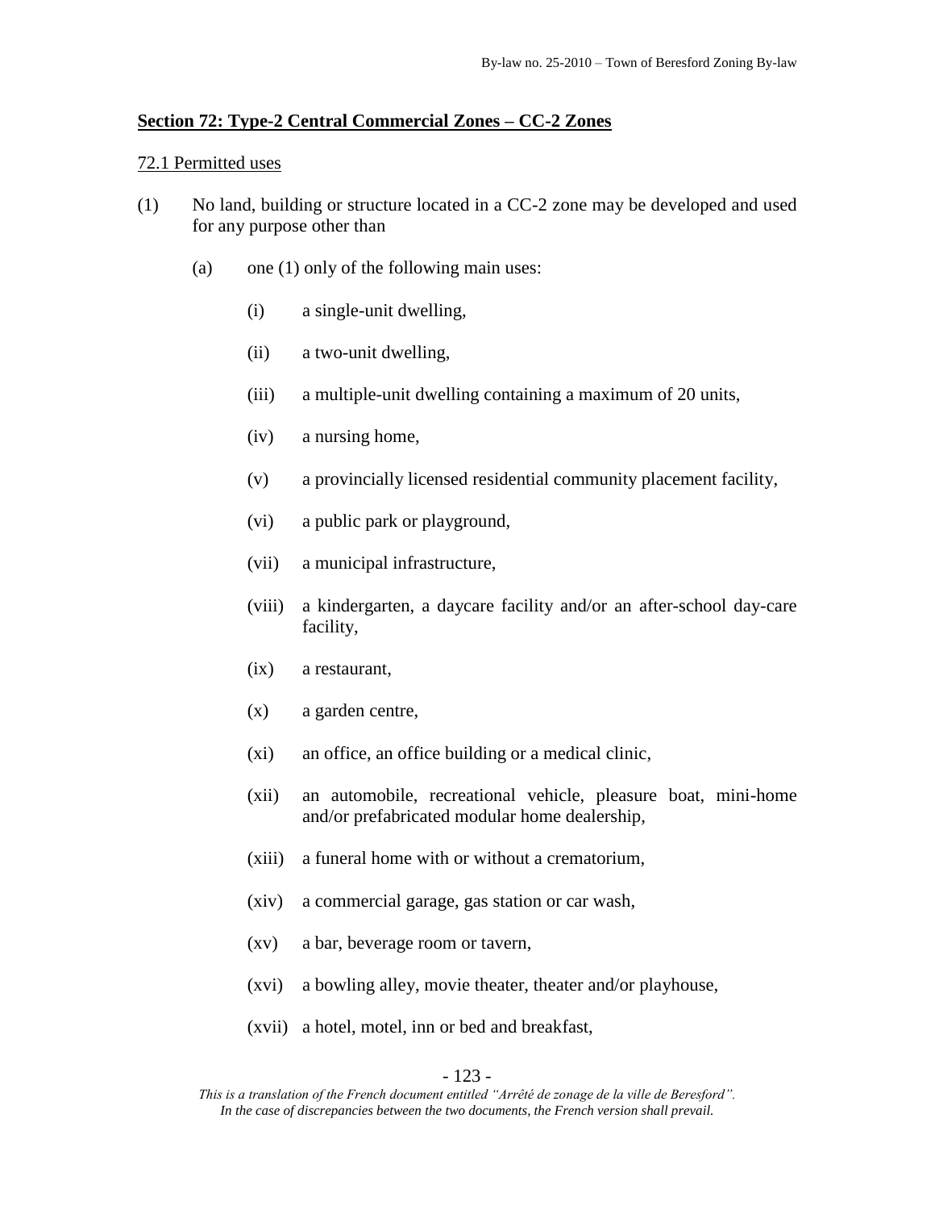## Section 72: Type-2 Central Commercial Zones – CC-2 Zones

### 72.1 Permitted uses

(1) No land, building or structure located in a CC-2 zone may be developed and used for any purpose other than

(a) one (1) only of the following main uses:

(i) a single-unit dwelling,

(ii) a two-unit dwelling,

(iii) a multiple-unit dwelling containing a maximum of 20 units,

(iv) a nursing home,

(v) a provincially licensed residential community placement facility,

(vi) a public park or playground,

(vii) a municipal infrastructure,

(viii) a kindergarten, a daycare facility and/or an after-school day-care facility,

(ix) a restaurant,

(x) a garden centre,

(xi) an office, an office building or a medical clinic,

(xii) an automobile, recreational vehicle, pleasure boat, mini-home and/or prefabricated modular home dealership,

(xiii) a funeral home with or without a crematorium,

(xiv) a commercial garage, gas station or car wash,

(xv) a bar, beverage room or tavern,

(xvi) a bowling alley, movie theater, theater and/or playhouse,

(xvii) a hotel, motel, inn or bed and breakfast,

*This is a translation of the French document entitled "Arrêté de zonage de la ville de Beresford". In the case of discrepancies between the two documents, the French version shall prevail.*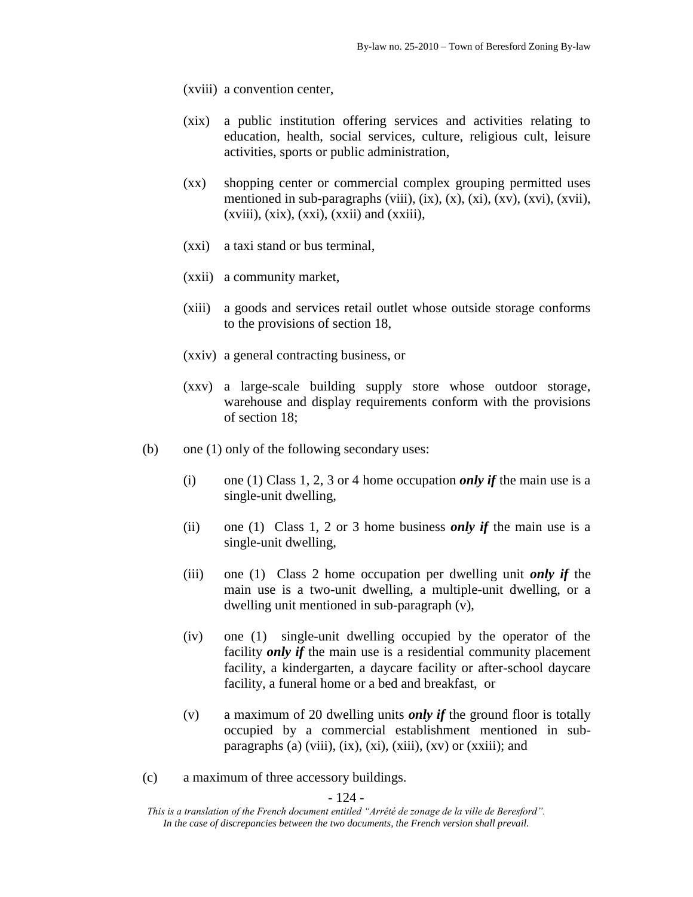(xviii) a convention center,

(xix) a public institution offering services and activities relating to education, health, social services, culture, religious cult, leisure activities, sports or public administration,

(xx) shopping center or commercial complex grouping permitted uses mentioned in sub-paragraphs (viii), (ix), (x), (xi), (xv), (xvi), (xvii), (xviii), (xix), (xxi), (xxii) and (xxiii),

(xxi) a taxi stand or bus terminal,

(xxii) a community market,

(xiii) a goods and services retail outlet whose outside storage conforms to the provisions of section 18,

(xxiv) a general contracting business, or

(xxv) a large-scale building supply store whose outdoor storage, warehouse and display requirements conform with the provisions of section 18;

(b) one (1) only of the following secondary uses:

(i) one (1) Class 1, 2, 3 or 4 home occupation ***only if*** the main use is a single-unit dwelling,

(ii) one (1) Class 1, 2 or 3 home business ***only if*** the main use is a single-unit dwelling,

(iii) one (1) Class 2 home occupation per dwelling unit ***only if*** the main use is a two-unit dwelling, a multiple-unit dwelling, or a dwelling unit mentioned in sub-paragraph (v),

(iv) one (1) single-unit dwelling occupied by the operator of the facility ***only if*** the main use is a residential community placement facility, a kindergarten, a daycare facility or after-school daycare facility, a funeral home or a bed and breakfast, or

(v) a maximum of 20 dwelling units ***only if*** the ground floor is totally occupied by a commercial establishment mentioned in sub-paragraphs (a) (viii), (ix), (xi), (xiii), (xv) or (xxiii); and

(c) a maximum of three accessory buildings.

*This is a translation of the French document entitled "Arrêté de zonage de la ville de Beresford". In the case of discrepancies between the two documents, the French version shall prevail.*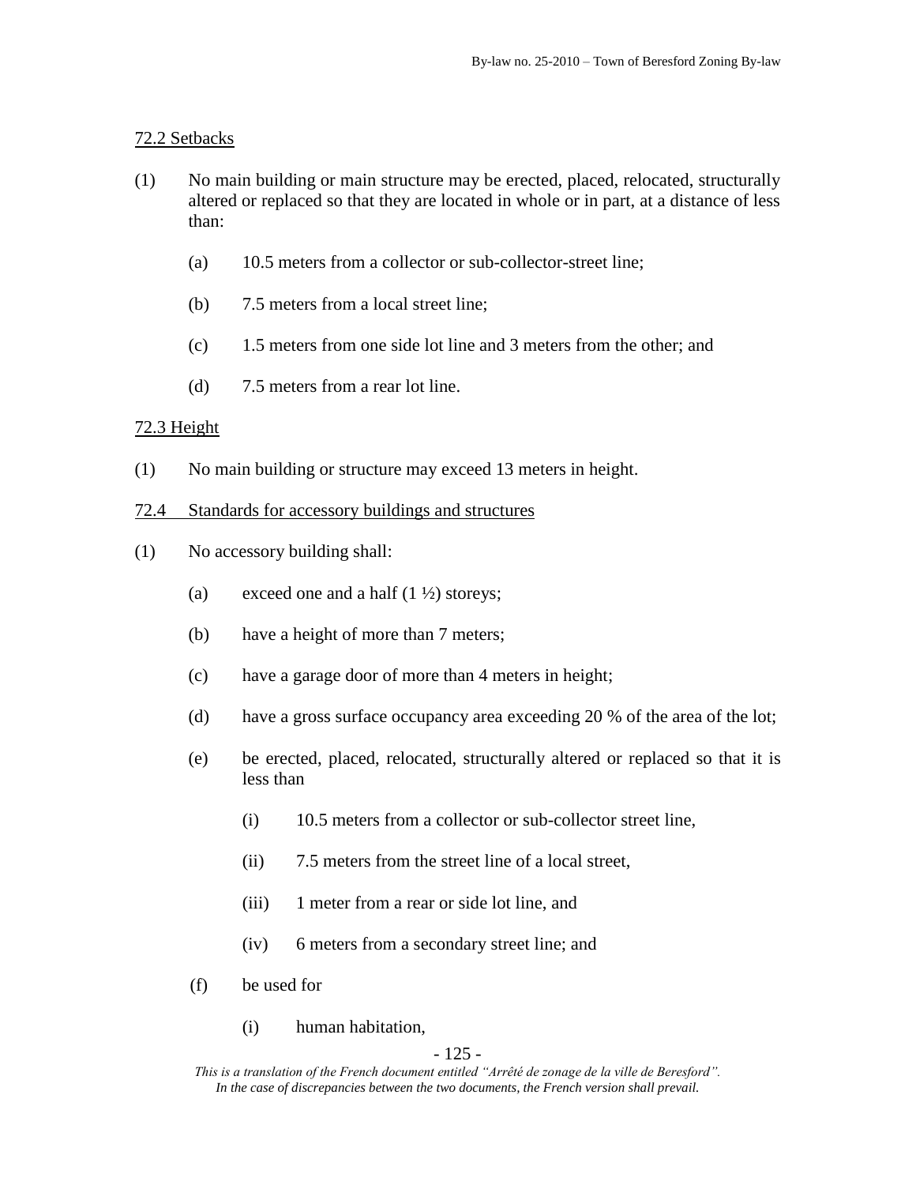72.2 Setbacks

(1) No main building or main structure may be erected, placed, relocated, structurally altered or replaced so that they are located in whole or in part, at a distance of less than:

   (a) 10.5 meters from a collector or sub-collector-street line;

   (b) 7.5 meters from a local street line;

   (c) 1.5 meters from one side lot line and 3 meters from the other; and

   (d) 7.5 meters from a rear lot line.

72.3 Height

(1) No main building or structure may exceed 13 meters in height.

72.4 Standards for accessory buildings and structures

(1) No accessory building shall:

   (a) exceed one and a half (1 ½) storeys;

   (b) have a height of more than 7 meters;

   (c) have a garage door of more than 4 meters in height;

   (d) have a gross surface occupancy area exceeding 20 % of the area of the lot;

   (e) be erected, placed, relocated, structurally altered or replaced so that it is less than

      (i) 10.5 meters from a collector or sub-collector street line,

      (ii) 7.5 meters from the street line of a local street,

      (iii) 1 meter from a rear or side lot line, and

      (iv) 6 meters from a secondary street line; and

   (f) be used for

      (i) human habitation,

*This is a translation of the French document entitled "Arrêté de zonage de la ville de Beresford". In the case of discrepancies between the two documents, the French version shall prevail.*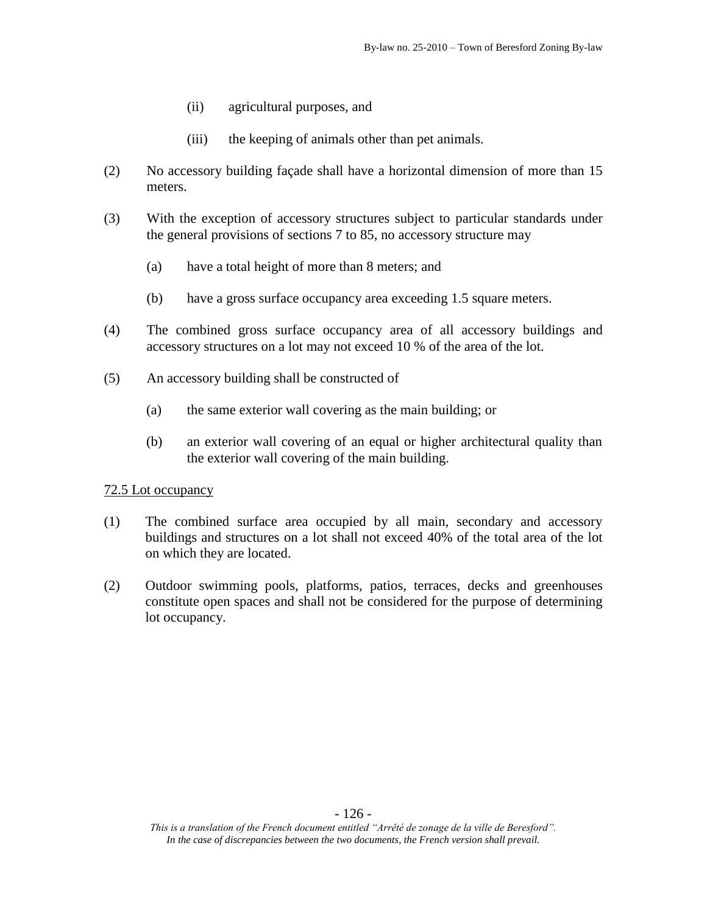(ii) agricultural purposes, and

(iii) the keeping of animals other than pet animals.

(2) No accessory building façade shall have a horizontal dimension of more than 15 meters.

(3) With the exception of accessory structures subject to particular standards under the general provisions of sections 7 to 85, no accessory structure may

(a) have a total height of more than 8 meters; and

(b) have a gross surface occupancy area exceeding 1.5 square meters.

(4) The combined gross surface occupancy area of all accessory buildings and accessory structures on a lot may not exceed 10 % of the area of the lot.

(5) An accessory building shall be constructed of

(a) the same exterior wall covering as the main building; or

(b) an exterior wall covering of an equal or higher architectural quality than the exterior wall covering of the main building.

72.5 Lot occupancy

(1) The combined surface area occupied by all main, secondary and accessory buildings and structures on a lot shall not exceed 40% of the total area of the lot on which they are located.

(2) Outdoor swimming pools, platforms, patios, terraces, decks and greenhouses constitute open spaces and shall not be considered for the purpose of determining lot occupancy.

*This is a translation of the French document entitled "Arrêté de zonage de la ville de Beresford". In the case of discrepancies between the two documents, the French version shall prevail.*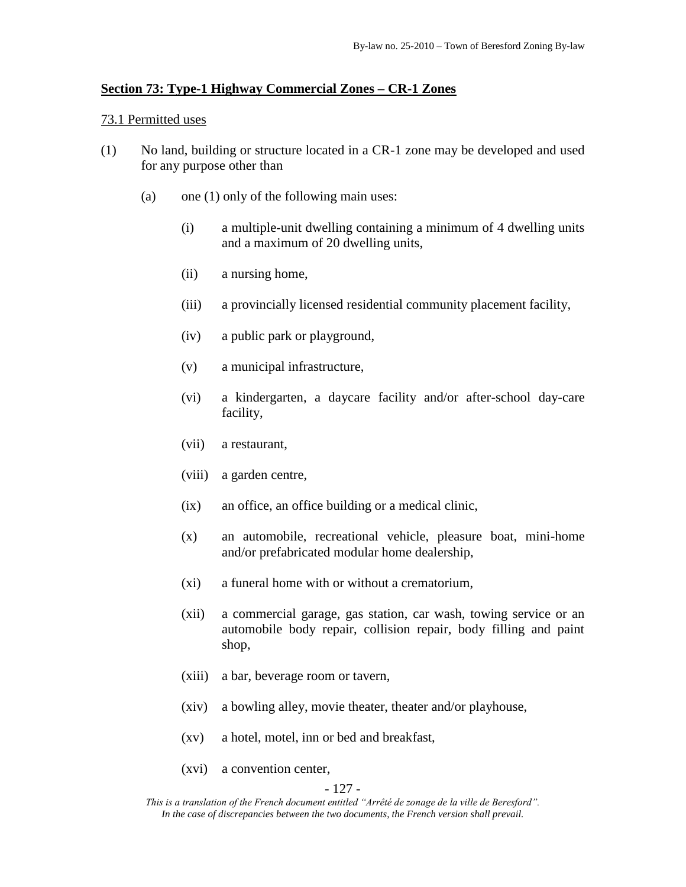## Section 73: Type-1 Highway Commercial Zones – CR-1 Zones

### 73.1 Permitted uses

(1) No land, building or structure located in a CR-1 zone may be developed and used for any purpose other than

- (a) one (1) only of the following main uses:
  - (i) a multiple-unit dwelling containing a minimum of 4 dwelling units and a maximum of 20 dwelling units,
  - (ii) a nursing home,
  - (iii) a provincially licensed residential community placement facility,
  - (iv) a public park or playground,
  - (v) a municipal infrastructure,
  - (vi) a kindergarten, a daycare facility and/or after-school day-care facility,
  - (vii) a restaurant,
  - (viii) a garden centre,
  - (ix) an office, an office building or a medical clinic,
  - (x) an automobile, recreational vehicle, pleasure boat, mini-home and/or prefabricated modular home dealership,
  - (xi) a funeral home with or without a crematorium,
  - (xii) a commercial garage, gas station, car wash, towing service or an automobile body repair, collision repair, body filling and paint shop,
  - (xiii) a bar, beverage room or tavern,
  - (xiv) a bowling alley, movie theater, theater and/or playhouse,
  - (xv) a hotel, motel, inn or bed and breakfast,
  - (xvi) a convention center,

*This is a translation of the French document entitled "Arrêté de zonage de la ville de Beresford". In the case of discrepancies between the two documents, the French version shall prevail.*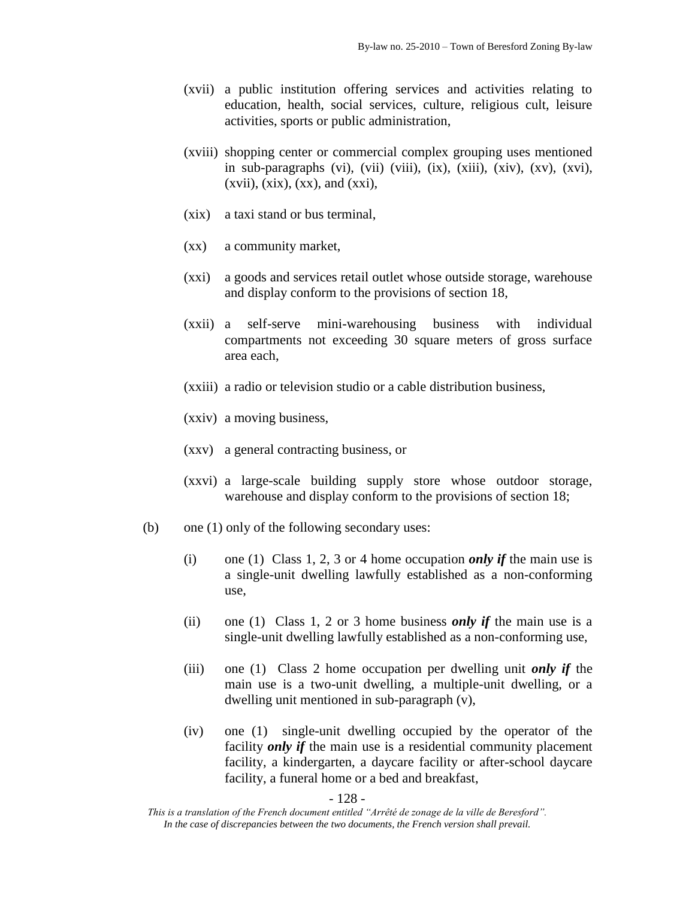(xvii) a public institution offering services and activities relating to education, health, social services, culture, religious cult, leisure activities, sports or public administration,

(xviii) shopping center or commercial complex grouping uses mentioned in sub-paragraphs (vi), (vii) (viii), (ix), (xiii), (xiv), (xv), (xvi), (xvii), (xix), (xx), and (xxi),

(xix) a taxi stand or bus terminal,

(xx) a community market,

(xxi) a goods and services retail outlet whose outside storage, warehouse and display conform to the provisions of section 18,

(xxii) a self-serve mini-warehousing business with individual compartments not exceeding 30 square meters of gross surface area each,

(xxiii) a radio or television studio or a cable distribution business,

(xxiv) a moving business,

(xxv) a general contracting business, or

(xxvi) a large-scale building supply store whose outdoor storage, warehouse and display conform to the provisions of section 18;

(b) one (1) only of the following secondary uses:

(i) one (1) Class 1, 2, 3 or 4 home occupation ***only if*** the main use is a single-unit dwelling lawfully established as a non-conforming use,

(ii) one (1) Class 1, 2 or 3 home business ***only if*** the main use is a single-unit dwelling lawfully established as a non-conforming use,

(iii) one (1) Class 2 home occupation per dwelling unit ***only if*** the main use is a two-unit dwelling, a multiple-unit dwelling, or a dwelling unit mentioned in sub-paragraph (v),

(iv) one (1) single-unit dwelling occupied by the operator of the facility ***only if*** the main use is a residential community placement facility, a kindergarten, a daycare facility or after-school daycare facility, a funeral home or a bed and breakfast,

*This is a translation of the French document entitled "Arrêté de zonage de la ville de Beresford". In the case of discrepancies between the two documents, the French version shall prevail.*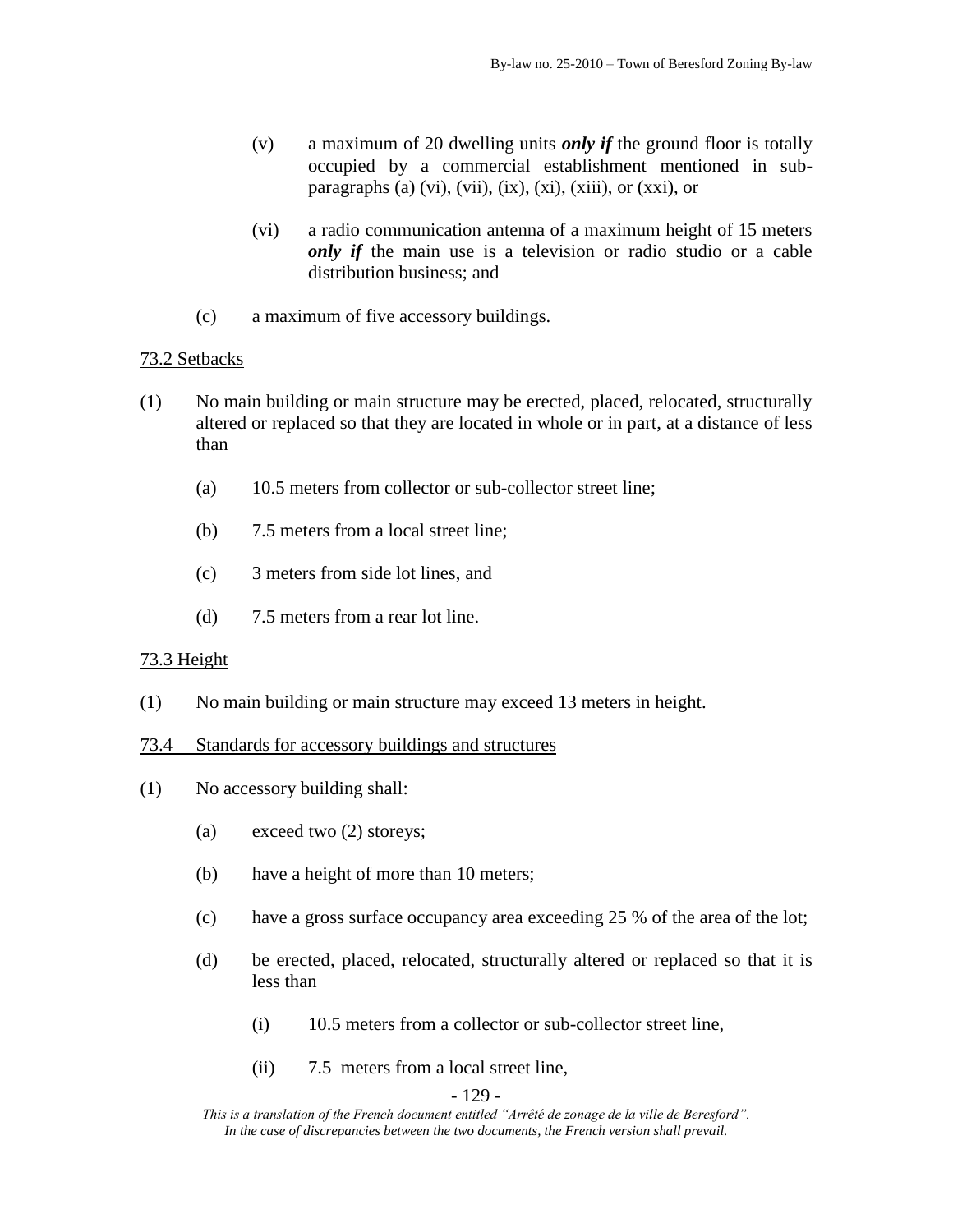(v) a maximum of 20 dwelling units ***only if*** the ground floor is totally occupied by a commercial establishment mentioned in sub-paragraphs (a) (vi), (vii), (ix), (xi), (xiii), or (xxi), or

(vi) a radio communication antenna of a maximum height of 15 meters ***only if*** the main use is a television or radio studio or a cable distribution business; and

(c) a maximum of five accessory buildings.

<u>73.2 Setbacks</u>

(1) No main building or main structure may be erected, placed, relocated, structurally altered or replaced so that they are located in whole or in part, at a distance of less than

(a) 10.5 meters from collector or sub-collector street line;

(b) 7.5 meters from a local street line;

(c) 3 meters from side lot lines, and

(d) 7.5 meters from a rear lot line.

<u>73.3 Height</u>

(1) No main building or main structure may exceed 13 meters in height.

<u>73.4 Standards for accessory buildings and structures</u>

(1) No accessory building shall:

(a) exceed two (2) storeys;

(b) have a height of more than 10 meters;

(c) have a gross surface occupancy area exceeding 25 % of the area of the lot;

(d) be erected, placed, relocated, structurally altered or replaced so that it is less than

(i) 10.5 meters from a collector or sub-collector street line,

(ii) 7.5 meters from a local street line,

*This is a translation of the French document entitled "Arrêté de zonage de la ville de Beresford". In the case of discrepancies between the two documents, the French version shall prevail.*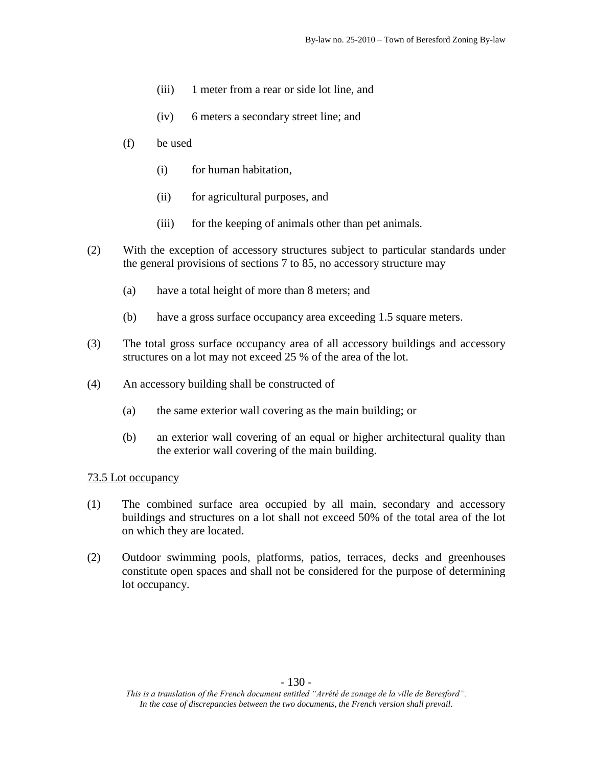(iii) 1 meter from a rear or side lot line, and

(iv) 6 meters a secondary street line; and

(f) be used

(i) for human habitation,

(ii) for agricultural purposes, and

(iii) for the keeping of animals other than pet animals.

(2) With the exception of accessory structures subject to particular standards under the general provisions of sections 7 to 85, no accessory structure may

(a) have a total height of more than 8 meters; and

(b) have a gross surface occupancy area exceeding 1.5 square meters.

(3) The total gross surface occupancy area of all accessory buildings and accessory structures on a lot may not exceed 25 % of the area of the lot.

(4) An accessory building shall be constructed of

(a) the same exterior wall covering as the main building; or

(b) an exterior wall covering of an equal or higher architectural quality than the exterior wall covering of the main building.

73.5 Lot occupancy

(1) The combined surface area occupied by all main, secondary and accessory buildings and structures on a lot shall not exceed 50% of the total area of the lot on which they are located.

(2) Outdoor swimming pools, platforms, patios, terraces, decks and greenhouses constitute open spaces and shall not be considered for the purpose of determining lot occupancy.

*This is a translation of the French document entitled "Arrêté de zonage de la ville de Beresford". In the case of discrepancies between the two documents, the French version shall prevail.*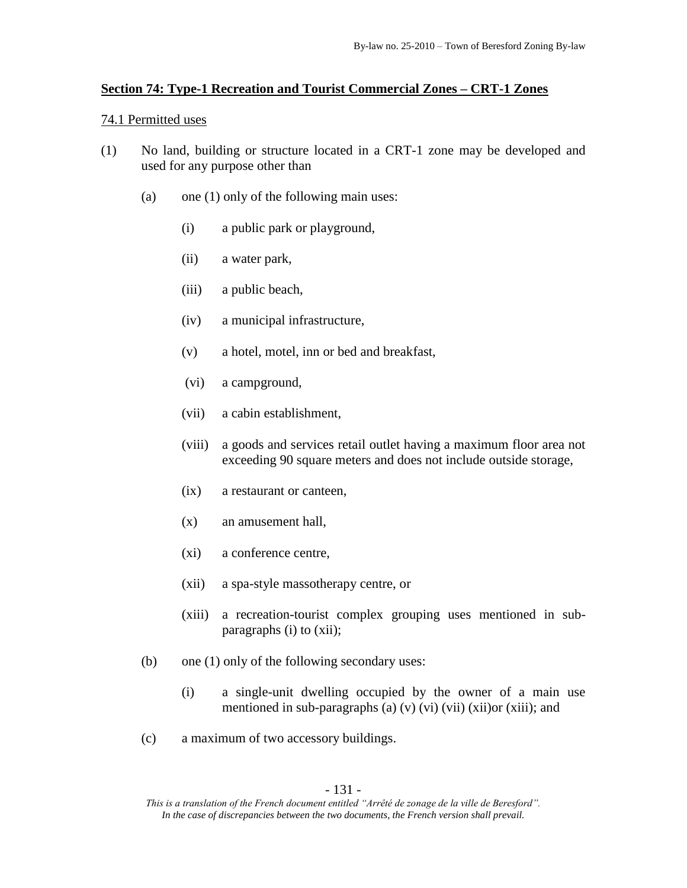## Section 74: Type-1 Recreation and Tourist Commercial Zones – CRT-1 Zones

### 74.1 Permitted uses

(1) No land, building or structure located in a CRT-1 zone may be developed and used for any purpose other than

- (a) one (1) only of the following main uses:
  - (i) a public park or playground,
  - (ii) a water park,
  - (iii) a public beach,
  - (iv) a municipal infrastructure,
  - (v) a hotel, motel, inn or bed and breakfast,
  - (vi) a campground,
  - (vii) a cabin establishment,
  - (viii) a goods and services retail outlet having a maximum floor area not exceeding 90 square meters and does not include outside storage,
  - (ix) a restaurant or canteen,
  - (x) an amusement hall,
  - (xi) a conference centre,
  - (xii) a spa-style massotherapy centre, or
  - (xiii) a recreation-tourist complex grouping uses mentioned in sub-paragraphs (i) to (xii);
- (b) one (1) only of the following secondary uses:
  - (i) a single-unit dwelling occupied by the owner of a main use mentioned in sub-paragraphs (a) (v) (vi) (vii) (xii)or (xiii); and
- (c) a maximum of two accessory buildings.

*This is a translation of the French document entitled "Arrêté de zonage de la ville de Beresford". In the case of discrepancies between the two documents, the French version shall prevail.*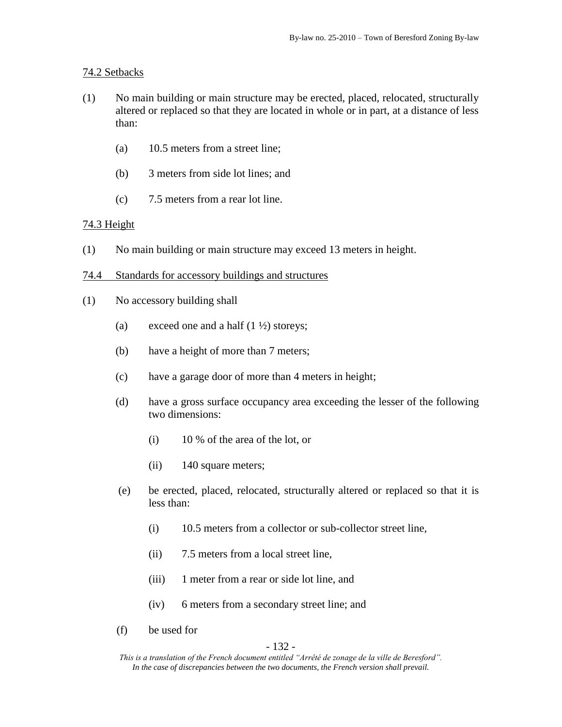74.2 Setbacks

(1) No main building or main structure may be erected, placed, relocated, structurally altered or replaced so that they are located in whole or in part, at a distance of less than:

   (a) 10.5 meters from a street line;

   (b) 3 meters from side lot lines; and

   (c) 7.5 meters from a rear lot line.

74.3 Height

(1) No main building or main structure may exceed 13 meters in height.

74.4 Standards for accessory buildings and structures

(1) No accessory building shall

   (a) exceed one and a half (1 ½) storeys;

   (b) have a height of more than 7 meters;

   (c) have a garage door of more than 4 meters in height;

   (d) have a gross surface occupancy area exceeding the lesser of the following two dimensions:

      (i) 10 % of the area of the lot, or

      (ii) 140 square meters;

   (e) be erected, placed, relocated, structurally altered or replaced so that it is less than:

      (i) 10.5 meters from a collector or sub-collector street line,

      (ii) 7.5 meters from a local street line,

      (iii) 1 meter from a rear or side lot line, and

      (iv) 6 meters from a secondary street line; and

   (f) be used for

*This is a translation of the French document entitled "Arrêté de zonage de la ville de Beresford". In the case of discrepancies between the two documents, the French version shall prevail.*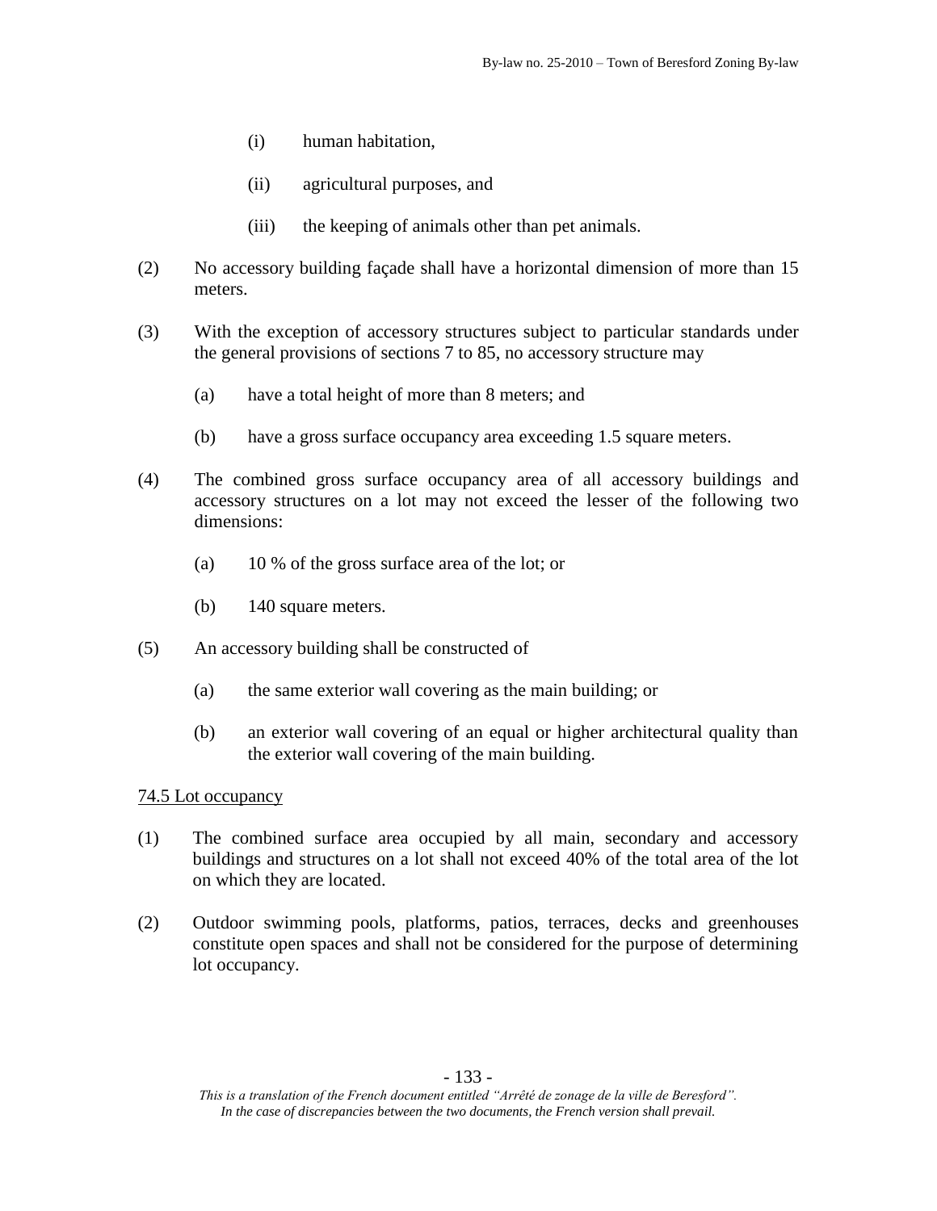(i) human habitation,

(ii) agricultural purposes, and

(iii) the keeping of animals other than pet animals.

(2) No accessory building façade shall have a horizontal dimension of more than 15 meters.

(3) With the exception of accessory structures subject to particular standards under the general provisions of sections 7 to 85, no accessory structure may

(a) have a total height of more than 8 meters; and

(b) have a gross surface occupancy area exceeding 1.5 square meters.

(4) The combined gross surface occupancy area of all accessory buildings and accessory structures on a lot may not exceed the lesser of the following two dimensions:

(a) 10 % of the gross surface area of the lot; or

(b) 140 square meters.

(5) An accessory building shall be constructed of

(a) the same exterior wall covering as the main building; or

(b) an exterior wall covering of an equal or higher architectural quality than the exterior wall covering of the main building.

74.5 Lot occupancy

(1) The combined surface area occupied by all main, secondary and accessory buildings and structures on a lot shall not exceed 40% of the total area of the lot on which they are located.

(2) Outdoor swimming pools, platforms, patios, terraces, decks and greenhouses constitute open spaces and shall not be considered for the purpose of determining lot occupancy.

*This is a translation of the French document entitled "Arrêté de zonage de la ville de Beresford". In the case of discrepancies between the two documents, the French version shall prevail.*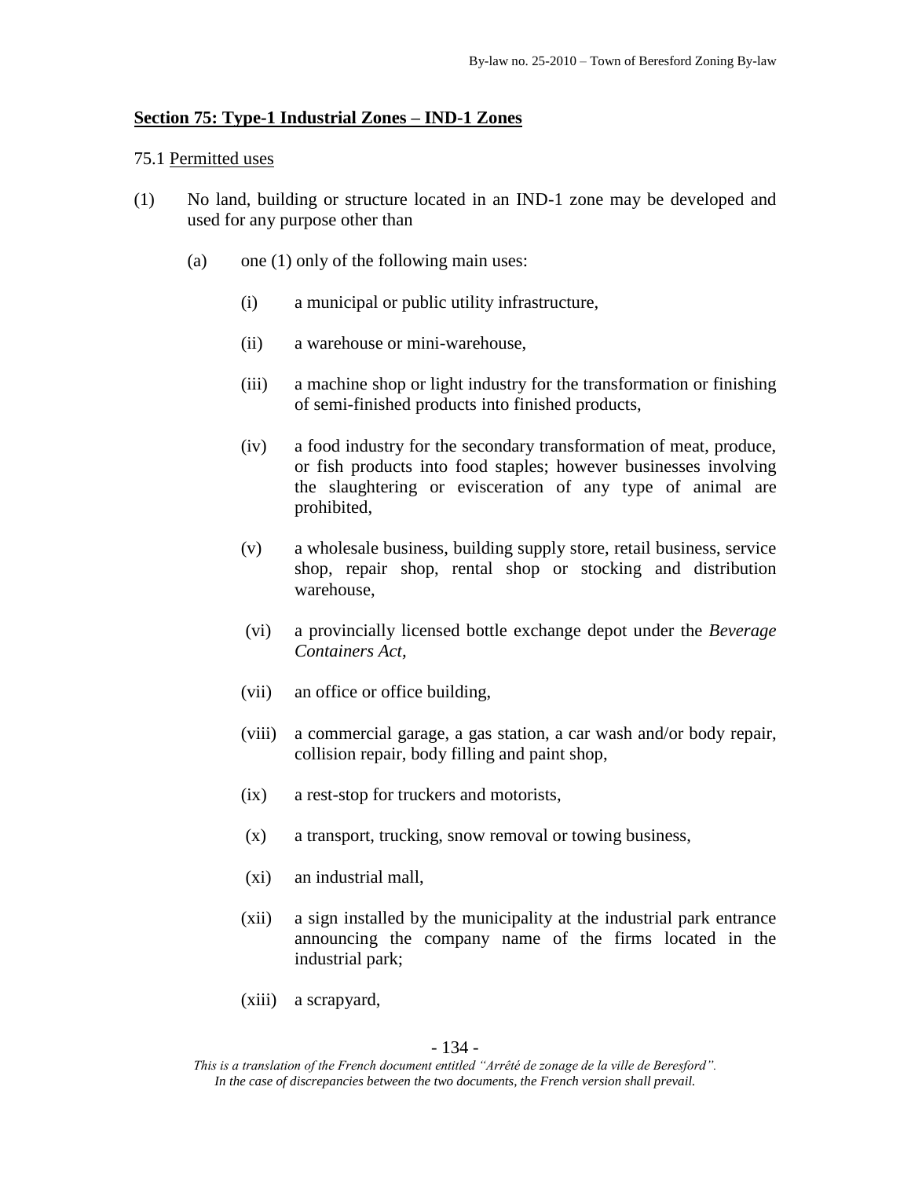## Section 75: Type-1 Industrial Zones – IND-1 Zones

75.1 Permitted uses

(1) No land, building or structure located in an IND-1 zone may be developed and used for any purpose other than

(a) one (1) only of the following main uses:

(i) a municipal or public utility infrastructure,

(ii) a warehouse or mini-warehouse,

(iii) a machine shop or light industry for the transformation or finishing of semi-finished products into finished products,

(iv) a food industry for the secondary transformation of meat, produce, or fish products into food staples; however businesses involving the slaughtering or evisceration of any type of animal are prohibited,

(v) a wholesale business, building supply store, retail business, service shop, repair shop, rental shop or stocking and distribution warehouse,

(vi) a provincially licensed bottle exchange depot under the *Beverage Containers Act*,

(vii) an office or office building,

(viii) a commercial garage, a gas station, a car wash and/or body repair, collision repair, body filling and paint shop,

(ix) a rest-stop for truckers and motorists,

(x) a transport, trucking, snow removal or towing business,

(xi) an industrial mall,

(xii) a sign installed by the municipality at the industrial park entrance announcing the company name of the firms located in the industrial park;

(xiii) a scrapyard,

*This is a translation of the French document entitled "Arrêté de zonage de la ville de Beresford". In the case of discrepancies between the two documents, the French version shall prevail.*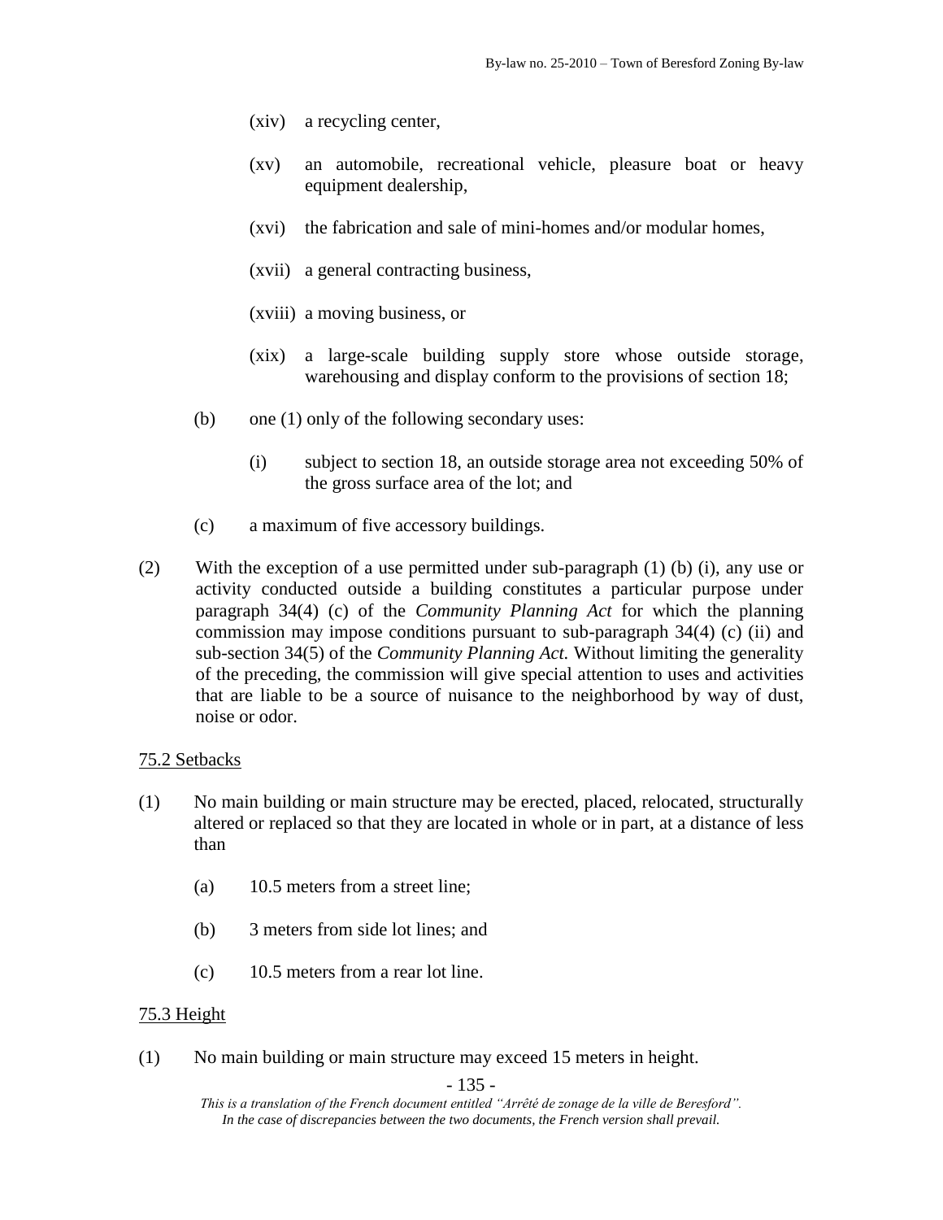(xiv) a recycling center,

(xv) an automobile, recreational vehicle, pleasure boat or heavy equipment dealership,

(xvi) the fabrication and sale of mini-homes and/or modular homes,

(xvii) a general contracting business,

(xviii) a moving business, or

(xix) a large-scale building supply store whose outside storage, warehousing and display conform to the provisions of section 18;

(b) one (1) only of the following secondary uses:

(i) subject to section 18, an outside storage area not exceeding 50% of the gross surface area of the lot; and

(c) a maximum of five accessory buildings.

(2) With the exception of a use permitted under sub-paragraph (1) (b) (i), any use or activity conducted outside a building constitutes a particular purpose under paragraph 34(4) (c) of the *Community Planning Act* for which the planning commission may impose conditions pursuant to sub-paragraph 34(4) (c) (ii) and sub-section 34(5) of the *Community Planning Act*. Without limiting the generality of the preceding, the commission will give special attention to uses and activities that are liable to be a source of nuisance to the neighborhood by way of dust, noise or odor.

75.2 Setbacks

(1) No main building or main structure may be erected, placed, relocated, structurally altered or replaced so that they are located in whole or in part, at a distance of less than

(a) 10.5 meters from a street line;

(b) 3 meters from side lot lines; and

(c) 10.5 meters from a rear lot line.

75.3 Height

(1) No main building or main structure may exceed 15 meters in height.

*This is a translation of the French document entitled "Arrêté de zonage de la ville de Beresford". In the case of discrepancies between the two documents, the French version shall prevail.*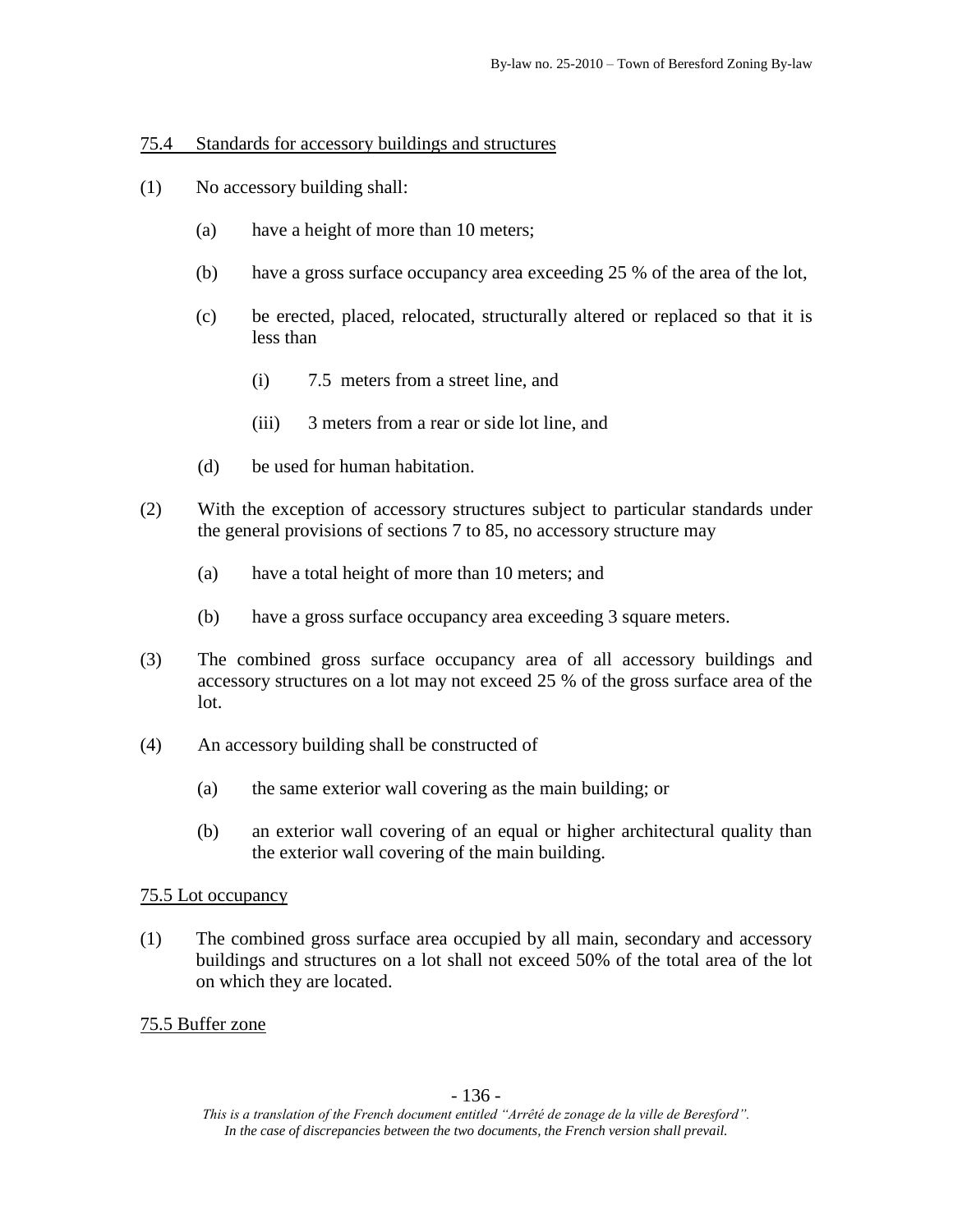75.4 Standards for accessory buildings and structures

(1) No accessory building shall:

  (a) have a height of more than 10 meters;

  (b) have a gross surface occupancy area exceeding 25 % of the area of the lot,

  (c) be erected, placed, relocated, structurally altered or replaced so that it is less than

    (i) 7.5 meters from a street line, and

    (iii) 3 meters from a rear or side lot line, and

  (d) be used for human habitation.

(2) With the exception of accessory structures subject to particular standards under the general provisions of sections 7 to 85, no accessory structure may

  (a) have a total height of more than 10 meters; and

  (b) have a gross surface occupancy area exceeding 3 square meters.

(3) The combined gross surface occupancy area of all accessory buildings and accessory structures on a lot may not exceed 25 % of the gross surface area of the lot.

(4) An accessory building shall be constructed of

  (a) the same exterior wall covering as the main building; or

  (b) an exterior wall covering of an equal or higher architectural quality than the exterior wall covering of the main building.

75.5 Lot occupancy

(1) The combined gross surface area occupied by all main, secondary and accessory buildings and structures on a lot shall not exceed 50% of the total area of the lot on which they are located.

75.5 Buffer zone

*This is a translation of the French document entitled "Arrêté de zonage de la ville de Beresford". In the case of discrepancies between the two documents, the French version shall prevail.*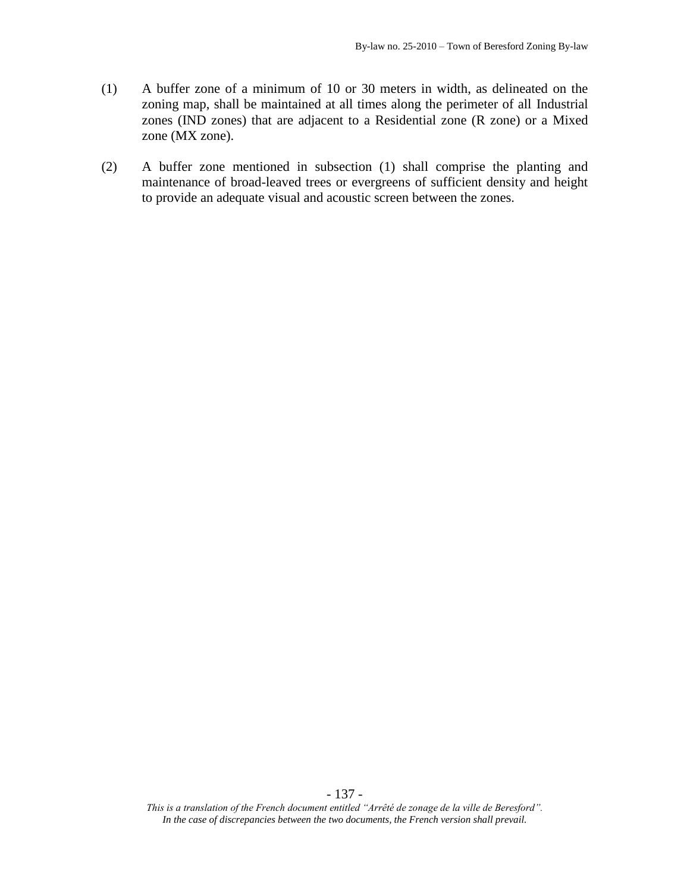(1) A buffer zone of a minimum of 10 or 30 meters in width, as delineated on the zoning map, shall be maintained at all times along the perimeter of all Industrial zones (IND zones) that are adjacent to a Residential zone (R zone) or a Mixed zone (MX zone).

(2) A buffer zone mentioned in subsection (1) shall comprise the planting and maintenance of broad-leaved trees or evergreens of sufficient density and height to provide an adequate visual and acoustic screen between the zones.

*This is a translation of the French document entitled "Arrêté de zonage de la ville de Beresford". In the case of discrepancies between the two documents, the French version shall prevail.*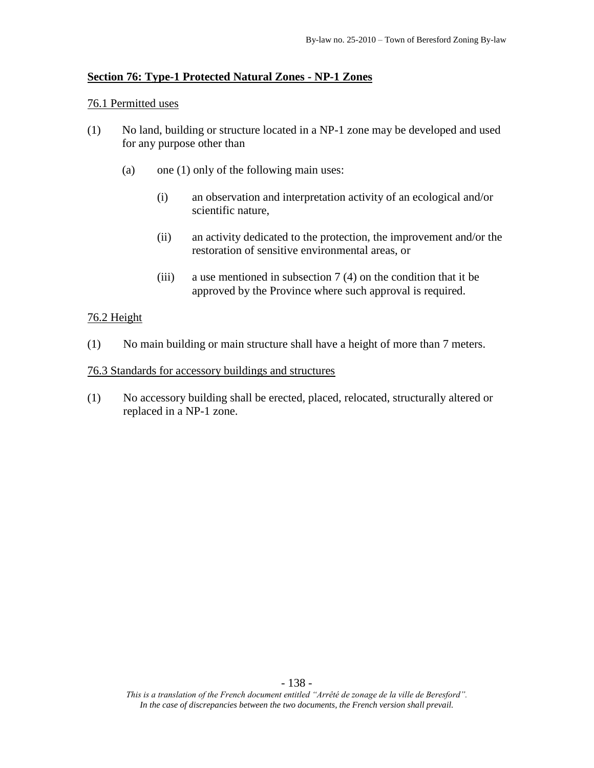## **Section 76: Type-1 Protected Natural Zones - NP-1 Zones**

76.1 Permitted uses

(1) No land, building or structure located in a NP-1 zone may be developed and used for any purpose other than

  (a) one (1) only of the following main uses:

    (i) an observation and interpretation activity of an ecological and/or scientific nature,

    (ii) an activity dedicated to the protection, the improvement and/or the restoration of sensitive environmental areas, or

    (iii) a use mentioned in subsection 7 (4) on the condition that it be approved by the Province where such approval is required.

76.2 Height

(1) No main building or main structure shall have a height of more than 7 meters.

76.3 Standards for accessory buildings and structures

(1) No accessory building shall be erected, placed, relocated, structurally altered or replaced in a NP-1 zone.

*This is a translation of the French document entitled "Arrêté de zonage de la ville de Beresford". In the case of discrepancies between the two documents, the French version shall prevail.*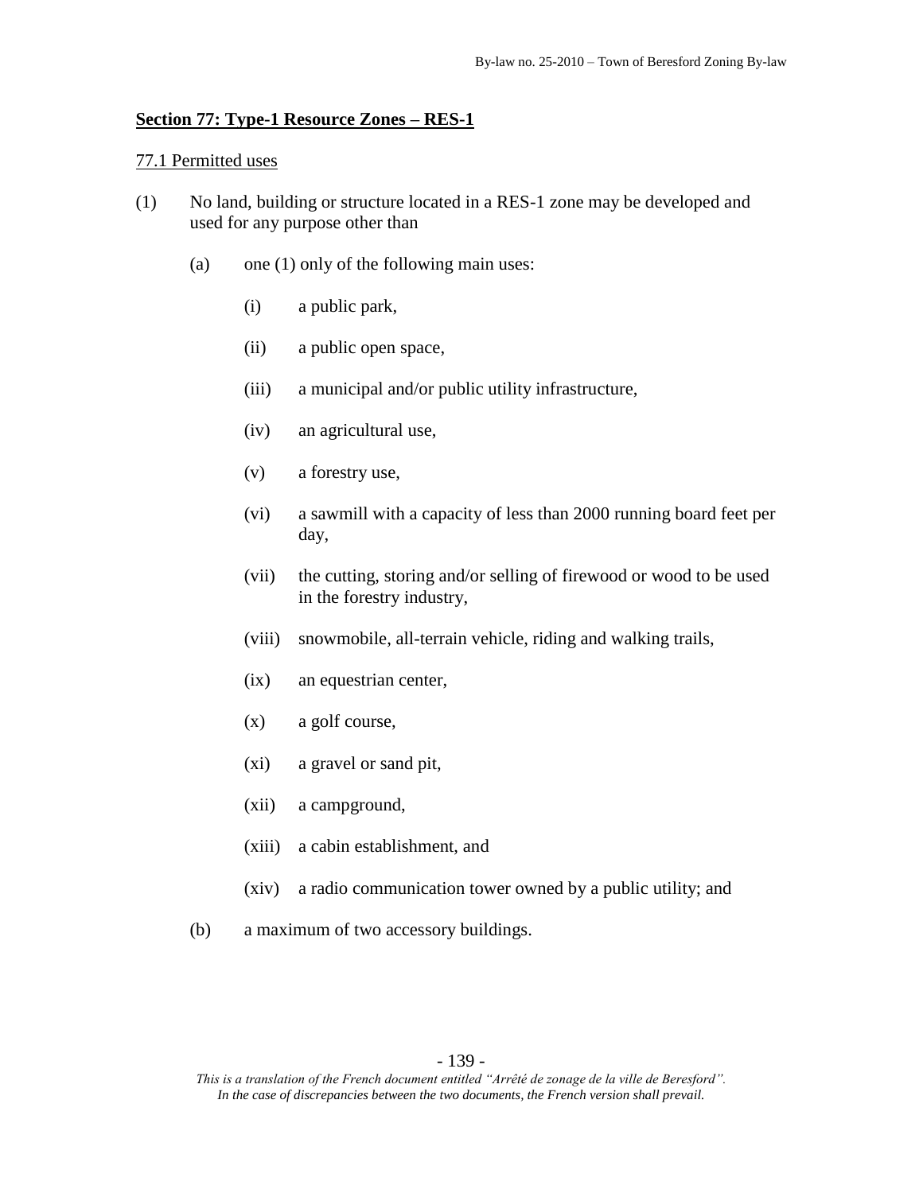## Section 77: Type-1 Resource Zones – RES-1

### 77.1 Permitted uses

(1) No land, building or structure located in a RES-1 zone may be developed and used for any purpose other than

- (a) one (1) only of the following main uses:
  - (i) a public park,
  - (ii) a public open space,
  - (iii) a municipal and/or public utility infrastructure,
  - (iv) an agricultural use,
  - (v) a forestry use,
  - (vi) a sawmill with a capacity of less than 2000 running board feet per day,
  - (vii) the cutting, storing and/or selling of firewood or wood to be used in the forestry industry,
  - (viii) snowmobile, all-terrain vehicle, riding and walking trails,
  - (ix) an equestrian center,
  - (x) a golf course,
  - (xi) a gravel or sand pit,
  - (xii) a campground,
  - (xiii) a cabin establishment, and
  - (xiv) a radio communication tower owned by a public utility; and
- (b) a maximum of two accessory buildings.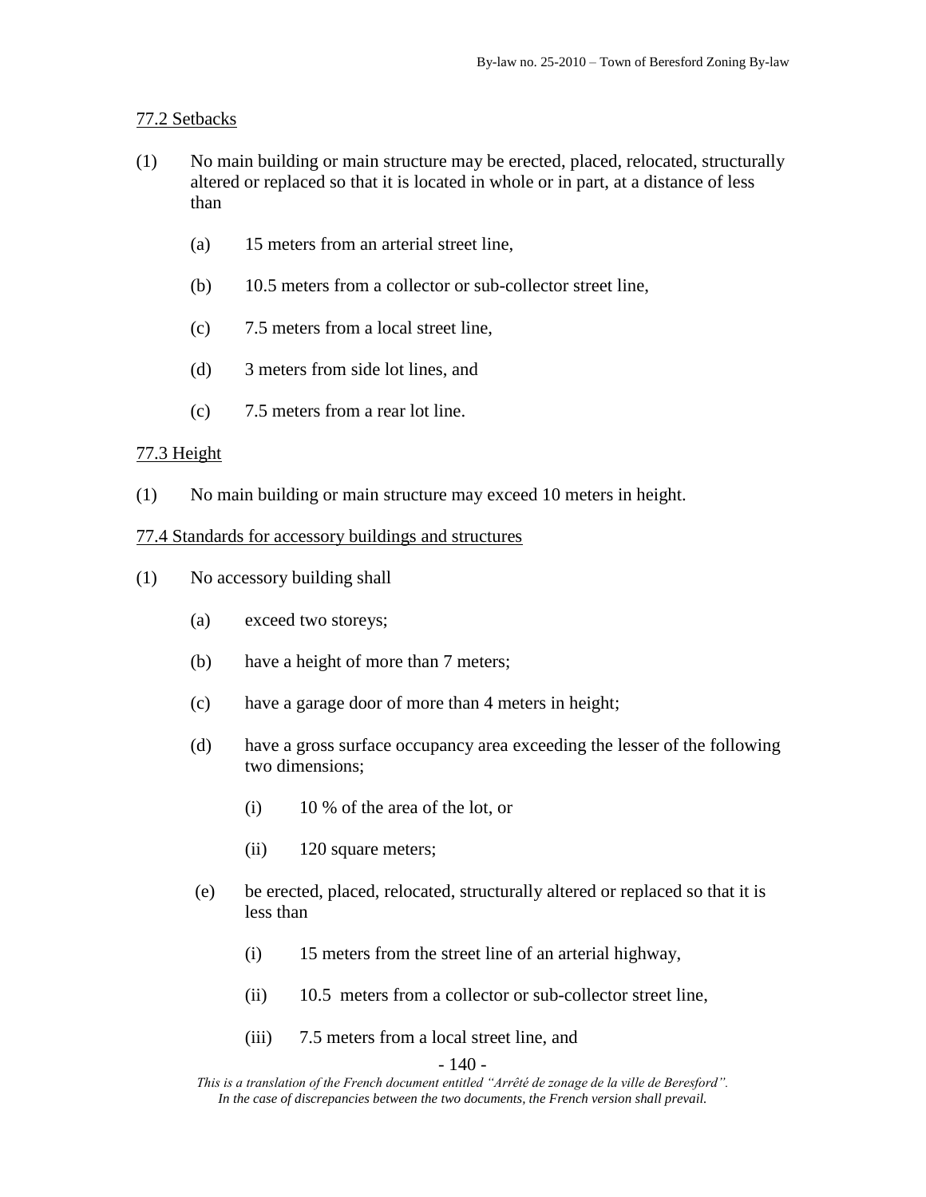77.2 Setbacks

(1) No main building or main structure may be erected, placed, relocated, structurally altered or replaced so that it is located in whole or in part, at a distance of less than

  (a) 15 meters from an arterial street line,

  (b) 10.5 meters from a collector or sub-collector street line,

  (c) 7.5 meters from a local street line,

  (d) 3 meters from side lot lines, and

  (c) 7.5 meters from a rear lot line.

77.3 Height

(1) No main building or main structure may exceed 10 meters in height.

77.4 Standards for accessory buildings and structures

(1) No accessory building shall

  (a) exceed two storeys;

  (b) have a height of more than 7 meters;

  (c) have a garage door of more than 4 meters in height;

  (d) have a gross surface occupancy area exceeding the lesser of the following two dimensions;

    (i) 10 % of the area of the lot, or

    (ii) 120 square meters;

  (e) be erected, placed, relocated, structurally altered or replaced so that it is less than

    (i) 15 meters from the street line of an arterial highway,

    (ii) 10.5 meters from a collector or sub-collector street line,

    (iii) 7.5 meters from a local street line, and

*This is a translation of the French document entitled "Arrêté de zonage de la ville de Beresford". In the case of discrepancies between the two documents, the French version shall prevail.*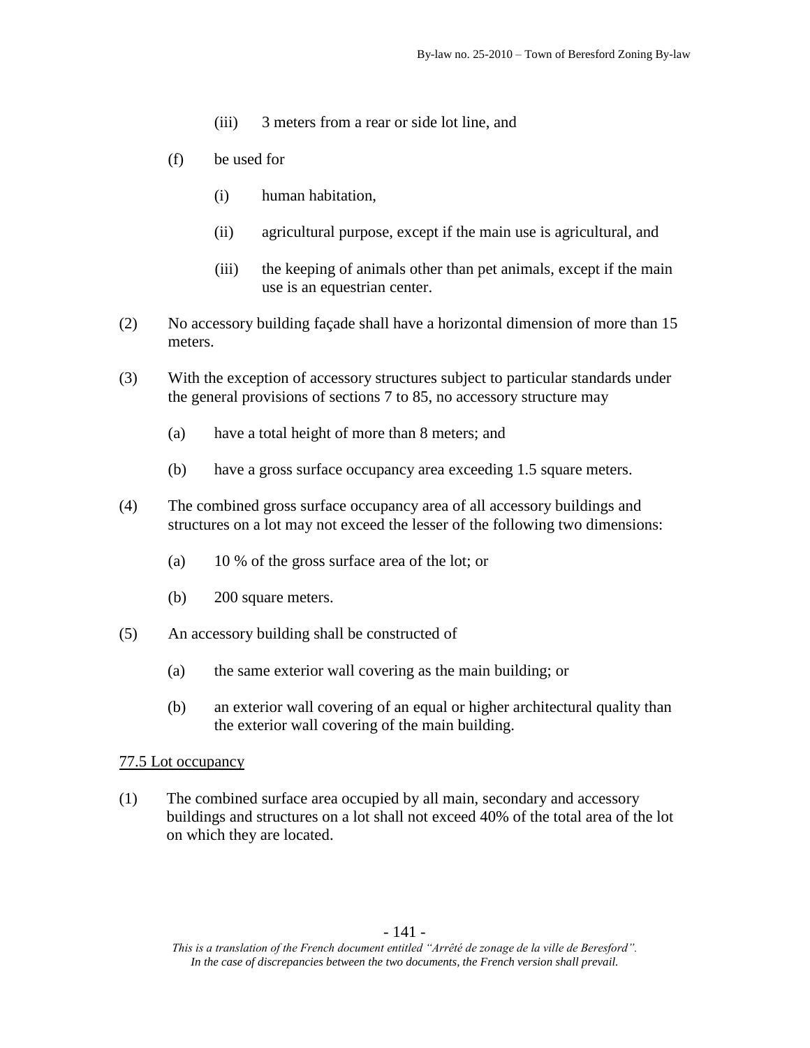(iii) 3 meters from a rear or side lot line, and

(f) be used for

(i) human habitation,

(ii) agricultural purpose, except if the main use is agricultural, and

(iii) the keeping of animals other than pet animals, except if the main use is an equestrian center.

(2) No accessory building façade shall have a horizontal dimension of more than 15 meters.

(3) With the exception of accessory structures subject to particular standards under the general provisions of sections 7 to 85, no accessory structure may

(a) have a total height of more than 8 meters; and

(b) have a gross surface occupancy area exceeding 1.5 square meters.

(4) The combined gross surface occupancy area of all accessory buildings and structures on a lot may not exceed the lesser of the following two dimensions:

(a) 10 % of the gross surface area of the lot; or

(b) 200 square meters.

(5) An accessory building shall be constructed of

(a) the same exterior wall covering as the main building; or

(b) an exterior wall covering of an equal or higher architectural quality than the exterior wall covering of the main building.

77.5 Lot occupancy

(1) The combined surface area occupied by all main, secondary and accessory buildings and structures on a lot shall not exceed 40% of the total area of the lot on which they are located.

*This is a translation of the French document entitled "Arrêté de zonage de la ville de Beresford". In the case of discrepancies between the two documents, the French version shall prevail.*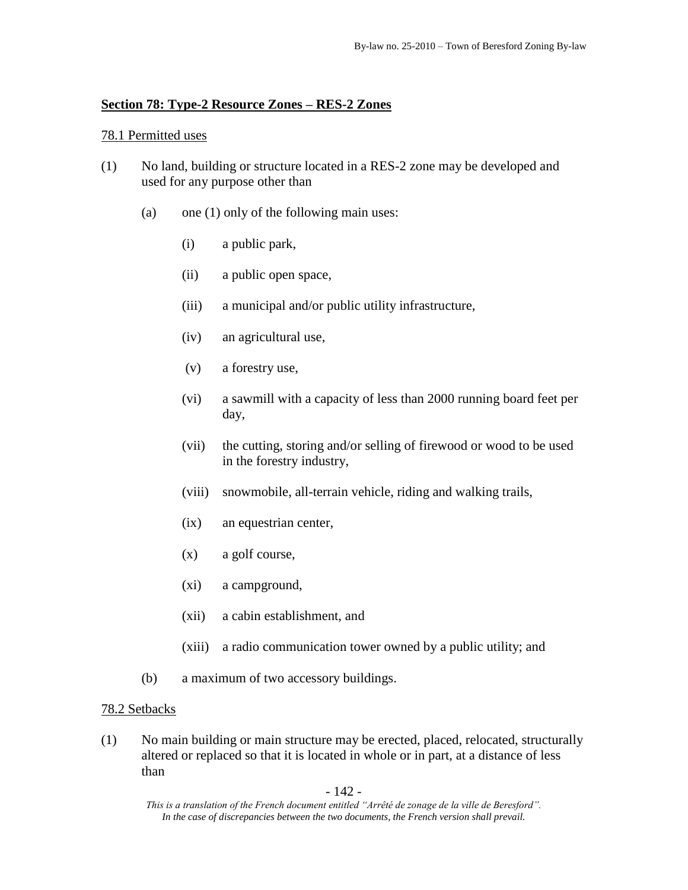## Section 78: Type-2 Resource Zones – RES-2 Zones

### 78.1 Permitted uses

(1) No land, building or structure located in a RES-2 zone may be developed and used for any purpose other than

   (a) one (1) only of the following main uses:

      (i) a public park,

      (ii) a public open space,

      (iii) a municipal and/or public utility infrastructure,

      (iv) an agricultural use,

      (v) a forestry use,

      (vi) a sawmill with a capacity of less than 2000 running board feet per day,

      (vii) the cutting, storing and/or selling of firewood or wood to be used in the forestry industry,

      (viii) snowmobile, all-terrain vehicle, riding and walking trails,

      (ix) an equestrian center,

      (x) a golf course,

      (xi) a campground,

      (xii) a cabin establishment, and

      (xiii) a radio communication tower owned by a public utility; and

   (b) a maximum of two accessory buildings.

### 78.2 Setbacks

(1) No main building or main structure may be erected, placed, relocated, structurally altered or replaced so that it is located in whole or in part, at a distance of less than

*This is a translation of the French document entitled "Arrêté de zonage de la ville de Beresford". In the case of discrepancies between the two documents, the French version shall prevail.*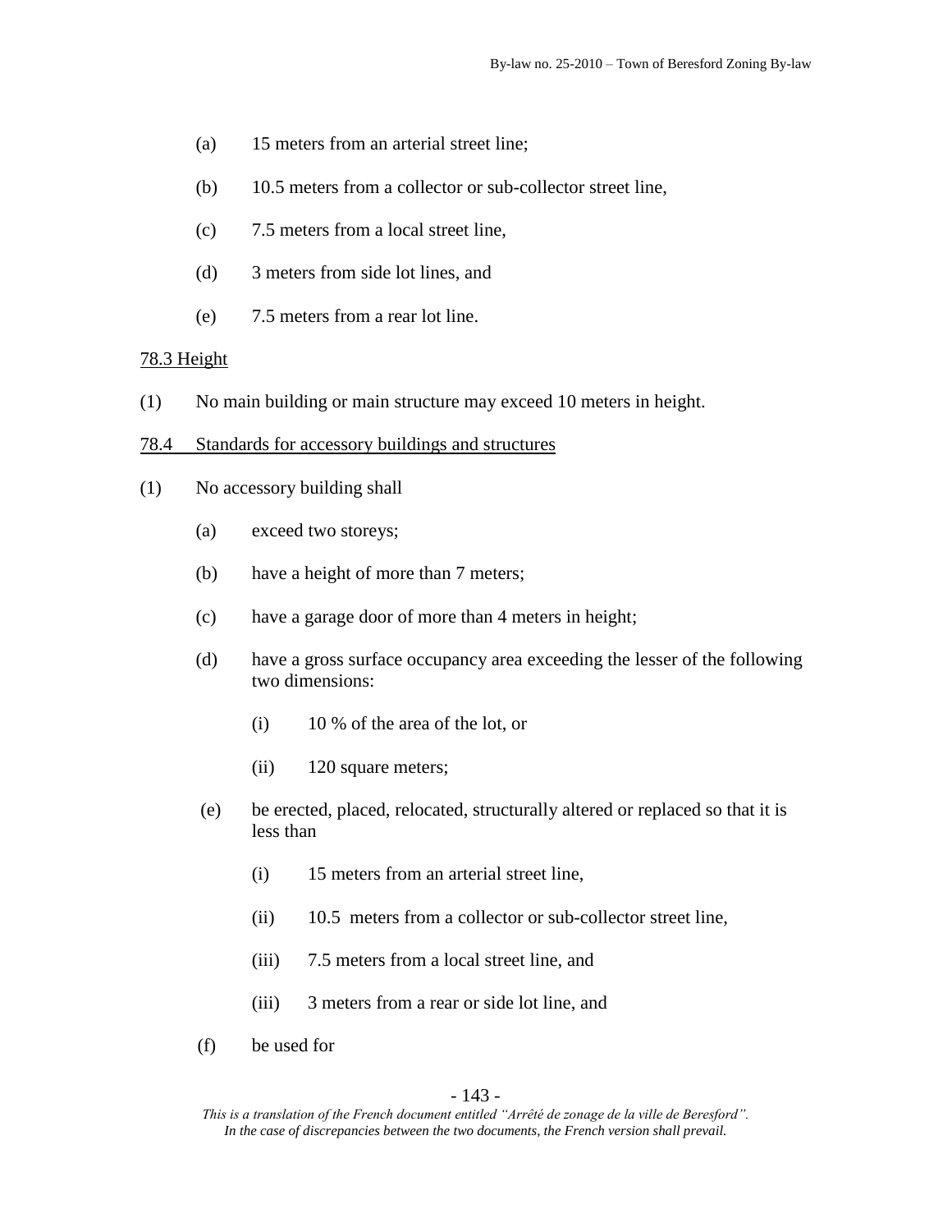(a) 15 meters from an arterial street line;

(b) 10.5 meters from a collector or sub-collector street line,

(c) 7.5 meters from a local street line,

(d) 3 meters from side lot lines, and

(e) 7.5 meters from a rear lot line.

78.3 Height

(1) No main building or main structure may exceed 10 meters in height.

78.4 Standards for accessory buildings and structures

(1) No accessory building shall

(a) exceed two storeys;

(b) have a height of more than 7 meters;

(c) have a garage door of more than 4 meters in height;

(d) have a gross surface occupancy area exceeding the lesser of the following two dimensions:

(i) 10 % of the area of the lot, or

(ii) 120 square meters;

(e) be erected, placed, relocated, structurally altered or replaced so that it is less than

(i) 15 meters from an arterial street line,

(ii) 10.5 meters from a collector or sub-collector street line,

(iii) 7.5 meters from a local street line, and

(iii) 3 meters from a rear or side lot line, and

(f) be used for

*This is a translation of the French document entitled "Arrêté de zonage de la ville de Beresford". In the case of discrepancies between the two documents, the French version shall prevail.*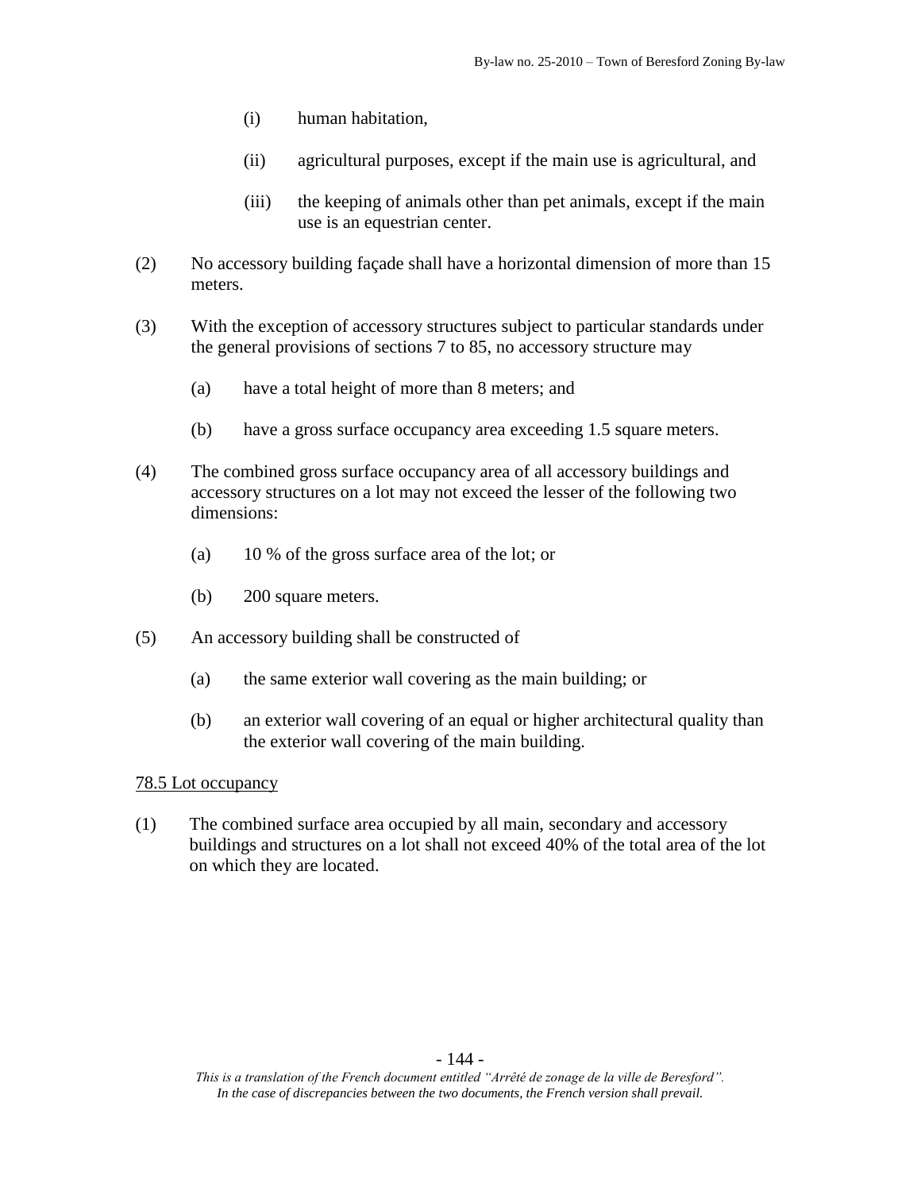(i) human habitation,

(ii) agricultural purposes, except if the main use is agricultural, and

(iii) the keeping of animals other than pet animals, except if the main use is an equestrian center.

(2) No accessory building façade shall have a horizontal dimension of more than 15 meters.

(3) With the exception of accessory structures subject to particular standards under the general provisions of sections 7 to 85, no accessory structure may

(a) have a total height of more than 8 meters; and

(b) have a gross surface occupancy area exceeding 1.5 square meters.

(4) The combined gross surface occupancy area of all accessory buildings and accessory structures on a lot may not exceed the lesser of the following two dimensions:

(a) 10 % of the gross surface area of the lot; or

(b) 200 square meters.

(5) An accessory building shall be constructed of

(a) the same exterior wall covering as the main building; or

(b) an exterior wall covering of an equal or higher architectural quality than the exterior wall covering of the main building.

<u>78.5 Lot occupancy</u>

(1) The combined surface area occupied by all main, secondary and accessory buildings and structures on a lot shall not exceed 40% of the total area of the lot on which they are located.

*This is a translation of the French document entitled "Arrêté de zonage de la ville de Beresford". In the case of discrepancies between the two documents, the French version shall prevail.*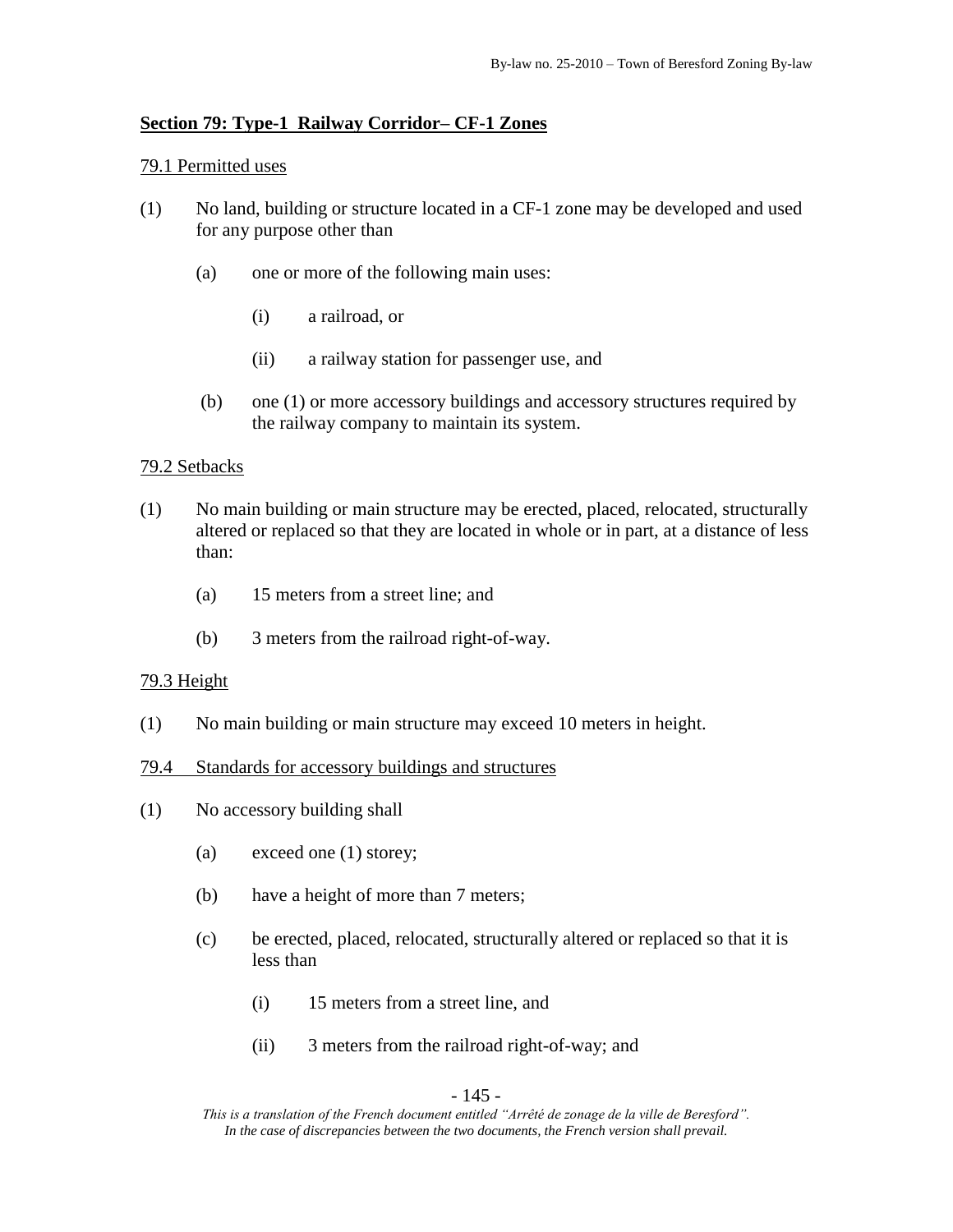## Section 79: Type-1 Railway Corridor– CF-1 Zones

### 79.1 Permitted uses

(1) No land, building or structure located in a CF-1 zone may be developed and used for any purpose other than

- (a) one or more of the following main uses:
  - (i) a railroad, or
  - (ii) a railway station for passenger use, and
- (b) one (1) or more accessory buildings and accessory structures required by the railway company to maintain its system.

### 79.2 Setbacks

(1) No main building or main structure may be erected, placed, relocated, structurally altered or replaced so that they are located in whole or in part, at a distance of less than:

- (a) 15 meters from a street line; and
- (b) 3 meters from the railroad right-of-way.

### 79.3 Height

(1) No main building or main structure may exceed 10 meters in height.

### 79.4 Standards for accessory buildings and structures

(1) No accessory building shall

- (a) exceed one (1) storey;
- (b) have a height of more than 7 meters;
- (c) be erected, placed, relocated, structurally altered or replaced so that it is less than
  - (i) 15 meters from a street line, and
  - (ii) 3 meters from the railroad right-of-way; and

*This is a translation of the French document entitled "Arrêté de zonage de la ville de Beresford". In the case of discrepancies between the two documents, the French version shall prevail.*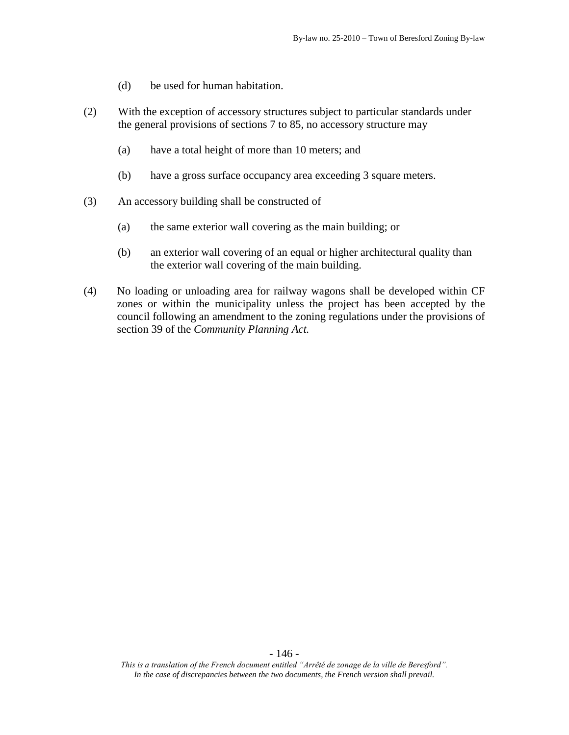(d) be used for human habitation.

(2) With the exception of accessory structures subject to particular standards under the general provisions of sections 7 to 85, no accessory structure may

(a) have a total height of more than 10 meters; and

(b) have a gross surface occupancy area exceeding 3 square meters.

(3) An accessory building shall be constructed of

(a) the same exterior wall covering as the main building; or

(b) an exterior wall covering of an equal or higher architectural quality than the exterior wall covering of the main building.

(4) No loading or unloading area for railway wagons shall be developed within CF zones or within the municipality unless the project has been accepted by the council following an amendment to the zoning regulations under the provisions of section 39 of the *Community Planning Act.*

*This is a translation of the French document entitled "Arrêté de zonage de la ville de Beresford". In the case of discrepancies between the two documents, the French version shall prevail.*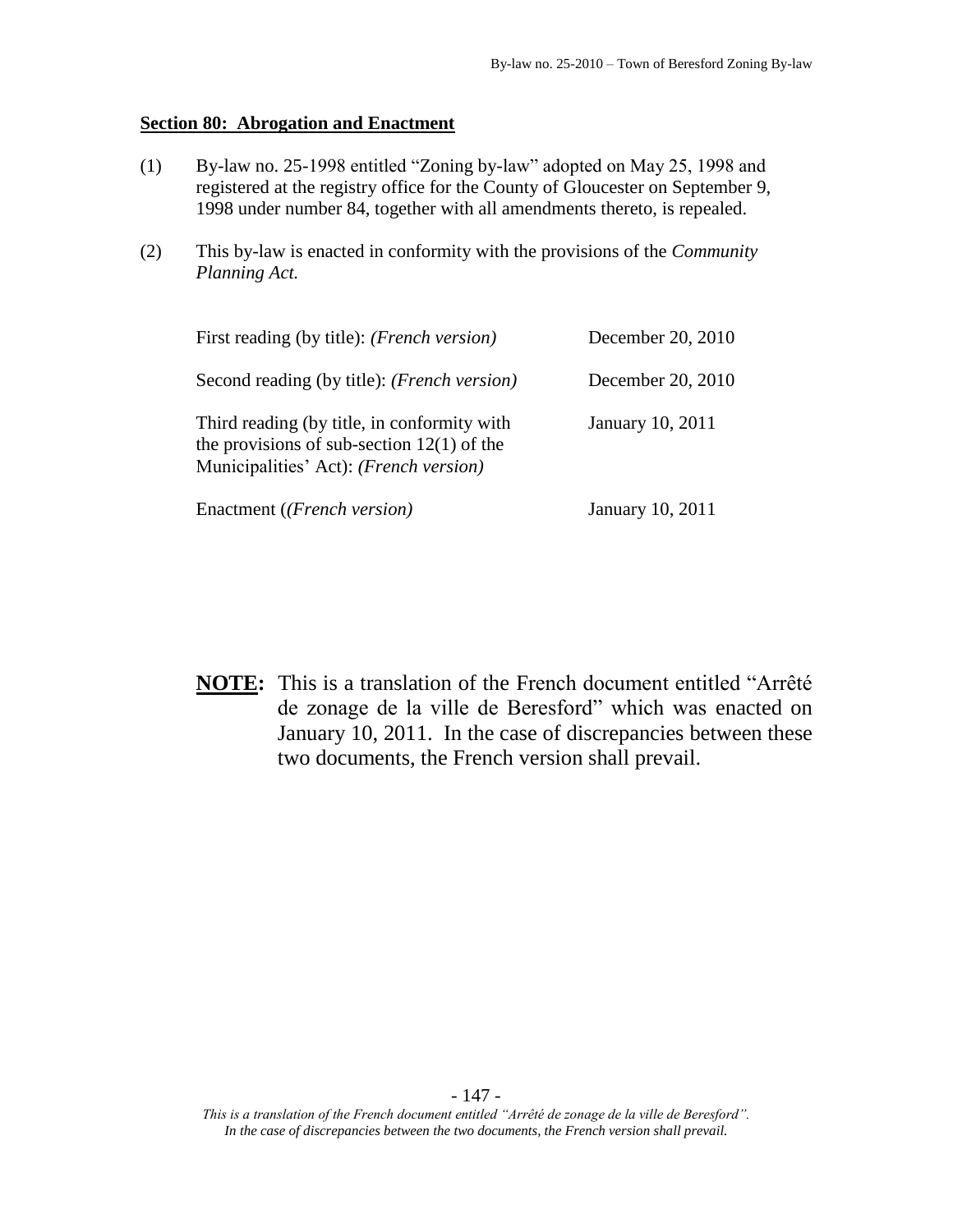## Section 80: Abrogation and Enactment

(1) By-law no. 25-1998 entitled "Zoning by-law" adopted on May 25, 1998 and registered at the registry office for the County of Gloucester on September 9, 1998 under number 84, together with all amendments thereto, is repealed.

(2) This by-law is enacted in conformity with the provisions of the *Community Planning Act.*

| | |
|---|---|
| First reading (by title): *(French version)* | December 20, 2010 |
| Second reading (by title): *(French version)* | December 20, 2010 |
| Third reading (by title, in conformity with the provisions of sub-section 12(1) of the Municipalities' Act): *(French version)* | January 10, 2011 |
| Enactment (*(French version)* | January 10, 2011 |

**NOTE:** This is a translation of the French document entitled "Arrêté de zonage de la ville de Beresford" which was enacted on January 10, 2011. In the case of discrepancies between these two documents, the French version shall prevail.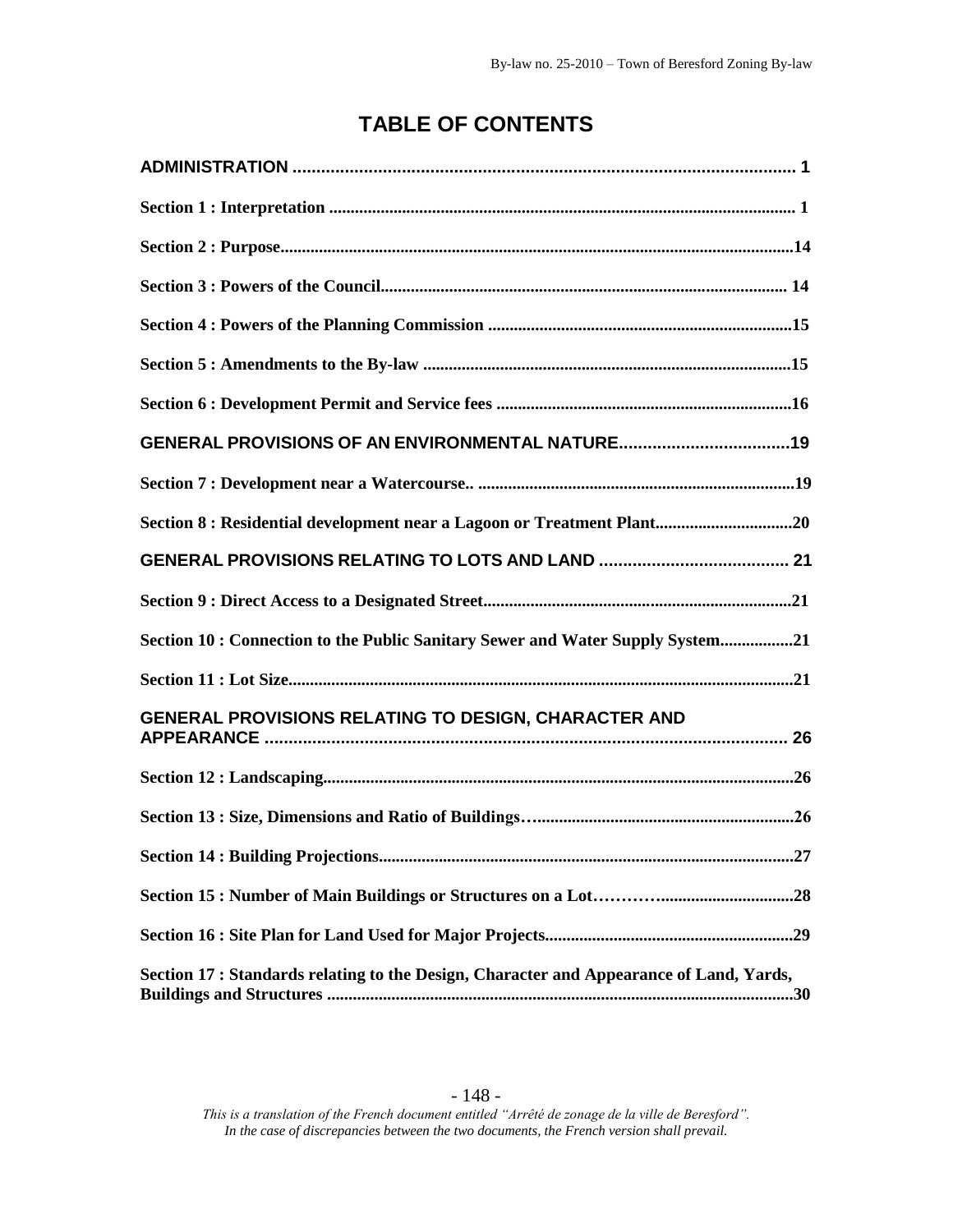# TABLE OF CONTENTS

**ADMINISTRATION** ........................................................................................................... **1**

**Section 1 : Interpretation** ............................................................................................................ **1**

**Section 2 : Purpose**.......................................................................................................................**14**

**Section 3 : Powers of the Council**.............................................................................................. **14**

**Section 4 : Powers of the Planning Commission** ......................................................................**15**

**Section 5 : Amendments to the By-law** .....................................................................................**15**

**Section 6 : Development Permit and Service fees** ....................................................................**16**

**GENERAL PROVISIONS OF AN ENVIRONMENTAL NATURE**....................................**19**

**Section 7 : Development near a Watercourse..** .........................................................................**19**

**Section 8 : Residential development near a Lagoon or Treatment Plant**................................**20**

**GENERAL PROVISIONS RELATING TO LOTS AND LAND** ........................................ **21**

**Section 9 : Direct Access to a Designated Street**.......................................................................**21**

**Section 10 : Connection to the Public Sanitary Sewer and Water Supply System**.................**21**

**Section 11 : Lot Size**....................................................................................................................**21**

**GENERAL PROVISIONS RELATING TO DESIGN, CHARACTER AND APPEARANCE** ............................................................................................................. **26**

**Section 12 : Landscaping**.............................................................................................................**26**

**Section 13 : Size, Dimensions and Ratio of Buildings**…............................................................**26**

**Section 14 : Building Projections**................................................................................................**27**

**Section 15 : Number of Main Buildings or Structures on a Lot**……….................................**28**

**Section 16 : Site Plan for Land Used for Major Projects**..........................................................**29**

**Section 17 : Standards relating to the Design, Character and Appearance of Land, Yards, Buildings and Structures** ............................................................................................................**30**

*This is a translation of the French document entitled "Arrêté de zonage de la ville de Beresford". In the case of discrepancies between the two documents, the French version shall prevail.*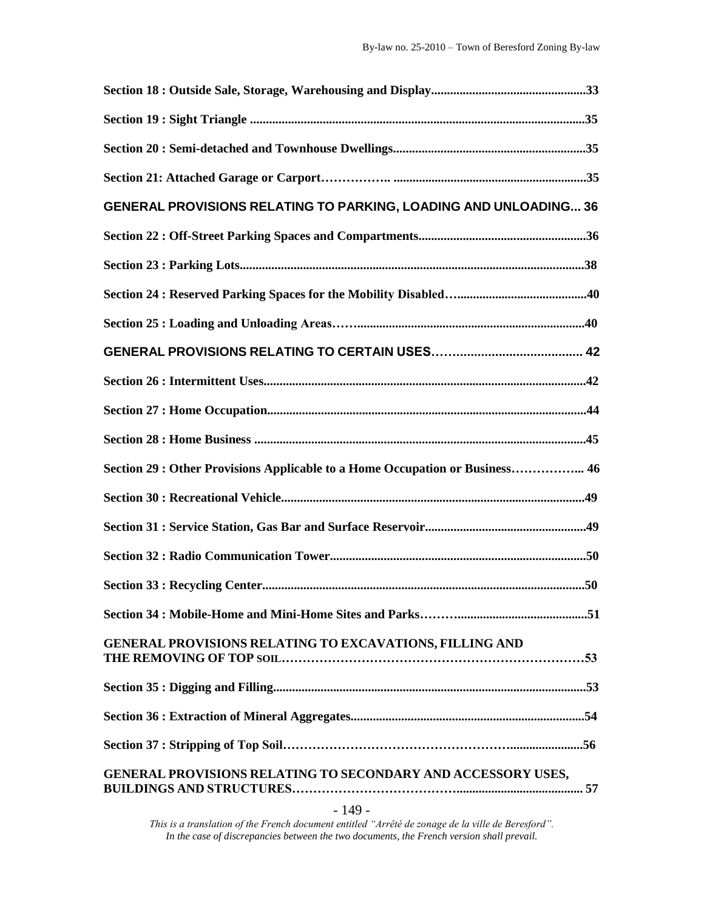**Section 18 : Outside Sale, Storage, Warehousing and Display.................................................33**

**Section 19 : Sight Triangle ..........................................................................................................35**

**Section 20 : Semi-detached and Townhouse Dwellings.............................................................35**

**Section 21: Attached Garage or Carport……………. ..............................................................35**

**GENERAL PROVISIONS RELATING TO PARKING, LOADING AND UNLOADING... 36**

**Section 22 : Off-Street Parking Spaces and Compartments.....................................................36**

**Section 23 : Parking Lots............................................................................................................38**

**Section 24 : Reserved Parking Spaces for the Mobility Disabled…..........................................40**

**Section 25 : Loading and Unloading Areas….........................................................................40**

**GENERAL PROVISIONS RELATING TO CERTAIN USES…...................................... 42**

**Section 26 : Intermittent Uses.....................................................................................................42**

**Section 27 : Home Occupation....................................................................................................44**

**Section 28 : Home Business ........................................................................................................45**

**Section 29 : Other Provisions Applicable to a Home Occupation or Business…………….. 46**

**Section 30 : Recreational Vehicle................................................................................................49**

**Section 31 : Service Station, Gas Bar and Surface Reservoir..................................................49**

**Section 32 : Radio Communication Tower.................................................................................50**

**Section 33 : Recycling Center.....................................................................................................50**

**Section 34 : Mobile-Home and Mini-Home Sites and Parks……..........................................51**

**GENERAL PROVISIONS RELATING TO EXCAVATIONS, FILLING AND THE REMOVING OF TOP SOIL……………………………………………………………53**

**Section 35 : Digging and Filling..................................................................................................53**

**Section 36 : Extraction of Mineral Aggregates..........................................................................54**

**Section 37 : Stripping of Top Soil……………………………………………….......................56**

**GENERAL PROVISIONS RELATING TO SECONDARY AND ACCESSORY USES, BUILDINGS AND STRUCTURES………………………………......................................... 57**

*This is a translation of the French document entitled "Arrêté de zonage de la ville de Beresford". In the case of discrepancies between the two documents, the French version shall prevail.*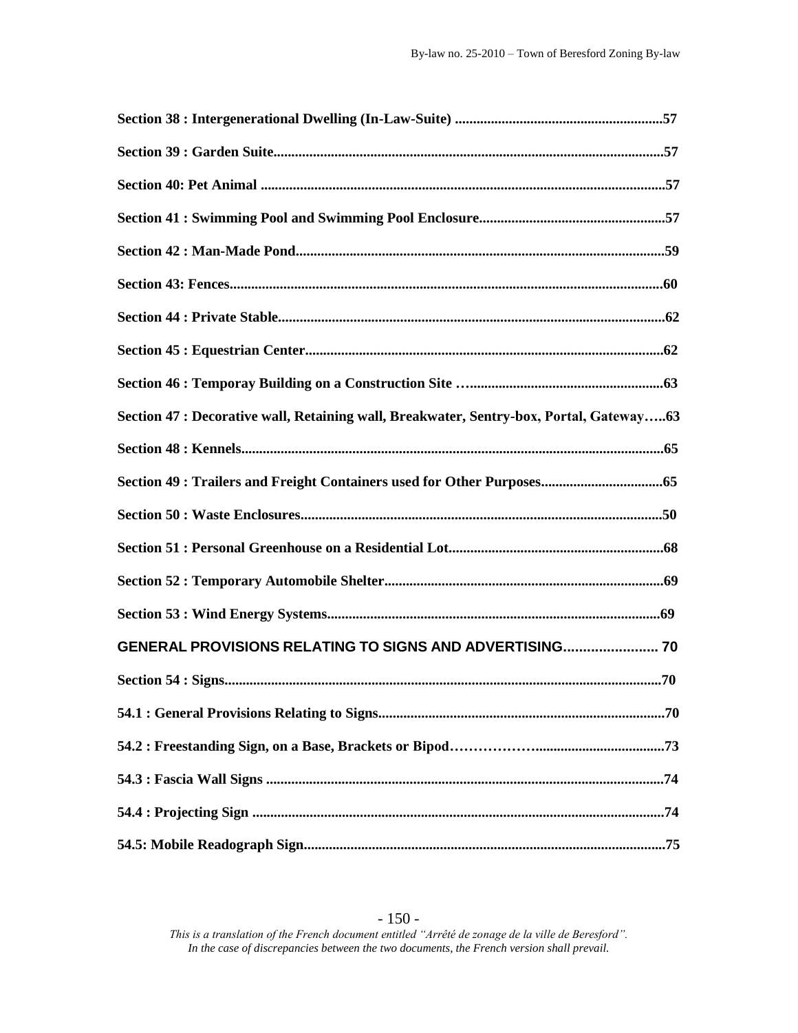**Section 38 : Intergenerational Dwelling (In-Law-Suite) ..........................................................57**

**Section 39 : Garden Suite...........................................................................................................57**

**Section 40: Pet Animal ...............................................................................................................57**

**Section 41 : Swimming Pool and Swimming Pool Enclosure...................................................57**

**Section 42 : Man-Made Pond.....................................................................................................59**

**Section 43: Fences.......................................................................................................................60**

**Section 44 : Private Stable..........................................................................................................62**

**Section 45 : Equestrian Center...................................................................................................62**

**Section 46 : Temporay Building on a Construction Site …......................................................63**

**Section 47 : Decorative wall, Retaining wall, Breakwater, Sentry-box, Portal, Gateway…..63**

**Section 48 : Kennels.....................................................................................................................65**

**Section 49 : Trailers and Freight Containers used for Other Purposes.................................65**

**Section 50 : Waste Enclosures....................................................................................................50**

**Section 51 : Personal Greenhouse on a Residential Lot...........................................................68**

**Section 52 : Temporary Automobile Shelter.............................................................................69**

**Section 53 : Wind Energy Systems............................................................................................69**

**GENERAL PROVISIONS RELATING TO SIGNS AND ADVERTISING....................... 70**

**Section 54 : Signs.........................................................................................................................70**

**54.1 : General Provisions Relating to Signs...............................................................................70**

**54.2 : Freestanding Sign, on a Base, Brackets or Bipod……………….................................73**

**54.3 : Fascia Wall Signs .............................................................................................................74**

**54.4 : Projecting Sign .................................................................................................................74**

**54.5: Mobile Readograph Sign....................................................................................................75**

*This is a translation of the French document entitled "Arrêté de zonage de la ville de Beresford". In the case of discrepancies between the two documents, the French version shall prevail.*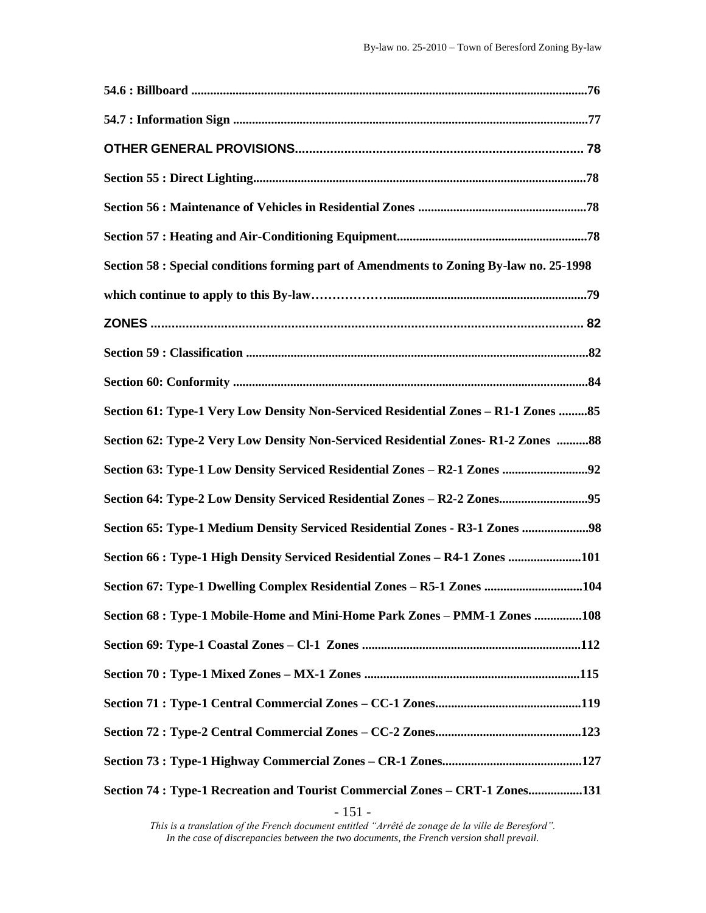**54.6 : Billboard ............................................................................................................................76**

**54.7 : Information Sign ...............................................................................................................77**

**OTHER GENERAL PROVISIONS.................................................................................. 78**

**Section 55 : Direct Lighting.........................................................................................................78**

**Section 56 : Maintenance of Vehicles in Residential Zones .....................................................78**

**Section 57 : Heating and Air-Conditioning Equipment............................................................78**

**Section 58 : Special conditions forming part of Amendments to Zoning By-law no. 25-1998**

**which continue to apply to this By-law……………….............................................................79**

**ZONES ........................................................................................................................... 82**

**Section 59 : Classification ...........................................................................................................82**

**Section 60: Conformity ...............................................................................................................84**

**Section 61: Type-1 Very Low Density Non-Serviced Residential Zones – R1-1 Zones .........85**

**Section 62: Type-2 Very Low Density Non-Serviced Residential Zones- R1-2 Zones ..........88**

**Section 63: Type-1 Low Density Serviced Residential Zones – R2-1 Zones ...........................92**

**Section 64: Type-2 Low Density Serviced Residential Zones – R2-2 Zones............................95**

**Section 65: Type-1 Medium Density Serviced Residential Zones - R3-1 Zones .....................98**

**Section 66 : Type-1 High Density Serviced Residential Zones – R4-1 Zones .......................101**

**Section 67: Type-1 Dwelling Complex Residential Zones – R5-1 Zones ...............................104**

**Section 68 : Type-1 Mobile-Home and Mini-Home Park Zones – PMM-1 Zones ...............108**

**Section 69: Type-1 Coastal Zones – Cl-1 Zones .....................................................................112**

**Section 70 : Type-1 Mixed Zones – MX-1 Zones ...................................................................115**

**Section 71 : Type-1 Central Commercial Zones – CC-1 Zones..............................................119**

**Section 72 : Type-2 Central Commercial Zones – CC-2 Zones..............................................123**

**Section 73 : Type-1 Highway Commercial Zones – CR-1 Zones............................................127**

**Section 74 : Type-1 Recreation and Tourist Commercial Zones – CRT-1 Zones.................131**

*This is a translation of the French document entitled "Arrêté de zonage de la ville de Beresford". In the case of discrepancies between the two documents, the French version shall prevail.*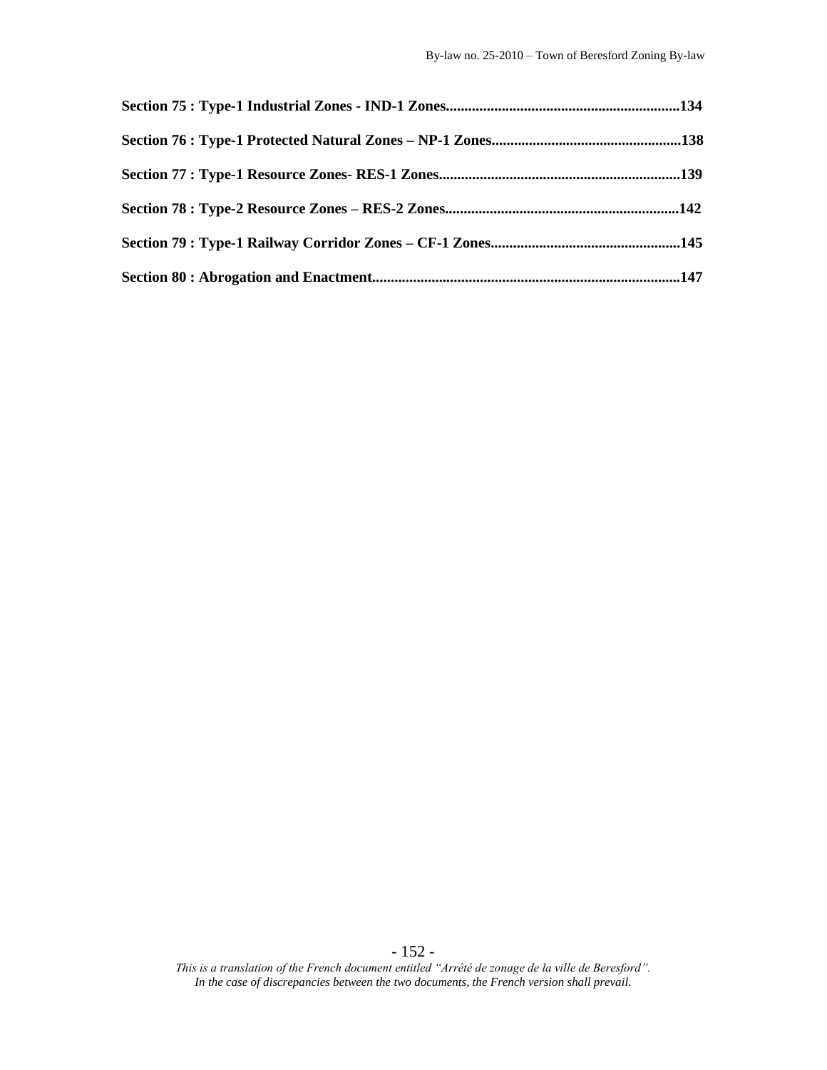**Section 75 : Type-1 Industrial Zones - IND-1 Zones...............................................................134**

**Section 76 : Type-1 Protected Natural Zones – NP-1 Zones...................................................138**

**Section 77 : Type-1 Resource Zones- RES-1 Zones.................................................................139**

**Section 78 : Type-2 Resource Zones – RES-2 Zones...............................................................142**

**Section 79 : Type-1 Railway Corridor Zones – CF-1 Zones...................................................145**

**Section 80 : Abrogation and Enactment...................................................................................147**

*This is a translation of the French document entitled "Arrêté de zonage de la ville de Beresford". In the case of discrepancies between the two documents, the French version shall prevail.*